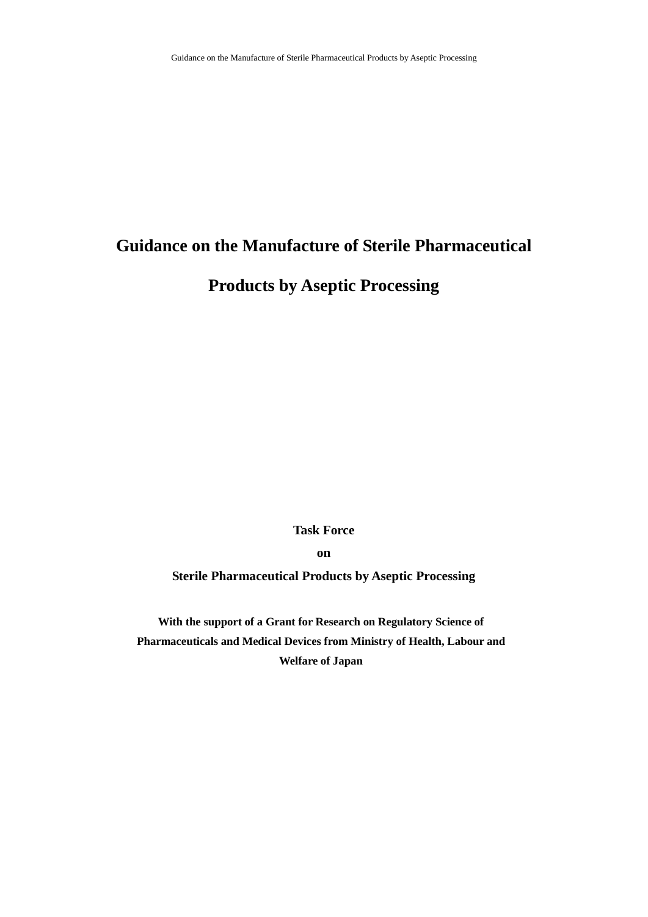# Guidance on the Manufacture of Sterile Pharmaceutical Products by Aseptic Processing

**Task Force**

**on**

**Sterile Pharmaceutical Products by Aseptic Processing**

**With the support of a Grant for Research on Regulatory Science of Pharmaceuticals and Medical Devices from Ministry of Health, Labour and Welfare of Japan**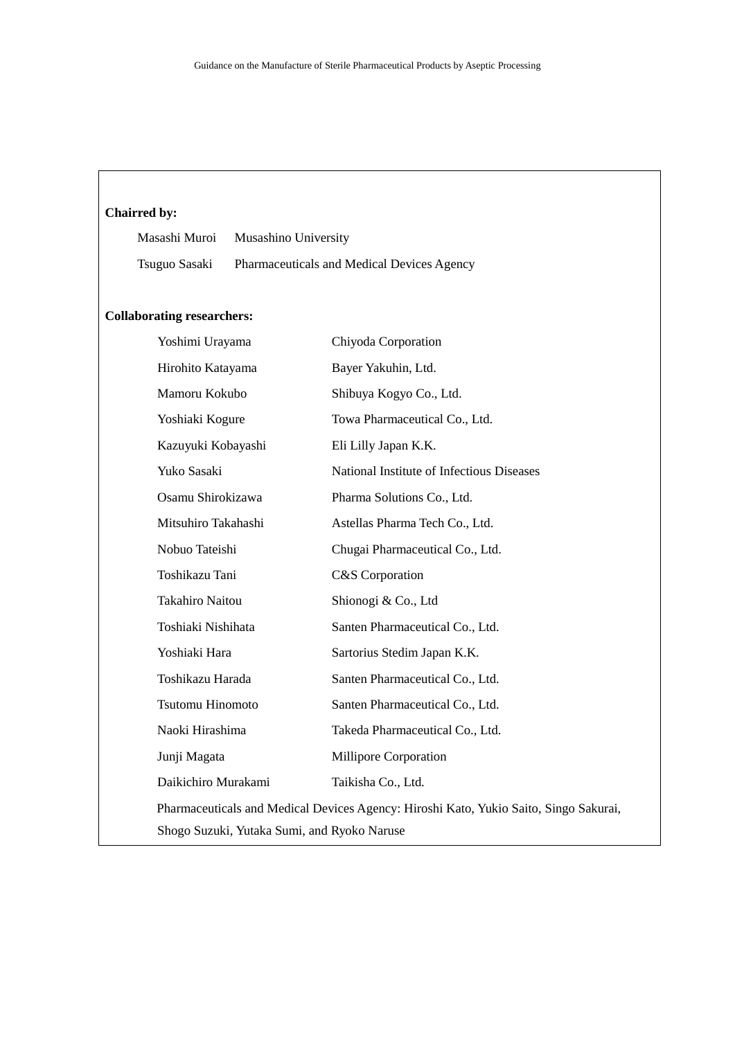**Chairred by:**

| | |
|---|---|
| Masashi Muroi | Musashino University |
| Tsuguo Sasaki | Pharmaceuticals and Medical Devices Agency |

**Collaborating researchers:**

| | |
|---|---|
| Yoshimi Urayama | Chiyoda Corporation |
| Hirohito Katayama | Bayer Yakuhin, Ltd. |
| Mamoru Kokubo | Shibuya Kogyo Co., Ltd. |
| Yoshiaki Kogure | Towa Pharmaceutical Co., Ltd. |
| Kazuyuki Kobayashi | Eli Lilly Japan K.K. |
| Yuko Sasaki | National Institute of Infectious Diseases |
| Osamu Shirokizawa | Pharma Solutions Co., Ltd. |
| Mitsuhiro Takahashi | Astellas Pharma Tech Co., Ltd. |
| Nobuo Tateishi | Chugai Pharmaceutical Co., Ltd. |
| Toshikazu Tani | C&S Corporation |
| Takahiro Naitou | Shionogi & Co., Ltd |
| Toshiaki Nishihata | Santen Pharmaceutical Co., Ltd. |
| Yoshiaki Hara | Sartorius Stedim Japan K.K. |
| Toshikazu Harada | Santen Pharmaceutical Co., Ltd. |
| Tsutomu Hinomoto | Santen Pharmaceutical Co., Ltd. |
| Naoki Hirashima | Takeda Pharmaceutical Co., Ltd. |
| Junji Magata | Millipore Corporation |
| Daikichiro Murakami | Taikisha Co., Ltd. |

Pharmaceuticals and Medical Devices Agency: Hiroshi Kato, Yukio Saito, Singo Sakurai, Shogo Suzuki, Yutaka Sumi, and Ryoko Naruse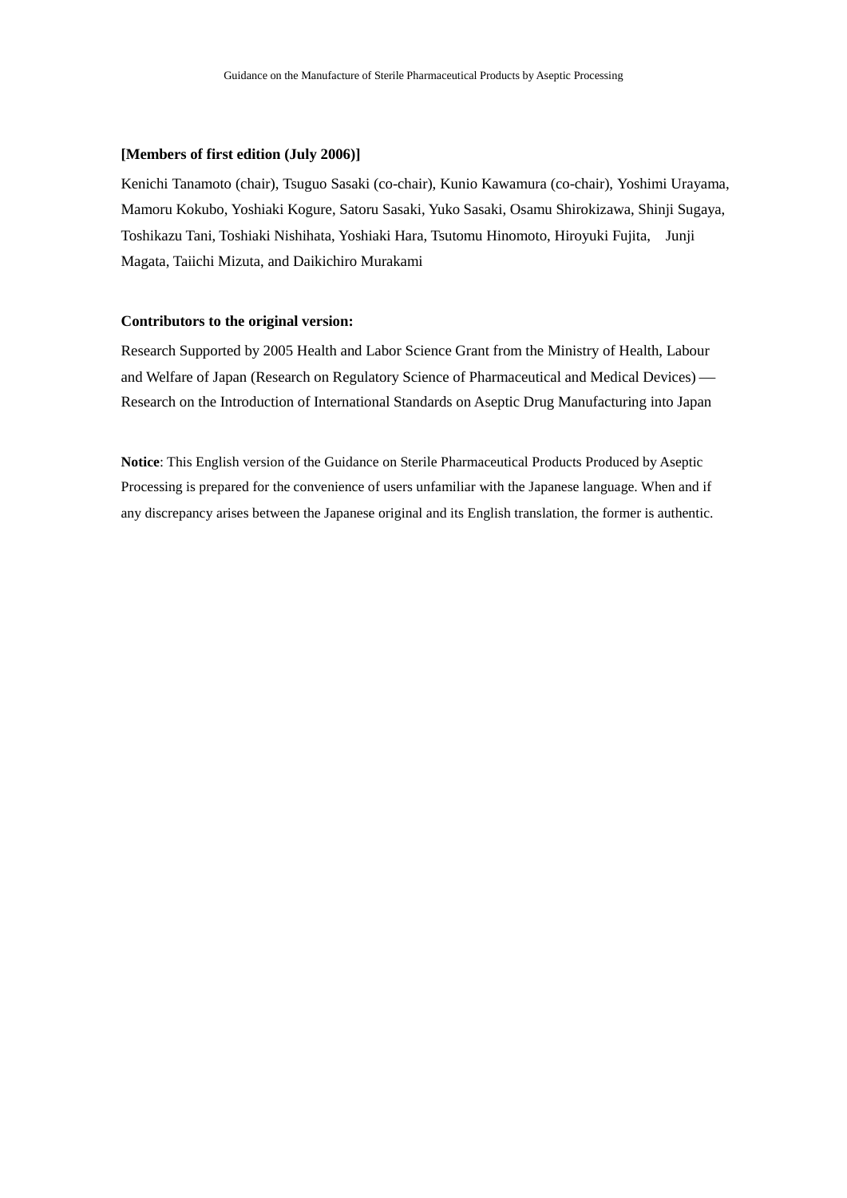**[Members of first edition (July 2006)]**

Kenichi Tanamoto (chair), Tsuguo Sasaki (co-chair), Kunio Kawamura (co-chair), Yoshimi Urayama, Mamoru Kokubo, Yoshiaki Kogure, Satoru Sasaki, Yuko Sasaki, Osamu Shirokizawa, Shinji Sugaya, Toshikazu Tani, Toshiaki Nishihata, Yoshiaki Hara, Tsutomu Hinomoto, Hiroyuki Fujita, Junji Magata, Taiichi Mizuta, and Daikichiro Murakami

**Contributors to the original version:**

Research Supported by 2005 Health and Labor Science Grant from the Ministry of Health, Labour and Welfare of Japan (Research on Regulatory Science of Pharmaceutical and Medical Devices) — Research on the Introduction of International Standards on Aseptic Drug Manufacturing into Japan

**Notice**: This English version of the Guidance on Sterile Pharmaceutical Products Produced by Aseptic Processing is prepared for the convenience of users unfamiliar with the Japanese language. When and if any discrepancy arises between the Japanese original and its English translation, the former is authentic.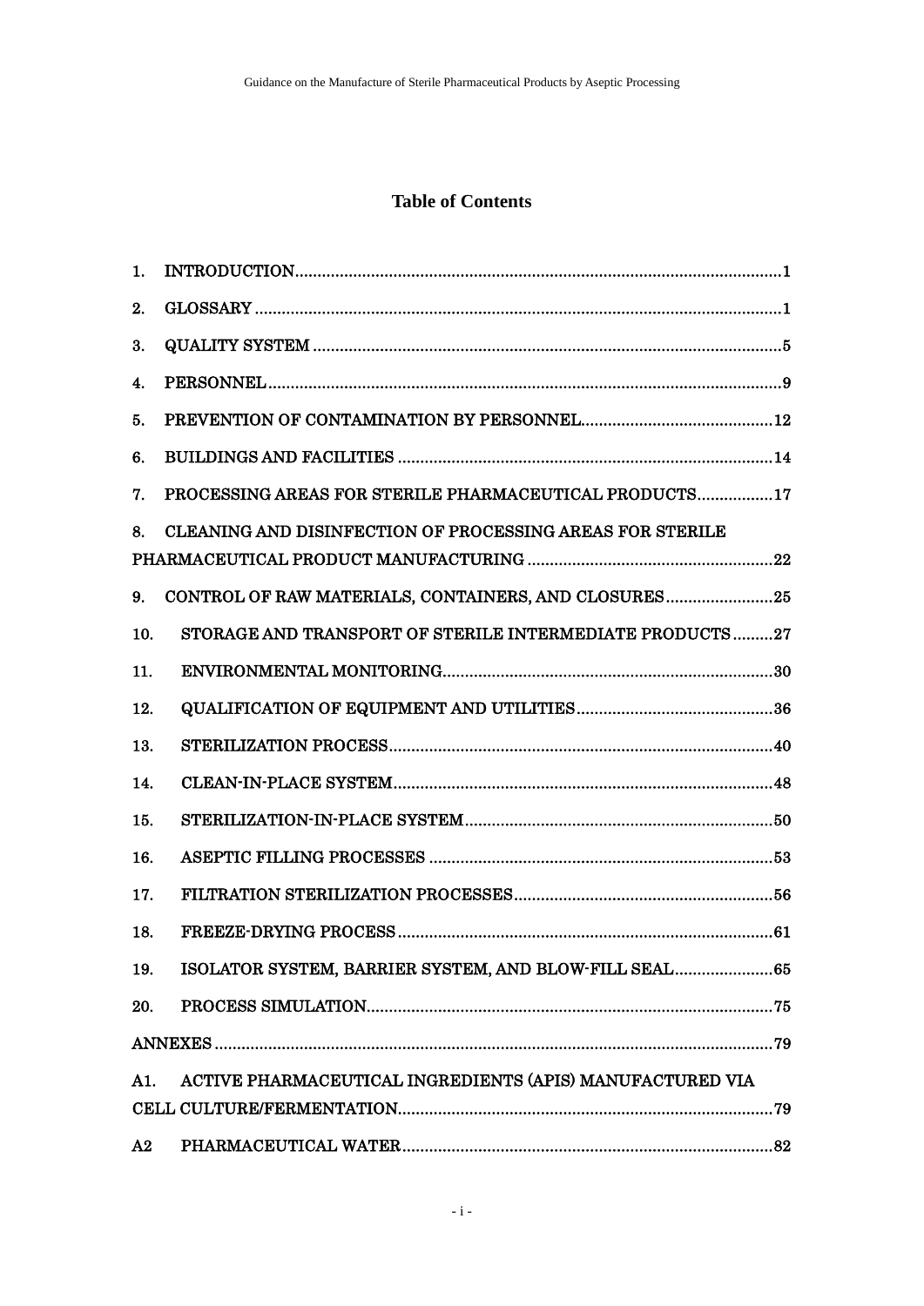# Table of Contents

1. INTRODUCTION........................................................................................................1
2. GLOSSARY ............................................................................................................1
3. QUALITY SYSTEM ...............................................................................................5
4. PERSONNEL..........................................................................................................9
5. PREVENTION OF CONTAMINATION BY PERSONNEL.........................................12
6. BUILDINGS AND FACILITIES .............................................................................14
7. PROCESSING AREAS FOR STERILE PHARMACEUTICAL PRODUCTS................17
8. CLEANING AND DISINFECTION OF PROCESSING AREAS FOR STERILE PHARMACEUTICAL PRODUCT MANUFACTURING ..............................................22
9. CONTROL OF RAW MATERIALS, CONTAINERS, AND CLOSURES .....................25
10. STORAGE AND TRANSPORT OF STERILE INTERMEDIATE PRODUCTS .........27
11. ENVIRONMENTAL MONITORING.......................................................................30
12. QUALIFICATION OF EQUIPMENT AND UTILITIES.............................................36
13. STERILIZATION PROCESS..................................................................................40
14. CLEAN-IN-PLACE SYSTEM..................................................................................48
15. STERILIZATION-IN-PLACE SYSTEM...................................................................50
16. ASEPTIC FILLING PROCESSES ..........................................................................53
17. FILTRATION STERILIZATION PROCESSES.........................................................56
18. FREEZE-DRYING PROCESS ................................................................................61
19. ISOLATOR SYSTEM, BARRIER SYSTEM, AND BLOW-FILL SEAL.......................65
20. PROCESS SIMULATION.......................................................................................75

ANNEXES .................................................................................................................79

A1. ACTIVE PHARMACEUTICAL INGREDIENTS (APIS) MANUFACTURED VIA CELL CULTURE/FERMENTATION..................................................................................79

A2 PHARMACEUTICAL WATER.................................................................................82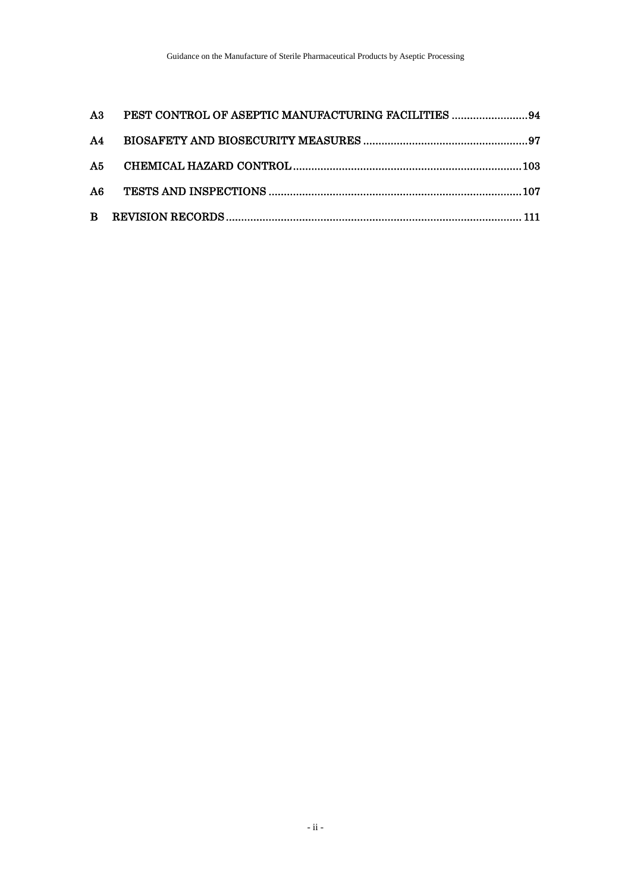A3 PEST CONTROL OF ASEPTIC MANUFACTURING FACILITIES ......................... 94

A4 BIOSAFETY AND BIOSECURITY MEASURES ...................................................... 97

A5 CHEMICAL HAZARD CONTROL ........................................................................... 103

A6 TESTS AND INSPECTIONS .................................................................................. 107

B REVISION RECORDS ................................................................................................ 111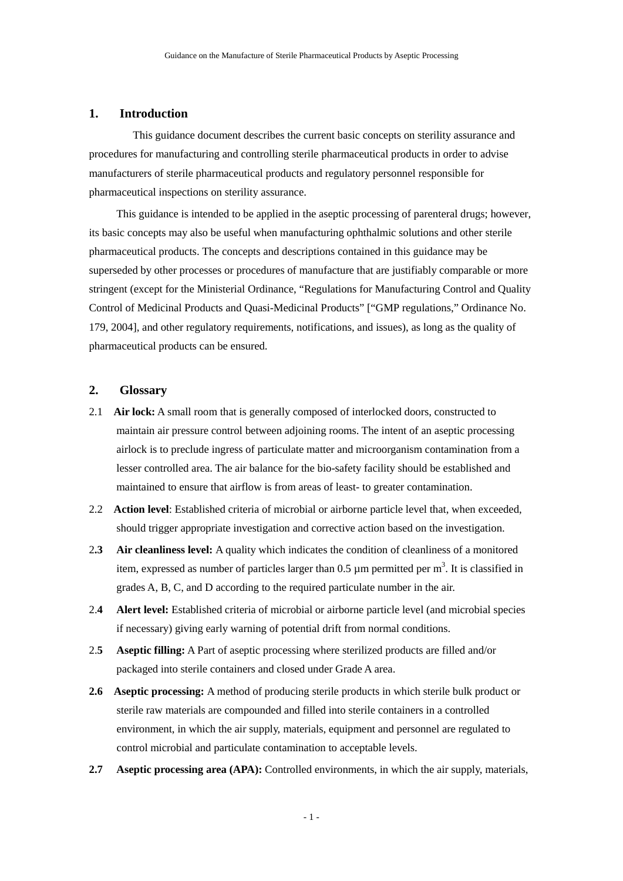## 1. Introduction

This guidance document describes the current basic concepts on sterility assurance and procedures for manufacturing and controlling sterile pharmaceutical products in order to advise manufacturers of sterile pharmaceutical products and regulatory personnel responsible for pharmaceutical inspections on sterility assurance.

This guidance is intended to be applied in the aseptic processing of parenteral drugs; however, its basic concepts may also be useful when manufacturing ophthalmic solutions and other sterile pharmaceutical products. The concepts and descriptions contained in this guidance may be superseded by other processes or procedures of manufacture that are justifiably comparable or more stringent (except for the Ministerial Ordinance, "Regulations for Manufacturing Control and Quality Control of Medicinal Products and Quasi-Medicinal Products" ["GMP regulations," Ordinance No. 179, 2004], and other regulatory requirements, notifications, and issues), as long as the quality of pharmaceutical products can be ensured.

## 2. Glossary

2.1 **Air lock:** A small room that is generally composed of interlocked doors, constructed to maintain air pressure control between adjoining rooms. The intent of an aseptic processing airlock is to preclude ingress of particulate matter and microorganism contamination from a lesser controlled area. The air balance for the bio-safety facility should be established and maintained to ensure that airflow is from areas of least- to greater contamination.

2.2 **Action level**: Established criteria of microbial or airborne particle level that, when exceeded, should trigger appropriate investigation and corrective action based on the investigation.

2.**3** **Air cleanliness level:** A quality which indicates the condition of cleanliness of a monitored item, expressed as number of particles larger than 0.5 µm permitted per $m^3$. It is classified in grades A, B, C, and D according to the required particulate number in the air.

2.**4** **Alert level:** Established criteria of microbial or airborne particle level (and microbial species if necessary) giving early warning of potential drift from normal conditions.

2.**5** **Aseptic filling:** A Part of aseptic processing where sterilized products are filled and/or packaged into sterile containers and closed under Grade A area.

**2.6** **Aseptic processing:** A method of producing sterile products in which sterile bulk product or sterile raw materials are compounded and filled into sterile containers in a controlled environment, in which the air supply, materials, equipment and personnel are regulated to control microbial and particulate contamination to acceptable levels.

**2.7** **Aseptic processing area (APA):** Controlled environments, in which the air supply, materials,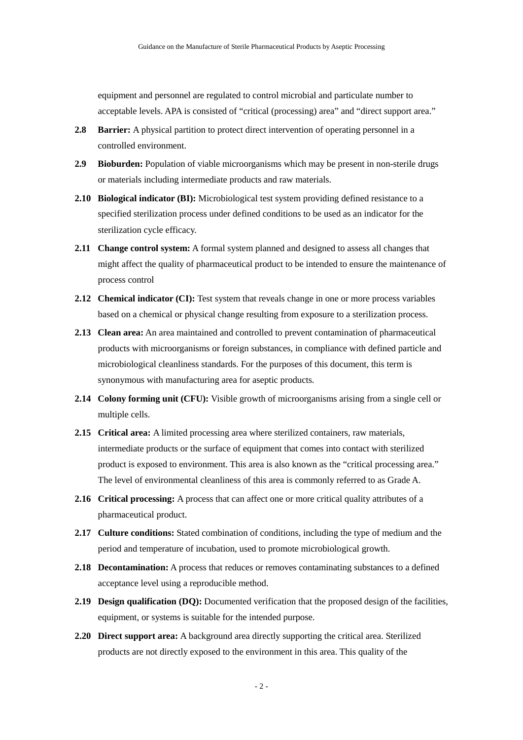equipment and personnel are regulated to control microbial and particulate number to acceptable levels. APA is consisted of "critical (processing) area" and "direct support area."

**2.8 Barrier:** A physical partition to protect direct intervention of operating personnel in a controlled environment.

**2.9 Bioburden:** Population of viable microorganisms which may be present in non-sterile drugs or materials including intermediate products and raw materials.

**2.10 Biological indicator (BI):** Microbiological test system providing defined resistance to a specified sterilization process under defined conditions to be used as an indicator for the sterilization cycle efficacy.

**2.11 Change control system:** A formal system planned and designed to assess all changes that might affect the quality of pharmaceutical product to be intended to ensure the maintenance of process control

**2.12 Chemical indicator (CI):** Test system that reveals change in one or more process variables based on a chemical or physical change resulting from exposure to a sterilization process.

**2.13 Clean area:** An area maintained and controlled to prevent contamination of pharmaceutical products with microorganisms or foreign substances, in compliance with defined particle and microbiological cleanliness standards. For the purposes of this document, this term is synonymous with manufacturing area for aseptic products.

**2.14 Colony forming unit (CFU):** Visible growth of microorganisms arising from a single cell or multiple cells.

**2.15 Critical area:** A limited processing area where sterilized containers, raw materials, intermediate products or the surface of equipment that comes into contact with sterilized product is exposed to environment. This area is also known as the "critical processing area." The level of environmental cleanliness of this area is commonly referred to as Grade A.

**2.16 Critical processing:** A process that can affect one or more critical quality attributes of a pharmaceutical product.

**2.17 Culture conditions:** Stated combination of conditions, including the type of medium and the period and temperature of incubation, used to promote microbiological growth.

**2.18 Decontamination:** A process that reduces or removes contaminating substances to a defined acceptance level using a reproducible method.

**2.19 Design qualification (DQ):** Documented verification that the proposed design of the facilities, equipment, or systems is suitable for the intended purpose.

**2.20 Direct support area:** A background area directly supporting the critical area. Sterilized products are not directly exposed to the environment in this area. This quality of the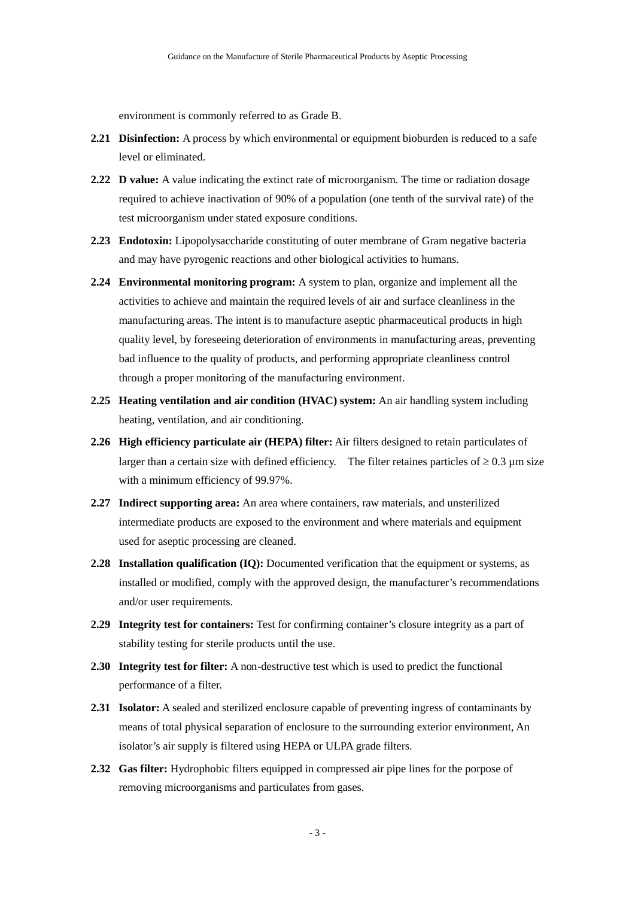environment is commonly referred to as Grade B.

**2.21 Disinfection:** A process by which environmental or equipment bioburden is reduced to a safe level or eliminated.

**2.22 D value:** A value indicating the extinct rate of microorganism. The time or radiation dosage required to achieve inactivation of 90% of a population (one tenth of the survival rate) of the test microorganism under stated exposure conditions.

**2.23 Endotoxin:** Lipopolysaccharide constituting of outer membrane of Gram negative bacteria and may have pyrogenic reactions and other biological activities to humans.

**2.24 Environmental monitoring program:** A system to plan, organize and implement all the activities to achieve and maintain the required levels of air and surface cleanliness in the manufacturing areas. The intent is to manufacture aseptic pharmaceutical products in high quality level, by foreseeing deterioration of environments in manufacturing areas, preventing bad influence to the quality of products, and performing appropriate cleanliness control through a proper monitoring of the manufacturing environment.

**2.25 Heating ventilation and air condition (HVAC) system:** An air handling system including heating, ventilation, and air conditioning.

**2.26 High efficiency particulate air (HEPA) filter:** Air filters designed to retain particulates of larger than a certain size with defined efficiency. The filter retaines particles of $\geq 0.3$ µm size with a minimum efficiency of 99.97%.

**2.27 Indirect supporting area:** An area where containers, raw materials, and unsterilized intermediate products are exposed to the environment and where materials and equipment used for aseptic processing are cleaned.

**2.28 Installation qualification (IQ):** Documented verification that the equipment or systems, as installed or modified, comply with the approved design, the manufacturer's recommendations and/or user requirements.

**2.29 Integrity test for containers:** Test for confirming container's closure integrity as a part of stability testing for sterile products until the use.

**2.30 Integrity test for filter:** A non-destructive test which is used to predict the functional performance of a filter.

**2.31 Isolator:** A sealed and sterilized enclosure capable of preventing ingress of contaminants by means of total physical separation of enclosure to the surrounding exterior environment, An isolator's air supply is filtered using HEPA or ULPA grade filters.

**2.32 Gas filter:** Hydrophobic filters equipped in compressed air pipe lines for the porpose of removing microorganisms and particulates from gases.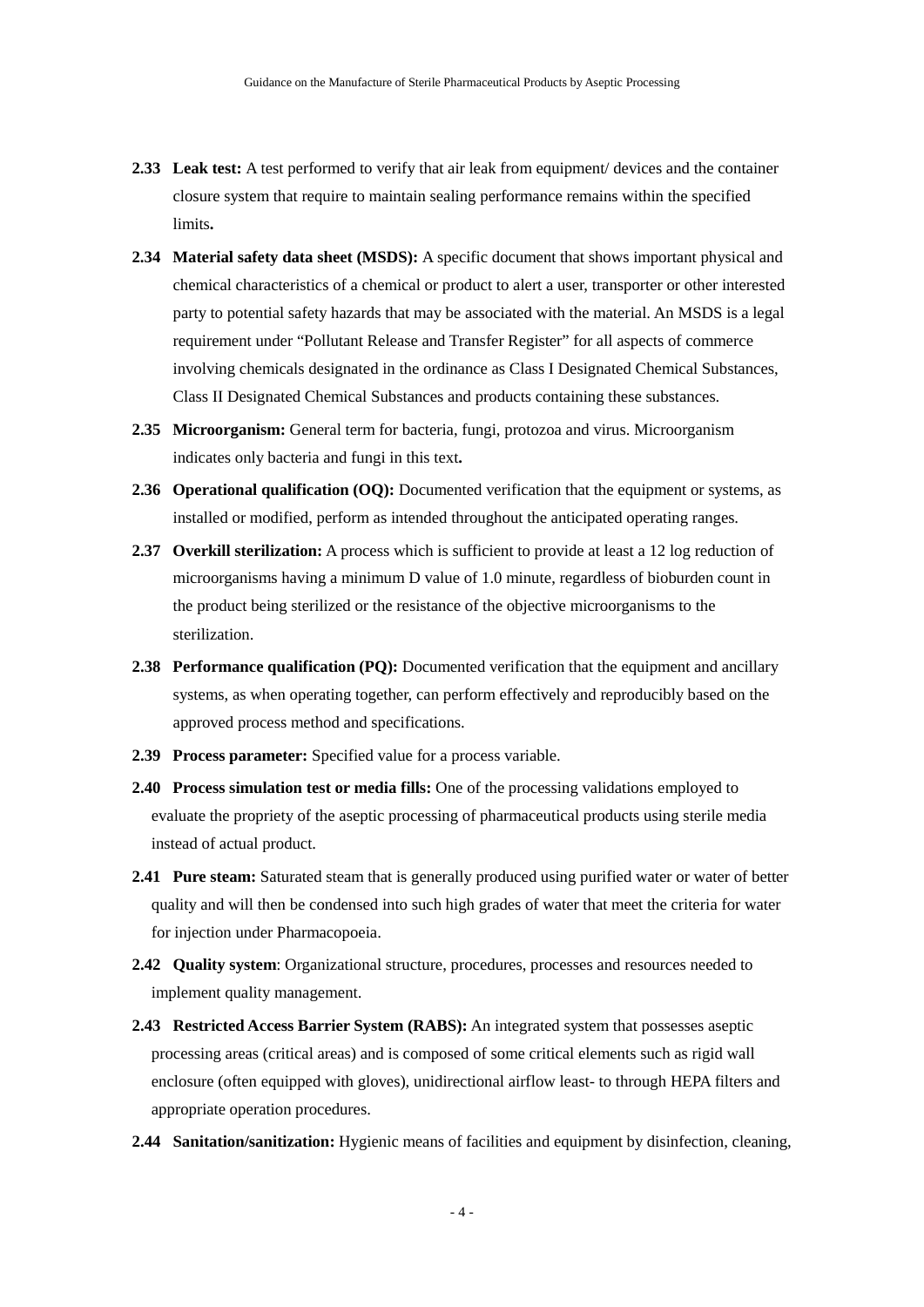**2.33 Leak test:** A test performed to verify that air leak from equipment/ devices and the container closure system that require to maintain sealing performance remains within the specified limits**.**

**2.34 Material safety data sheet (MSDS):** A specific document that shows important physical and chemical characteristics of a chemical or product to alert a user, transporter or other interested party to potential safety hazards that may be associated with the material. An MSDS is a legal requirement under "Pollutant Release and Transfer Register" for all aspects of commerce involving chemicals designated in the ordinance as Class I Designated Chemical Substances, Class II Designated Chemical Substances and products containing these substances.

**2.35 Microorganism:** General term for bacteria, fungi, protozoa and virus. Microorganism indicates only bacteria and fungi in this text**.**

**2.36 Operational qualification (OQ):** Documented verification that the equipment or systems, as installed or modified, perform as intended throughout the anticipated operating ranges.

**2.37 Overkill sterilization:** A process which is sufficient to provide at least a 12 log reduction of microorganisms having a minimum D value of 1.0 minute, regardless of bioburden count in the product being sterilized or the resistance of the objective microorganisms to the sterilization.

**2.38 Performance qualification (PQ):** Documented verification that the equipment and ancillary systems, as when operating together, can perform effectively and reproducibly based on the approved process method and specifications.

**2.39 Process parameter:** Specified value for a process variable.

**2.40 Process simulation test or media fills:** One of the processing validations employed to evaluate the propriety of the aseptic processing of pharmaceutical products using sterile media instead of actual product.

**2.41 Pure steam:** Saturated steam that is generally produced using purified water or water of better quality and will then be condensed into such high grades of water that meet the criteria for water for injection under Pharmacopoeia.

**2.42 Quality system**: Organizational structure, procedures, processes and resources needed to implement quality management.

**2.43 Restricted Access Barrier System (RABS):** An integrated system that possesses aseptic processing areas (critical areas) and is composed of some critical elements such as rigid wall enclosure (often equipped with gloves), unidirectional airflow least- to through HEPA filters and appropriate operation procedures.

**2.44 Sanitation/sanitization:** Hygienic means of facilities and equipment by disinfection, cleaning,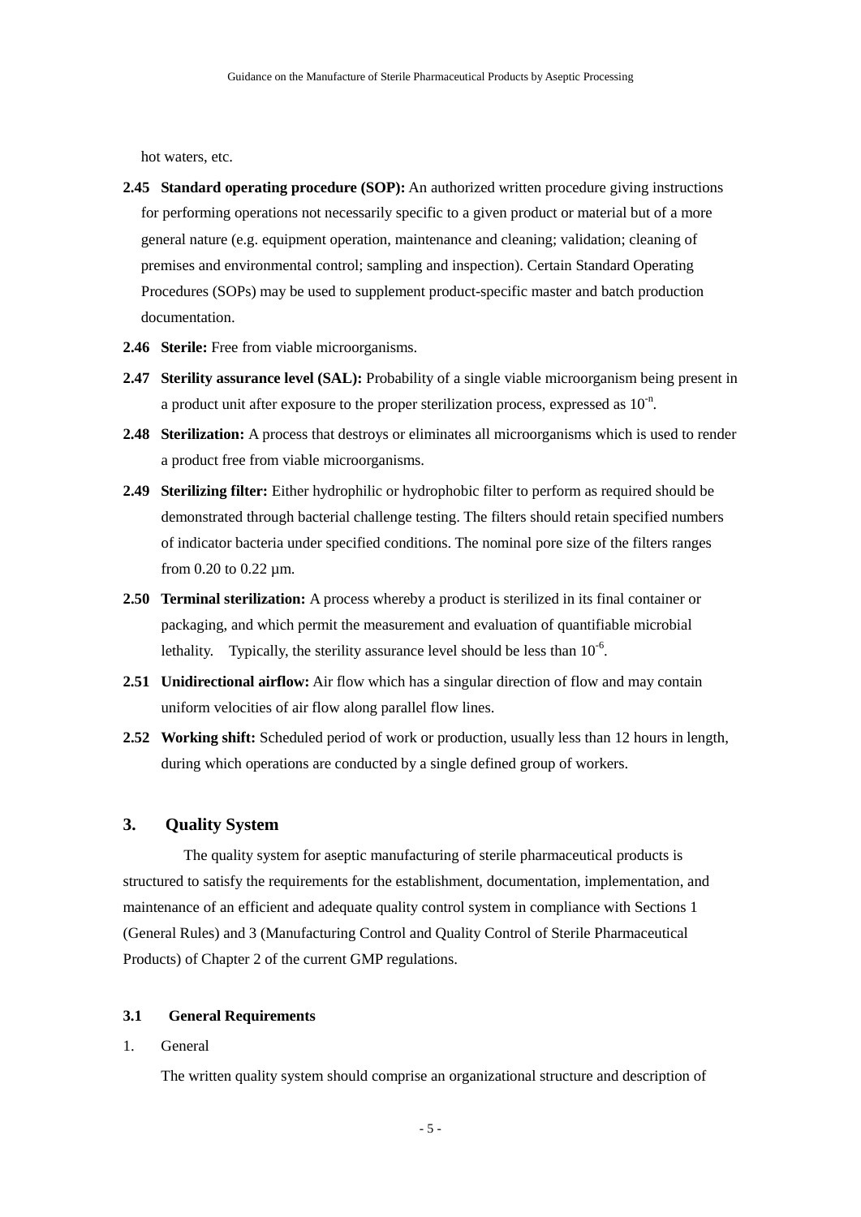hot waters, etc.

**2.45 Standard operating procedure (SOP):** An authorized written procedure giving instructions for performing operations not necessarily specific to a given product or material but of a more general nature (e.g. equipment operation, maintenance and cleaning; validation; cleaning of premises and environmental control; sampling and inspection). Certain Standard Operating Procedures (SOPs) may be used to supplement product-specific master and batch production documentation.

**2.46 Sterile:** Free from viable microorganisms.

**2.47 Sterility assurance level (SAL):** Probability of a single viable microorganism being present in a product unit after exposure to the proper sterilization process, expressed as $10^{-n}$.

**2.48 Sterilization:** A process that destroys or eliminates all microorganisms which is used to render a product free from viable microorganisms.

**2.49 Sterilizing filter:** Either hydrophilic or hydrophobic filter to perform as required should be demonstrated through bacterial challenge testing. The filters should retain specified numbers of indicator bacteria under specified conditions. The nominal pore size of the filters ranges from 0.20 to 0.22 µm.

**2.50 Terminal sterilization:** A process whereby a product is sterilized in its final container or packaging, and which permit the measurement and evaluation of quantifiable microbial lethality. Typically, the sterility assurance level should be less than $10^{-6}$.

**2.51 Unidirectional airflow:** Air flow which has a singular direction of flow and may contain uniform velocities of air flow along parallel flow lines.

**2.52 Working shift:** Scheduled period of work or production, usually less than 12 hours in length, during which operations are conducted by a single defined group of workers.

## 3. Quality System

The quality system for aseptic manufacturing of sterile pharmaceutical products is structured to satisfy the requirements for the establishment, documentation, implementation, and maintenance of an efficient and adequate quality control system in compliance with Sections 1 (General Rules) and 3 (Manufacturing Control and Quality Control of Sterile Pharmaceutical Products) of Chapter 2 of the current GMP regulations.

### 3.1 General Requirements

1. General

The written quality system should comprise an organizational structure and description of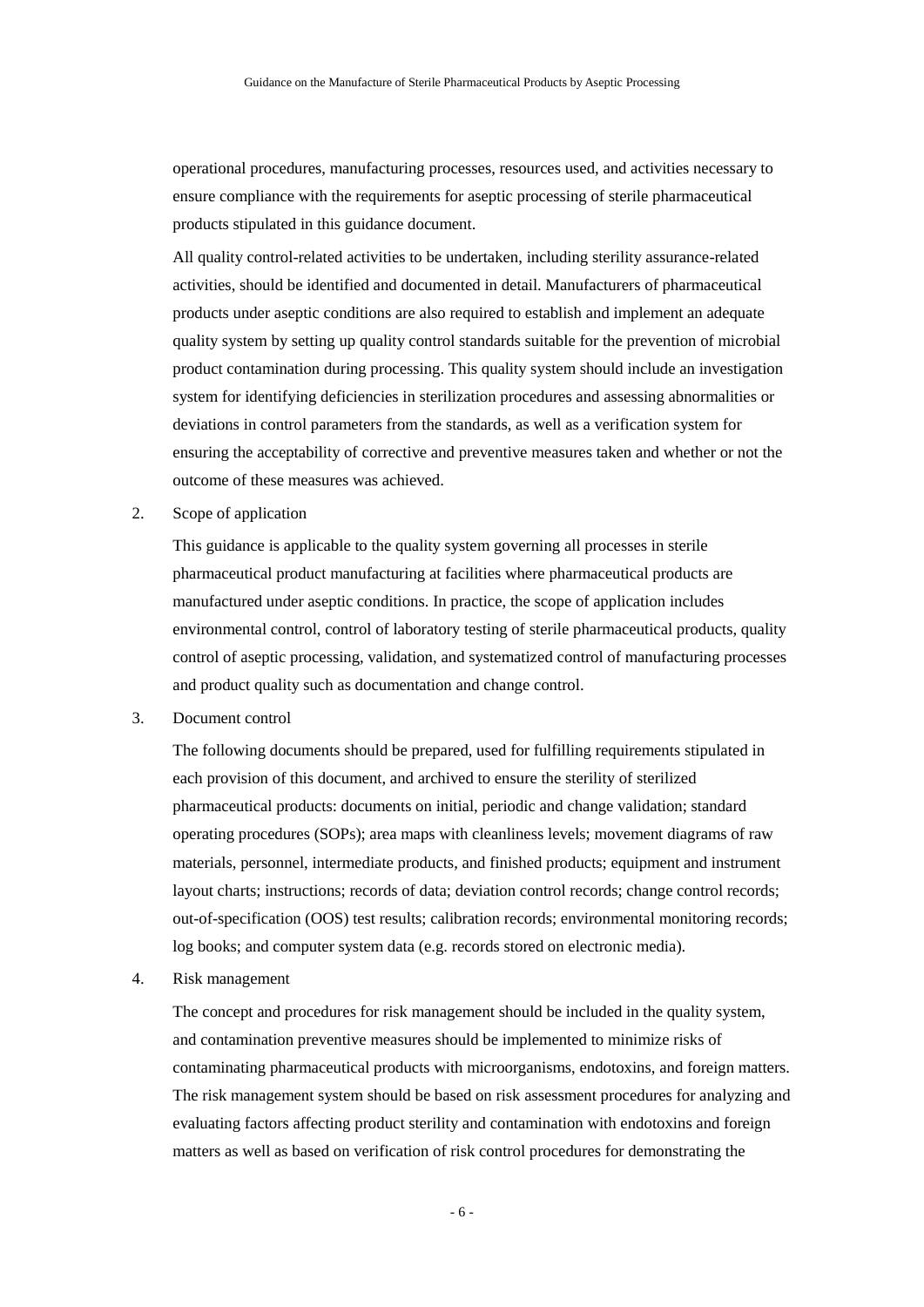operational procedures, manufacturing processes, resources used, and activities necessary to ensure compliance with the requirements for aseptic processing of sterile pharmaceutical products stipulated in this guidance document.

All quality control-related activities to be undertaken, including sterility assurance-related activities, should be identified and documented in detail. Manufacturers of pharmaceutical products under aseptic conditions are also required to establish and implement an adequate quality system by setting up quality control standards suitable for the prevention of microbial product contamination during processing. This quality system should include an investigation system for identifying deficiencies in sterilization procedures and assessing abnormalities or deviations in control parameters from the standards, as well as a verification system for ensuring the acceptability of corrective and preventive measures taken and whether or not the outcome of these measures was achieved.

2. Scope of application

This guidance is applicable to the quality system governing all processes in sterile pharmaceutical product manufacturing at facilities where pharmaceutical products are manufactured under aseptic conditions. In practice, the scope of application includes environmental control, control of laboratory testing of sterile pharmaceutical products, quality control of aseptic processing, validation, and systematized control of manufacturing processes and product quality such as documentation and change control.

3. Document control

The following documents should be prepared, used for fulfilling requirements stipulated in each provision of this document, and archived to ensure the sterility of sterilized pharmaceutical products: documents on initial, periodic and change validation; standard operating procedures (SOPs); area maps with cleanliness levels; movement diagrams of raw materials, personnel, intermediate products, and finished products; equipment and instrument layout charts; instructions; records of data; deviation control records; change control records; out-of-specification (OOS) test results; calibration records; environmental monitoring records; log books; and computer system data (e.g. records stored on electronic media).

4. Risk management

The concept and procedures for risk management should be included in the quality system, and contamination preventive measures should be implemented to minimize risks of contaminating pharmaceutical products with microorganisms, endotoxins, and foreign matters. The risk management system should be based on risk assessment procedures for analyzing and evaluating factors affecting product sterility and contamination with endotoxins and foreign matters as well as based on verification of risk control procedures for demonstrating the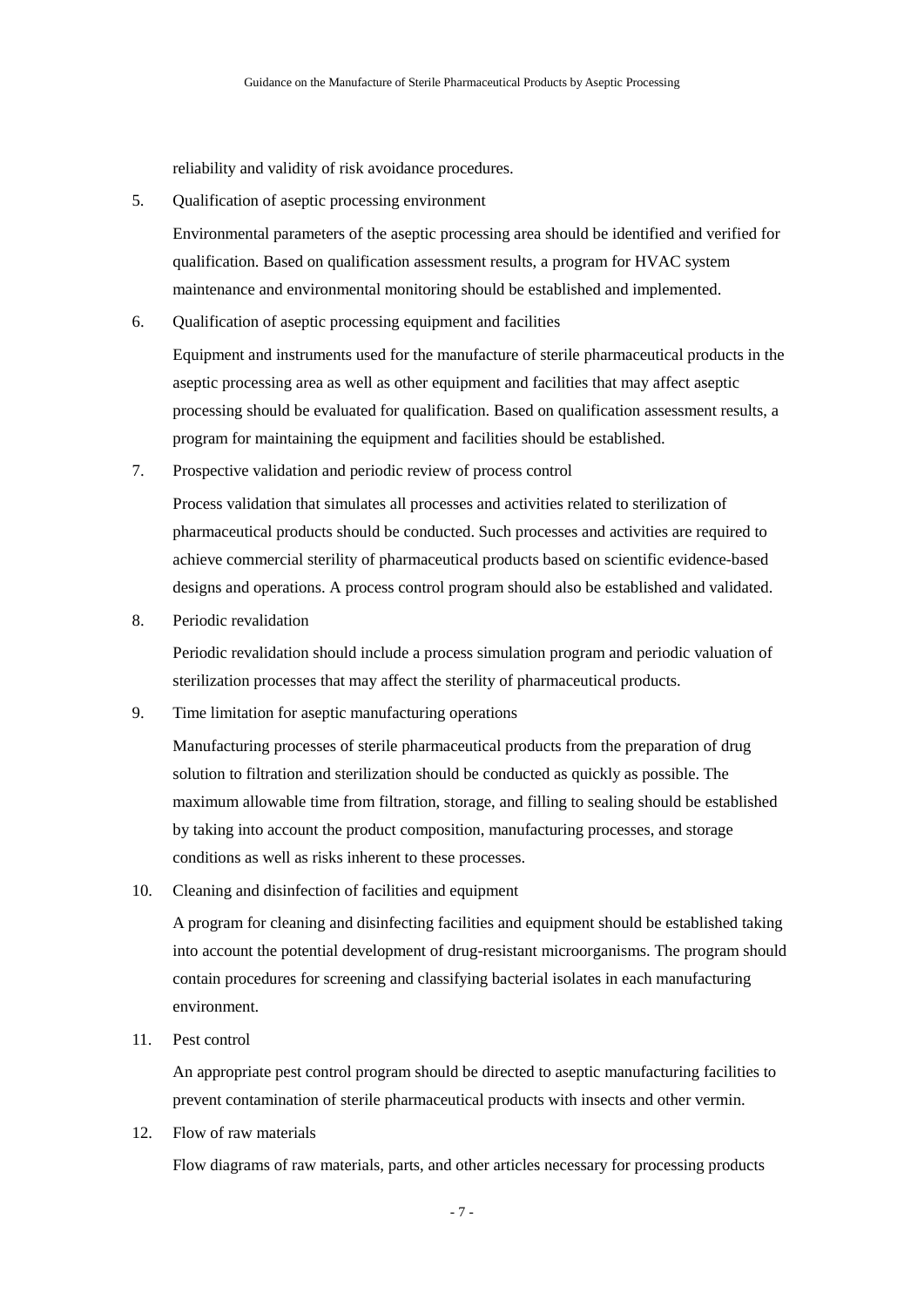reliability and validity of risk avoidance procedures.

5. Qualification of aseptic processing environment

   Environmental parameters of the aseptic processing area should be identified and verified for qualification. Based on qualification assessment results, a program for HVAC system maintenance and environmental monitoring should be established and implemented.

6. Qualification of aseptic processing equipment and facilities

   Equipment and instruments used for the manufacture of sterile pharmaceutical products in the aseptic processing area as well as other equipment and facilities that may affect aseptic processing should be evaluated for qualification. Based on qualification assessment results, a program for maintaining the equipment and facilities should be established.

7. Prospective validation and periodic review of process control

   Process validation that simulates all processes and activities related to sterilization of pharmaceutical products should be conducted. Such processes and activities are required to achieve commercial sterility of pharmaceutical products based on scientific evidence-based designs and operations. A process control program should also be established and validated.

8. Periodic revalidation

   Periodic revalidation should include a process simulation program and periodic valuation of sterilization processes that may affect the sterility of pharmaceutical products.

9. Time limitation for aseptic manufacturing operations

   Manufacturing processes of sterile pharmaceutical products from the preparation of drug solution to filtration and sterilization should be conducted as quickly as possible. The maximum allowable time from filtration, storage, and filling to sealing should be established by taking into account the product composition, manufacturing processes, and storage conditions as well as risks inherent to these processes.

10. Cleaning and disinfection of facilities and equipment

    A program for cleaning and disinfecting facilities and equipment should be established taking into account the potential development of drug-resistant microorganisms. The program should contain procedures for screening and classifying bacterial isolates in each manufacturing environment.

11. Pest control

    An appropriate pest control program should be directed to aseptic manufacturing facilities to prevent contamination of sterile pharmaceutical products with insects and other vermin.

12. Flow of raw materials

    Flow diagrams of raw materials, parts, and other articles necessary for processing products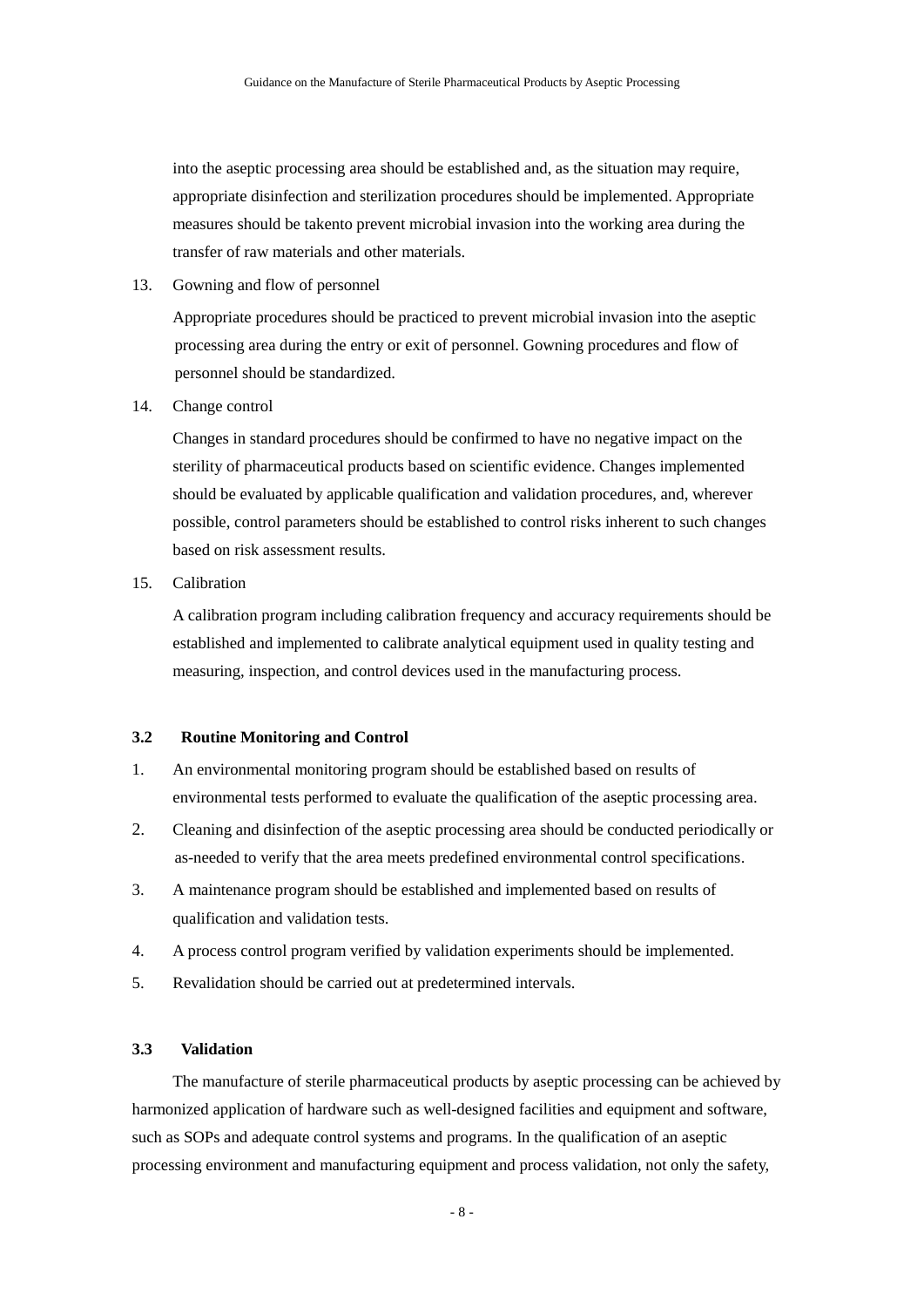into the aseptic processing area should be established and, as the situation may require, appropriate disinfection and sterilization procedures should be implemented. Appropriate measures should be takento prevent microbial invasion into the working area during the transfer of raw materials and other materials.

13. Gowning and flow of personnel

    Appropriate procedures should be practiced to prevent microbial invasion into the aseptic processing area during the entry or exit of personnel. Gowning procedures and flow of personnel should be standardized.

14. Change control

    Changes in standard procedures should be confirmed to have no negative impact on the sterility of pharmaceutical products based on scientific evidence. Changes implemented should be evaluated by applicable qualification and validation procedures, and, wherever possible, control parameters should be established to control risks inherent to such changes based on risk assessment results.

15. Calibration

    A calibration program including calibration frequency and accuracy requirements should be established and implemented to calibrate analytical equipment used in quality testing and measuring, inspection, and control devices used in the manufacturing process.

### 3.2 Routine Monitoring and Control

1. An environmental monitoring program should be established based on results of environmental tests performed to evaluate the qualification of the aseptic processing area.
2. Cleaning and disinfection of the aseptic processing area should be conducted periodically or as-needed to verify that the area meets predefined environmental control specifications.
3. A maintenance program should be established and implemented based on results of qualification and validation tests.
4. A process control program verified by validation experiments should be implemented.
5. Revalidation should be carried out at predetermined intervals.

### 3.3 Validation

The manufacture of sterile pharmaceutical products by aseptic processing can be achieved by harmonized application of hardware such as well-designed facilities and equipment and software, such as SOPs and adequate control systems and programs. In the qualification of an aseptic processing environment and manufacturing equipment and process validation, not only the safety,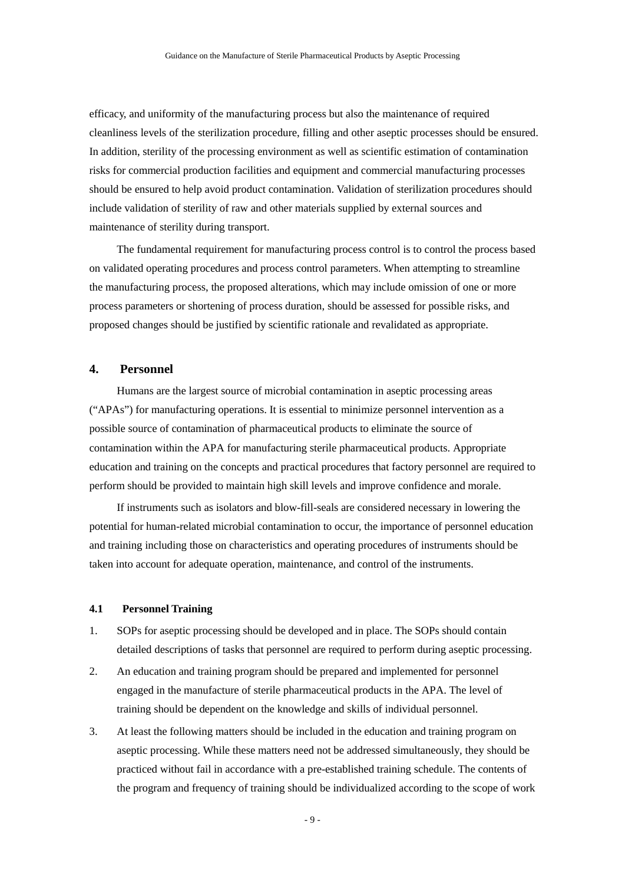efficacy, and uniformity of the manufacturing process but also the maintenance of required cleanliness levels of the sterilization procedure, filling and other aseptic processes should be ensured. In addition, sterility of the processing environment as well as scientific estimation of contamination risks for commercial production facilities and equipment and commercial manufacturing processes should be ensured to help avoid product contamination. Validation of sterilization procedures should include validation of sterility of raw and other materials supplied by external sources and maintenance of sterility during transport.

The fundamental requirement for manufacturing process control is to control the process based on validated operating procedures and process control parameters. When attempting to streamline the manufacturing process, the proposed alterations, which may include omission of one or more process parameters or shortening of process duration, should be assessed for possible risks, and proposed changes should be justified by scientific rationale and revalidated as appropriate.

## 4. Personnel

Humans are the largest source of microbial contamination in aseptic processing areas ("APAs") for manufacturing operations. It is essential to minimize personnel intervention as a possible source of contamination of pharmaceutical products to eliminate the source of contamination within the APA for manufacturing sterile pharmaceutical products. Appropriate education and training on the concepts and practical procedures that factory personnel are required to perform should be provided to maintain high skill levels and improve confidence and morale.

If instruments such as isolators and blow-fill-seals are considered necessary in lowering the potential for human-related microbial contamination to occur, the importance of personnel education and training including those on characteristics and operating procedures of instruments should be taken into account for adequate operation, maintenance, and control of the instruments.

### 4.1 Personnel Training

1. SOPs for aseptic processing should be developed and in place. The SOPs should contain detailed descriptions of tasks that personnel are required to perform during aseptic processing.
2. An education and training program should be prepared and implemented for personnel engaged in the manufacture of sterile pharmaceutical products in the APA. The level of training should be dependent on the knowledge and skills of individual personnel.
3. At least the following matters should be included in the education and training program on aseptic processing. While these matters need not be addressed simultaneously, they should be practiced without fail in accordance with a pre-established training schedule. The contents of the program and frequency of training should be individualized according to the scope of work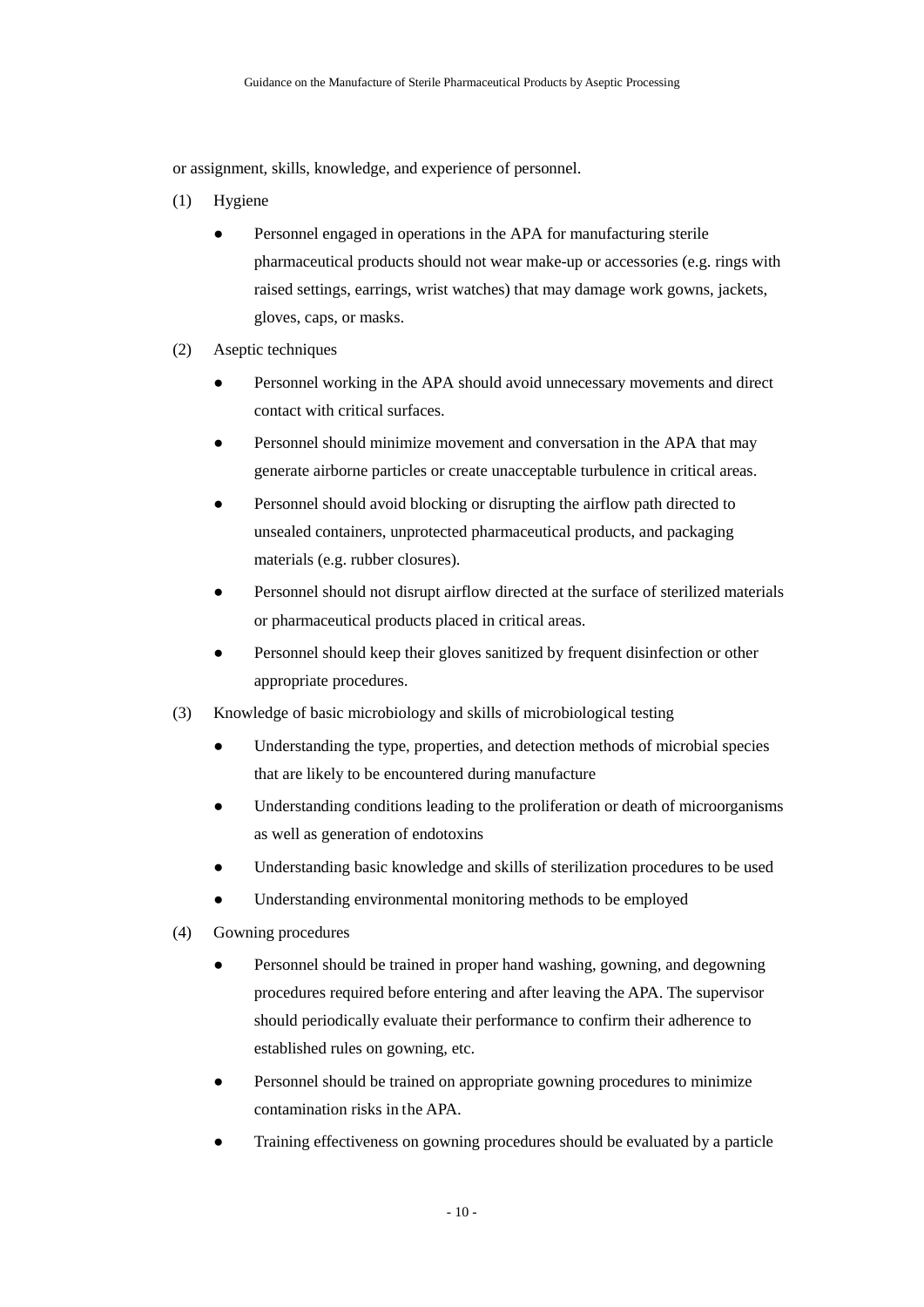or assignment, skills, knowledge, and experience of personnel.

(1) Hygiene

- Personnel engaged in operations in the APA for manufacturing sterile pharmaceutical products should not wear make-up or accessories (e.g. rings with raised settings, earrings, wrist watches) that may damage work gowns, jackets, gloves, caps, or masks.

(2) Aseptic techniques

- Personnel working in the APA should avoid unnecessary movements and direct contact with critical surfaces.
- Personnel should minimize movement and conversation in the APA that may generate airborne particles or create unacceptable turbulence in critical areas.
- Personnel should avoid blocking or disrupting the airflow path directed to unsealed containers, unprotected pharmaceutical products, and packaging materials (e.g. rubber closures).
- Personnel should not disrupt airflow directed at the surface of sterilized materials or pharmaceutical products placed in critical areas.
- Personnel should keep their gloves sanitized by frequent disinfection or other appropriate procedures.

(3) Knowledge of basic microbiology and skills of microbiological testing

- Understanding the type, properties, and detection methods of microbial species that are likely to be encountered during manufacture
- Understanding conditions leading to the proliferation or death of microorganisms as well as generation of endotoxins
- Understanding basic knowledge and skills of sterilization procedures to be used
- Understanding environmental monitoring methods to be employed

(4) Gowning procedures

- Personnel should be trained in proper hand washing, gowning, and degowning procedures required before entering and after leaving the APA. The supervisor should periodically evaluate their performance to confirm their adherence to established rules on gowning, etc.
- Personnel should be trained on appropriate gowning procedures to minimize contamination risks in the APA.
- Training effectiveness on gowning procedures should be evaluated by a particle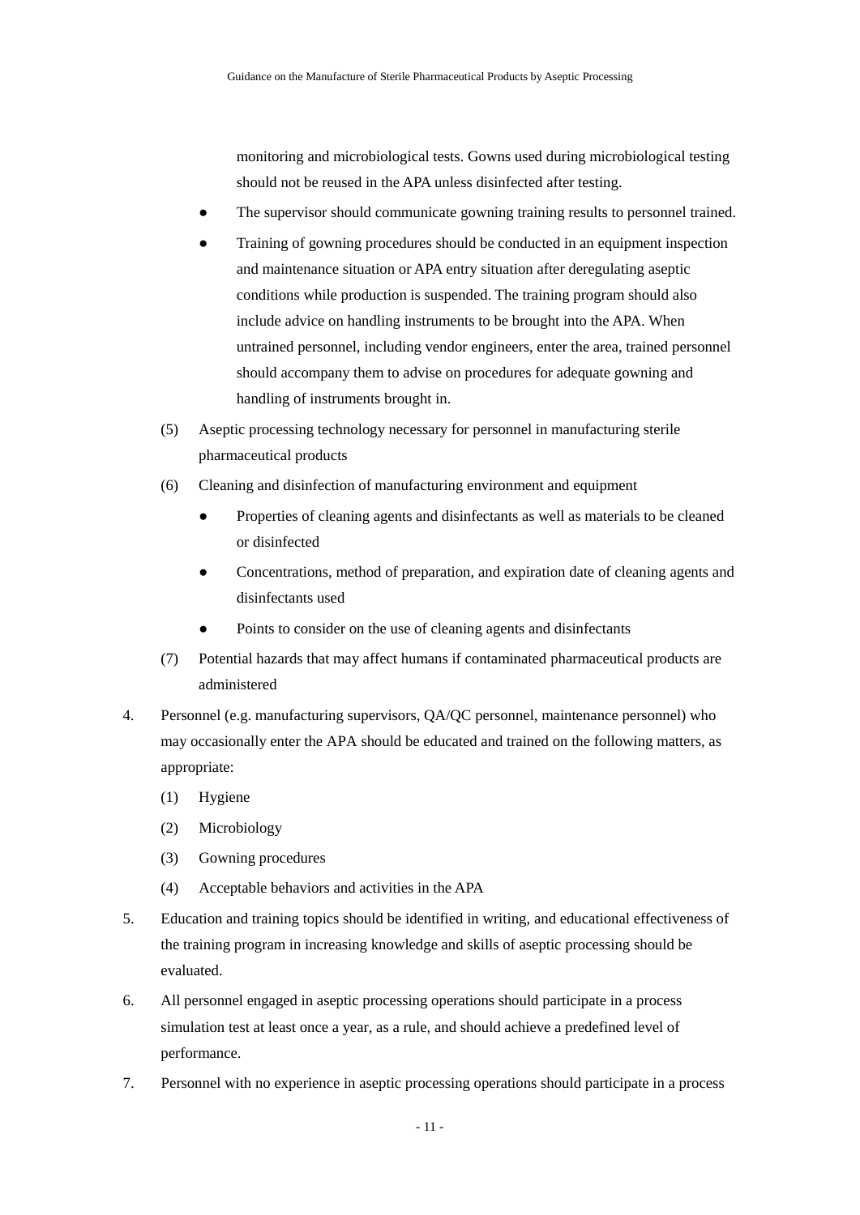monitoring and microbiological tests. Gowns used during microbiological testing should not be reused in the APA unless disinfected after testing.

- The supervisor should communicate gowning training results to personnel trained.
- Training of gowning procedures should be conducted in an equipment inspection and maintenance situation or APA entry situation after deregulating aseptic conditions while production is suspended. The training program should also include advice on handling instruments to be brought into the APA. When untrained personnel, including vendor engineers, enter the area, trained personnel should accompany them to advise on procedures for adequate gowning and handling of instruments brought in.

(5) Aseptic processing technology necessary for personnel in manufacturing sterile pharmaceutical products

(6) Cleaning and disinfection of manufacturing environment and equipment

- Properties of cleaning agents and disinfectants as well as materials to be cleaned or disinfected
- Concentrations, method of preparation, and expiration date of cleaning agents and disinfectants used
- Points to consider on the use of cleaning agents and disinfectants

(7) Potential hazards that may affect humans if contaminated pharmaceutical products are administered

4. Personnel (e.g. manufacturing supervisors, QA/QC personnel, maintenance personnel) who may occasionally enter the APA should be educated and trained on the following matters, as appropriate:

   (1) Hygiene

   (2) Microbiology

   (3) Gowning procedures

   (4) Acceptable behaviors and activities in the APA

5. Education and training topics should be identified in writing, and educational effectiveness of the training program in increasing knowledge and skills of aseptic processing should be evaluated.

6. All personnel engaged in aseptic processing operations should participate in a process simulation test at least once a year, as a rule, and should achieve a predefined level of performance.

7. Personnel with no experience in aseptic processing operations should participate in a process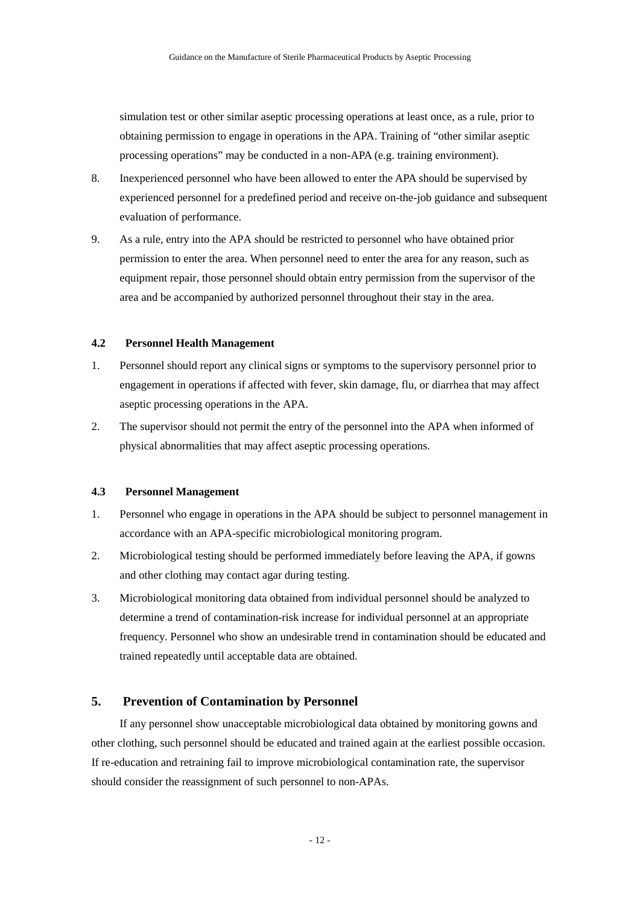simulation test or other similar aseptic processing operations at least once, as a rule, prior to obtaining permission to engage in operations in the APA. Training of “other similar aseptic processing operations” may be conducted in a non-APA (e.g. training environment).

8. Inexperienced personnel who have been allowed to enter the APA should be supervised by experienced personnel for a predefined period and receive on-the-job guidance and subsequent evaluation of performance.

9. As a rule, entry into the APA should be restricted to personnel who have obtained prior permission to enter the area. When personnel need to enter the area for any reason, such as equipment repair, those personnel should obtain entry permission from the supervisor of the area and be accompanied by authorized personnel throughout their stay in the area.

### 4.2 Personnel Health Management

1. Personnel should report any clinical signs or symptoms to the supervisory personnel prior to engagement in operations if affected with fever, skin damage, flu, or diarrhea that may affect aseptic processing operations in the APA.

2. The supervisor should not permit the entry of the personnel into the APA when informed of physical abnormalities that may affect aseptic processing operations.

### 4.3 Personnel Management

1. Personnel who engage in operations in the APA should be subject to personnel management in accordance with an APA-specific microbiological monitoring program.

2. Microbiological testing should be performed immediately before leaving the APA, if gowns and other clothing may contact agar during testing.

3. Microbiological monitoring data obtained from individual personnel should be analyzed to determine a trend of contamination-risk increase for individual personnel at an appropriate frequency. Personnel who show an undesirable trend in contamination should be educated and trained repeatedly until acceptable data are obtained.

## 5. Prevention of Contamination by Personnel

If any personnel show unacceptable microbiological data obtained by monitoring gowns and other clothing, such personnel should be educated and trained again at the earliest possible occasion. If re-education and retraining fail to improve microbiological contamination rate, the supervisor should consider the reassignment of such personnel to non-APAs.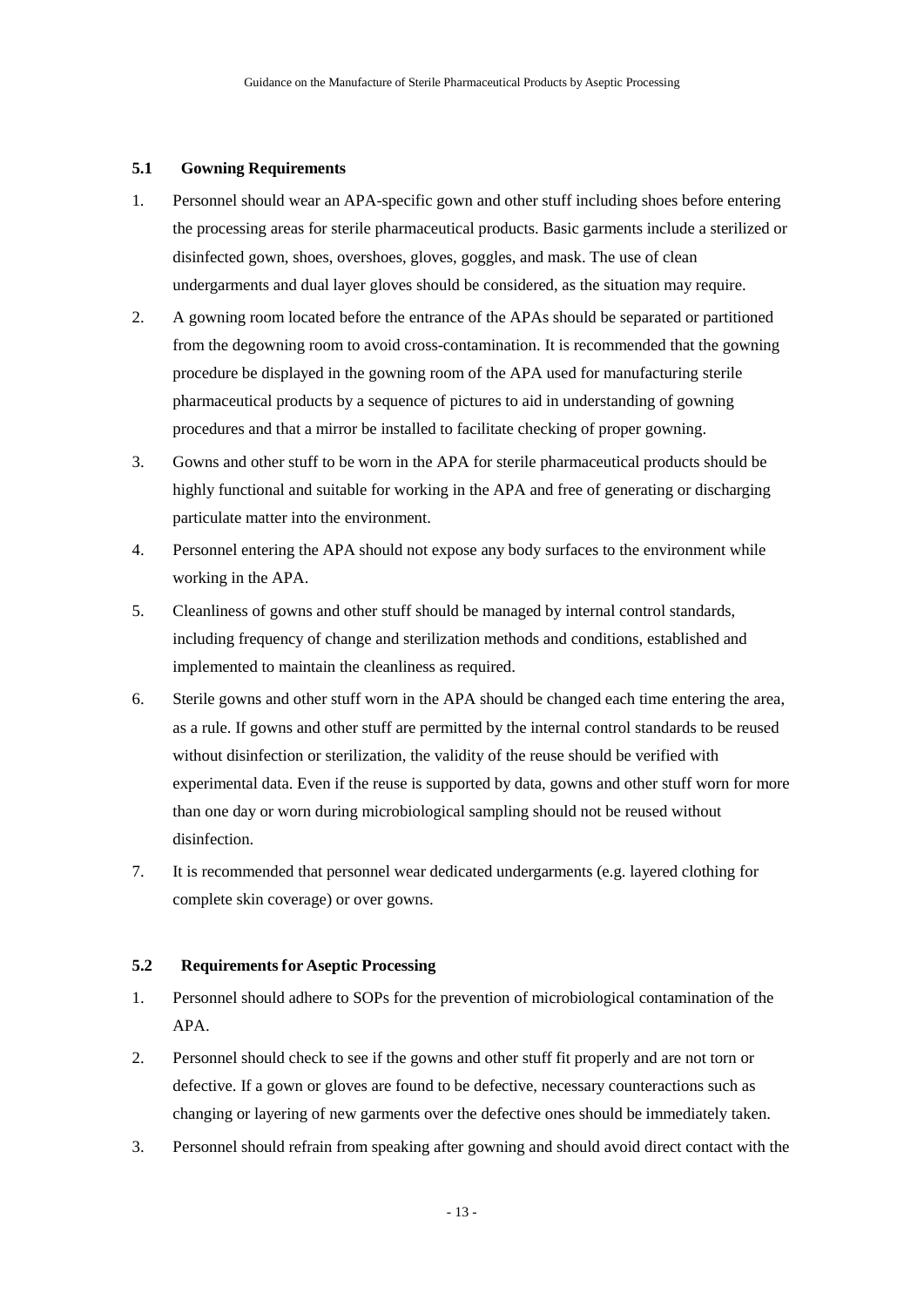### 5.1 Gowning Requirements

1. Personnel should wear an APA-specific gown and other stuff including shoes before entering the processing areas for sterile pharmaceutical products. Basic garments include a sterilized or disinfected gown, shoes, overshoes, gloves, goggles, and mask. The use of clean undergarments and dual layer gloves should be considered, as the situation may require.
2. A gowning room located before the entrance of the APAs should be separated or partitioned from the degowning room to avoid cross-contamination. It is recommended that the gowning procedure be displayed in the gowning room of the APA used for manufacturing sterile pharmaceutical products by a sequence of pictures to aid in understanding of gowning procedures and that a mirror be installed to facilitate checking of proper gowning.
3. Gowns and other stuff to be worn in the APA for sterile pharmaceutical products should be highly functional and suitable for working in the APA and free of generating or discharging particulate matter into the environment.
4. Personnel entering the APA should not expose any body surfaces to the environment while working in the APA.
5. Cleanliness of gowns and other stuff should be managed by internal control standards, including frequency of change and sterilization methods and conditions, established and implemented to maintain the cleanliness as required.
6. Sterile gowns and other stuff worn in the APA should be changed each time entering the area, as a rule. If gowns and other stuff are permitted by the internal control standards to be reused without disinfection or sterilization, the validity of the reuse should be verified with experimental data. Even if the reuse is supported by data, gowns and other stuff worn for more than one day or worn during microbiological sampling should not be reused without disinfection.
7. It is recommended that personnel wear dedicated undergarments (e.g. layered clothing for complete skin coverage) or over gowns.

### 5.2 Requirements for Aseptic Processing

1. Personnel should adhere to SOPs for the prevention of microbiological contamination of the APA.
2. Personnel should check to see if the gowns and other stuff fit properly and are not torn or defective. If a gown or gloves are found to be defective, necessary counteractions such as changing or layering of new garments over the defective ones should be immediately taken.
3. Personnel should refrain from speaking after gowning and should avoid direct contact with the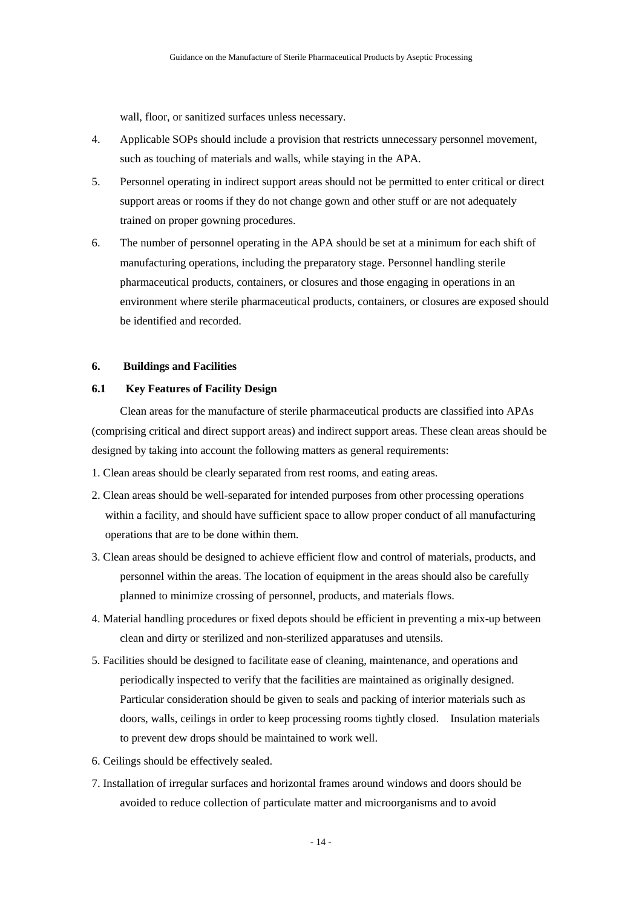wall, floor, or sanitized surfaces unless necessary.

4. Applicable SOPs should include a provision that restricts unnecessary personnel movement, such as touching of materials and walls, while staying in the APA.
5. Personnel operating in indirect support areas should not be permitted to enter critical or direct support areas or rooms if they do not change gown and other stuff or are not adequately trained on proper gowning procedures.
6. The number of personnel operating in the APA should be set at a minimum for each shift of manufacturing operations, including the preparatory stage. Personnel handling sterile pharmaceutical products, containers, or closures and those engaging in operations in an environment where sterile pharmaceutical products, containers, or closures are exposed should be identified and recorded.

## 6. Buildings and Facilities

### 6.1 Key Features of Facility Design

Clean areas for the manufacture of sterile pharmaceutical products are classified into APAs (comprising critical and direct support areas) and indirect support areas. These clean areas should be designed by taking into account the following matters as general requirements:

1. Clean areas should be clearly separated from rest rooms, and eating areas.
2. Clean areas should be well-separated for intended purposes from other processing operations within a facility, and should have sufficient space to allow proper conduct of all manufacturing operations that are to be done within them.
3. Clean areas should be designed to achieve efficient flow and control of materials, products, and personnel within the areas. The location of equipment in the areas should also be carefully planned to minimize crossing of personnel, products, and materials flows.
4. Material handling procedures or fixed depots should be efficient in preventing a mix-up between clean and dirty or sterilized and non-sterilized apparatuses and utensils.
5. Facilities should be designed to facilitate ease of cleaning, maintenance, and operations and periodically inspected to verify that the facilities are maintained as originally designed. Particular consideration should be given to seals and packing of interior materials such as doors, walls, ceilings in order to keep processing rooms tightly closed. Insulation materials to prevent dew drops should be maintained to work well.
6. Ceilings should be effectively sealed.
7. Installation of irregular surfaces and horizontal frames around windows and doors should be avoided to reduce collection of particulate matter and microorganisms and to avoid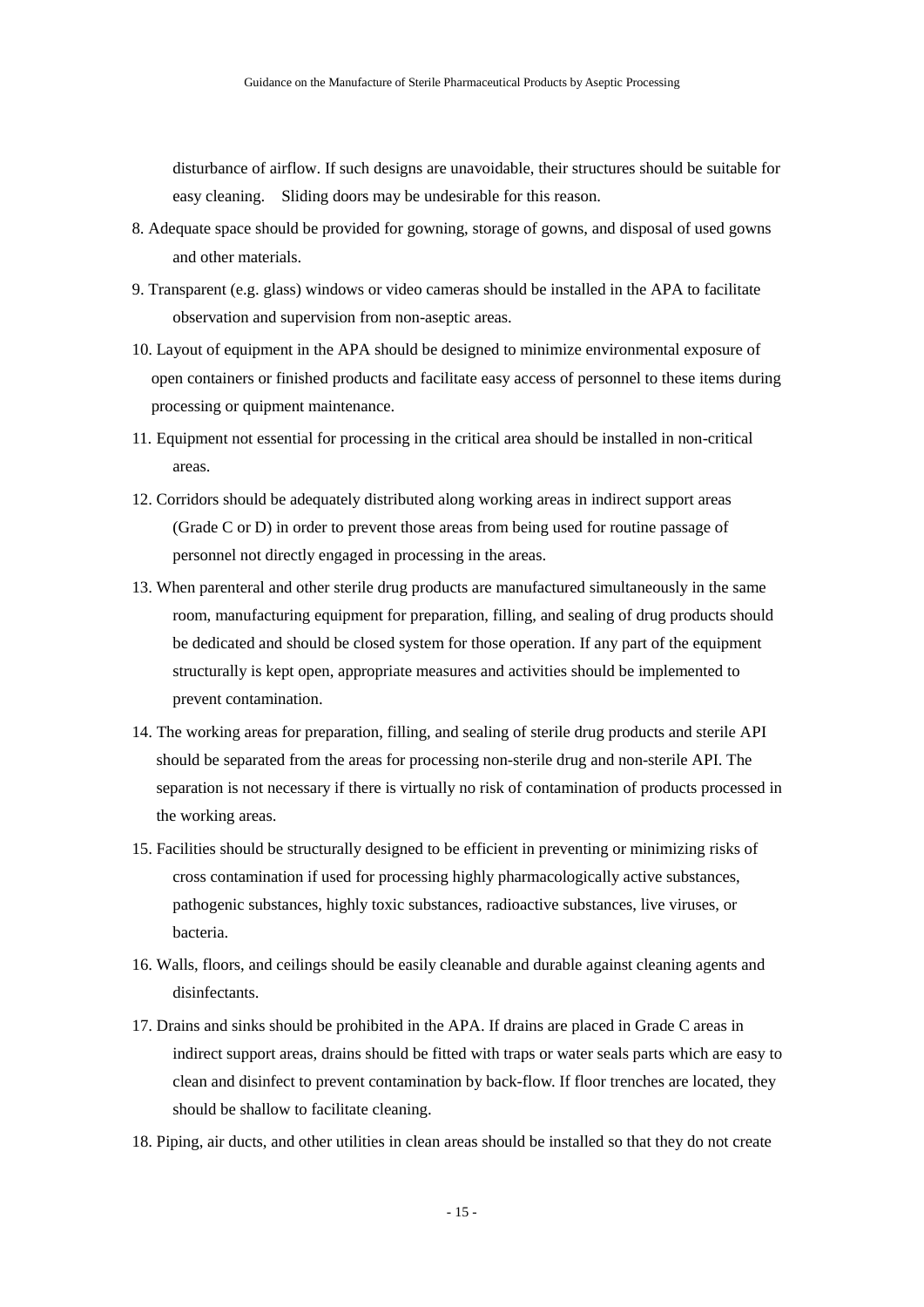disturbance of airflow. If such designs are unavoidable, their structures should be suitable for easy cleaning.  Sliding doors may be undesirable for this reason.

8. Adequate space should be provided for gowning, storage of gowns, and disposal of used gowns and other materials.
9. Transparent (e.g. glass) windows or video cameras should be installed in the APA to facilitate observation and supervision from non-aseptic areas.
10. Layout of equipment in the APA should be designed to minimize environmental exposure of open containers or finished products and facilitate easy access of personnel to these items during processing or quipment maintenance.
11. Equipment not essential for processing in the critical area should be installed in non-critical areas.
12. Corridors should be adequately distributed along working areas in indirect support areas (Grade C or D) in order to prevent those areas from being used for routine passage of personnel not directly engaged in processing in the areas.
13. When parenteral and other sterile drug products are manufactured simultaneously in the same room, manufacturing equipment for preparation, filling, and sealing of drug products should be dedicated and should be closed system for those operation. If any part of the equipment structurally is kept open, appropriate measures and activities should be implemented to prevent contamination.
14. The working areas for preparation, filling, and sealing of sterile drug products and sterile API should be separated from the areas for processing non-sterile drug and non-sterile API. The separation is not necessary if there is virtually no risk of contamination of products processed in the working areas.
15. Facilities should be structurally designed to be efficient in preventing or minimizing risks of cross contamination if used for processing highly pharmacologically active substances, pathogenic substances, highly toxic substances, radioactive substances, live viruses, or bacteria.
16. Walls, floors, and ceilings should be easily cleanable and durable against cleaning agents and disinfectants.
17. Drains and sinks should be prohibited in the APA. If drains are placed in Grade C areas in indirect support areas, drains should be fitted with traps or water seals parts which are easy to clean and disinfect to prevent contamination by back-flow. If floor trenches are located, they should be shallow to facilitate cleaning.
18. Piping, air ducts, and other utilities in clean areas should be installed so that they do not create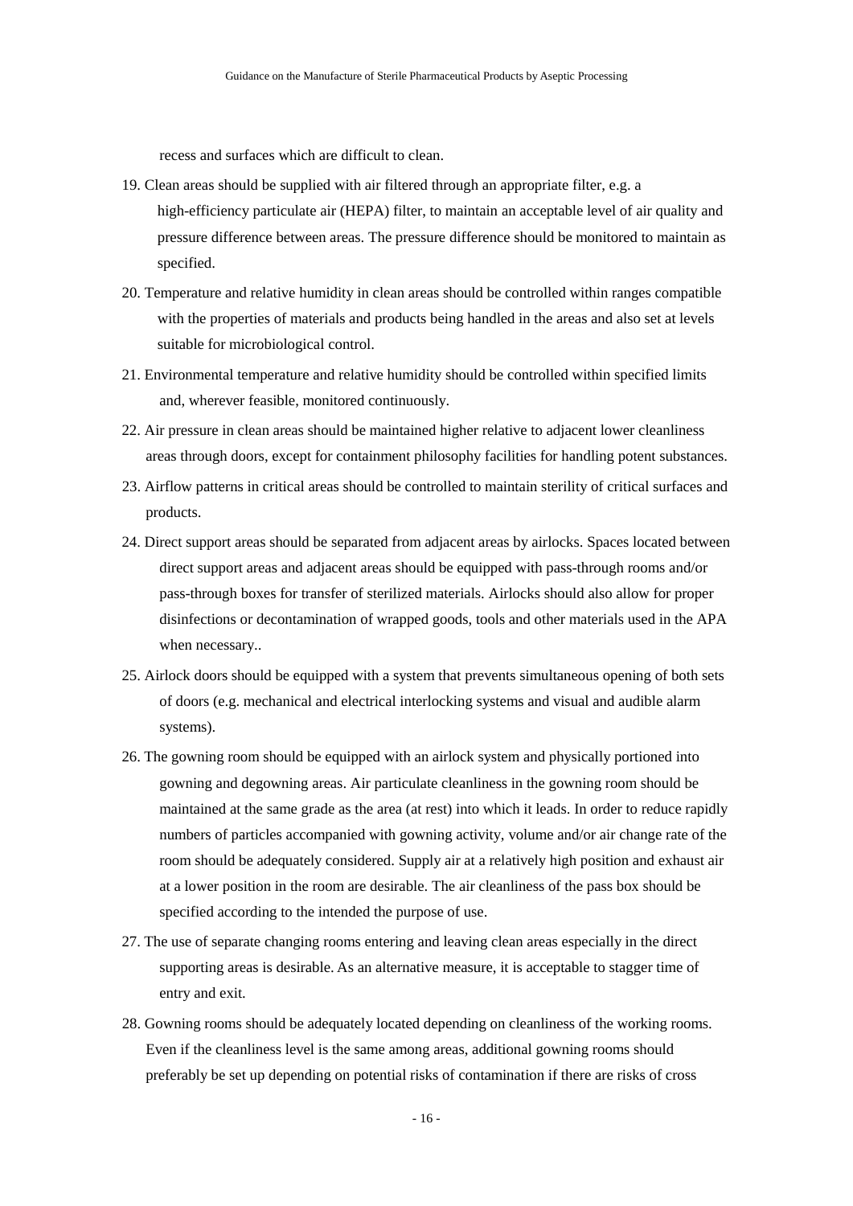recess and surfaces which are difficult to clean.

19. Clean areas should be supplied with air filtered through an appropriate filter, e.g. a high-efficiency particulate air (HEPA) filter, to maintain an acceptable level of air quality and pressure difference between areas. The pressure difference should be monitored to maintain as specified.
20. Temperature and relative humidity in clean areas should be controlled within ranges compatible with the properties of materials and products being handled in the areas and also set at levels suitable for microbiological control.
21. Environmental temperature and relative humidity should be controlled within specified limits and, wherever feasible, monitored continuously.
22. Air pressure in clean areas should be maintained higher relative to adjacent lower cleanliness areas through doors, except for containment philosophy facilities for handling potent substances.
23. Airflow patterns in critical areas should be controlled to maintain sterility of critical surfaces and products.
24. Direct support areas should be separated from adjacent areas by airlocks. Spaces located between direct support areas and adjacent areas should be equipped with pass-through rooms and/or pass-through boxes for transfer of sterilized materials. Airlocks should also allow for proper disinfections or decontamination of wrapped goods, tools and other materials used in the APA when necessary..
25. Airlock doors should be equipped with a system that prevents simultaneous opening of both sets of doors (e.g. mechanical and electrical interlocking systems and visual and audible alarm systems).
26. The gowning room should be equipped with an airlock system and physically portioned into gowning and degowning areas. Air particulate cleanliness in the gowning room should be maintained at the same grade as the area (at rest) into which it leads. In order to reduce rapidly numbers of particles accompanied with gowning activity, volume and/or air change rate of the room should be adequately considered. Supply air at a relatively high position and exhaust air at a lower position in the room are desirable. The air cleanliness of the pass box should be specified according to the intended the purpose of use.
27. The use of separate changing rooms entering and leaving clean areas especially in the direct supporting areas is desirable. As an alternative measure, it is acceptable to stagger time of entry and exit.
28. Gowning rooms should be adequately located depending on cleanliness of the working rooms. Even if the cleanliness level is the same among areas, additional gowning rooms should preferably be set up depending on potential risks of contamination if there are risks of cross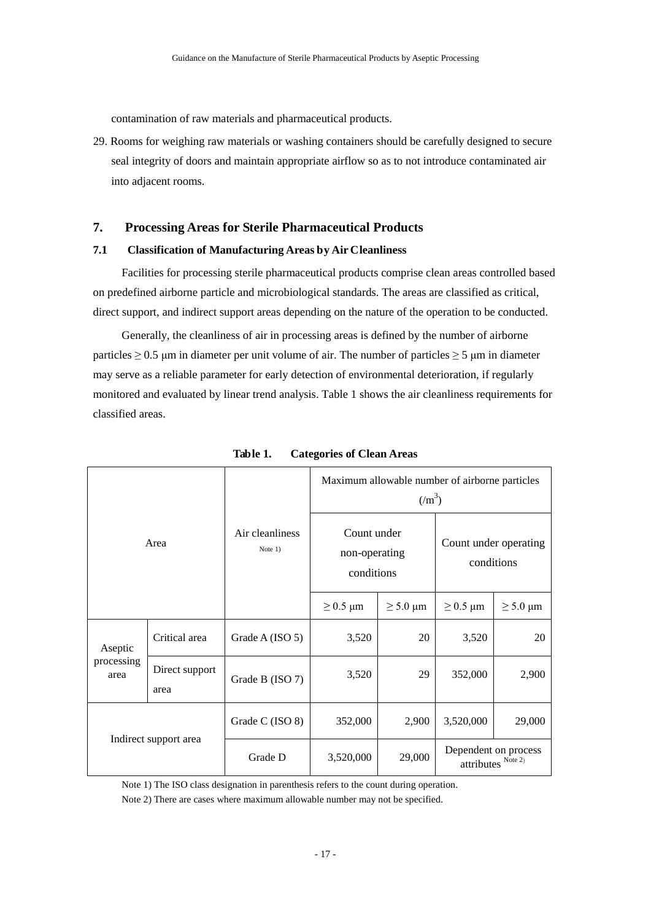contamination of raw materials and pharmaceutical products.

29. Rooms for weighing raw materials or washing containers should be carefully designed to secure seal integrity of doors and maintain appropriate airflow so as to not introduce contaminated air into adjacent rooms.

## 7. Processing Areas for Sterile Pharmaceutical Products

### 7.1 Classification of Manufacturing Areas by Air Cleanliness

Facilities for processing sterile pharmaceutical products comprise clean areas controlled based on predefined airborne particle and microbiological standards. The areas are classified as critical, direct support, and indirect support areas depending on the nature of the operation to be conducted.

Generally, the cleanliness of air in processing areas is defined by the number of airborne particles ≥ 0.5 μm in diameter per unit volume of air. The number of particles ≥ 5 μm in diameter may serve as a reliable parameter for early detection of environmental deterioration, if regularly monitored and evaluated by linear trend analysis. Table 1 shows the air cleanliness requirements for classified areas.

**Table 1. Categories of Clean Areas**

| Area | | Air cleanliness Note 1) | Maximum allowable number of airborne particles (/m$^3$) | | | |
|---|---|---|---|---|---|---|
| | | | Count under non-operating conditions | | Count under operating conditions | |
| | | | ≥ 0.5 μm | ≥ 5.0 μm | ≥ 0.5 μm | ≥ 5.0 μm |
| Aseptic processing area | Critical area | Grade A (ISO 5) | 3,520 | 20 | 3,520 | 20 |
| | Direct support area | Grade B (ISO 7) | 3,520 | 29 | 352,000 | 2,900 |
| Indirect support area | | Grade C (ISO 8) | 352,000 | 2,900 | 3,520,000 | 29,000 |
| | | Grade D | 3,520,000 | 29,000 | Dependent on process attributes Note 2) | |

Note 1) The ISO class designation in parenthesis refers to the count during operation.

Note 2) There are cases where maximum allowable number may not be specified.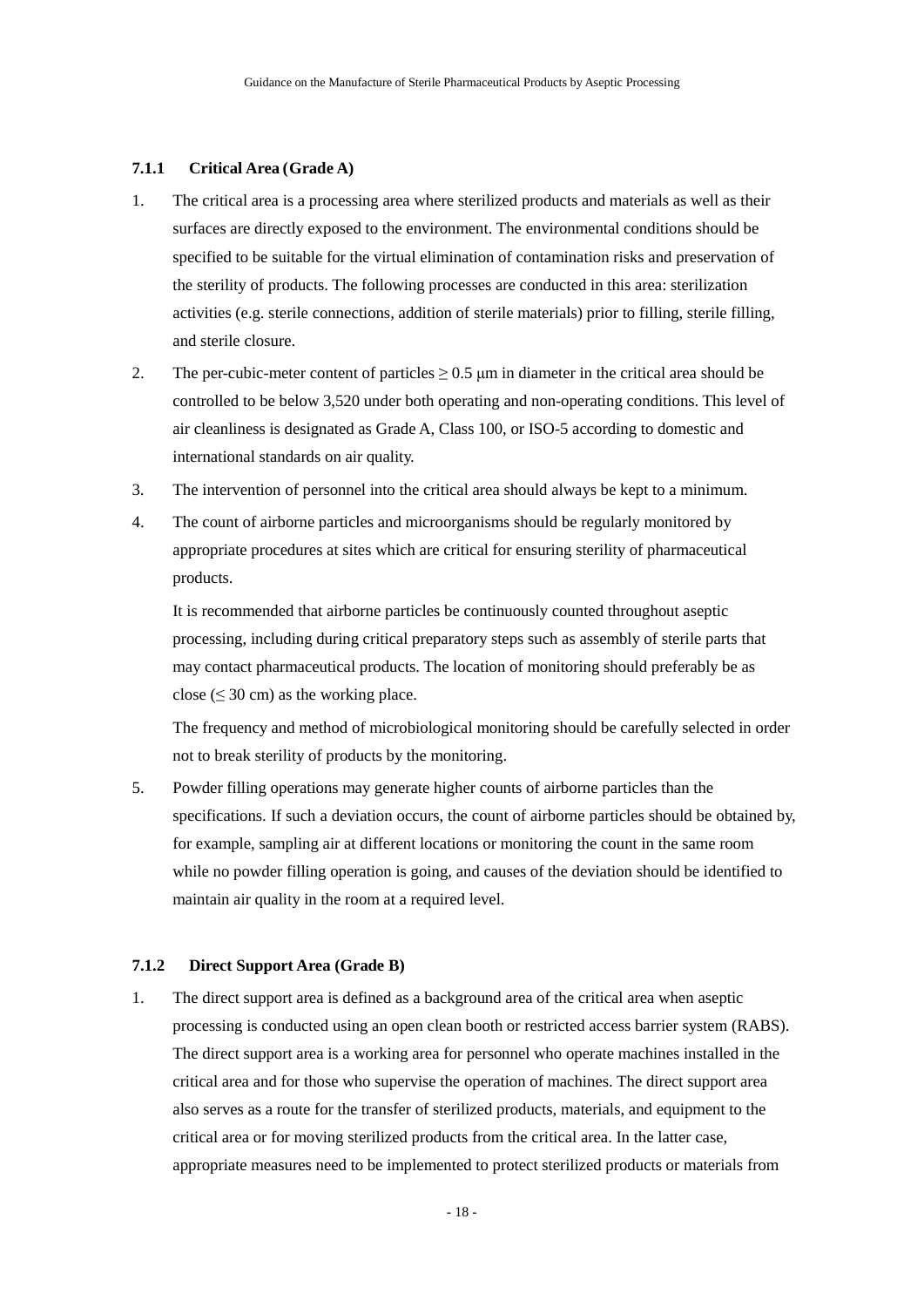### 7.1.1 Critical Area (Grade A)

1. The critical area is a processing area where sterilized products and materials as well as their surfaces are directly exposed to the environment. The environmental conditions should be specified to be suitable for the virtual elimination of contamination risks and preservation of the sterility of products. The following processes are conducted in this area: sterilization activities (e.g. sterile connections, addition of sterile materials) prior to filling, sterile filling, and sterile closure.
2. The per-cubic-meter content of particles $\geq 0.5$ μm in diameter in the critical area should be controlled to be below 3,520 under both operating and non-operating conditions. This level of air cleanliness is designated as Grade A, Class 100, or ISO-5 according to domestic and international standards on air quality.
3. The intervention of personnel into the critical area should always be kept to a minimum.
4. The count of airborne particles and microorganisms should be regularly monitored by appropriate procedures at sites which are critical for ensuring sterility of pharmaceutical products.

   It is recommended that airborne particles be continuously counted throughout aseptic processing, including during critical preparatory steps such as assembly of sterile parts that may contact pharmaceutical products. The location of monitoring should preferably be as close ($\leq 30$ cm) as the working place.

   The frequency and method of microbiological monitoring should be carefully selected in order not to break sterility of products by the monitoring.
5. Powder filling operations may generate higher counts of airborne particles than the specifications. If such a deviation occurs, the count of airborne particles should be obtained by, for example, sampling air at different locations or monitoring the count in the same room while no powder filling operation is going, and causes of the deviation should be identified to maintain air quality in the room at a required level.

### 7.1.2 Direct Support Area (Grade B)

1. The direct support area is defined as a background area of the critical area when aseptic processing is conducted using an open clean booth or restricted access barrier system (RABS). The direct support area is a working area for personnel who operate machines installed in the critical area and for those who supervise the operation of machines. The direct support area also serves as a route for the transfer of sterilized products, materials, and equipment to the critical area or for moving sterilized products from the critical area. In the latter case, appropriate measures need to be implemented to protect sterilized products or materials from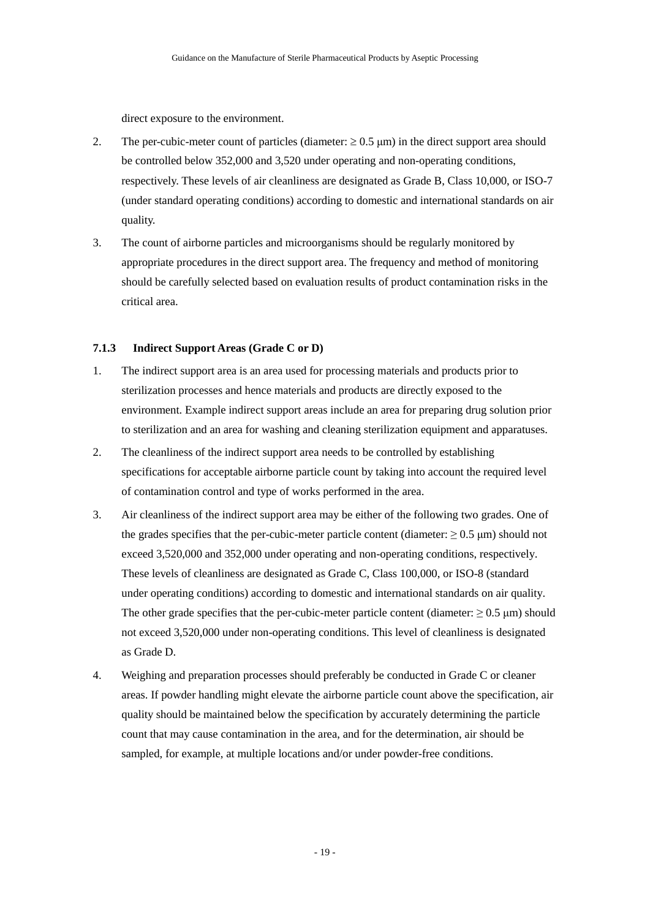direct exposure to the environment.

2. The per-cubic-meter count of particles (diameter: $\geq 0.5$ μm) in the direct support area should be controlled below 352,000 and 3,520 under operating and non-operating conditions, respectively. These levels of air cleanliness are designated as Grade B, Class 10,000, or ISO-7 (under standard operating conditions) according to domestic and international standards on air quality.

3. The count of airborne particles and microorganisms should be regularly monitored by appropriate procedures in the direct support area. The frequency and method of monitoring should be carefully selected based on evaluation results of product contamination risks in the critical area.

### 7.1.3 Indirect Support Areas (Grade C or D)

1. The indirect support area is an area used for processing materials and products prior to sterilization processes and hence materials and products are directly exposed to the environment. Example indirect support areas include an area for preparing drug solution prior to sterilization and an area for washing and cleaning sterilization equipment and apparatuses.

2. The cleanliness of the indirect support area needs to be controlled by establishing specifications for acceptable airborne particle count by taking into account the required level of contamination control and type of works performed in the area.

3. Air cleanliness of the indirect support area may be either of the following two grades. One of the grades specifies that the per-cubic-meter particle content (diameter: $\geq 0.5$ μm) should not exceed 3,520,000 and 352,000 under operating and non-operating conditions, respectively. These levels of cleanliness are designated as Grade C, Class 100,000, or ISO-8 (standard under operating conditions) according to domestic and international standards on air quality. The other grade specifies that the per-cubic-meter particle content (diameter: $\geq 0.5$ μm) should not exceed 3,520,000 under non-operating conditions. This level of cleanliness is designated as Grade D.

4. Weighing and preparation processes should preferably be conducted in Grade C or cleaner areas. If powder handling might elevate the airborne particle count above the specification, air quality should be maintained below the specification by accurately determining the particle count that may cause contamination in the area, and for the determination, air should be sampled, for example, at multiple locations and/or under powder-free conditions.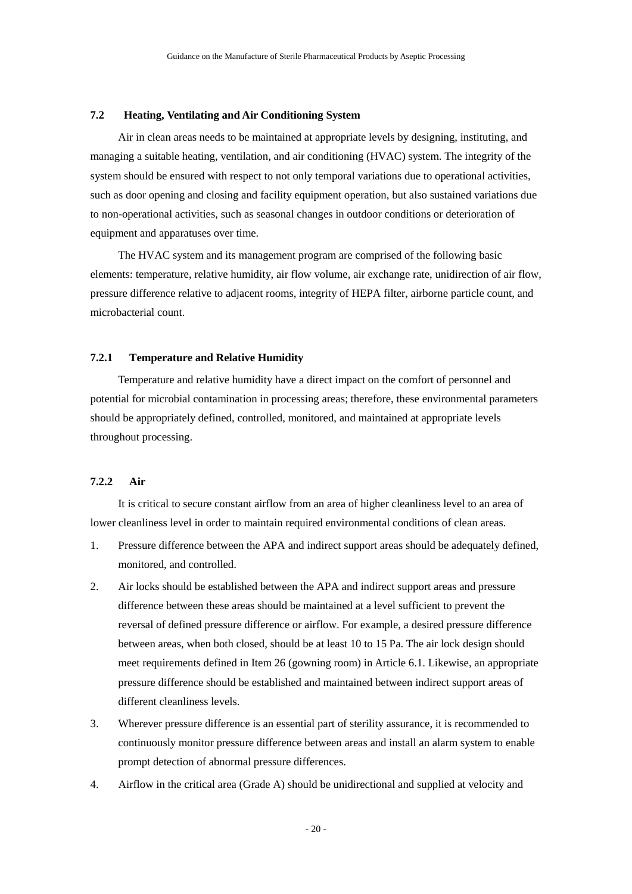### 7.2 Heating, Ventilating and Air Conditioning System

Air in clean areas needs to be maintained at appropriate levels by designing, instituting, and managing a suitable heating, ventilation, and air conditioning (HVAC) system. The integrity of the system should be ensured with respect to not only temporal variations due to operational activities, such as door opening and closing and facility equipment operation, but also sustained variations due to non-operational activities, such as seasonal changes in outdoor conditions or deterioration of equipment and apparatuses over time.

The HVAC system and its management program are comprised of the following basic elements: temperature, relative humidity, air flow volume, air exchange rate, unidirection of air flow, pressure difference relative to adjacent rooms, integrity of HEPA filter, airborne particle count, and microbacterial count.

#### 7.2.1 Temperature and Relative Humidity

Temperature and relative humidity have a direct impact on the comfort of personnel and potential for microbial contamination in processing areas; therefore, these environmental parameters should be appropriately defined, controlled, monitored, and maintained at appropriate levels throughout processing.

#### 7.2.2 Air

It is critical to secure constant airflow from an area of higher cleanliness level to an area of lower cleanliness level in order to maintain required environmental conditions of clean areas.

1. Pressure difference between the APA and indirect support areas should be adequately defined, monitored, and controlled.
2. Air locks should be established between the APA and indirect support areas and pressure difference between these areas should be maintained at a level sufficient to prevent the reversal of defined pressure difference or airflow. For example, a desired pressure difference between areas, when both closed, should be at least 10 to 15 Pa. The air lock design should meet requirements defined in Item 26 (gowning room) in Article 6.1. Likewise, an appropriate pressure difference should be established and maintained between indirect support areas of different cleanliness levels.
3. Wherever pressure difference is an essential part of sterility assurance, it is recommended to continuously monitor pressure difference between areas and install an alarm system to enable prompt detection of abnormal pressure differences.
4. Airflow in the critical area (Grade A) should be unidirectional and supplied at velocity and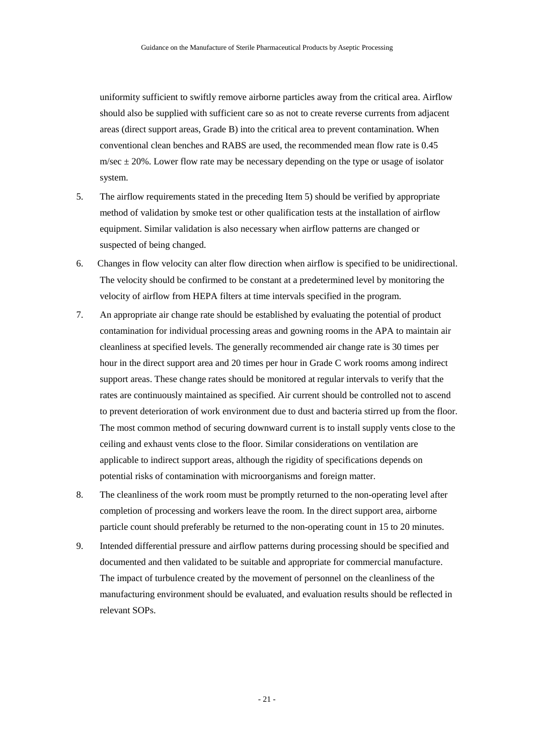uniformity sufficient to swiftly remove airborne particles away from the critical area. Airflow should also be supplied with sufficient care so as not to create reverse currents from adjacent areas (direct support areas, Grade B) into the critical area to prevent contamination. When conventional clean benches and RABS are used, the recommended mean flow rate is 0.45 m/sec ± 20%. Lower flow rate may be necessary depending on the type or usage of isolator system.

5. The airflow requirements stated in the preceding Item 5) should be verified by appropriate method of validation by smoke test or other qualification tests at the installation of airflow equipment. Similar validation is also necessary when airflow patterns are changed or suspected of being changed.

6. Changes in flow velocity can alter flow direction when airflow is specified to be unidirectional. The velocity should be confirmed to be constant at a predetermined level by monitoring the velocity of airflow from HEPA filters at time intervals specified in the program.

7. An appropriate air change rate should be established by evaluating the potential of product contamination for individual processing areas and gowning rooms in the APA to maintain air cleanliness at specified levels. The generally recommended air change rate is 30 times per hour in the direct support area and 20 times per hour in Grade C work rooms among indirect support areas. These change rates should be monitored at regular intervals to verify that the rates are continuously maintained as specified. Air current should be controlled not to ascend to prevent deterioration of work environment due to dust and bacteria stirred up from the floor. The most common method of securing downward current is to install supply vents close to the ceiling and exhaust vents close to the floor. Similar considerations on ventilation are applicable to indirect support areas, although the rigidity of specifications depends on potential risks of contamination with microorganisms and foreign matter.

8. The cleanliness of the work room must be promptly returned to the non-operating level after completion of processing and workers leave the room. In the direct support area, airborne particle count should preferably be returned to the non-operating count in 15 to 20 minutes.

9. Intended differential pressure and airflow patterns during processing should be specified and documented and then validated to be suitable and appropriate for commercial manufacture. The impact of turbulence created by the movement of personnel on the cleanliness of the manufacturing environment should be evaluated, and evaluation results should be reflected in relevant SOPs.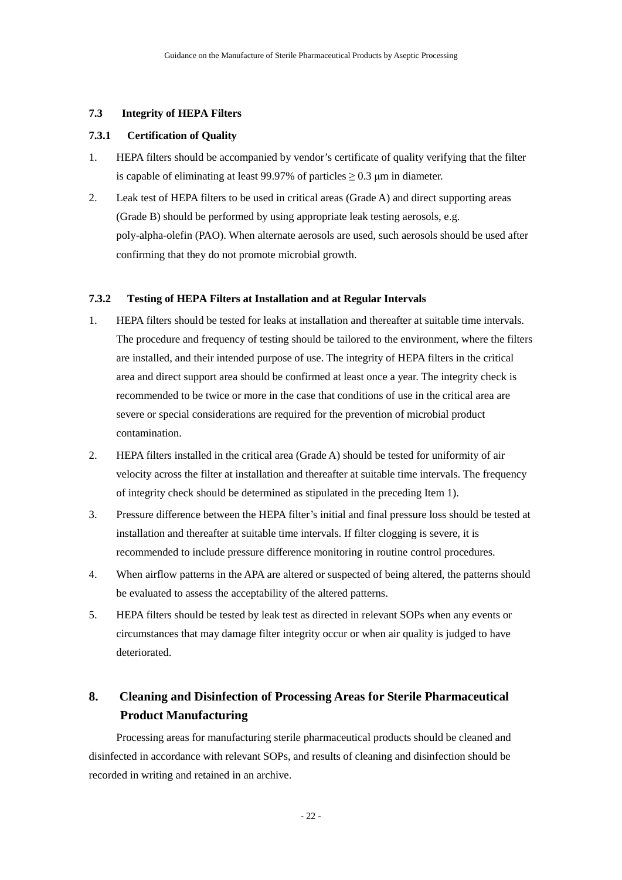### 7.3 Integrity of HEPA Filters

#### 7.3.1 Certification of Quality

1. HEPA filters should be accompanied by vendor's certificate of quality verifying that the filter is capable of eliminating at least 99.97% of particles $\geq 0.3$ μm in diameter.
2. Leak test of HEPA filters to be used in critical areas (Grade A) and direct supporting areas (Grade B) should be performed by using appropriate leak testing aerosols, e.g. poly-alpha-olefin (PAO). When alternate aerosols are used, such aerosols should be used after confirming that they do not promote microbial growth.

#### 7.3.2 Testing of HEPA Filters at Installation and at Regular Intervals

1. HEPA filters should be tested for leaks at installation and thereafter at suitable time intervals. The procedure and frequency of testing should be tailored to the environment, where the filters are installed, and their intended purpose of use. The integrity of HEPA filters in the critical area and direct support area should be confirmed at least once a year. The integrity check is recommended to be twice or more in the case that conditions of use in the critical area are severe or special considerations are required for the prevention of microbial product contamination.
2. HEPA filters installed in the critical area (Grade A) should be tested for uniformity of air velocity across the filter at installation and thereafter at suitable time intervals. The frequency of integrity check should be determined as stipulated in the preceding Item 1).
3. Pressure difference between the HEPA filter's initial and final pressure loss should be tested at installation and thereafter at suitable time intervals. If filter clogging is severe, it is recommended to include pressure difference monitoring in routine control procedures.
4. When airflow patterns in the APA are altered or suspected of being altered, the patterns should be evaluated to assess the acceptability of the altered patterns.
5. HEPA filters should be tested by leak test as directed in relevant SOPs when any events or circumstances that may damage filter integrity occur or when air quality is judged to have deteriorated.

## 8. Cleaning and Disinfection of Processing Areas for Sterile Pharmaceutical Product Manufacturing

Processing areas for manufacturing sterile pharmaceutical products should be cleaned and disinfected in accordance with relevant SOPs, and results of cleaning and disinfection should be recorded in writing and retained in an archive.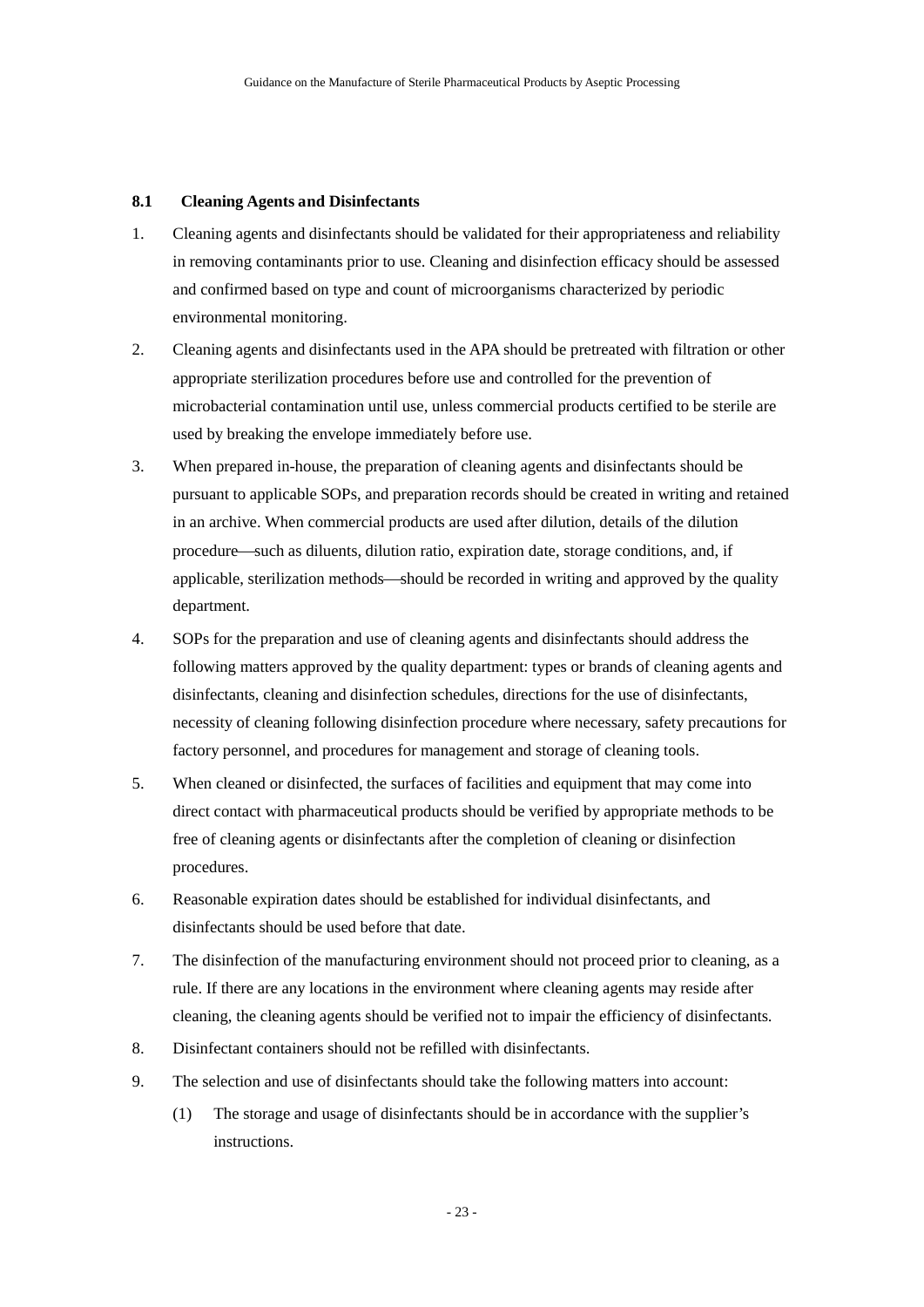### 8.1 Cleaning Agents and Disinfectants

1. Cleaning agents and disinfectants should be validated for their appropriateness and reliability in removing contaminants prior to use. Cleaning and disinfection efficacy should be assessed and confirmed based on type and count of microorganisms characterized by periodic environmental monitoring.

2. Cleaning agents and disinfectants used in the APA should be pretreated with filtration or other appropriate sterilization procedures before use and controlled for the prevention of microbacterial contamination until use, unless commercial products certified to be sterile are used by breaking the envelope immediately before use.

3. When prepared in-house, the preparation of cleaning agents and disinfectants should be pursuant to applicable SOPs, and preparation records should be created in writing and retained in an archive. When commercial products are used after dilution, details of the dilution procedure—such as diluents, dilution ratio, expiration date, storage conditions, and, if applicable, sterilization methods—should be recorded in writing and approved by the quality department.

4. SOPs for the preparation and use of cleaning agents and disinfectants should address the following matters approved by the quality department: types or brands of cleaning agents and disinfectants, cleaning and disinfection schedules, directions for the use of disinfectants, necessity of cleaning following disinfection procedure where necessary, safety precautions for factory personnel, and procedures for management and storage of cleaning tools.

5. When cleaned or disinfected, the surfaces of facilities and equipment that may come into direct contact with pharmaceutical products should be verified by appropriate methods to be free of cleaning agents or disinfectants after the completion of cleaning or disinfection procedures.

6. Reasonable expiration dates should be established for individual disinfectants, and disinfectants should be used before that date.

7. The disinfection of the manufacturing environment should not proceed prior to cleaning, as a rule. If there are any locations in the environment where cleaning agents may reside after cleaning, the cleaning agents should be verified not to impair the efficiency of disinfectants.

8. Disinfectant containers should not be refilled with disinfectants.

9. The selection and use of disinfectants should take the following matters into account:

   (1) The storage and usage of disinfectants should be in accordance with the supplier's instructions.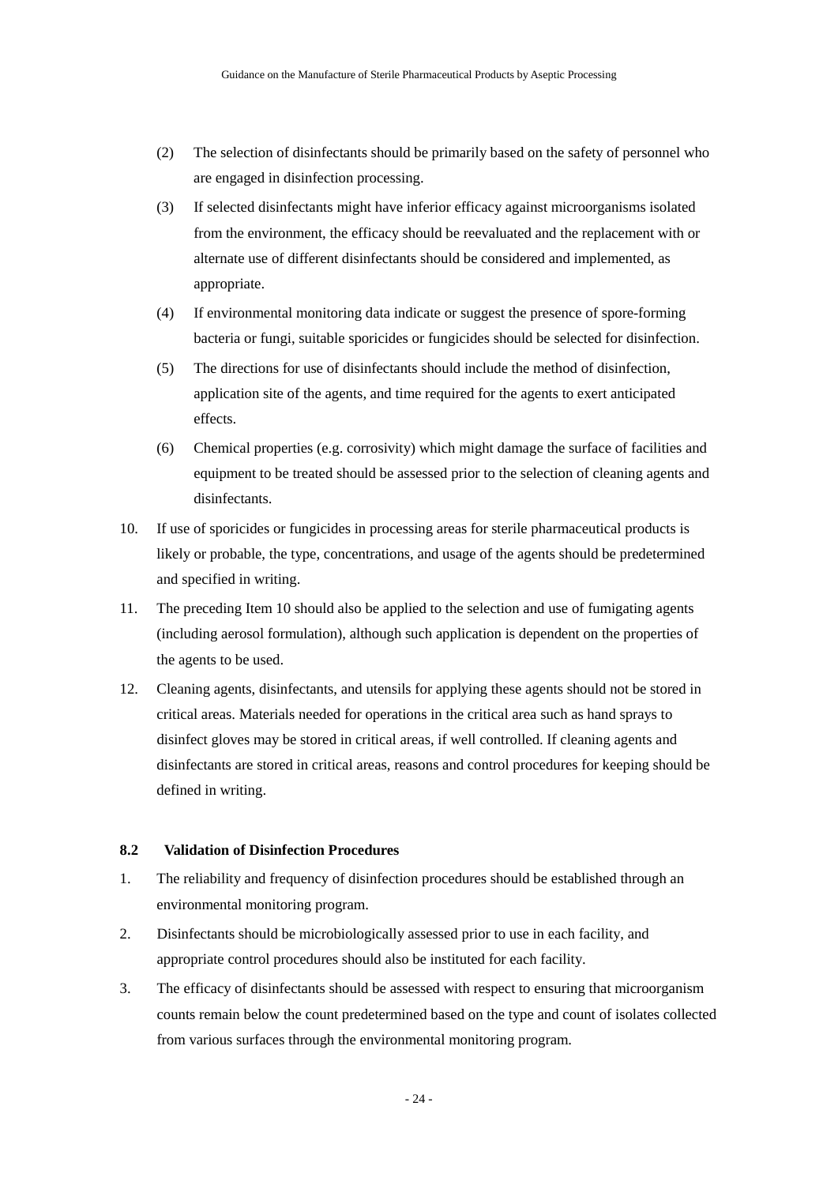(2) The selection of disinfectants should be primarily based on the safety of personnel who are engaged in disinfection processing.

(3) If selected disinfectants might have inferior efficacy against microorganisms isolated from the environment, the efficacy should be reevaluated and the replacement with or alternate use of different disinfectants should be considered and implemented, as appropriate.

(4) If environmental monitoring data indicate or suggest the presence of spore-forming bacteria or fungi, suitable sporicides or fungicides should be selected for disinfection.

(5) The directions for use of disinfectants should include the method of disinfection, application site of the agents, and time required for the agents to exert anticipated effects.

(6) Chemical properties (e.g. corrosivity) which might damage the surface of facilities and equipment to be treated should be assessed prior to the selection of cleaning agents and disinfectants.

10. If use of sporicides or fungicides in processing areas for sterile pharmaceutical products is likely or probable, the type, concentrations, and usage of the agents should be predetermined and specified in writing.

11. The preceding Item 10 should also be applied to the selection and use of fumigating agents (including aerosol formulation), although such application is dependent on the properties of the agents to be used.

12. Cleaning agents, disinfectants, and utensils for applying these agents should not be stored in critical areas. Materials needed for operations in the critical area such as hand sprays to disinfect gloves may be stored in critical areas, if well controlled. If cleaning agents and disinfectants are stored in critical areas, reasons and control procedures for keeping should be defined in writing.

### 8.2 Validation of Disinfection Procedures

1. The reliability and frequency of disinfection procedures should be established through an environmental monitoring program.

2. Disinfectants should be microbiologically assessed prior to use in each facility, and appropriate control procedures should also be instituted for each facility.

3. The efficacy of disinfectants should be assessed with respect to ensuring that microorganism counts remain below the count predetermined based on the type and count of isolates collected from various surfaces through the environmental monitoring program.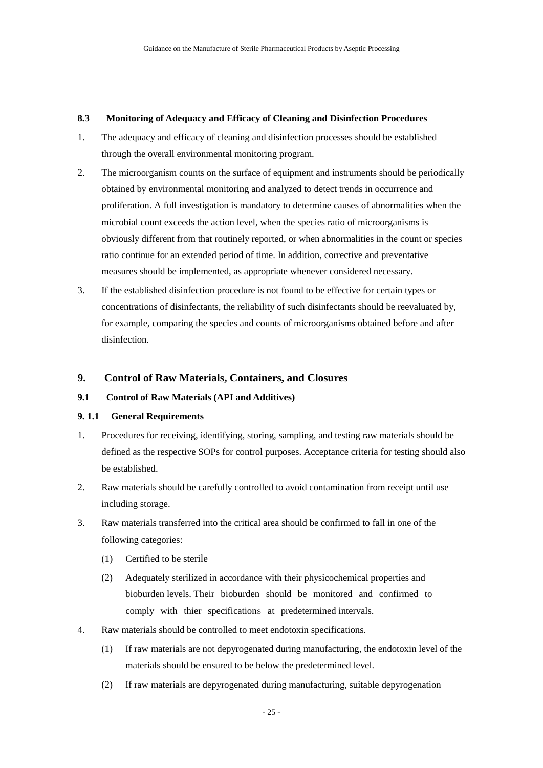### 8.3 Monitoring of Adequacy and Efficacy of Cleaning and Disinfection Procedures

1. The adequacy and efficacy of cleaning and disinfection processes should be established through the overall environmental monitoring program.

2. The microorganism counts on the surface of equipment and instruments should be periodically obtained by environmental monitoring and analyzed to detect trends in occurrence and proliferation. A full investigation is mandatory to determine causes of abnormalities when the microbial count exceeds the action level, when the species ratio of microorganisms is obviously different from that routinely reported, or when abnormalities in the count or species ratio continue for an extended period of time. In addition, corrective and preventative measures should be implemented, as appropriate whenever considered necessary.

3. If the established disinfection procedure is not found to be effective for certain types or concentrations of disinfectants, the reliability of such disinfectants should be reevaluated by, for example, comparing the species and counts of microorganisms obtained before and after disinfection.

## 9. Control of Raw Materials, Containers, and Closures

### 9.1 Control of Raw Materials (API and Additives)

#### 9. 1.1 General Requirements

1. Procedures for receiving, identifying, storing, sampling, and testing raw materials should be defined as the respective SOPs for control purposes. Acceptance criteria for testing should also be established.

2. Raw materials should be carefully controlled to avoid contamination from receipt until use including storage.

3. Raw materials transferred into the critical area should be confirmed to fall in one of the following categories:

   (1) Certified to be sterile

   (2) Adequately sterilized in accordance with their physicochemical properties and bioburden levels. Their bioburden should be monitored and confirmed to comply with thier specifications at predetermined intervals.

4. Raw materials should be controlled to meet endotoxin specifications.

   (1) If raw materials are not depyrogenated during manufacturing, the endotoxin level of the materials should be ensured to be below the predetermined level.

   (2) If raw materials are depyrogenated during manufacturing, suitable depyrogenation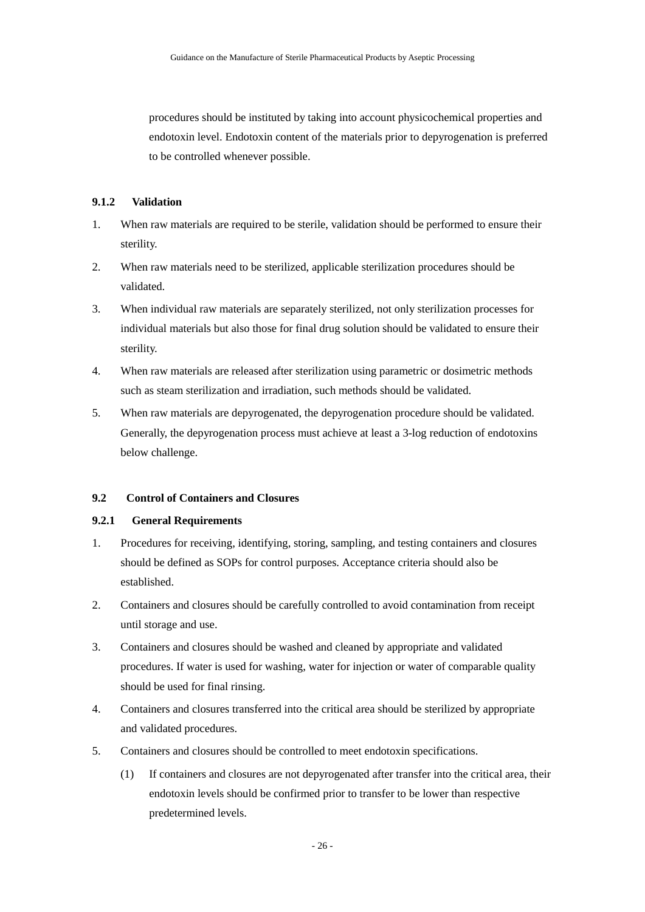procedures should be instituted by taking into account physicochemical properties and endotoxin level. Endotoxin content of the materials prior to depyrogenation is preferred to be controlled whenever possible.

#### 9.1.2 Validation

1. When raw materials are required to be sterile, validation should be performed to ensure their sterility.
2. When raw materials need to be sterilized, applicable sterilization procedures should be validated.
3. When individual raw materials are separately sterilized, not only sterilization processes for individual materials but also those for final drug solution should be validated to ensure their sterility.
4. When raw materials are released after sterilization using parametric or dosimetric methods such as steam sterilization and irradiation, such methods should be validated.
5. When raw materials are depyrogenated, the depyrogenation procedure should be validated. Generally, the depyrogenation process must achieve at least a 3-log reduction of endotoxins below challenge.

### 9.2 Control of Containers and Closures

#### 9.2.1 General Requirements

1. Procedures for receiving, identifying, storing, sampling, and testing containers and closures should be defined as SOPs for control purposes. Acceptance criteria should also be established.
2. Containers and closures should be carefully controlled to avoid contamination from receipt until storage and use.
3. Containers and closures should be washed and cleaned by appropriate and validated procedures. If water is used for washing, water for injection or water of comparable quality should be used for final rinsing.
4. Containers and closures transferred into the critical area should be sterilized by appropriate and validated procedures.
5. Containers and closures should be controlled to meet endotoxin specifications.
   (1) If containers and closures are not depyrogenated after transfer into the critical area, their endotoxin levels should be confirmed prior to transfer to be lower than respective predetermined levels.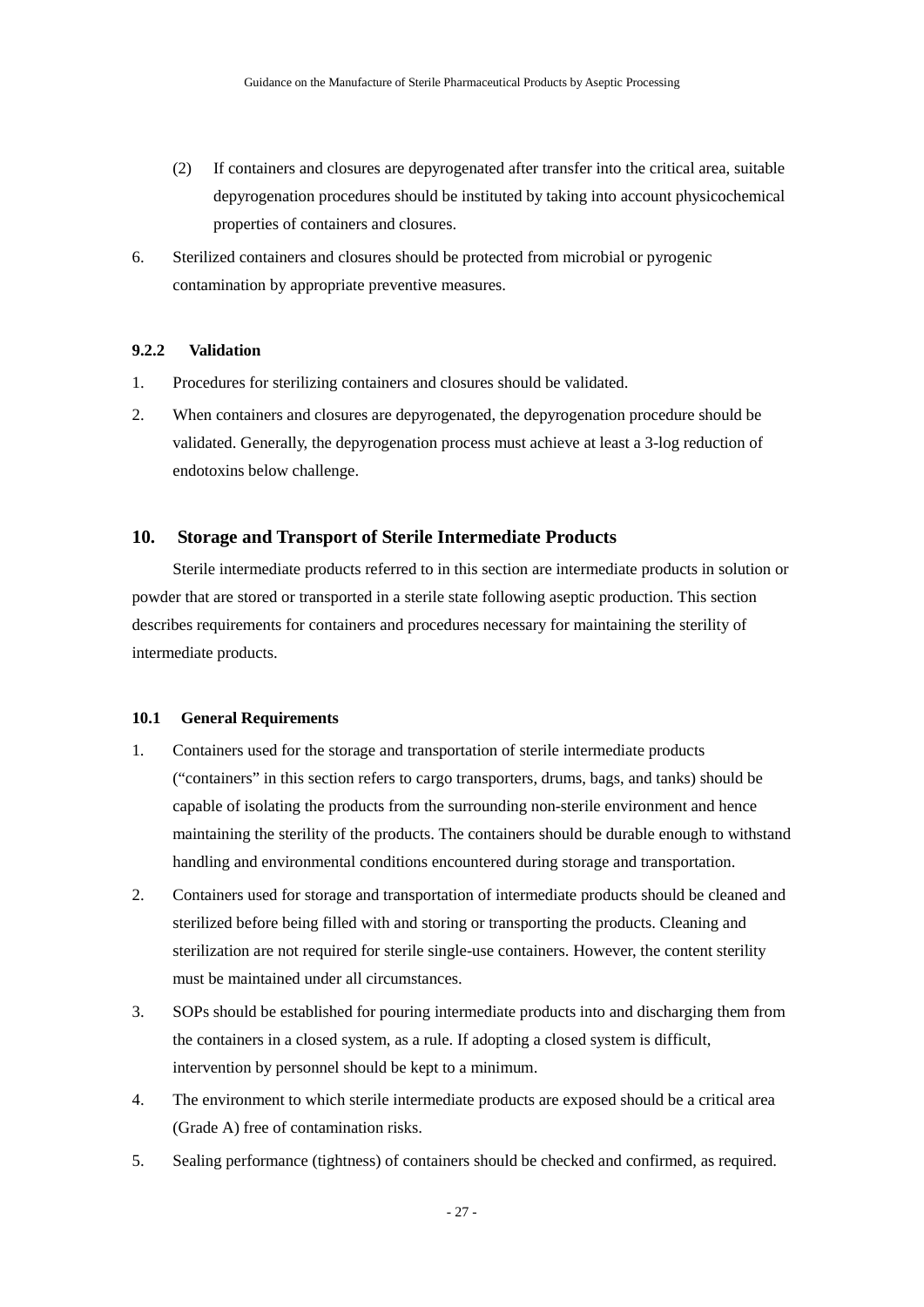(2) If containers and closures are depyrogenated after transfer into the critical area, suitable depyrogenation procedures should be instituted by taking into account physicochemical properties of containers and closures.

6. Sterilized containers and closures should be protected from microbial or pyrogenic contamination by appropriate preventive measures.

#### 9.2.2 Validation

1. Procedures for sterilizing containers and closures should be validated.
2. When containers and closures are depyrogenated, the depyrogenation procedure should be validated. Generally, the depyrogenation process must achieve at least a 3-log reduction of endotoxins below challenge.

## 10. Storage and Transport of Sterile Intermediate Products

Sterile intermediate products referred to in this section are intermediate products in solution or powder that are stored or transported in a sterile state following aseptic production. This section describes requirements for containers and procedures necessary for maintaining the sterility of intermediate products.

### 10.1 General Requirements

1. Containers used for the storage and transportation of sterile intermediate products ("containers" in this section refers to cargo transporters, drums, bags, and tanks) should be capable of isolating the products from the surrounding non-sterile environment and hence maintaining the sterility of the products. The containers should be durable enough to withstand handling and environmental conditions encountered during storage and transportation.
2. Containers used for storage and transportation of intermediate products should be cleaned and sterilized before being filled with and storing or transporting the products. Cleaning and sterilization are not required for sterile single-use containers. However, the content sterility must be maintained under all circumstances.
3. SOPs should be established for pouring intermediate products into and discharging them from the containers in a closed system, as a rule. If adopting a closed system is difficult, intervention by personnel should be kept to a minimum.
4. The environment to which sterile intermediate products are exposed should be a critical area (Grade A) free of contamination risks.
5. Sealing performance (tightness) of containers should be checked and confirmed, as required.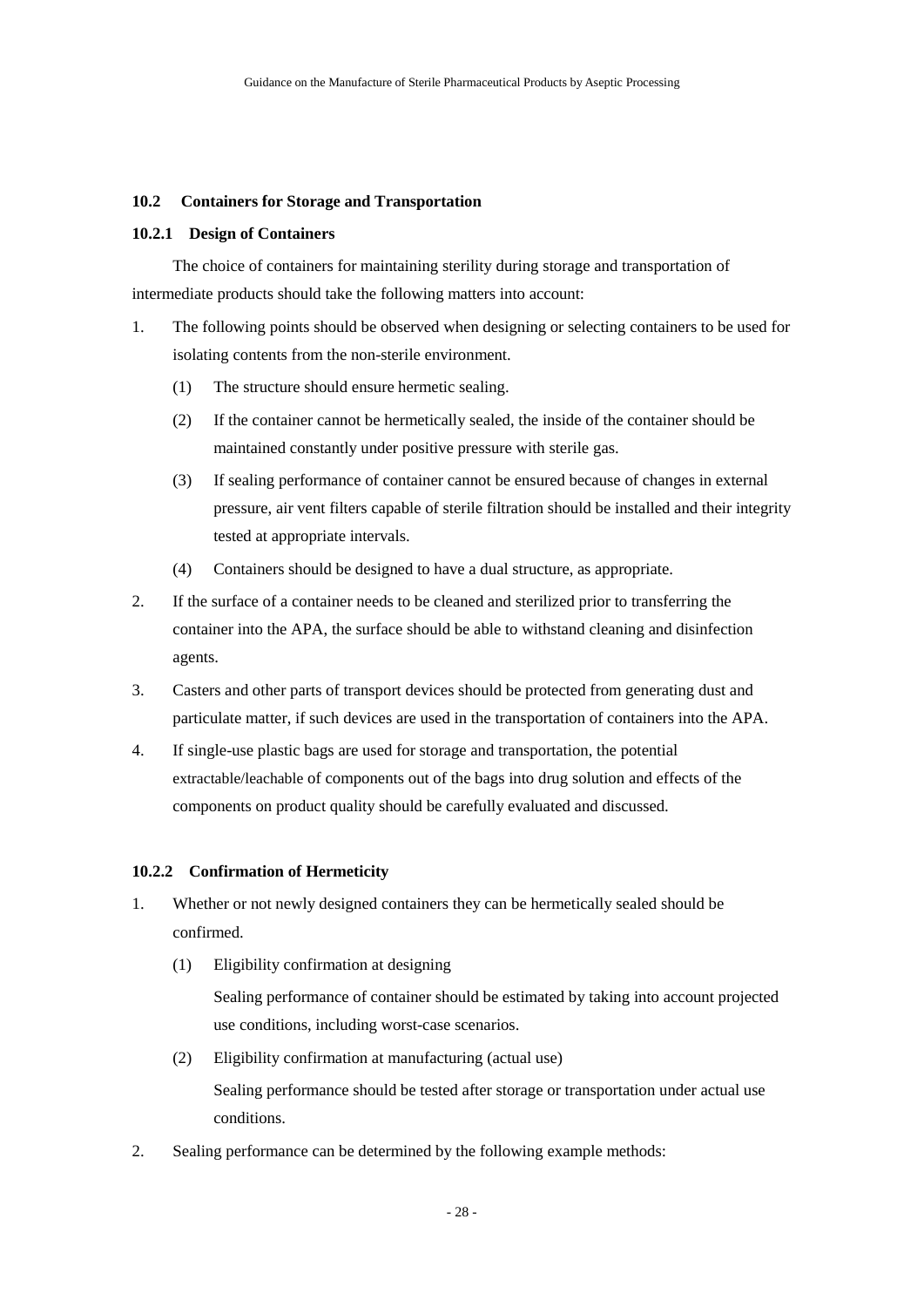### 10.2 Containers for Storage and Transportation

#### 10.2.1 Design of Containers

The choice of containers for maintaining sterility during storage and transportation of intermediate products should take the following matters into account:

1. The following points should be observed when designing or selecting containers to be used for isolating contents from the non-sterile environment.
    (1) The structure should ensure hermetic sealing.
    (2) If the container cannot be hermetically sealed, the inside of the container should be maintained constantly under positive pressure with sterile gas.
    (3) If sealing performance of container cannot be ensured because of changes in external pressure, air vent filters capable of sterile filtration should be installed and their integrity tested at appropriate intervals.
    (4) Containers should be designed to have a dual structure, as appropriate.
2. If the surface of a container needs to be cleaned and sterilized prior to transferring the container into the APA, the surface should be able to withstand cleaning and disinfection agents.
3. Casters and other parts of transport devices should be protected from generating dust and particulate matter, if such devices are used in the transportation of containers into the APA.
4. If single-use plastic bags are used for storage and transportation, the potential extractable/leachable of components out of the bags into drug solution and effects of the components on product quality should be carefully evaluated and discussed.

#### 10.2.2 Confirmation of Hermeticity

1. Whether or not newly designed containers they can be hermetically sealed should be confirmed.
    (1) Eligibility confirmation at designing

        Sealing performance of container should be estimated by taking into account projected use conditions, including worst-case scenarios.
    (2) Eligibility confirmation at manufacturing (actual use)

        Sealing performance should be tested after storage or transportation under actual use conditions.
2. Sealing performance can be determined by the following example methods: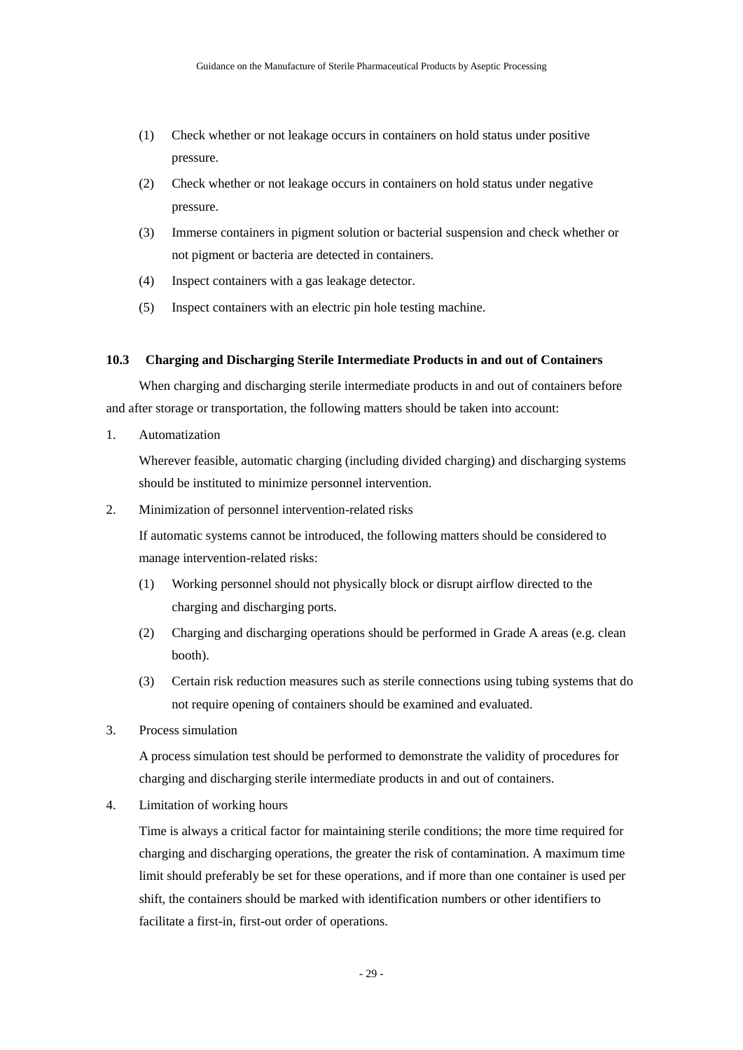(1) Check whether or not leakage occurs in containers on hold status under positive pressure.

(2) Check whether or not leakage occurs in containers on hold status under negative pressure.

(3) Immerse containers in pigment solution or bacterial suspension and check whether or not pigment or bacteria are detected in containers.

(4) Inspect containers with a gas leakage detector.

(5) Inspect containers with an electric pin hole testing machine.

### 10.3 Charging and Discharging Sterile Intermediate Products in and out of Containers

When charging and discharging sterile intermediate products in and out of containers before and after storage or transportation, the following matters should be taken into account:

1. Automatization

   Wherever feasible, automatic charging (including divided charging) and discharging systems should be instituted to minimize personnel intervention.

2. Minimization of personnel intervention-related risks

   If automatic systems cannot be introduced, the following matters should be considered to manage intervention-related risks:

   (1) Working personnel should not physically block or disrupt airflow directed to the charging and discharging ports.

   (2) Charging and discharging operations should be performed in Grade A areas (e.g. clean booth).

   (3) Certain risk reduction measures such as sterile connections using tubing systems that do not require opening of containers should be examined and evaluated.

3. Process simulation

   A process simulation test should be performed to demonstrate the validity of procedures for charging and discharging sterile intermediate products in and out of containers.

4. Limitation of working hours

   Time is always a critical factor for maintaining sterile conditions; the more time required for charging and discharging operations, the greater the risk of contamination. A maximum time limit should preferably be set for these operations, and if more than one container is used per shift, the containers should be marked with identification numbers or other identifiers to facilitate a first-in, first-out order of operations.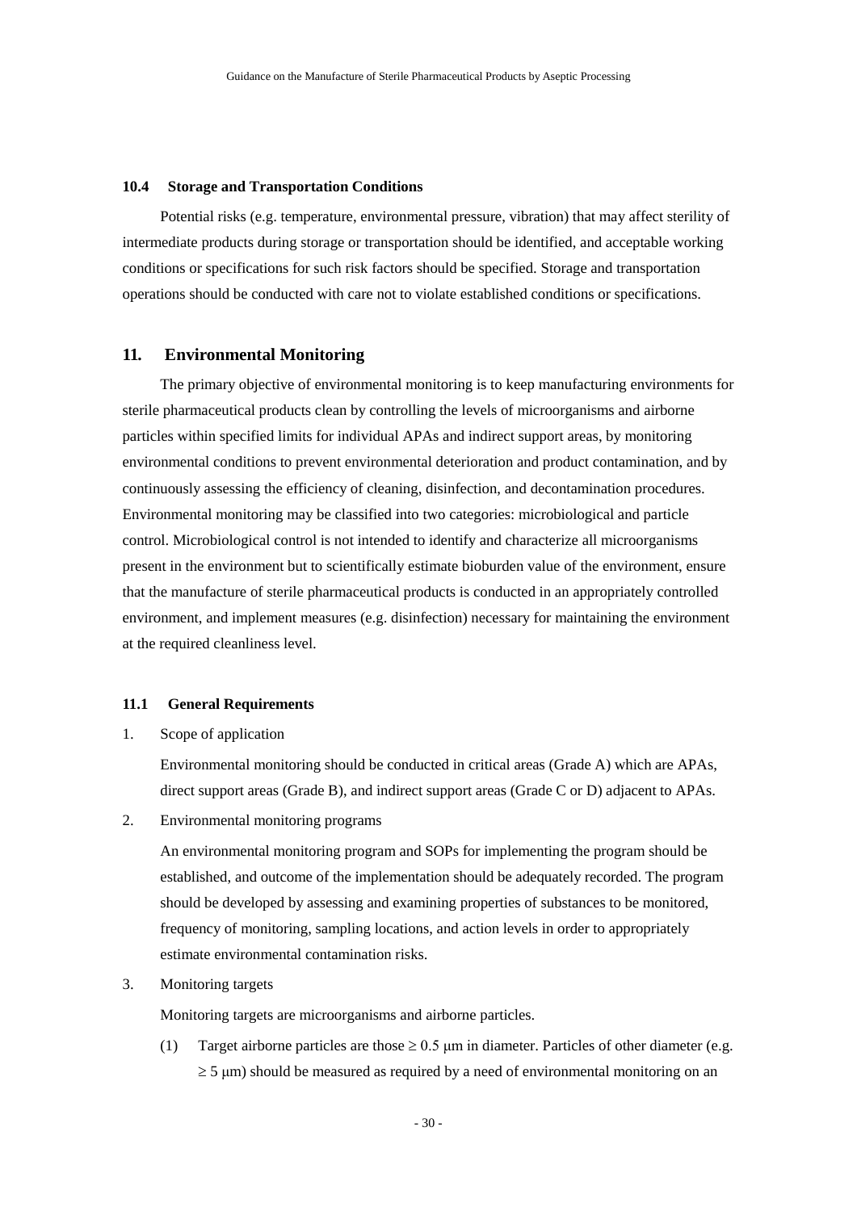### 10.4 Storage and Transportation Conditions

Potential risks (e.g. temperature, environmental pressure, vibration) that may affect sterility of intermediate products during storage or transportation should be identified, and acceptable working conditions or specifications for such risk factors should be specified. Storage and transportation operations should be conducted with care not to violate established conditions or specifications.

## 11. Environmental Monitoring

The primary objective of environmental monitoring is to keep manufacturing environments for sterile pharmaceutical products clean by controlling the levels of microorganisms and airborne particles within specified limits for individual APAs and indirect support areas, by monitoring environmental conditions to prevent environmental deterioration and product contamination, and by continuously assessing the efficiency of cleaning, disinfection, and decontamination procedures. Environmental monitoring may be classified into two categories: microbiological and particle control. Microbiological control is not intended to identify and characterize all microorganisms present in the environment but to scientifically estimate bioburden value of the environment, ensure that the manufacture of sterile pharmaceutical products is conducted in an appropriately controlled environment, and implement measures (e.g. disinfection) necessary for maintaining the environment at the required cleanliness level.

### 11.1 General Requirements

1. Scope of application

   Environmental monitoring should be conducted in critical areas (Grade A) which are APAs, direct support areas (Grade B), and indirect support areas (Grade C or D) adjacent to APAs.

2. Environmental monitoring programs

   An environmental monitoring program and SOPs for implementing the program should be established, and outcome of the implementation should be adequately recorded. The program should be developed by assessing and examining properties of substances to be monitored, frequency of monitoring, sampling locations, and action levels in order to appropriately estimate environmental contamination risks.

3. Monitoring targets

   Monitoring targets are microorganisms and airborne particles.

   (1) Target airborne particles are those $\geq 0.5$ μm in diameter. Particles of other diameter (e.g. $\geq 5$ μm) should be measured as required by a need of environmental monitoring on an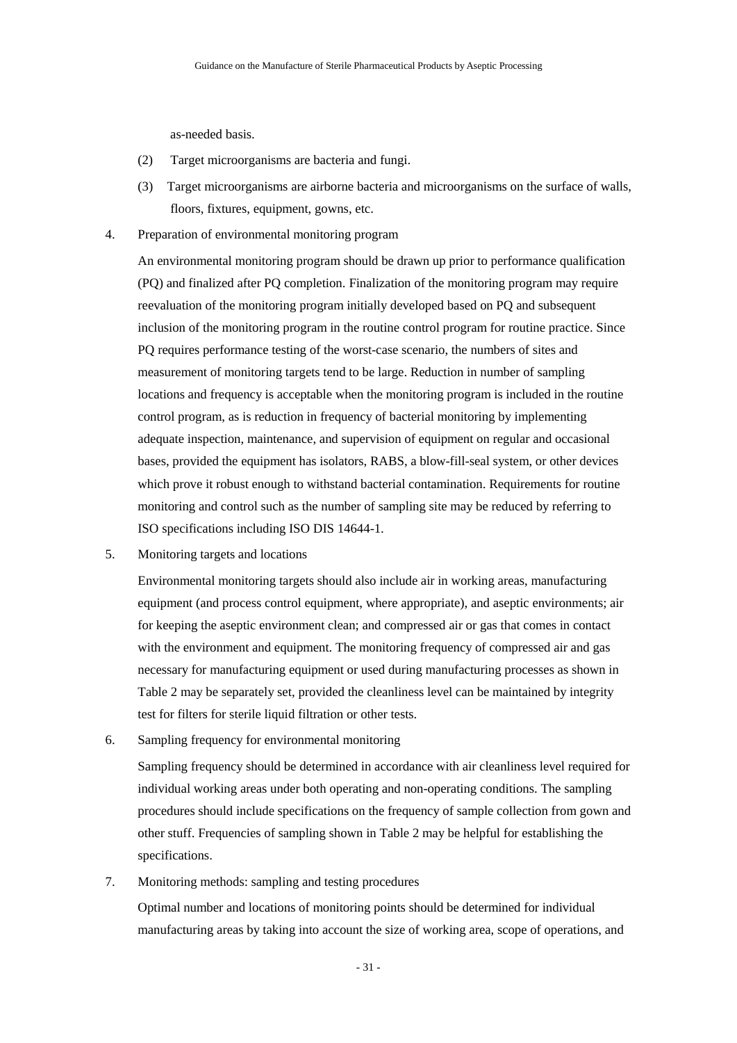as-needed basis.

(2) Target microorganisms are bacteria and fungi.

(3) Target microorganisms are airborne bacteria and microorganisms on the surface of walls, floors, fixtures, equipment, gowns, etc.

4. Preparation of environmental monitoring program

An environmental monitoring program should be drawn up prior to performance qualification (PQ) and finalized after PQ completion. Finalization of the monitoring program may require reevaluation of the monitoring program initially developed based on PQ and subsequent inclusion of the monitoring program in the routine control program for routine practice. Since PQ requires performance testing of the worst-case scenario, the numbers of sites and measurement of monitoring targets tend to be large. Reduction in number of sampling locations and frequency is acceptable when the monitoring program is included in the routine control program, as is reduction in frequency of bacterial monitoring by implementing adequate inspection, maintenance, and supervision of equipment on regular and occasional bases, provided the equipment has isolators, RABS, a blow-fill-seal system, or other devices which prove it robust enough to withstand bacterial contamination. Requirements for routine monitoring and control such as the number of sampling site may be reduced by referring to ISO specifications including ISO DIS 14644-1.

5. Monitoring targets and locations

Environmental monitoring targets should also include air in working areas, manufacturing equipment (and process control equipment, where appropriate), and aseptic environments; air for keeping the aseptic environment clean; and compressed air or gas that comes in contact with the environment and equipment. The monitoring frequency of compressed air and gas necessary for manufacturing equipment or used during manufacturing processes as shown in Table 2 may be separately set, provided the cleanliness level can be maintained by integrity test for filters for sterile liquid filtration or other tests.

6. Sampling frequency for environmental monitoring

Sampling frequency should be determined in accordance with air cleanliness level required for individual working areas under both operating and non-operating conditions. The sampling procedures should include specifications on the frequency of sample collection from gown and other stuff. Frequencies of sampling shown in Table 2 may be helpful for establishing the specifications.

7. Monitoring methods: sampling and testing procedures

Optimal number and locations of monitoring points should be determined for individual manufacturing areas by taking into account the size of working area, scope of operations, and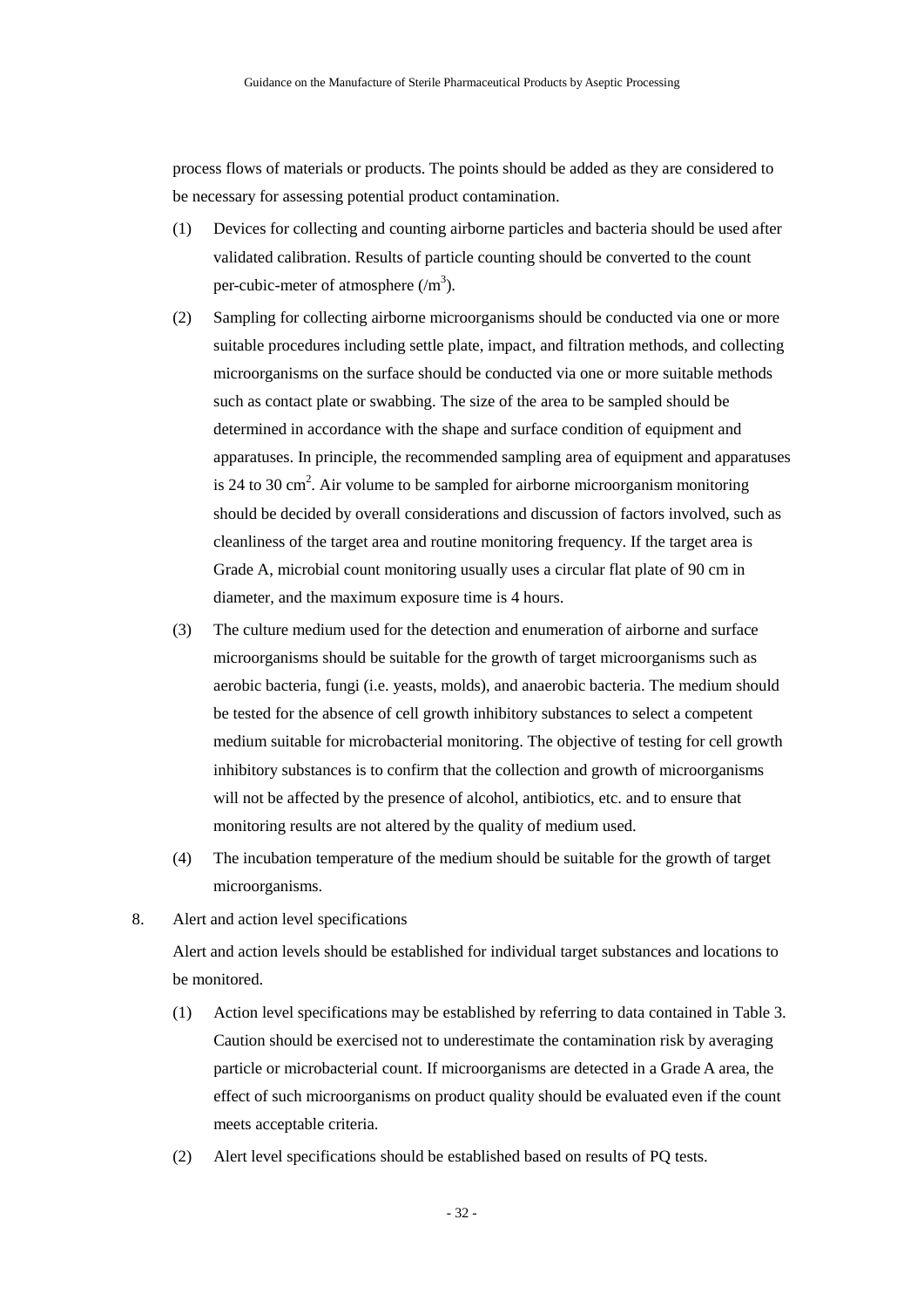process flows of materials or products. The points should be added as they are considered to be necessary for assessing potential product contamination.

(1) Devices for collecting and counting airborne particles and bacteria should be used after validated calibration. Results of particle counting should be converted to the count per-cubic-meter of atmosphere ($/m^3$).

(2) Sampling for collecting airborne microorganisms should be conducted via one or more suitable procedures including settle plate, impact, and filtration methods, and collecting microorganisms on the surface should be conducted via one or more suitable methods such as contact plate or swabbing. The size of the area to be sampled should be determined in accordance with the shape and surface condition of equipment and apparatuses. In principle, the recommended sampling area of equipment and apparatuses is 24 to 30 $cm^2$. Air volume to be sampled for airborne microorganism monitoring should be decided by overall considerations and discussion of factors involved, such as cleanliness of the target area and routine monitoring frequency. If the target area is Grade A, microbial count monitoring usually uses a circular flat plate of 90 cm in diameter, and the maximum exposure time is 4 hours.

(3) The culture medium used for the detection and enumeration of airborne and surface microorganisms should be suitable for the growth of target microorganisms such as aerobic bacteria, fungi (i.e. yeasts, molds), and anaerobic bacteria. The medium should be tested for the absence of cell growth inhibitory substances to select a competent medium suitable for microbacterial monitoring. The objective of testing for cell growth inhibitory substances is to confirm that the collection and growth of microorganisms will not be affected by the presence of alcohol, antibiotics, etc. and to ensure that monitoring results are not altered by the quality of medium used.

(4) The incubation temperature of the medium should be suitable for the growth of target microorganisms.

8. Alert and action level specifications

Alert and action levels should be established for individual target substances and locations to be monitored.

(1) Action level specifications may be established by referring to data contained in Table 3. Caution should be exercised not to underestimate the contamination risk by averaging particle or microbacterial count. If microorganisms are detected in a Grade A area, the effect of such microorganisms on product quality should be evaluated even if the count meets acceptable criteria.

(2) Alert level specifications should be established based on results of PQ tests.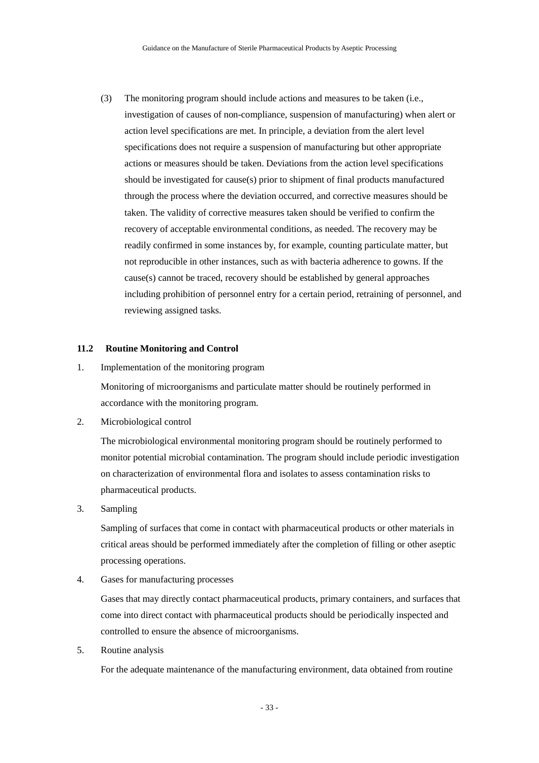(3) The monitoring program should include actions and measures to be taken (i.e., investigation of causes of non-compliance, suspension of manufacturing) when alert or action level specifications are met. In principle, a deviation from the alert level specifications does not require a suspension of manufacturing but other appropriate actions or measures should be taken. Deviations from the action level specifications should be investigated for cause(s) prior to shipment of final products manufactured through the process where the deviation occurred, and corrective measures should be taken. The validity of corrective measures taken should be verified to confirm the recovery of acceptable environmental conditions, as needed. The recovery may be readily confirmed in some instances by, for example, counting particulate matter, but not reproducible in other instances, such as with bacteria adherence to gowns. If the cause(s) cannot be traced, recovery should be established by general approaches including prohibition of personnel entry for a certain period, retraining of personnel, and reviewing assigned tasks.

### 11.2 Routine Monitoring and Control

1. Implementation of the monitoring program

   Monitoring of microorganisms and particulate matter should be routinely performed in accordance with the monitoring program.

2. Microbiological control

   The microbiological environmental monitoring program should be routinely performed to monitor potential microbial contamination. The program should include periodic investigation on characterization of environmental flora and isolates to assess contamination risks to pharmaceutical products.

3. Sampling

   Sampling of surfaces that come in contact with pharmaceutical products or other materials in critical areas should be performed immediately after the completion of filling or other aseptic processing operations.

4. Gases for manufacturing processes

   Gases that may directly contact pharmaceutical products, primary containers, and surfaces that come into direct contact with pharmaceutical products should be periodically inspected and controlled to ensure the absence of microorganisms.

5. Routine analysis

   For the adequate maintenance of the manufacturing environment, data obtained from routine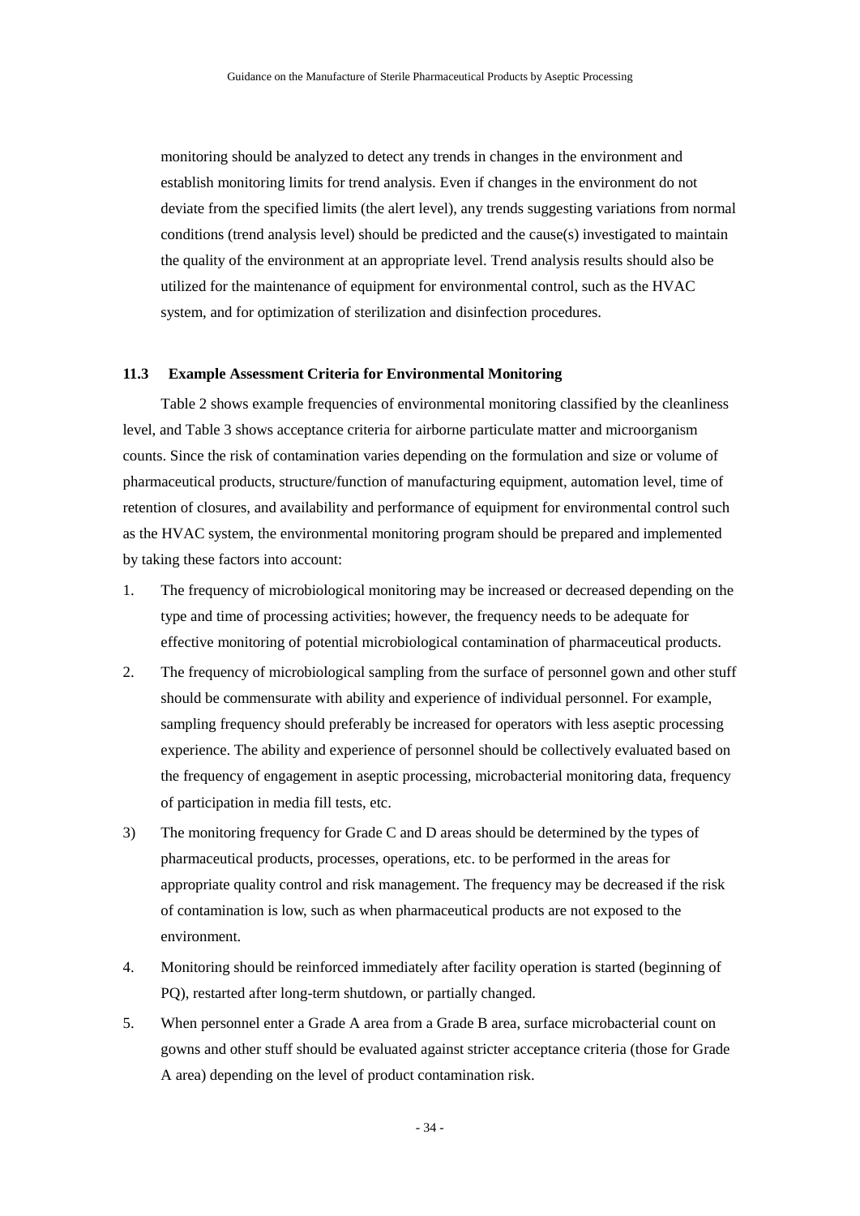monitoring should be analyzed to detect any trends in changes in the environment and establish monitoring limits for trend analysis. Even if changes in the environment do not deviate from the specified limits (the alert level), any trends suggesting variations from normal conditions (trend analysis level) should be predicted and the cause(s) investigated to maintain the quality of the environment at an appropriate level. Trend analysis results should also be utilized for the maintenance of equipment for environmental control, such as the HVAC system, and for optimization of sterilization and disinfection procedures.

### 11.3 Example Assessment Criteria for Environmental Monitoring

Table 2 shows example frequencies of environmental monitoring classified by the cleanliness level, and Table 3 shows acceptance criteria for airborne particulate matter and microorganism counts. Since the risk of contamination varies depending on the formulation and size or volume of pharmaceutical products, structure/function of manufacturing equipment, automation level, time of retention of closures, and availability and performance of equipment for environmental control such as the HVAC system, the environmental monitoring program should be prepared and implemented by taking these factors into account:

1. The frequency of microbiological monitoring may be increased or decreased depending on the type and time of processing activities; however, the frequency needs to be adequate for effective monitoring of potential microbiological contamination of pharmaceutical products.
2. The frequency of microbiological sampling from the surface of personnel gown and other stuff should be commensurate with ability and experience of individual personnel. For example, sampling frequency should preferably be increased for operators with less aseptic processing experience. The ability and experience of personnel should be collectively evaluated based on the frequency of engagement in aseptic processing, microbacterial monitoring data, frequency of participation in media fill tests, etc.
3) The monitoring frequency for Grade C and D areas should be determined by the types of pharmaceutical products, processes, operations, etc. to be performed in the areas for appropriate quality control and risk management. The frequency may be decreased if the risk of contamination is low, such as when pharmaceutical products are not exposed to the environment.
4. Monitoring should be reinforced immediately after facility operation is started (beginning of PQ), restarted after long-term shutdown, or partially changed.
5. When personnel enter a Grade A area from a Grade B area, surface microbacterial count on gowns and other stuff should be evaluated against stricter acceptance criteria (those for Grade A area) depending on the level of product contamination risk.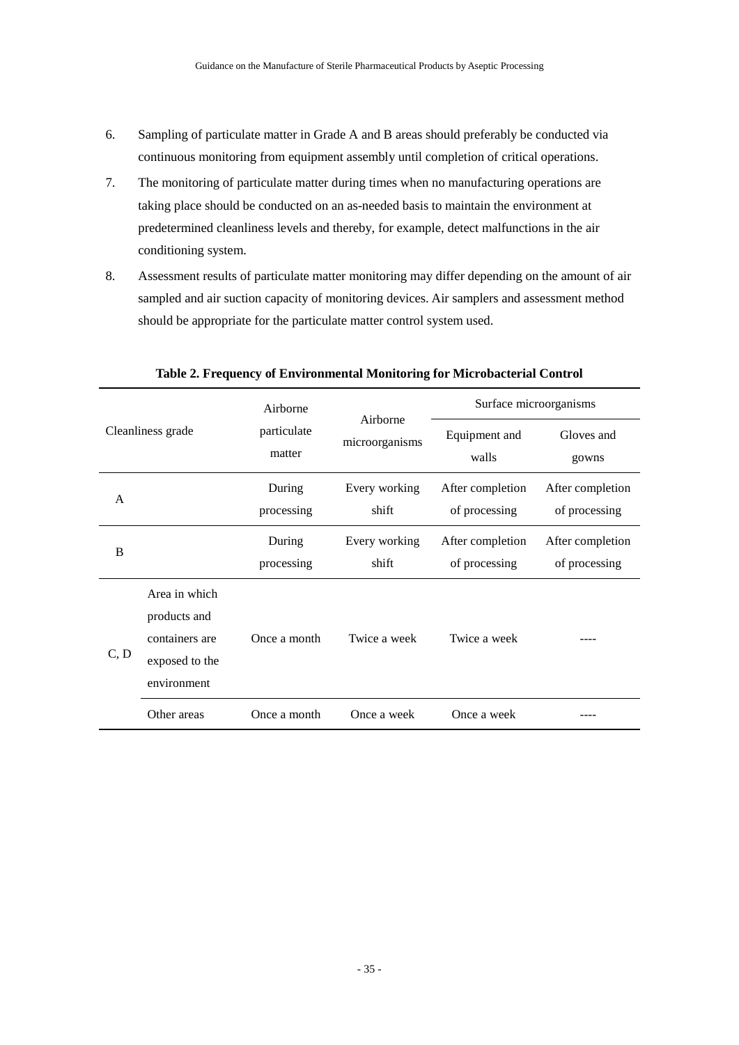6. Sampling of particulate matter in Grade A and B areas should preferably be conducted via continuous monitoring from equipment assembly until completion of critical operations.
7. The monitoring of particulate matter during times when no manufacturing operations are taking place should be conducted on an as-needed basis to maintain the environment at predetermined cleanliness levels and thereby, for example, detect malfunctions in the air conditioning system.
8. Assessment results of particulate matter monitoring may differ depending on the amount of air sampled and air suction capacity of monitoring devices. Air samplers and assessment method should be appropriate for the particulate matter control system used.

**Table 2. Frequency of Environmental Monitoring for Microbacterial Control**

| Cleanliness grade | | Airborne particulate matter | Airborne microorganisms | Surface microorganisms | |
|---|---|---|---|---|---|
| | | | | Equipment and walls | Gloves and gowns |
| A | | During processing | Every working shift | After completion of processing | After completion of processing |
| B | | During processing | Every working shift | After completion of processing | After completion of processing |
| C, D | Area in which products and containers are exposed to the environment | Once a month | Twice a week | Twice a week | ---- |
| | Other areas | Once a month | Once a week | Once a week | ---- |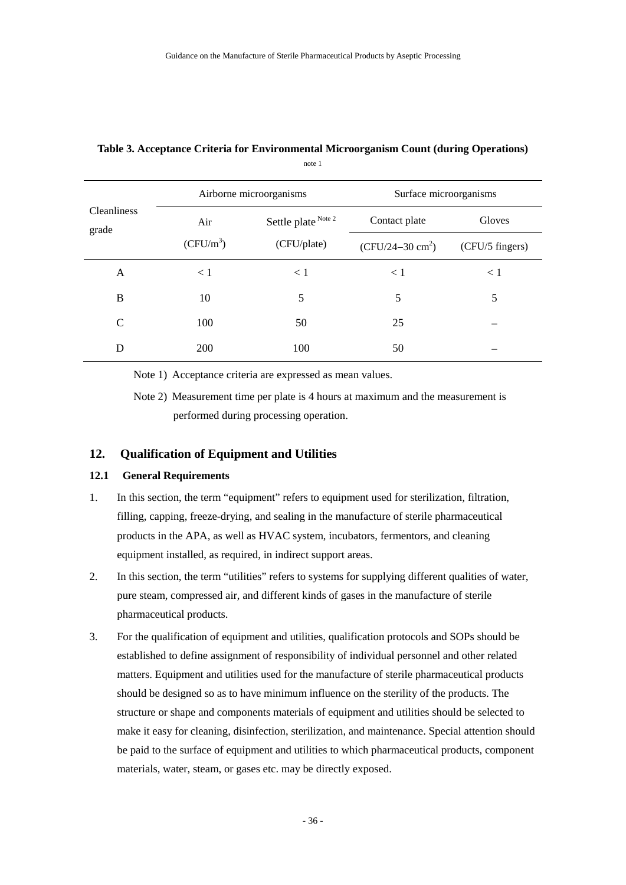**Table 3. Acceptance Criteria for Environmental Microorganism Count (during Operations)** note 1

| Cleanliness grade | Airborne microorganisms | | Surface microorganisms | |
|---|---|---|---|---|
| | Air ($CFU/m^3$) | Settle plate Note 2 (CFU/plate) | Contact plate (CFU/24–30 $cm^2$) | Gloves (CFU/5 fingers) |
| A | < 1 | < 1 | < 1 | < 1 |
| B | 10 | 5 | 5 | 5 |
| C | 100 | 50 | 25 | – |
| D | 200 | 100 | 50 | – |

Note 1) Acceptance criteria are expressed as mean values.

Note 2) Measurement time per plate is 4 hours at maximum and the measurement is performed during processing operation.

## 12. Qualification of Equipment and Utilities

### 12.1 General Requirements

1. In this section, the term "equipment" refers to equipment used for sterilization, filtration, filling, capping, freeze-drying, and sealing in the manufacture of sterile pharmaceutical products in the APA, as well as HVAC system, incubators, fermentors, and cleaning equipment installed, as required, in indirect support areas.
2. In this section, the term "utilities" refers to systems for supplying different qualities of water, pure steam, compressed air, and different kinds of gases in the manufacture of sterile pharmaceutical products.
3. For the qualification of equipment and utilities, qualification protocols and SOPs should be established to define assignment of responsibility of individual personnel and other related matters. Equipment and utilities used for the manufacture of sterile pharmaceutical products should be designed so as to have minimum influence on the sterility of the products. The structure or shape and components materials of equipment and utilities should be selected to make it easy for cleaning, disinfection, sterilization, and maintenance. Special attention should be paid to the surface of equipment and utilities to which pharmaceutical products, component materials, water, steam, or gases etc. may be directly exposed.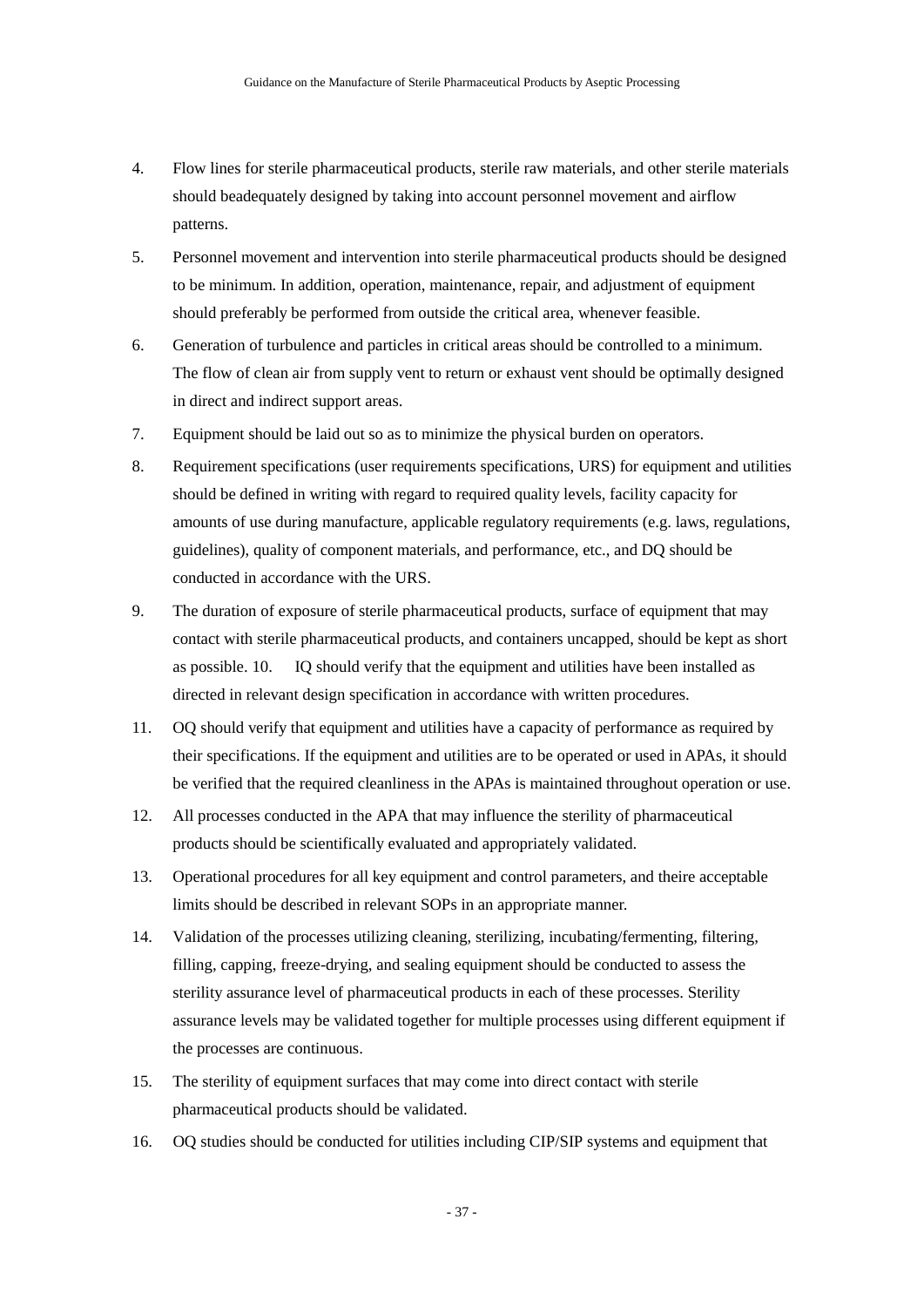4. Flow lines for sterile pharmaceutical products, sterile raw materials, and other sterile materials should beadequately designed by taking into account personnel movement and airflow patterns.

5. Personnel movement and intervention into sterile pharmaceutical products should be designed to be minimum. In addition, operation, maintenance, repair, and adjustment of equipment should preferably be performed from outside the critical area, whenever feasible.

6. Generation of turbulence and particles in critical areas should be controlled to a minimum. The flow of clean air from supply vent to return or exhaust vent should be optimally designed in direct and indirect support areas.

7. Equipment should be laid out so as to minimize the physical burden on operators.

8. Requirement specifications (user requirements specifications, URS) for equipment and utilities should be defined in writing with regard to required quality levels, facility capacity for amounts of use during manufacture, applicable regulatory requirements (e.g. laws, regulations, guidelines), quality of component materials, and performance, etc., and DQ should be conducted in accordance with the URS.

9. The duration of exposure of sterile pharmaceutical products, surface of equipment that may contact with sterile pharmaceutical products, and containers uncapped, should be kept as short as possible. 10. IQ should verify that the equipment and utilities have been installed as directed in relevant design specification in accordance with written procedures.

11. OQ should verify that equipment and utilities have a capacity of performance as required by their specifications. If the equipment and utilities are to be operated or used in APAs, it should be verified that the required cleanliness in the APAs is maintained throughout operation or use.

12. All processes conducted in the APA that may influence the sterility of pharmaceutical products should be scientifically evaluated and appropriately validated.

13. Operational procedures for all key equipment and control parameters, and theire acceptable limits should be described in relevant SOPs in an appropriate manner.

14. Validation of the processes utilizing cleaning, sterilizing, incubating/fermenting, filtering, filling, capping, freeze-drying, and sealing equipment should be conducted to assess the sterility assurance level of pharmaceutical products in each of these processes. Sterility assurance levels may be validated together for multiple processes using different equipment if the processes are continuous.

15. The sterility of equipment surfaces that may come into direct contact with sterile pharmaceutical products should be validated.

16. OQ studies should be conducted for utilities including CIP/SIP systems and equipment that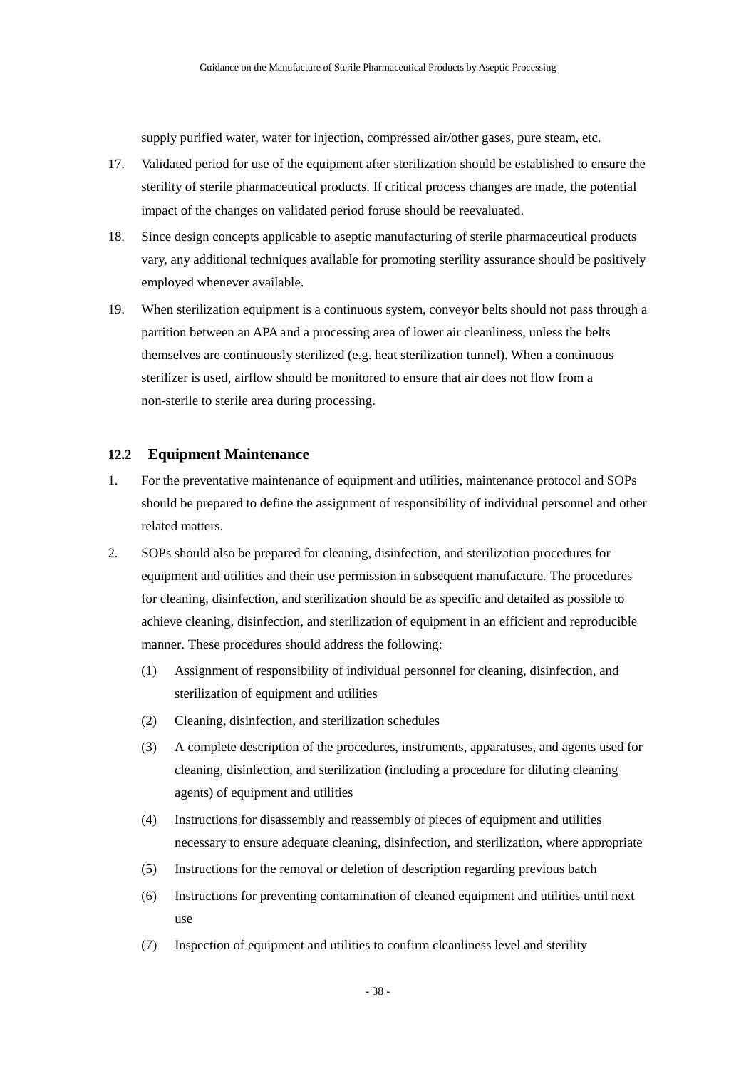supply purified water, water for injection, compressed air/other gases, pure steam, etc.

17. Validated period for use of the equipment after sterilization should be established to ensure the sterility of sterile pharmaceutical products. If critical process changes are made, the potential impact of the changes on validated period foruse should be reevaluated.

18. Since design concepts applicable to aseptic manufacturing of sterile pharmaceutical products vary, any additional techniques available for promoting sterility assurance should be positively employed whenever available.

19. When sterilization equipment is a continuous system, conveyor belts should not pass through a partition between an APA and a processing area of lower air cleanliness, unless the belts themselves are continuously sterilized (e.g. heat sterilization tunnel). When a continuous sterilizer is used, airflow should be monitored to ensure that air does not flow from a non-sterile to sterile area during processing.

### 12.2 Equipment Maintenance

1. For the preventative maintenance of equipment and utilities, maintenance protocol and SOPs should be prepared to define the assignment of responsibility of individual personnel and other related matters.

2. SOPs should also be prepared for cleaning, disinfection, and sterilization procedures for equipment and utilities and their use permission in subsequent manufacture. The procedures for cleaning, disinfection, and sterilization should be as specific and detailed as possible to achieve cleaning, disinfection, and sterilization of equipment in an efficient and reproducible manner. These procedures should address the following:

   (1) Assignment of responsibility of individual personnel for cleaning, disinfection, and sterilization of equipment and utilities

   (2) Cleaning, disinfection, and sterilization schedules

   (3) A complete description of the procedures, instruments, apparatuses, and agents used for cleaning, disinfection, and sterilization (including a procedure for diluting cleaning agents) of equipment and utilities

   (4) Instructions for disassembly and reassembly of pieces of equipment and utilities necessary to ensure adequate cleaning, disinfection, and sterilization, where appropriate

   (5) Instructions for the removal or deletion of description regarding previous batch

   (6) Instructions for preventing contamination of cleaned equipment and utilities until next use

   (7) Inspection of equipment and utilities to confirm cleanliness level and sterility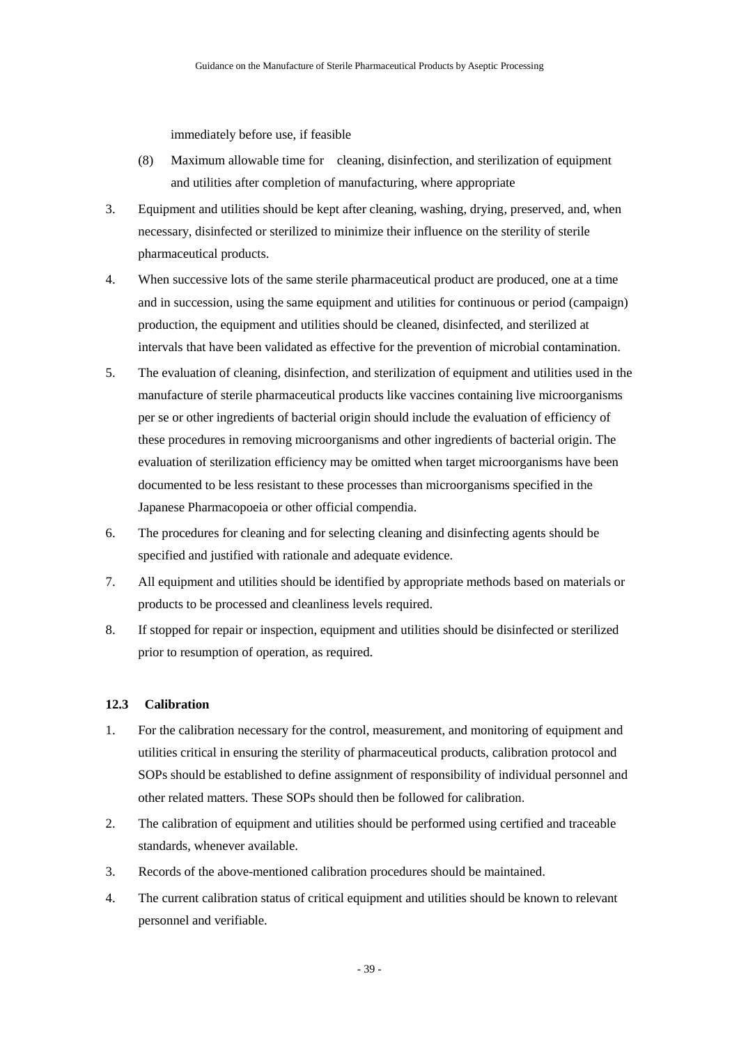immediately before use, if feasible

(8) Maximum allowable time for cleaning, disinfection, and sterilization of equipment and utilities after completion of manufacturing, where appropriate

3. Equipment and utilities should be kept after cleaning, washing, drying, preserved, and, when necessary, disinfected or sterilized to minimize their influence on the sterility of sterile pharmaceutical products.

4. When successive lots of the same sterile pharmaceutical product are produced, one at a time and in succession, using the same equipment and utilities for continuous or period (campaign) production, the equipment and utilities should be cleaned, disinfected, and sterilized at intervals that have been validated as effective for the prevention of microbial contamination.

5. The evaluation of cleaning, disinfection, and sterilization of equipment and utilities used in the manufacture of sterile pharmaceutical products like vaccines containing live microorganisms per se or other ingredients of bacterial origin should include the evaluation of efficiency of these procedures in removing microorganisms and other ingredients of bacterial origin. The evaluation of sterilization efficiency may be omitted when target microorganisms have been documented to be less resistant to these processes than microorganisms specified in the Japanese Pharmacopoeia or other official compendia.

6. The procedures for cleaning and for selecting cleaning and disinfecting agents should be specified and justified with rationale and adequate evidence.

7. All equipment and utilities should be identified by appropriate methods based on materials or products to be processed and cleanliness levels required.

8. If stopped for repair or inspection, equipment and utilities should be disinfected or sterilized prior to resumption of operation, as required.

### 12.3 Calibration

1. For the calibration necessary for the control, measurement, and monitoring of equipment and utilities critical in ensuring the sterility of pharmaceutical products, calibration protocol and SOPs should be established to define assignment of responsibility of individual personnel and other related matters. These SOPs should then be followed for calibration.

2. The calibration of equipment and utilities should be performed using certified and traceable standards, whenever available.

3. Records of the above-mentioned calibration procedures should be maintained.

4. The current calibration status of critical equipment and utilities should be known to relevant personnel and verifiable.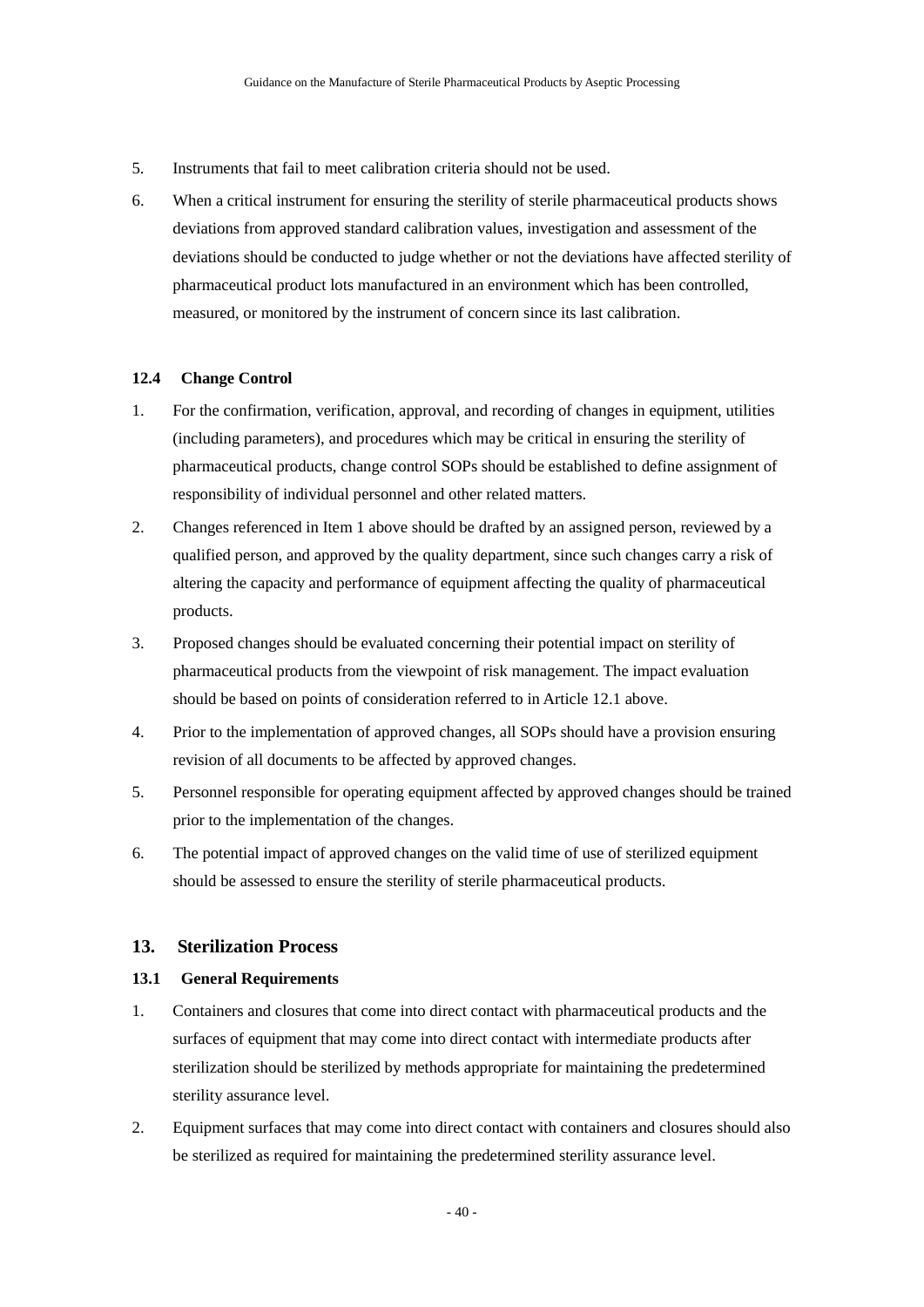5. Instruments that fail to meet calibration criteria should not be used.
6. When a critical instrument for ensuring the sterility of sterile pharmaceutical products shows deviations from approved standard calibration values, investigation and assessment of the deviations should be conducted to judge whether or not the deviations have affected sterility of pharmaceutical product lots manufactured in an environment which has been controlled, measured, or monitored by the instrument of concern since its last calibration.

### 12.4 Change Control

1. For the confirmation, verification, approval, and recording of changes in equipment, utilities (including parameters), and procedures which may be critical in ensuring the sterility of pharmaceutical products, change control SOPs should be established to define assignment of responsibility of individual personnel and other related matters.
2. Changes referenced in Item 1 above should be drafted by an assigned person, reviewed by a qualified person, and approved by the quality department, since such changes carry a risk of altering the capacity and performance of equipment affecting the quality of pharmaceutical products.
3. Proposed changes should be evaluated concerning their potential impact on sterility of pharmaceutical products from the viewpoint of risk management. The impact evaluation should be based on points of consideration referred to in Article 12.1 above.
4. Prior to the implementation of approved changes, all SOPs should have a provision ensuring revision of all documents to be affected by approved changes.
5. Personnel responsible for operating equipment affected by approved changes should be trained prior to the implementation of the changes.
6. The potential impact of approved changes on the valid time of use of sterilized equipment should be assessed to ensure the sterility of sterile pharmaceutical products.

## 13. Sterilization Process

### 13.1 General Requirements

1. Containers and closures that come into direct contact with pharmaceutical products and the surfaces of equipment that may come into direct contact with intermediate products after sterilization should be sterilized by methods appropriate for maintaining the predetermined sterility assurance level.
2. Equipment surfaces that may come into direct contact with containers and closures should also be sterilized as required for maintaining the predetermined sterility assurance level.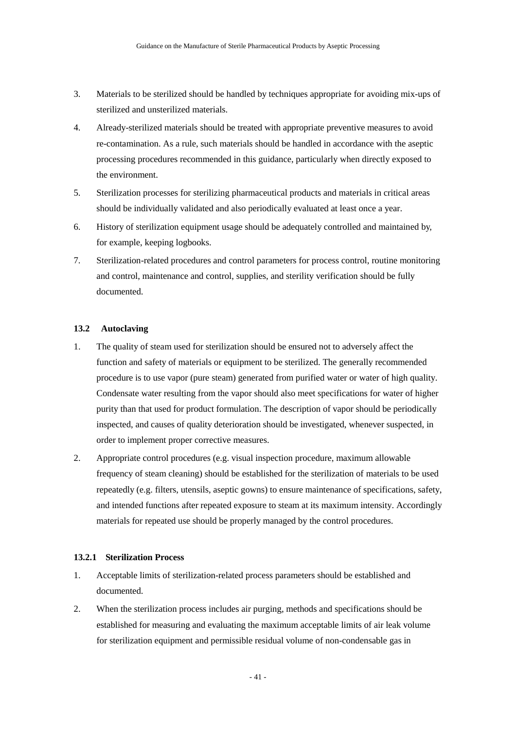3. Materials to be sterilized should be handled by techniques appropriate for avoiding mix-ups of sterilized and unsterilized materials.
4. Already-sterilized materials should be treated with appropriate preventive measures to avoid re-contamination. As a rule, such materials should be handled in accordance with the aseptic processing procedures recommended in this guidance, particularly when directly exposed to the environment.
5. Sterilization processes for sterilizing pharmaceutical products and materials in critical areas should be individually validated and also periodically evaluated at least once a year.
6. History of sterilization equipment usage should be adequately controlled and maintained by, for example, keeping logbooks.
7. Sterilization-related procedures and control parameters for process control, routine monitoring and control, maintenance and control, supplies, and sterility verification should be fully documented.

### 13.2 Autoclaving

1. The quality of steam used for sterilization should be ensured not to adversely affect the function and safety of materials or equipment to be sterilized. The generally recommended procedure is to use vapor (pure steam) generated from purified water or water of high quality. Condensate water resulting from the vapor should also meet specifications for water of higher purity than that used for product formulation. The description of vapor should be periodically inspected, and causes of quality deterioration should be investigated, whenever suspected, in order to implement proper corrective measures.
2. Appropriate control procedures (e.g. visual inspection procedure, maximum allowable frequency of steam cleaning) should be established for the sterilization of materials to be used repeatedly (e.g. filters, utensils, aseptic gowns) to ensure maintenance of specifications, safety, and intended functions after repeated exposure to steam at its maximum intensity. Accordingly materials for repeated use should be properly managed by the control procedures.

#### 13.2.1 Sterilization Process

1. Acceptable limits of sterilization-related process parameters should be established and documented.
2. When the sterilization process includes air purging, methods and specifications should be established for measuring and evaluating the maximum acceptable limits of air leak volume for sterilization equipment and permissible residual volume of non-condensable gas in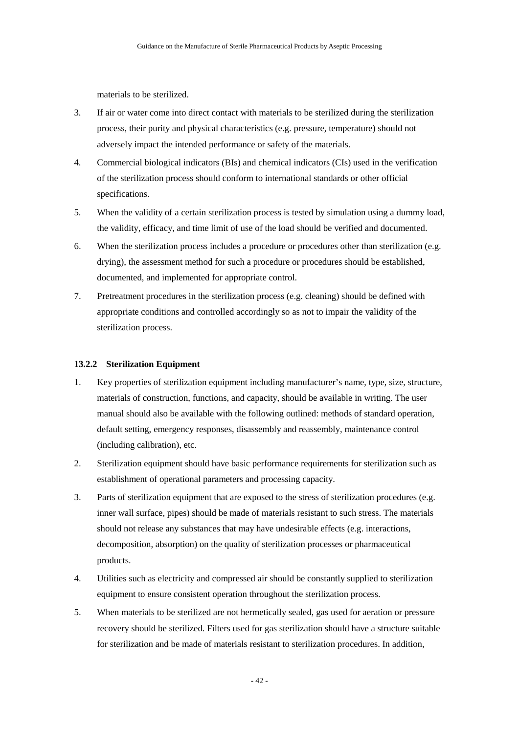materials to be sterilized.

3. If air or water come into direct contact with materials to be sterilized during the sterilization process, their purity and physical characteristics (e.g. pressure, temperature) should not adversely impact the intended performance or safety of the materials.

4. Commercial biological indicators (BIs) and chemical indicators (CIs) used in the verification of the sterilization process should conform to international standards or other official specifications.

5. When the validity of a certain sterilization process is tested by simulation using a dummy load, the validity, efficacy, and time limit of use of the load should be verified and documented.

6. When the sterilization process includes a procedure or procedures other than sterilization (e.g. drying), the assessment method for such a procedure or procedures should be established, documented, and implemented for appropriate control.

7. Pretreatment procedures in the sterilization process (e.g. cleaning) should be defined with appropriate conditions and controlled accordingly so as not to impair the validity of the sterilization process.

#### 13.2.2 Sterilization Equipment

1. Key properties of sterilization equipment including manufacturer's name, type, size, structure, materials of construction, functions, and capacity, should be available in writing. The user manual should also be available with the following outlined: methods of standard operation, default setting, emergency responses, disassembly and reassembly, maintenance control (including calibration), etc.

2. Sterilization equipment should have basic performance requirements for sterilization such as establishment of operational parameters and processing capacity.

3. Parts of sterilization equipment that are exposed to the stress of sterilization procedures (e.g. inner wall surface, pipes) should be made of materials resistant to such stress. The materials should not release any substances that may have undesirable effects (e.g. interactions, decomposition, absorption) on the quality of sterilization processes or pharmaceutical products.

4. Utilities such as electricity and compressed air should be constantly supplied to sterilization equipment to ensure consistent operation throughout the sterilization process.

5. When materials to be sterilized are not hermetically sealed, gas used for aeration or pressure recovery should be sterilized. Filters used for gas sterilization should have a structure suitable for sterilization and be made of materials resistant to sterilization procedures. In addition,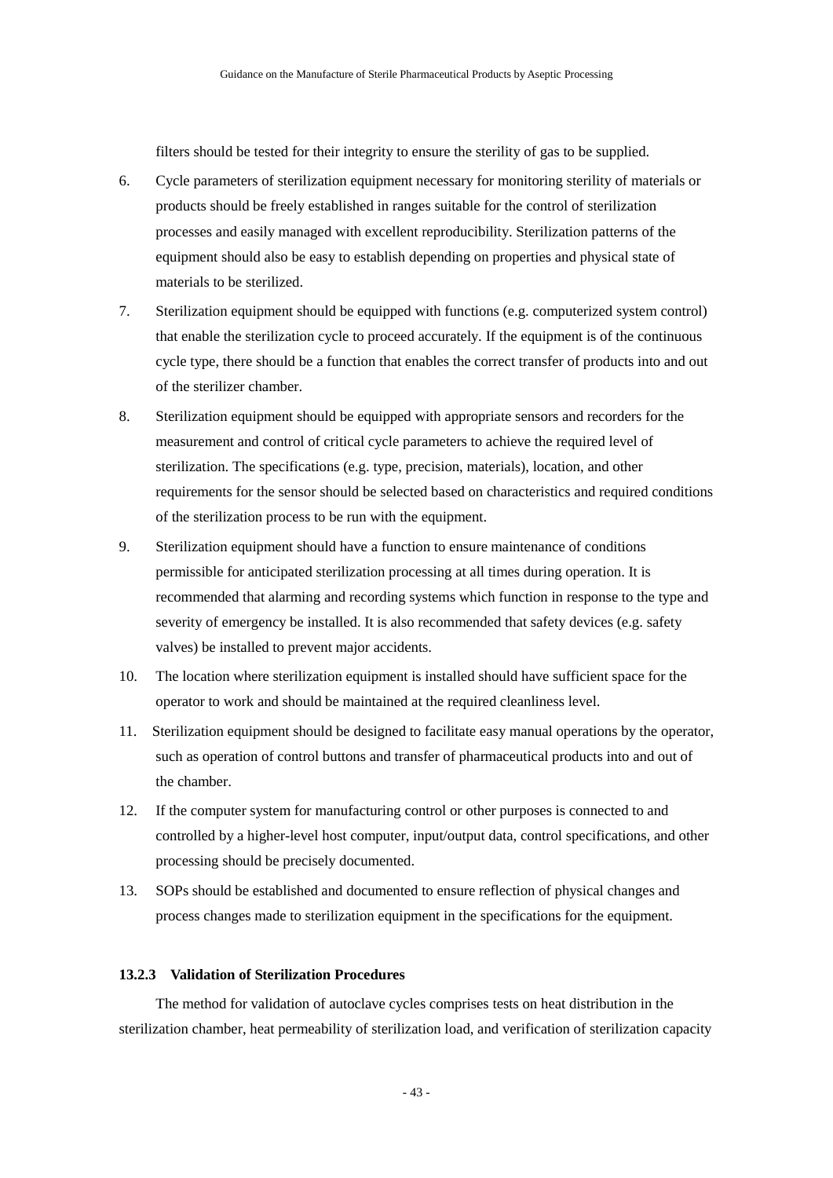filters should be tested for their integrity to ensure the sterility of gas to be supplied.

6. Cycle parameters of sterilization equipment necessary for monitoring sterility of materials or products should be freely established in ranges suitable for the control of sterilization processes and easily managed with excellent reproducibility. Sterilization patterns of the equipment should also be easy to establish depending on properties and physical state of materials to be sterilized.

7. Sterilization equipment should be equipped with functions (e.g. computerized system control) that enable the sterilization cycle to proceed accurately. If the equipment is of the continuous cycle type, there should be a function that enables the correct transfer of products into and out of the sterilizer chamber.

8. Sterilization equipment should be equipped with appropriate sensors and recorders for the measurement and control of critical cycle parameters to achieve the required level of sterilization. The specifications (e.g. type, precision, materials), location, and other requirements for the sensor should be selected based on characteristics and required conditions of the sterilization process to be run with the equipment.

9. Sterilization equipment should have a function to ensure maintenance of conditions permissible for anticipated sterilization processing at all times during operation. It is recommended that alarming and recording systems which function in response to the type and severity of emergency be installed. It is also recommended that safety devices (e.g. safety valves) be installed to prevent major accidents.

10. The location where sterilization equipment is installed should have sufficient space for the operator to work and should be maintained at the required cleanliness level.

11. Sterilization equipment should be designed to facilitate easy manual operations by the operator, such as operation of control buttons and transfer of pharmaceutical products into and out of the chamber.

12. If the computer system for manufacturing control or other purposes is connected to and controlled by a higher-level host computer, input/output data, control specifications, and other processing should be precisely documented.

13. SOPs should be established and documented to ensure reflection of physical changes and process changes made to sterilization equipment in the specifications for the equipment.

### 13.2.3 Validation of Sterilization Procedures

The method for validation of autoclave cycles comprises tests on heat distribution in the sterilization chamber, heat permeability of sterilization load, and verification of sterilization capacity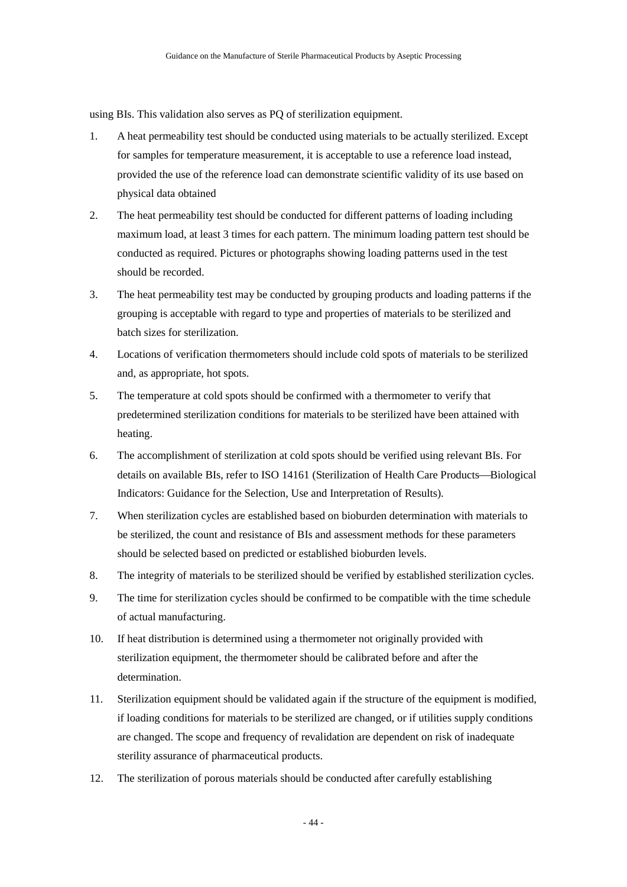using BIs. This validation also serves as PQ of sterilization equipment.

1. A heat permeability test should be conducted using materials to be actually sterilized. Except for samples for temperature measurement, it is acceptable to use a reference load instead, provided the use of the reference load can demonstrate scientific validity of its use based on physical data obtained
2. The heat permeability test should be conducted for different patterns of loading including maximum load, at least 3 times for each pattern. The minimum loading pattern test should be conducted as required. Pictures or photographs showing loading patterns used in the test should be recorded.
3. The heat permeability test may be conducted by grouping products and loading patterns if the grouping is acceptable with regard to type and properties of materials to be sterilized and batch sizes for sterilization.
4. Locations of verification thermometers should include cold spots of materials to be sterilized and, as appropriate, hot spots.
5. The temperature at cold spots should be confirmed with a thermometer to verify that predetermined sterilization conditions for materials to be sterilized have been attained with heating.
6. The accomplishment of sterilization at cold spots should be verified using relevant BIs. For details on available BIs, refer to ISO 14161 (Sterilization of Health Care Products—Biological Indicators: Guidance for the Selection, Use and Interpretation of Results).
7. When sterilization cycles are established based on bioburden determination with materials to be sterilized, the count and resistance of BIs and assessment methods for these parameters should be selected based on predicted or established bioburden levels.
8. The integrity of materials to be sterilized should be verified by established sterilization cycles.
9. The time for sterilization cycles should be confirmed to be compatible with the time schedule of actual manufacturing.
10. If heat distribution is determined using a thermometer not originally provided with sterilization equipment, the thermometer should be calibrated before and after the determination.
11. Sterilization equipment should be validated again if the structure of the equipment is modified, if loading conditions for materials to be sterilized are changed, or if utilities supply conditions are changed. The scope and frequency of revalidation are dependent on risk of inadequate sterility assurance of pharmaceutical products.
12. The sterilization of porous materials should be conducted after carefully establishing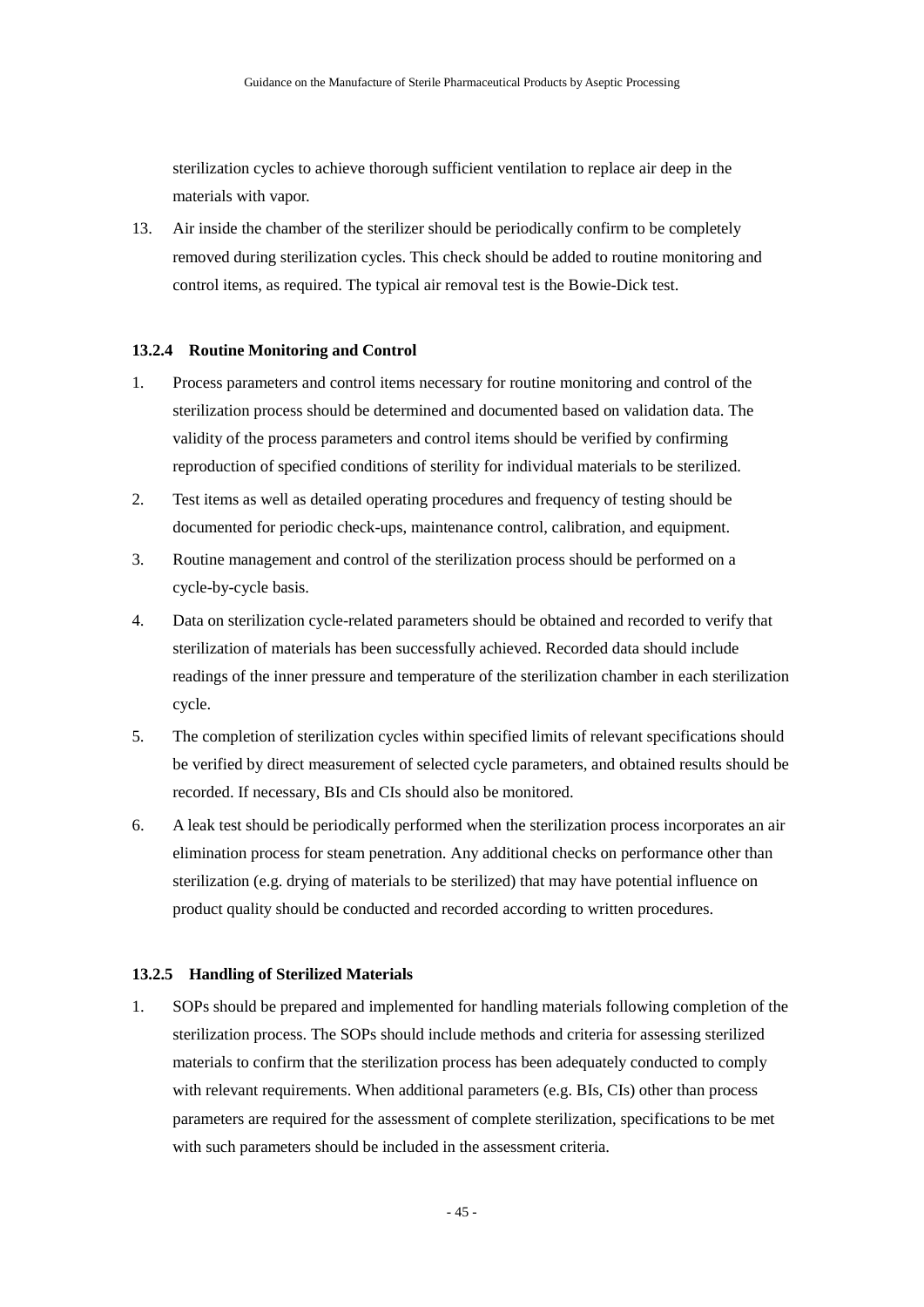sterilization cycles to achieve thorough sufficient ventilation to replace air deep in the materials with vapor.

13. Air inside the chamber of the sterilizer should be periodically confirm to be completely removed during sterilization cycles. This check should be added to routine monitoring and control items, as required. The typical air removal test is the Bowie-Dick test.

#### 13.2.4 Routine Monitoring and Control

1. Process parameters and control items necessary for routine monitoring and control of the sterilization process should be determined and documented based on validation data. The validity of the process parameters and control items should be verified by confirming reproduction of specified conditions of sterility for individual materials to be sterilized.
2. Test items as well as detailed operating procedures and frequency of testing should be documented for periodic check-ups, maintenance control, calibration, and equipment.
3. Routine management and control of the sterilization process should be performed on a cycle-by-cycle basis.
4. Data on sterilization cycle-related parameters should be obtained and recorded to verify that sterilization of materials has been successfully achieved. Recorded data should include readings of the inner pressure and temperature of the sterilization chamber in each sterilization cycle.
5. The completion of sterilization cycles within specified limits of relevant specifications should be verified by direct measurement of selected cycle parameters, and obtained results should be recorded. If necessary, BIs and CIs should also be monitored.
6. A leak test should be periodically performed when the sterilization process incorporates an air elimination process for steam penetration. Any additional checks on performance other than sterilization (e.g. drying of materials to be sterilized) that may have potential influence on product quality should be conducted and recorded according to written procedures.

#### 13.2.5 Handling of Sterilized Materials

1. SOPs should be prepared and implemented for handling materials following completion of the sterilization process. The SOPs should include methods and criteria for assessing sterilized materials to confirm that the sterilization process has been adequately conducted to comply with relevant requirements. When additional parameters (e.g. BIs, CIs) other than process parameters are required for the assessment of complete sterilization, specifications to be met with such parameters should be included in the assessment criteria.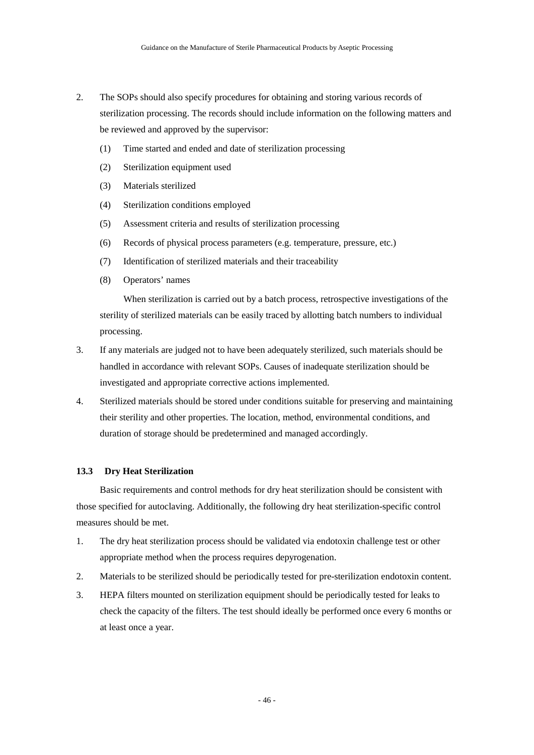2. The SOPs should also specify procedures for obtaining and storing various records of sterilization processing. The records should include information on the following matters and be reviewed and approved by the supervisor:

   (1) Time started and ended and date of sterilization processing

   (2) Sterilization equipment used

   (3) Materials sterilized

   (4) Sterilization conditions employed

   (5) Assessment criteria and results of sterilization processing

   (6) Records of physical process parameters (e.g. temperature, pressure, etc.)

   (7) Identification of sterilized materials and their traceability

   (8) Operators' names

   When sterilization is carried out by a batch process, retrospective investigations of the sterility of sterilized materials can be easily traced by allotting batch numbers to individual processing.

3. If any materials are judged not to have been adequately sterilized, such materials should be handled in accordance with relevant SOPs. Causes of inadequate sterilization should be investigated and appropriate corrective actions implemented.

4. Sterilized materials should be stored under conditions suitable for preserving and maintaining their sterility and other properties. The location, method, environmental conditions, and duration of storage should be predetermined and managed accordingly.

### 13.3 Dry Heat Sterilization

Basic requirements and control methods for dry heat sterilization should be consistent with those specified for autoclaving. Additionally, the following dry heat sterilization-specific control measures should be met.

1. The dry heat sterilization process should be validated via endotoxin challenge test or other appropriate method when the process requires depyrogenation.

2. Materials to be sterilized should be periodically tested for pre-sterilization endotoxin content.

3. HEPA filters mounted on sterilization equipment should be periodically tested for leaks to check the capacity of the filters. The test should ideally be performed once every 6 months or at least once a year.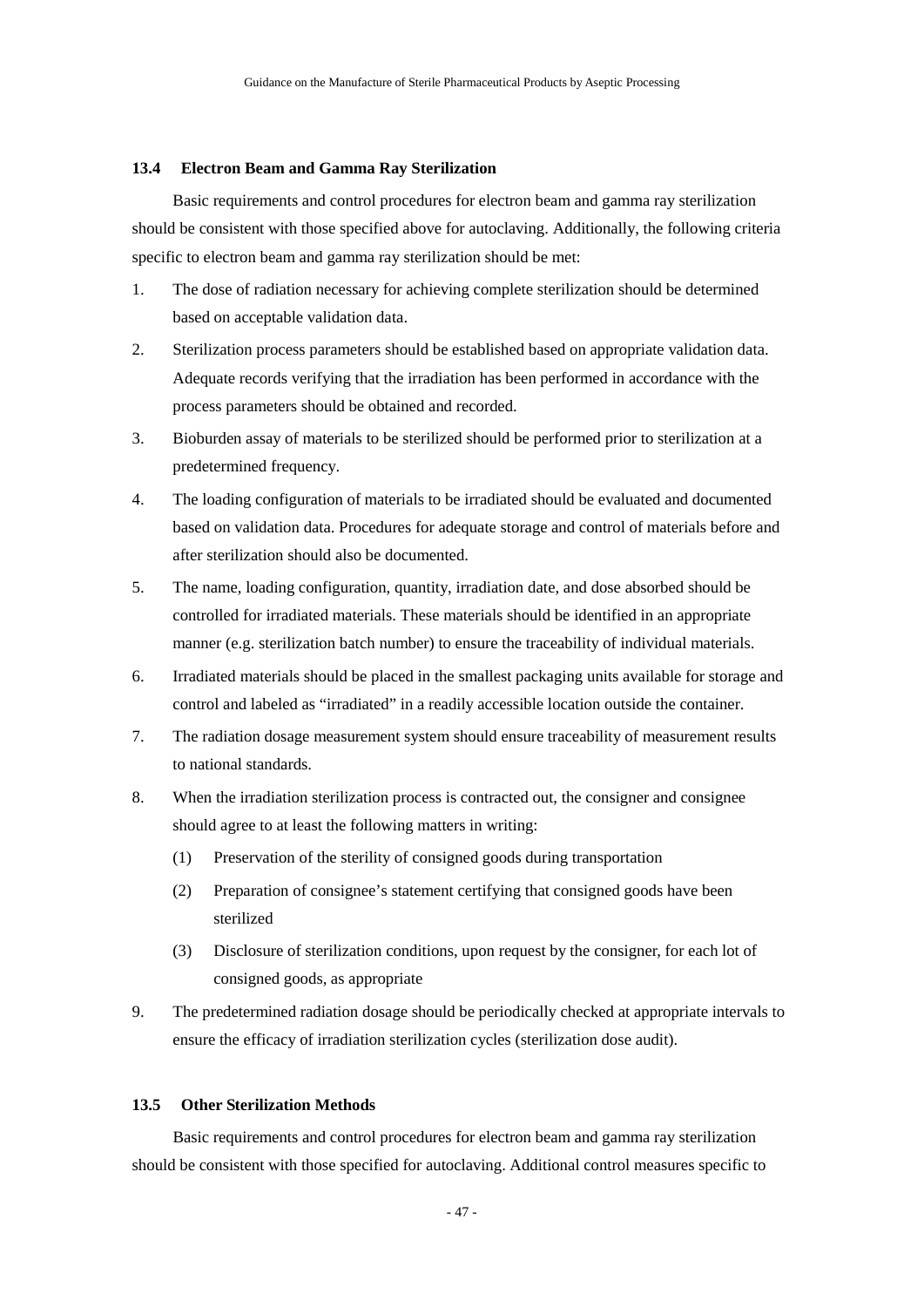### 13.4 Electron Beam and Gamma Ray Sterilization

Basic requirements and control procedures for electron beam and gamma ray sterilization should be consistent with those specified above for autoclaving. Additionally, the following criteria specific to electron beam and gamma ray sterilization should be met:

1. The dose of radiation necessary for achieving complete sterilization should be determined based on acceptable validation data.
2. Sterilization process parameters should be established based on appropriate validation data. Adequate records verifying that the irradiation has been performed in accordance with the process parameters should be obtained and recorded.
3. Bioburden assay of materials to be sterilized should be performed prior to sterilization at a predetermined frequency.
4. The loading configuration of materials to be irradiated should be evaluated and documented based on validation data. Procedures for adequate storage and control of materials before and after sterilization should also be documented.
5. The name, loading configuration, quantity, irradiation date, and dose absorbed should be controlled for irradiated materials. These materials should be identified in an appropriate manner (e.g. sterilization batch number) to ensure the traceability of individual materials.
6. Irradiated materials should be placed in the smallest packaging units available for storage and control and labeled as "irradiated" in a readily accessible location outside the container.
7. The radiation dosage measurement system should ensure traceability of measurement results to national standards.
8. When the irradiation sterilization process is contracted out, the consigner and consignee should agree to at least the following matters in writing:
   (1) Preservation of the sterility of consigned goods during transportation
   (2) Preparation of consignee's statement certifying that consigned goods have been sterilized
   (3) Disclosure of sterilization conditions, upon request by the consigner, for each lot of consigned goods, as appropriate
9. The predetermined radiation dosage should be periodically checked at appropriate intervals to ensure the efficacy of irradiation sterilization cycles (sterilization dose audit).

### 13.5 Other Sterilization Methods

Basic requirements and control procedures for electron beam and gamma ray sterilization should be consistent with those specified for autoclaving. Additional control measures specific to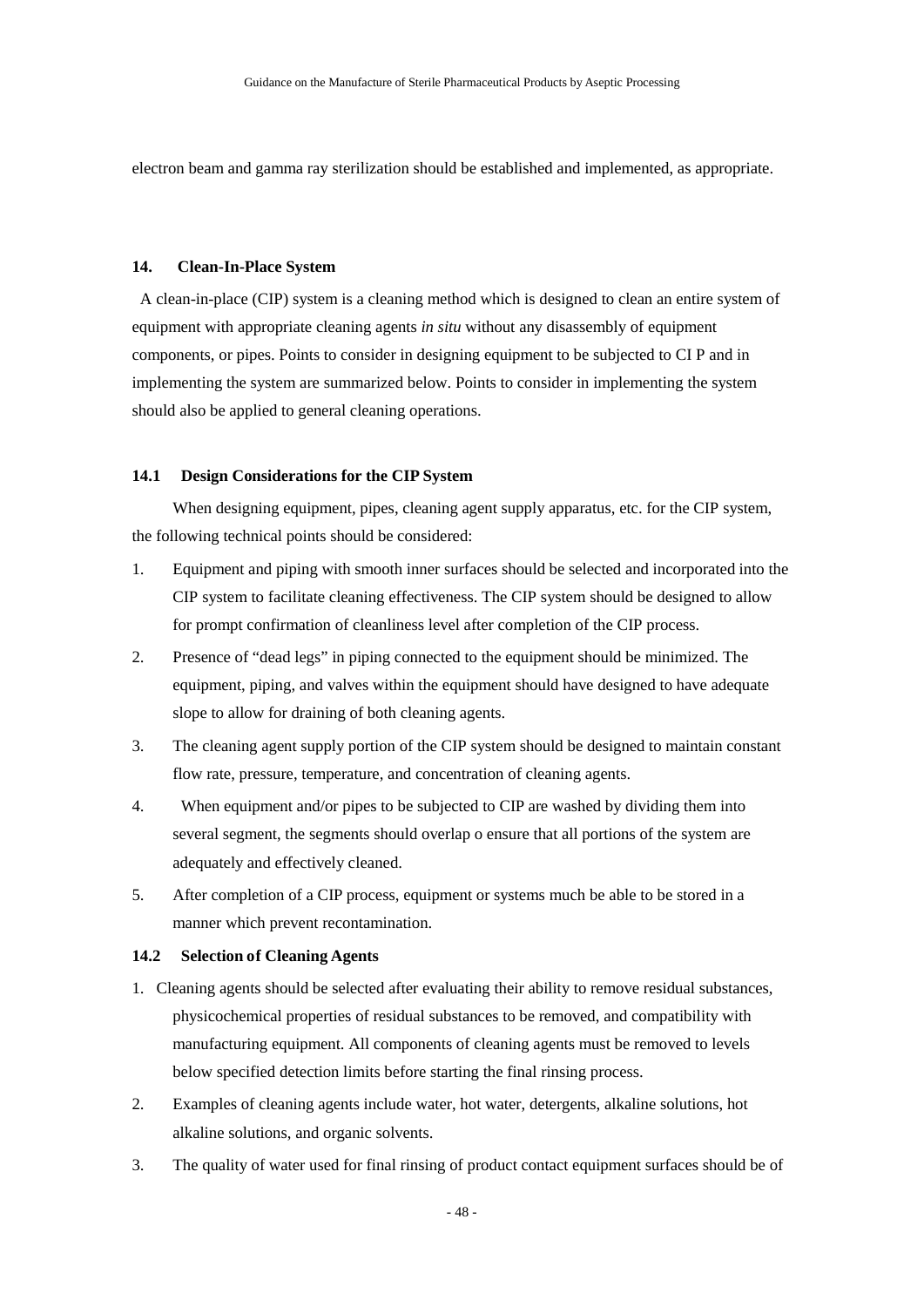electron beam and gamma ray sterilization should be established and implemented, as appropriate.

## 14. Clean-In-Place System

A clean-in-place (CIP) system is a cleaning method which is designed to clean an entire system of equipment with appropriate cleaning agents *in situ* without any disassembly of equipment components, or pipes. Points to consider in designing equipment to be subjected to CI P and in implementing the system are summarized below. Points to consider in implementing the system should also be applied to general cleaning operations.

### 14.1 Design Considerations for the CIP System

When designing equipment, pipes, cleaning agent supply apparatus, etc. for the CIP system, the following technical points should be considered:

1. Equipment and piping with smooth inner surfaces should be selected and incorporated into the CIP system to facilitate cleaning effectiveness. The CIP system should be designed to allow for prompt confirmation of cleanliness level after completion of the CIP process.
2. Presence of "dead legs" in piping connected to the equipment should be minimized. The equipment, piping, and valves within the equipment should have designed to have adequate slope to allow for draining of both cleaning agents.
3. The cleaning agent supply portion of the CIP system should be designed to maintain constant flow rate, pressure, temperature, and concentration of cleaning agents.
4. When equipment and/or pipes to be subjected to CIP are washed by dividing them into several segment, the segments should overlap o ensure that all portions of the system are adequately and effectively cleaned.
5. After completion of a CIP process, equipment or systems much be able to be stored in a manner which prevent recontamination.

### 14.2 Selection of Cleaning Agents

1. Cleaning agents should be selected after evaluating their ability to remove residual substances, physicochemical properties of residual substances to be removed, and compatibility with manufacturing equipment. All components of cleaning agents must be removed to levels below specified detection limits before starting the final rinsing process.
2. Examples of cleaning agents include water, hot water, detergents, alkaline solutions, hot alkaline solutions, and organic solvents.
3. The quality of water used for final rinsing of product contact equipment surfaces should be of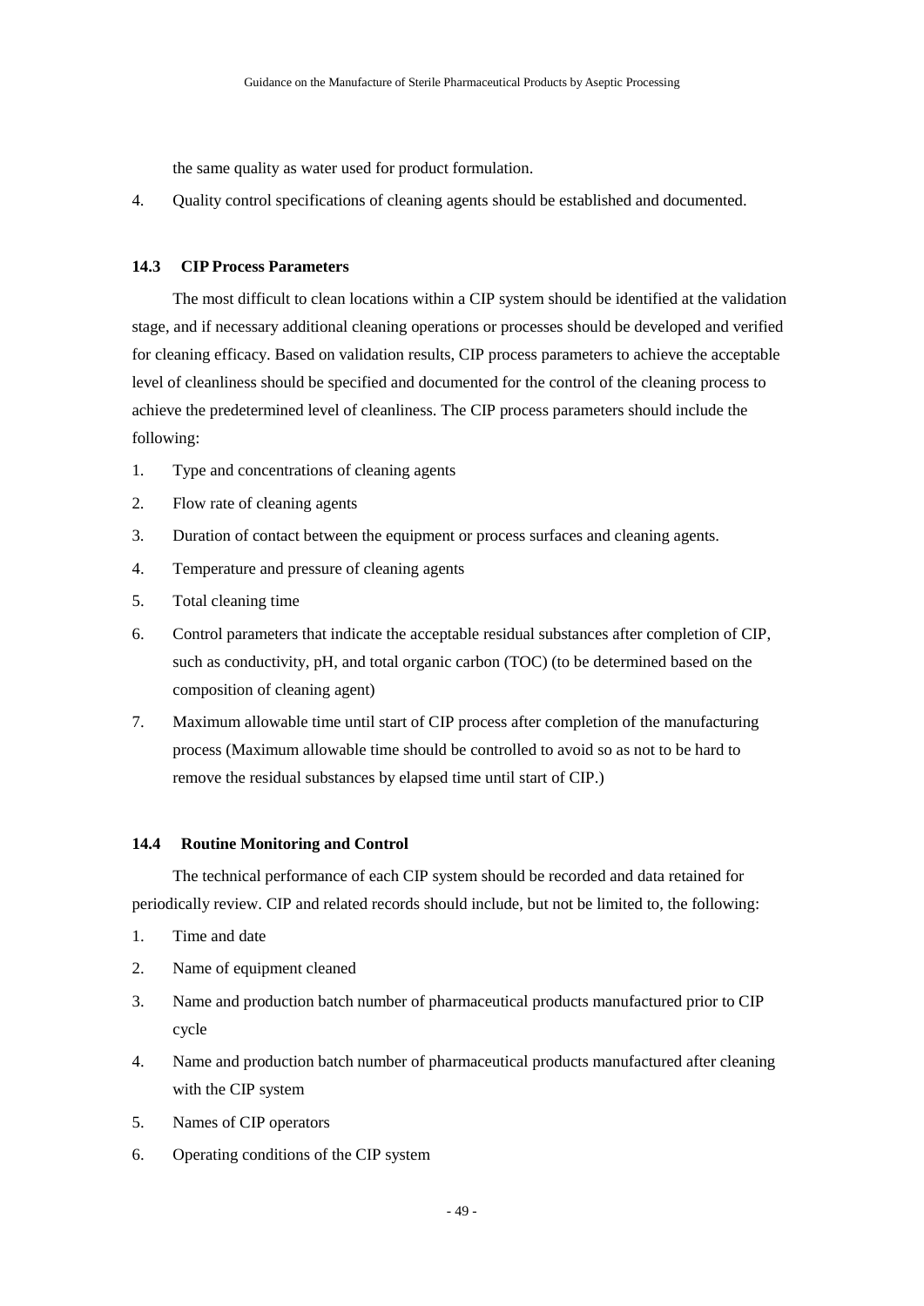the same quality as water used for product formulation.

4. Quality control specifications of cleaning agents should be established and documented.

### 14.3 CIP Process Parameters

The most difficult to clean locations within a CIP system should be identified at the validation stage, and if necessary additional cleaning operations or processes should be developed and verified for cleaning efficacy. Based on validation results, CIP process parameters to achieve the acceptable level of cleanliness should be specified and documented for the control of the cleaning process to achieve the predetermined level of cleanliness. The CIP process parameters should include the following:

1. Type and concentrations of cleaning agents
2. Flow rate of cleaning agents
3. Duration of contact between the equipment or process surfaces and cleaning agents.
4. Temperature and pressure of cleaning agents
5. Total cleaning time
6. Control parameters that indicate the acceptable residual substances after completion of CIP, such as conductivity, pH, and total organic carbon (TOC) (to be determined based on the composition of cleaning agent)
7. Maximum allowable time until start of CIP process after completion of the manufacturing process (Maximum allowable time should be controlled to avoid so as not to be hard to remove the residual substances by elapsed time until start of CIP.)

### 14.4 Routine Monitoring and Control

The technical performance of each CIP system should be recorded and data retained for periodically review. CIP and related records should include, but not be limited to, the following:

1. Time and date
2. Name of equipment cleaned
3. Name and production batch number of pharmaceutical products manufactured prior to CIP cycle
4. Name and production batch number of pharmaceutical products manufactured after cleaning with the CIP system
5. Names of CIP operators
6. Operating conditions of the CIP system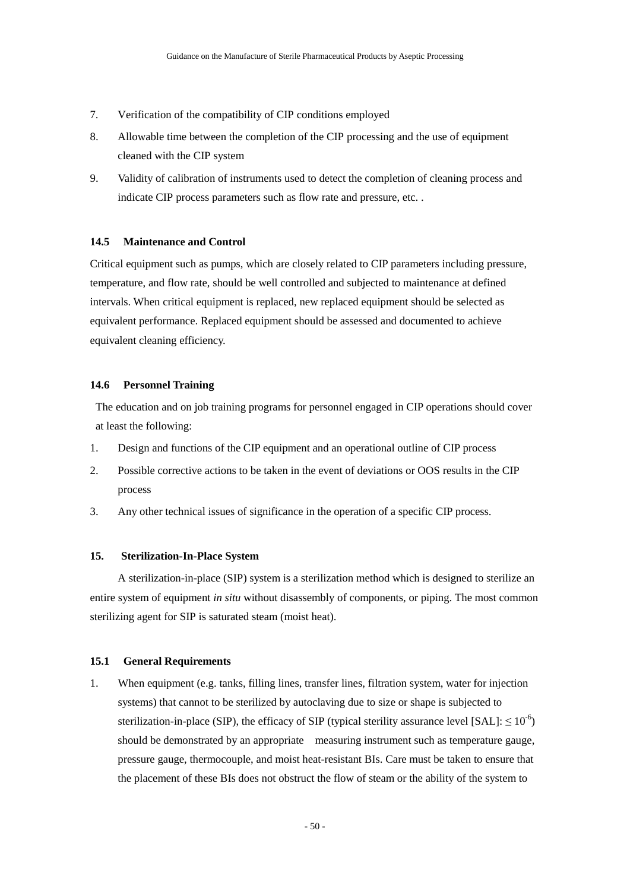7. Verification of the compatibility of CIP conditions employed
8. Allowable time between the completion of the CIP processing and the use of equipment cleaned with the CIP system
9. Validity of calibration of instruments used to detect the completion of cleaning process and indicate CIP process parameters such as flow rate and pressure, etc. .

#### 14.5 Maintenance and Control

Critical equipment such as pumps, which are closely related to CIP parameters including pressure, temperature, and flow rate, should be well controlled and subjected to maintenance at defined intervals. When critical equipment is replaced, new replaced equipment should be selected as equivalent performance. Replaced equipment should be assessed and documented to achieve equivalent cleaning efficiency.

#### 14.6 Personnel Training

The education and on job training programs for personnel engaged in CIP operations should cover at least the following:

1. Design and functions of the CIP equipment and an operational outline of CIP process
2. Possible corrective actions to be taken in the event of deviations or OOS results in the CIP process
3. Any other technical issues of significance in the operation of a specific CIP process.

### 15. Sterilization-In-Place System

A sterilization-in-place (SIP) system is a sterilization method which is designed to sterilize an entire system of equipment *in situ* without disassembly of components, or piping. The most common sterilizing agent for SIP is saturated steam (moist heat).

#### 15.1 General Requirements

1. When equipment (e.g. tanks, filling lines, transfer lines, filtration system, water for injection systems) that cannot to be sterilized by autoclaving due to size or shape is subjected to sterilization-in-place (SIP), the efficacy of SIP (typical sterility assurance level [SAL]: $\leq 10^{-6}$) should be demonstrated by an appropriate measuring instrument such as temperature gauge, pressure gauge, thermocouple, and moist heat-resistant BIs. Care must be taken to ensure that the placement of these BIs does not obstruct the flow of steam or the ability of the system to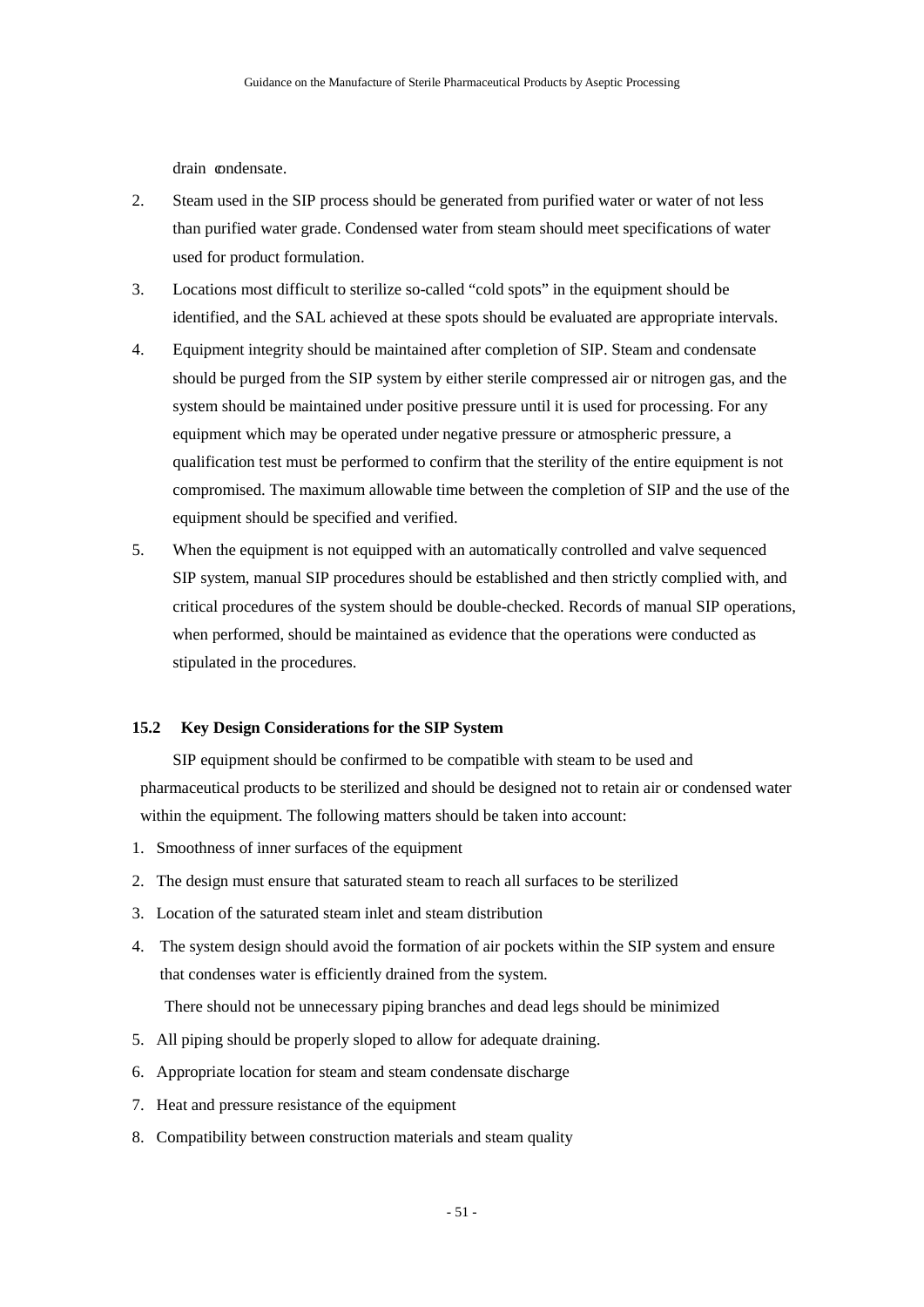drain condensate.

2. Steam used in the SIP process should be generated from purified water or water of not less than purified water grade. Condensed water from steam should meet specifications of water used for product formulation.
3. Locations most difficult to sterilize so-called “cold spots” in the equipment should be identified, and the SAL achieved at these spots should be evaluated are appropriate intervals.
4. Equipment integrity should be maintained after completion of SIP. Steam and condensate should be purged from the SIP system by either sterile compressed air or nitrogen gas, and the system should be maintained under positive pressure until it is used for processing. For any equipment which may be operated under negative pressure or atmospheric pressure, a qualification test must be performed to confirm that the sterility of the entire equipment is not compromised. The maximum allowable time between the completion of SIP and the use of the equipment should be specified and verified.
5. When the equipment is not equipped with an automatically controlled and valve sequenced SIP system, manual SIP procedures should be established and then strictly complied with, and critical procedures of the system should be double-checked. Records of manual SIP operations, when performed, should be maintained as evidence that the operations were conducted as stipulated in the procedures.

### 15.2 Key Design Considerations for the SIP System

SIP equipment should be confirmed to be compatible with steam to be used and pharmaceutical products to be sterilized and should be designed not to retain air or condensed water within the equipment. The following matters should be taken into account:

1. Smoothness of inner surfaces of the equipment
2. The design must ensure that saturated steam to reach all surfaces to be sterilized
3. Location of the saturated steam inlet and steam distribution
4. The system design should avoid the formation of air pockets within the SIP system and ensure that condenses water is efficiently drained from the system.

   There should not be unnecessary piping branches and dead legs should be minimized
5. All piping should be properly sloped to allow for adequate draining.
6. Appropriate location for steam and steam condensate discharge
7. Heat and pressure resistance of the equipment
8. Compatibility between construction materials and steam quality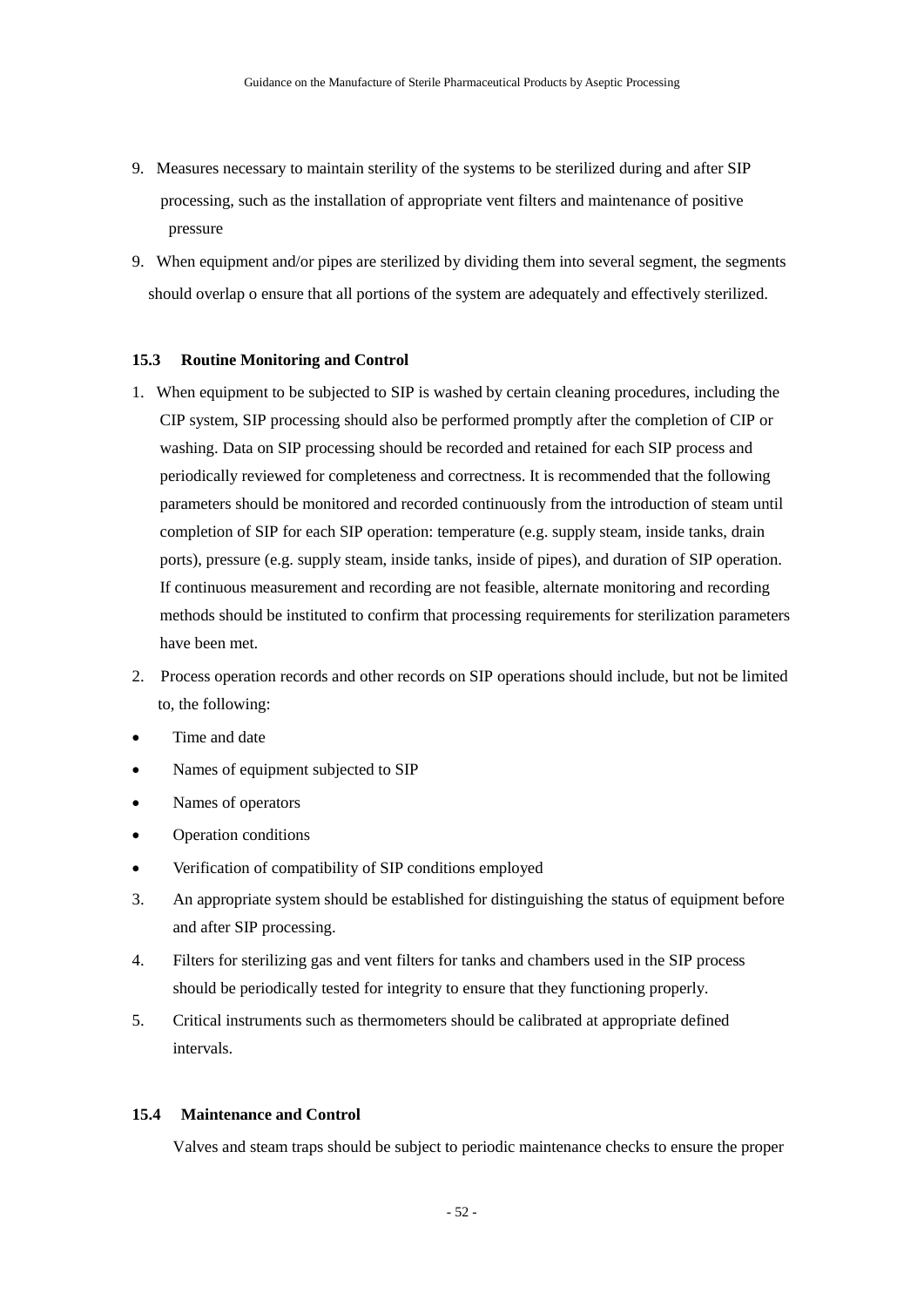9. Measures necessary to maintain sterility of the systems to be sterilized during and after SIP processing, such as the installation of appropriate vent filters and maintenance of positive pressure

9. When equipment and/or pipes are sterilized by dividing them into several segment, the segments should overlap o ensure that all portions of the system are adequately and effectively sterilized.

### 15.3 Routine Monitoring and Control

1. When equipment to be subjected to SIP is washed by certain cleaning procedures, including the CIP system, SIP processing should also be performed promptly after the completion of CIP or washing. Data on SIP processing should be recorded and retained for each SIP process and periodically reviewed for completeness and correctness. It is recommended that the following parameters should be monitored and recorded continuously from the introduction of steam until completion of SIP for each SIP operation: temperature (e.g. supply steam, inside tanks, drain ports), pressure (e.g. supply steam, inside tanks, inside of pipes), and duration of SIP operation. If continuous measurement and recording are not feasible, alternate monitoring and recording methods should be instituted to confirm that processing requirements for sterilization parameters have been met.
2. Process operation records and other records on SIP operations should include, but not be limited to, the following:

- Time and date
- Names of equipment subjected to SIP
- Names of operators
- Operation conditions
- Verification of compatibility of SIP conditions employed

3. An appropriate system should be established for distinguishing the status of equipment before and after SIP processing.
4. Filters for sterilizing gas and vent filters for tanks and chambers used in the SIP process should be periodically tested for integrity to ensure that they functioning properly.
5. Critical instruments such as thermometers should be calibrated at appropriate defined intervals.

### 15.4 Maintenance and Control

Valves and steam traps should be subject to periodic maintenance checks to ensure the proper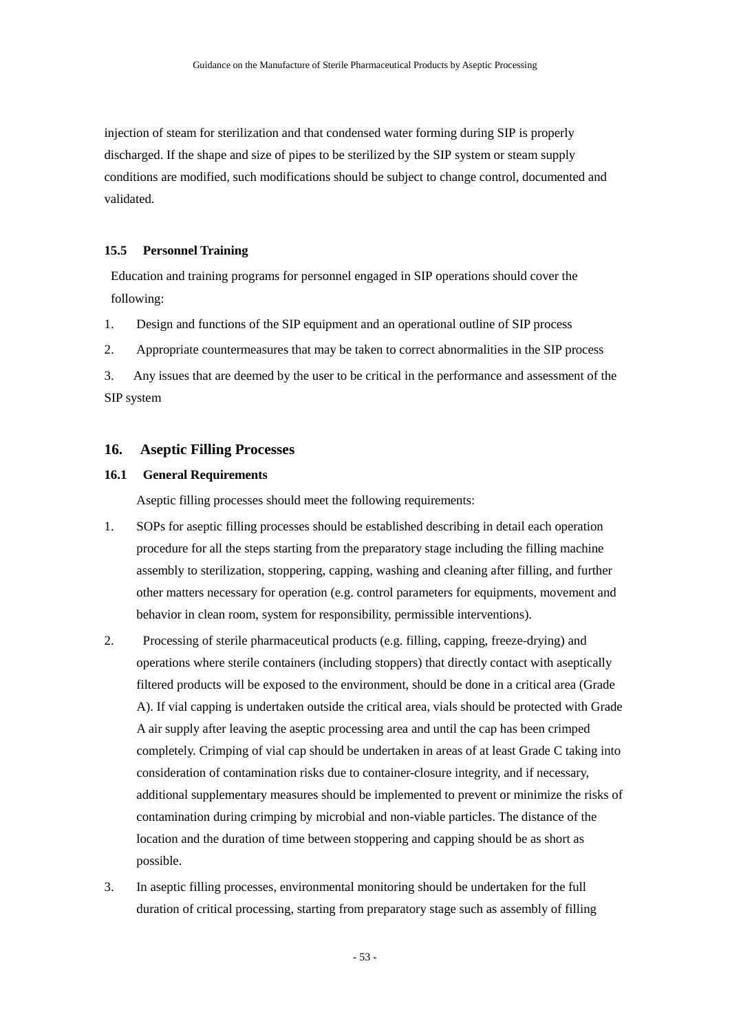injection of steam for sterilization and that condensed water forming during SIP is properly discharged. If the shape and size of pipes to be sterilized by the SIP system or steam supply conditions are modified, such modifications should be subject to change control, documented and validated.

### 15.5 Personnel Training

Education and training programs for personnel engaged in SIP operations should cover the following:

1. Design and functions of the SIP equipment and an operational outline of SIP process
2. Appropriate countermeasures that may be taken to correct abnormalities in the SIP process
3. Any issues that are deemed by the user to be critical in the performance and assessment of the SIP system

## 16. Aseptic Filling Processes

### 16.1 General Requirements

Aseptic filling processes should meet the following requirements:

1. SOPs for aseptic filling processes should be established describing in detail each operation procedure for all the steps starting from the preparatory stage including the filling machine assembly to sterilization, stoppering, capping, washing and cleaning after filling, and further other matters necessary for operation (e.g. control parameters for equipments, movement and behavior in clean room, system for responsibility, permissible interventions).
2. Processing of sterile pharmaceutical products (e.g. filling, capping, freeze-drying) and operations where sterile containers (including stoppers) that directly contact with aseptically filtered products will be exposed to the environment, should be done in a critical area (Grade A). If vial capping is undertaken outside the critical area, vials should be protected with Grade A air supply after leaving the aseptic processing area and until the cap has been crimped completely. Crimping of vial cap should be undertaken in areas of at least Grade C taking into consideration of contamination risks due to container-closure integrity, and if necessary, additional supplementary measures should be implemented to prevent or minimize the risks of contamination during crimping by microbial and non-viable particles. The distance of the location and the duration of time between stoppering and capping should be as short as possible.
3. In aseptic filling processes, environmental monitoring should be undertaken for the full duration of critical processing, starting from preparatory stage such as assembly of filling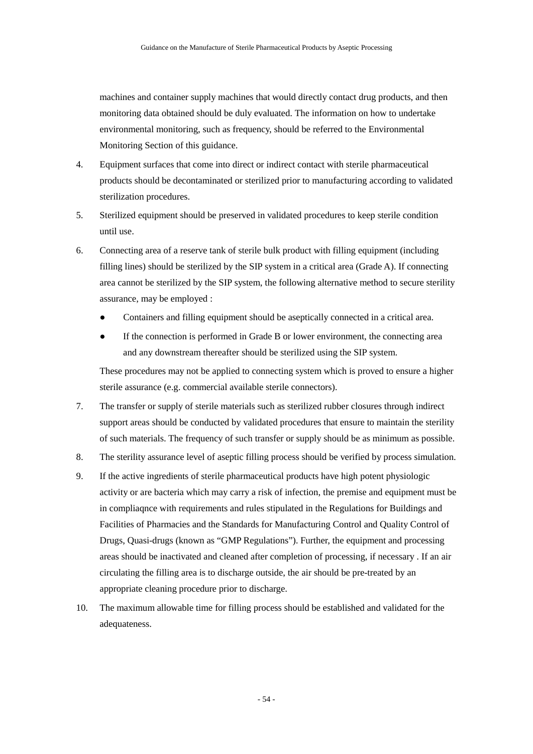machines and container supply machines that would directly contact drug products, and then monitoring data obtained should be duly evaluated. The information on how to undertake environmental monitoring, such as frequency, should be referred to the Environmental Monitoring Section of this guidance.

4. Equipment surfaces that come into direct or indirect contact with sterile pharmaceutical products should be decontaminated or sterilized prior to manufacturing according to validated sterilization procedures.

5. Sterilized equipment should be preserved in validated procedures to keep sterile condition until use.

6. Connecting area of a reserve tank of sterile bulk product with filling equipment (including filling lines) should be sterilized by the SIP system in a critical area (Grade A). If connecting area cannot be sterilized by the SIP system, the following alternative method to secure sterility assurance, may be employed :

   - Containers and filling equipment should be aseptically connected in a critical area.
   - If the connection is performed in Grade B or lower environment, the connecting area and any downstream thereafter should be sterilized using the SIP system.

   These procedures may not be applied to connecting system which is proved to ensure a higher sterile assurance (e.g. commercial available sterile connectors).

7. The transfer or supply of sterile materials such as sterilized rubber closures through indirect support areas should be conducted by validated procedures that ensure to maintain the sterility of such materials. The frequency of such transfer or supply should be as minimum as possible.

8. The sterility assurance level of aseptic filling process should be verified by process simulation.

9. If the active ingredients of sterile pharmaceutical products have high potent physiologic activity or are bacteria which may carry a risk of infection, the premise and equipment must be in compliaqnce with requirements and rules stipulated in the Regulations for Buildings and Facilities of Pharmacies and the Standards for Manufacturing Control and Quality Control of Drugs, Quasi-drugs (known as "GMP Regulations"). Further, the equipment and processing areas should be inactivated and cleaned after completion of processing, if necessary . If an air circulating the filling area is to discharge outside, the air should be pre-treated by an appropriate cleaning procedure prior to discharge.

10. The maximum allowable time for filling process should be established and validated for the adequateness.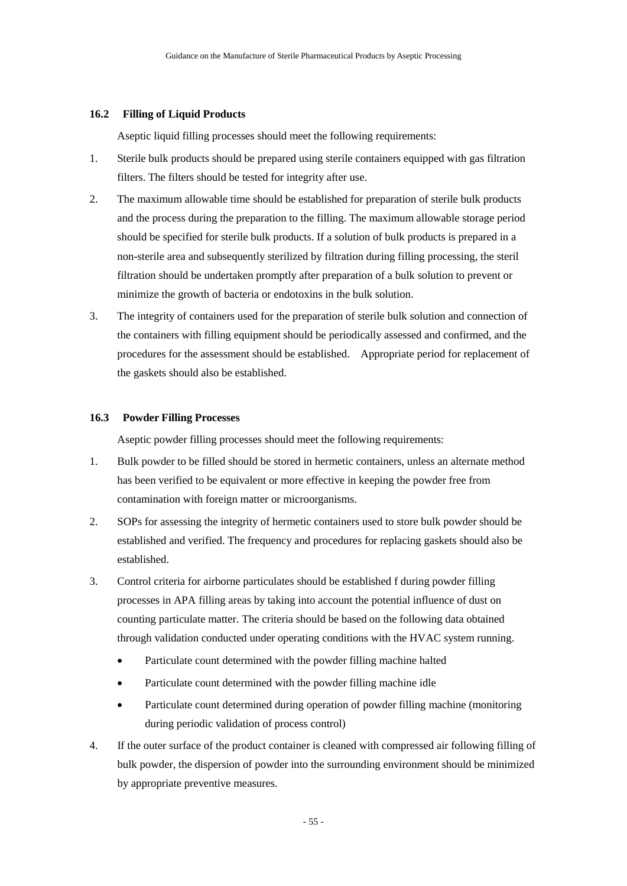### 16.2 Filling of Liquid Products

Aseptic liquid filling processes should meet the following requirements:

1. Sterile bulk products should be prepared using sterile containers equipped with gas filtration filters. The filters should be tested for integrity after use.
2. The maximum allowable time should be established for preparation of sterile bulk products and the process during the preparation to the filling. The maximum allowable storage period should be specified for sterile bulk products. If a solution of bulk products is prepared in a non-sterile area and subsequently sterilized by filtration during filling processing, the steril filtration should be undertaken promptly after preparation of a bulk solution to prevent or minimize the growth of bacteria or endotoxins in the bulk solution.
3. The integrity of containers used for the preparation of sterile bulk solution and connection of the containers with filling equipment should be periodically assessed and confirmed, and the procedures for the assessment should be established. Appropriate period for replacement of the gaskets should also be established.

### 16.3 Powder Filling Processes

Aseptic powder filling processes should meet the following requirements:

1. Bulk powder to be filled should be stored in hermetic containers, unless an alternate method has been verified to be equivalent or more effective in keeping the powder free from contamination with foreign matter or microorganisms.
2. SOPs for assessing the integrity of hermetic containers used to store bulk powder should be established and verified. The frequency and procedures for replacing gaskets should also be established.
3. Control criteria for airborne particulates should be established f during powder filling processes in APA filling areas by taking into account the potential influence of dust on counting particulate matter. The criteria should be based on the following data obtained through validation conducted under operating conditions with the HVAC system running.
   - Particulate count determined with the powder filling machine halted
   - Particulate count determined with the powder filling machine idle
   - Particulate count determined during operation of powder filling machine (monitoring during periodic validation of process control)
4. If the outer surface of the product container is cleaned with compressed air following filling of bulk powder, the dispersion of powder into the surrounding environment should be minimized by appropriate preventive measures.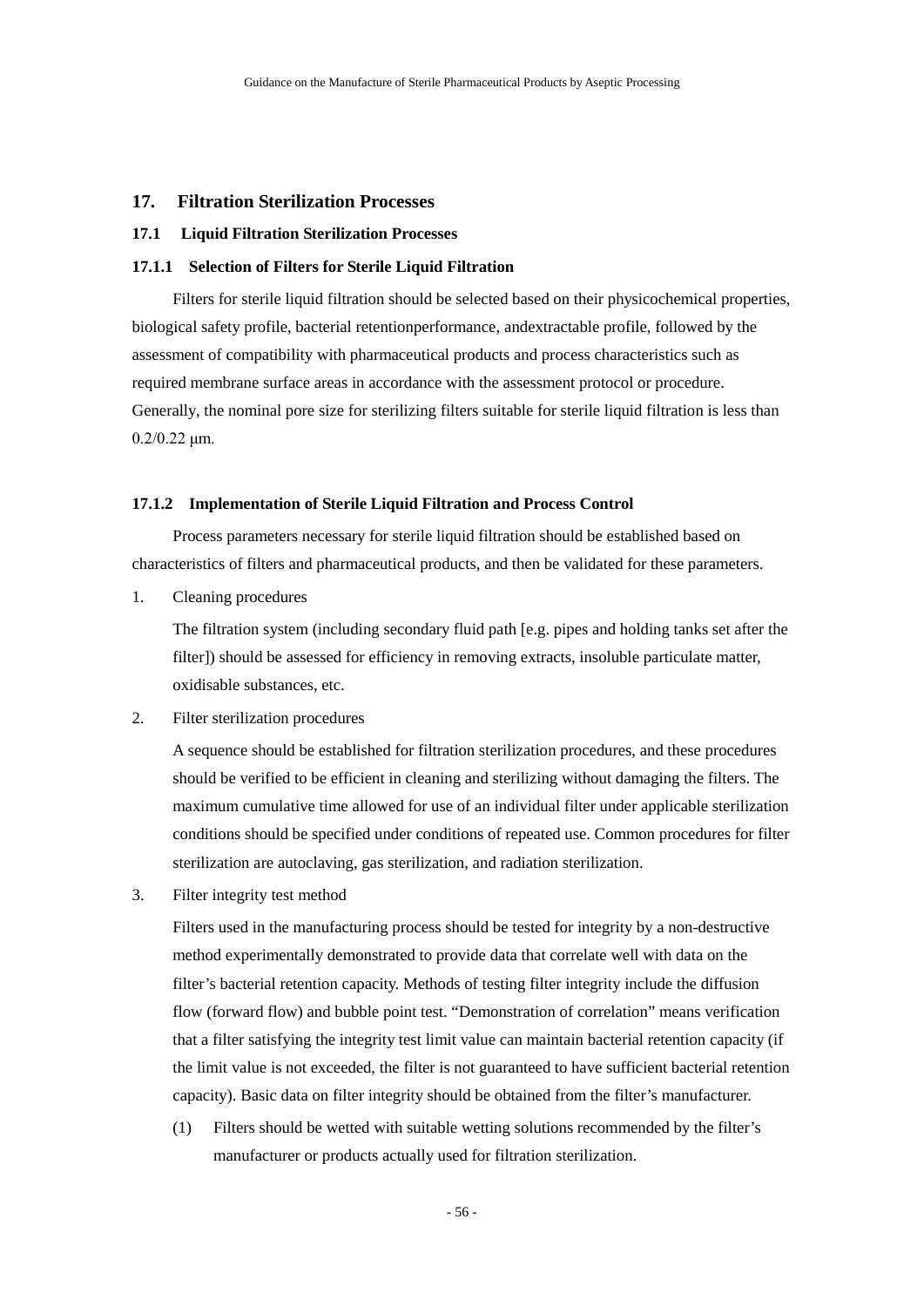## 17. Filtration Sterilization Processes

### 17.1 Liquid Filtration Sterilization Processes

#### 17.1.1 Selection of Filters for Sterile Liquid Filtration

Filters for sterile liquid filtration should be selected based on their physicochemical properties, biological safety profile, bacterial retentionperformance, andextractable profile, followed by the assessment of compatibility with pharmaceutical products and process characteristics such as required membrane surface areas in accordance with the assessment protocol or procedure. Generally, the nominal pore size for sterilizing filters suitable for sterile liquid filtration is less than 0.2/0.22 μm.

#### 17.1.2 Implementation of Sterile Liquid Filtration and Process Control

Process parameters necessary for sterile liquid filtration should be established based on characteristics of filters and pharmaceutical products, and then be validated for these parameters.

1. Cleaning procedures

   The filtration system (including secondary fluid path [e.g. pipes and holding tanks set after the filter]) should be assessed for efficiency in removing extracts, insoluble particulate matter, oxidisable substances, etc.

2. Filter sterilization procedures

   A sequence should be established for filtration sterilization procedures, and these procedures should be verified to be efficient in cleaning and sterilizing without damaging the filters. The maximum cumulative time allowed for use of an individual filter under applicable sterilization conditions should be specified under conditions of repeated use. Common procedures for filter sterilization are autoclaving, gas sterilization, and radiation sterilization.

3. Filter integrity test method

   Filters used in the manufacturing process should be tested for integrity by a non-destructive method experimentally demonstrated to provide data that correlate well with data on the filter’s bacterial retention capacity. Methods of testing filter integrity include the diffusion flow (forward flow) and bubble point test. “Demonstration of correlation” means verification that a filter satisfying the integrity test limit value can maintain bacterial retention capacity (if the limit value is not exceeded, the filter is not guaranteed to have sufficient bacterial retention capacity). Basic data on filter integrity should be obtained from the filter’s manufacturer.

   (1) Filters should be wetted with suitable wetting solutions recommended by the filter’s manufacturer or products actually used for filtration sterilization.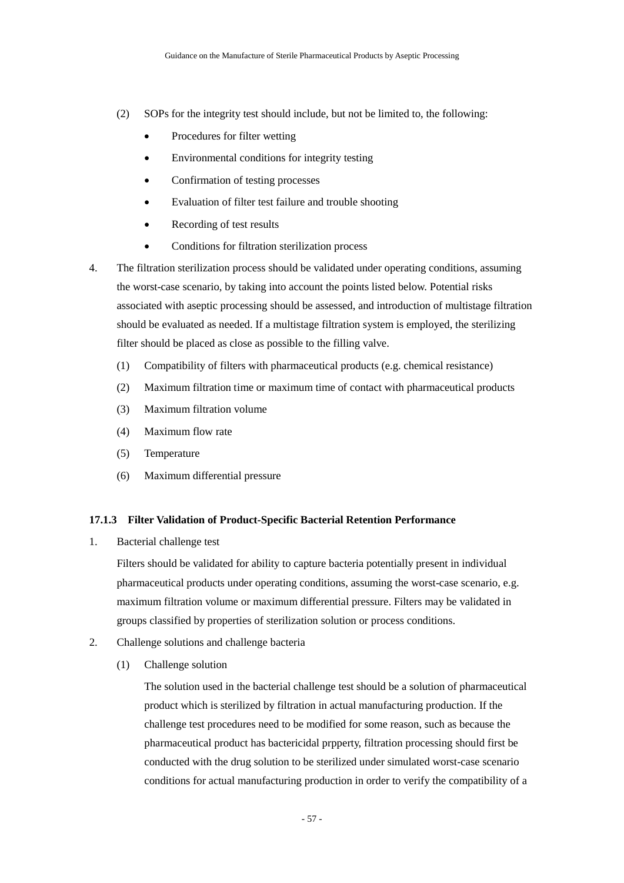(2) SOPs for the integrity test should include, but not be limited to, the following:

- Procedures for filter wetting
- Environmental conditions for integrity testing
- Confirmation of testing processes
- Evaluation of filter test failure and trouble shooting
- Recording of test results
- Conditions for filtration sterilization process

4. The filtration sterilization process should be validated under operating conditions, assuming the worst-case scenario, by taking into account the points listed below. Potential risks associated with aseptic processing should be assessed, and introduction of multistage filtration should be evaluated as needed. If a multistage filtration system is employed, the sterilizing filter should be placed as close as possible to the filling valve.

   (1) Compatibility of filters with pharmaceutical products (e.g. chemical resistance)

   (2) Maximum filtration time or maximum time of contact with pharmaceutical products

   (3) Maximum filtration volume

   (4) Maximum flow rate

   (5) Temperature

   (6) Maximum differential pressure

#### 17.1.3 Filter Validation of Product-Specific Bacterial Retention Performance

1. Bacterial challenge test

   Filters should be validated for ability to capture bacteria potentially present in individual pharmaceutical products under operating conditions, assuming the worst-case scenario, e.g. maximum filtration volume or maximum differential pressure. Filters may be validated in groups classified by properties of sterilization solution or process conditions.

2. Challenge solutions and challenge bacteria

   (1) Challenge solution

   The solution used in the bacterial challenge test should be a solution of pharmaceutical product which is sterilized by filtration in actual manufacturing production. If the challenge test procedures need to be modified for some reason, such as because the pharmaceutical product has bactericidal prpperty, filtration processing should first be conducted with the drug solution to be sterilized under simulated worst-case scenario conditions for actual manufacturing production in order to verify the compatibility of a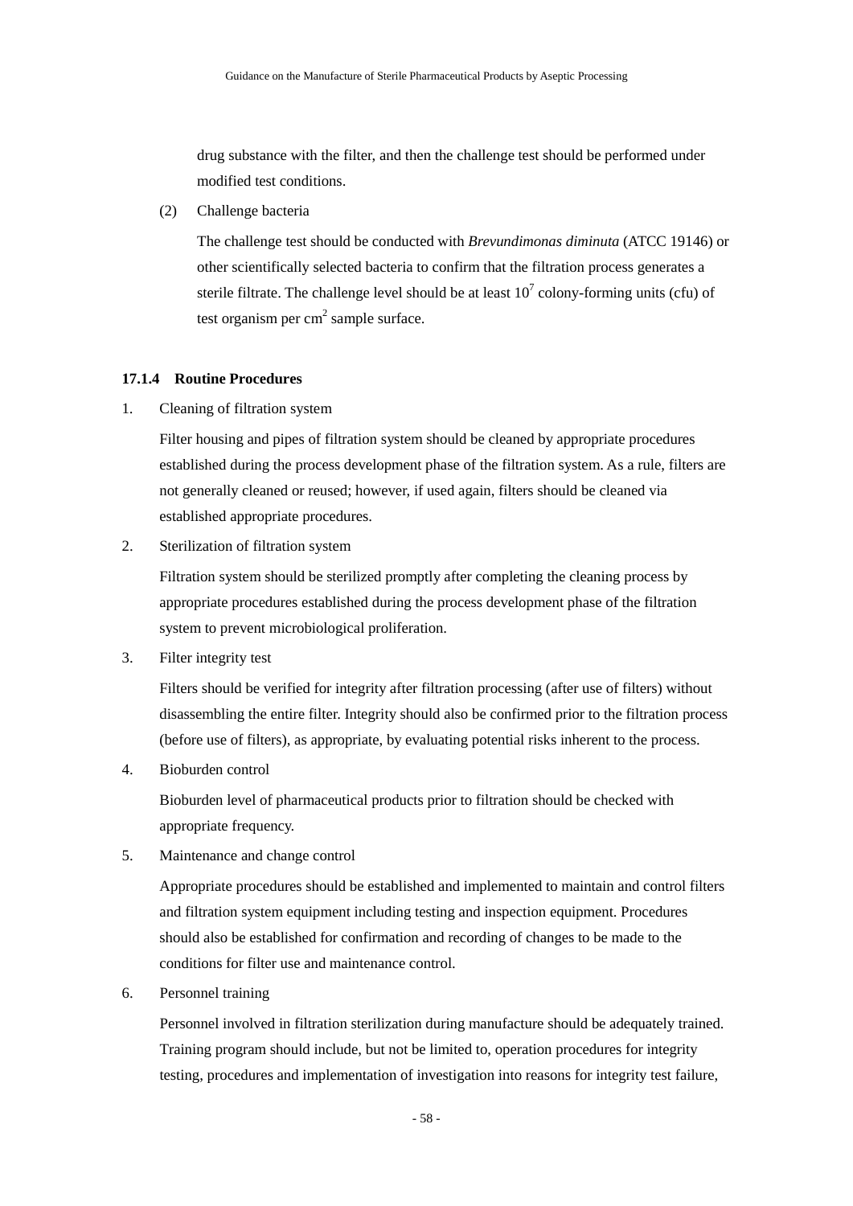drug substance with the filter, and then the challenge test should be performed under modified test conditions.

(2) Challenge bacteria

The challenge test should be conducted with *Brevundimonas diminuta* (ATCC 19146) or other scientifically selected bacteria to confirm that the filtration process generates a sterile filtrate. The challenge level should be at least $10^7$ colony-forming units (cfu) of test organism per $cm^2$ sample surface.

### 17.1.4 Routine Procedures

1. Cleaning of filtration system

   Filter housing and pipes of filtration system should be cleaned by appropriate procedures established during the process development phase of the filtration system. As a rule, filters are not generally cleaned or reused; however, if used again, filters should be cleaned via established appropriate procedures.

2. Sterilization of filtration system

   Filtration system should be sterilized promptly after completing the cleaning process by appropriate procedures established during the process development phase of the filtration system to prevent microbiological proliferation.

3. Filter integrity test

   Filters should be verified for integrity after filtration processing (after use of filters) without disassembling the entire filter. Integrity should also be confirmed prior to the filtration process (before use of filters), as appropriate, by evaluating potential risks inherent to the process.

4. Bioburden control

   Bioburden level of pharmaceutical products prior to filtration should be checked with appropriate frequency.

5. Maintenance and change control

   Appropriate procedures should be established and implemented to maintain and control filters and filtration system equipment including testing and inspection equipment. Procedures should also be established for confirmation and recording of changes to be made to the conditions for filter use and maintenance control.

6. Personnel training

   Personnel involved in filtration sterilization during manufacture should be adequately trained. Training program should include, but not be limited to, operation procedures for integrity testing, procedures and implementation of investigation into reasons for integrity test failure,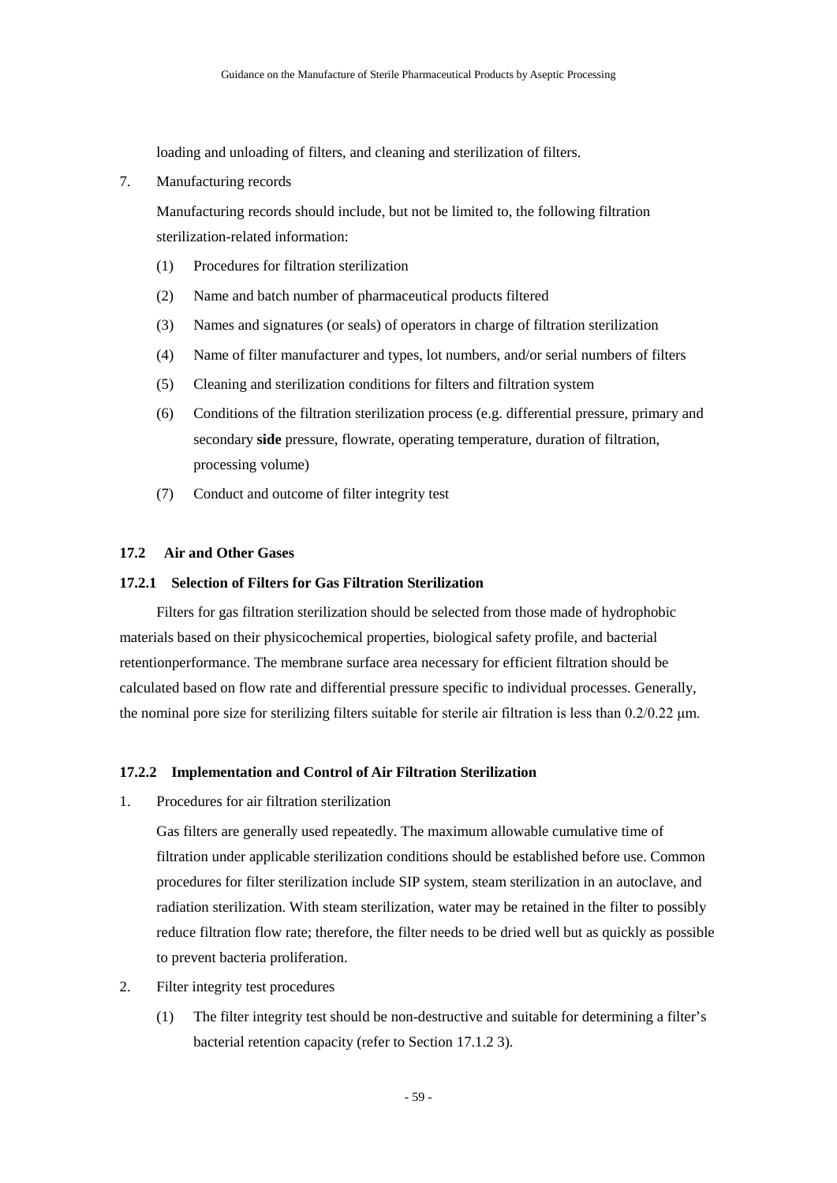loading and unloading of filters, and cleaning and sterilization of filters.

7. Manufacturing records

   Manufacturing records should include, but not be limited to, the following filtration sterilization-related information:

   (1) Procedures for filtration sterilization

   (2) Name and batch number of pharmaceutical products filtered

   (3) Names and signatures (or seals) of operators in charge of filtration sterilization

   (4) Name of filter manufacturer and types, lot numbers, and/or serial numbers of filters

   (5) Cleaning and sterilization conditions for filters and filtration system

   (6) Conditions of the filtration sterilization process (e.g. differential pressure, primary and secondary **side** pressure, flowrate, operating temperature, duration of filtration, processing volume)

   (7) Conduct and outcome of filter integrity test

### 17.2 Air and Other Gases

#### 17.2.1 Selection of Filters for Gas Filtration Sterilization

Filters for gas filtration sterilization should be selected from those made of hydrophobic materials based on their physicochemical properties, biological safety profile, and bacterial retentionperformance. The membrane surface area necessary for efficient filtration should be calculated based on flow rate and differential pressure specific to individual processes. Generally, the nominal pore size for sterilizing filters suitable for sterile air filtration is less than 0.2/0.22 μm.

#### 17.2.2 Implementation and Control of Air Filtration Sterilization

1. Procedures for air filtration sterilization

   Gas filters are generally used repeatedly. The maximum allowable cumulative time of filtration under applicable sterilization conditions should be established before use. Common procedures for filter sterilization include SIP system, steam sterilization in an autoclave, and radiation sterilization. With steam sterilization, water may be retained in the filter to possibly reduce filtration flow rate; therefore, the filter needs to be dried well but as quickly as possible to prevent bacteria proliferation.

2. Filter integrity test procedures

   (1) The filter integrity test should be non-destructive and suitable for determining a filter's bacterial retention capacity (refer to Section 17.1.2 3).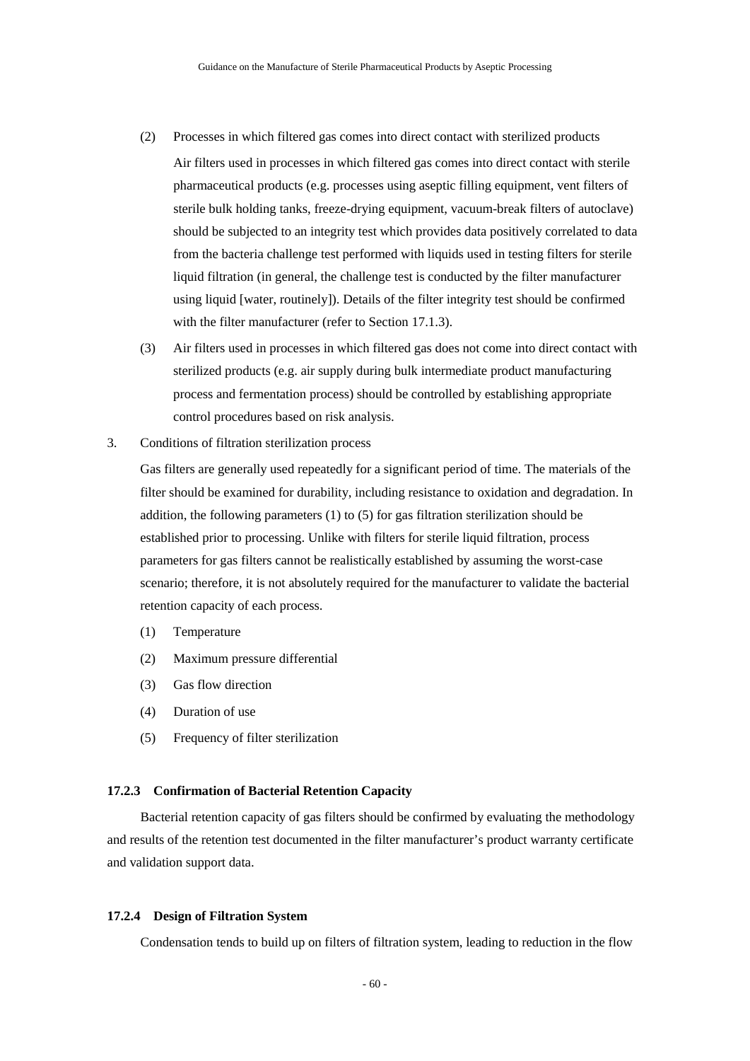(2) Processes in which filtered gas comes into direct contact with sterilized products

Air filters used in processes in which filtered gas comes into direct contact with sterile pharmaceutical products (e.g. processes using aseptic filling equipment, vent filters of sterile bulk holding tanks, freeze-drying equipment, vacuum-break filters of autoclave) should be subjected to an integrity test which provides data positively correlated to data from the bacteria challenge test performed with liquids used in testing filters for sterile liquid filtration (in general, the challenge test is conducted by the filter manufacturer using liquid [water, routinely]). Details of the filter integrity test should be confirmed with the filter manufacturer (refer to Section 17.1.3).

(3) Air filters used in processes in which filtered gas does not come into direct contact with sterilized products (e.g. air supply during bulk intermediate product manufacturing process and fermentation process) should be controlled by establishing appropriate control procedures based on risk analysis.

3. Conditions of filtration sterilization process

Gas filters are generally used repeatedly for a significant period of time. The materials of the filter should be examined for durability, including resistance to oxidation and degradation. In addition, the following parameters (1) to (5) for gas filtration sterilization should be established prior to processing. Unlike with filters for sterile liquid filtration, process parameters for gas filters cannot be realistically established by assuming the worst-case scenario; therefore, it is not absolutely required for the manufacturer to validate the bacterial retention capacity of each process.

(1) Temperature

(2) Maximum pressure differential

(3) Gas flow direction

(4) Duration of use

(5) Frequency of filter sterilization

#### 17.2.3 Confirmation of Bacterial Retention Capacity

Bacterial retention capacity of gas filters should be confirmed by evaluating the methodology and results of the retention test documented in the filter manufacturer's product warranty certificate and validation support data.

#### 17.2.4 Design of Filtration System

Condensation tends to build up on filters of filtration system, leading to reduction in the flow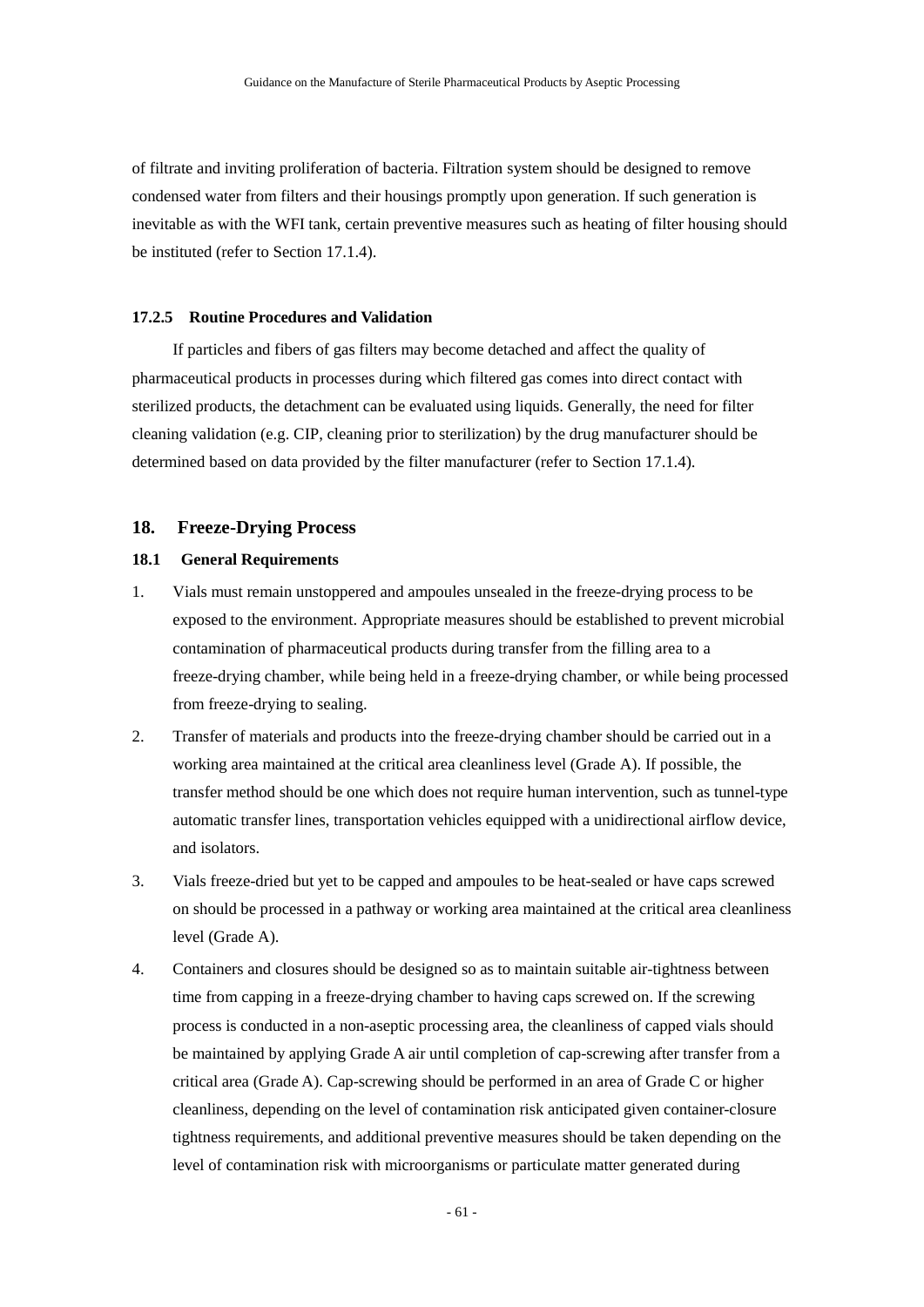of filtrate and inviting proliferation of bacteria. Filtration system should be designed to remove condensed water from filters and their housings promptly upon generation. If such generation is inevitable as with the WFI tank, certain preventive measures such as heating of filter housing should be instituted (refer to Section 17.1.4).

#### 17.2.5 Routine Procedures and Validation

If particles and fibers of gas filters may become detached and affect the quality of pharmaceutical products in processes during which filtered gas comes into direct contact with sterilized products, the detachment can be evaluated using liquids. Generally, the need for filter cleaning validation (e.g. CIP, cleaning prior to sterilization) by the drug manufacturer should be determined based on data provided by the filter manufacturer (refer to Section 17.1.4).

## 18. Freeze-Drying Process

### 18.1 General Requirements

1. Vials must remain unstoppered and ampoules unsealed in the freeze-drying process to be exposed to the environment. Appropriate measures should be established to prevent microbial contamination of pharmaceutical products during transfer from the filling area to a freeze-drying chamber, while being held in a freeze-drying chamber, or while being processed from freeze-drying to sealing.
2. Transfer of materials and products into the freeze-drying chamber should be carried out in a working area maintained at the critical area cleanliness level (Grade A). If possible, the transfer method should be one which does not require human intervention, such as tunnel-type automatic transfer lines, transportation vehicles equipped with a unidirectional airflow device, and isolators.
3. Vials freeze-dried but yet to be capped and ampoules to be heat-sealed or have caps screwed on should be processed in a pathway or working area maintained at the critical area cleanliness level (Grade A).
4. Containers and closures should be designed so as to maintain suitable air-tightness between time from capping in a freeze-drying chamber to having caps screwed on. If the screwing process is conducted in a non-aseptic processing area, the cleanliness of capped vials should be maintained by applying Grade A air until completion of cap-screwing after transfer from a critical area (Grade A). Cap-screwing should be performed in an area of Grade C or higher cleanliness, depending on the level of contamination risk anticipated given container-closure tightness requirements, and additional preventive measures should be taken depending on the level of contamination risk with microorganisms or particulate matter generated during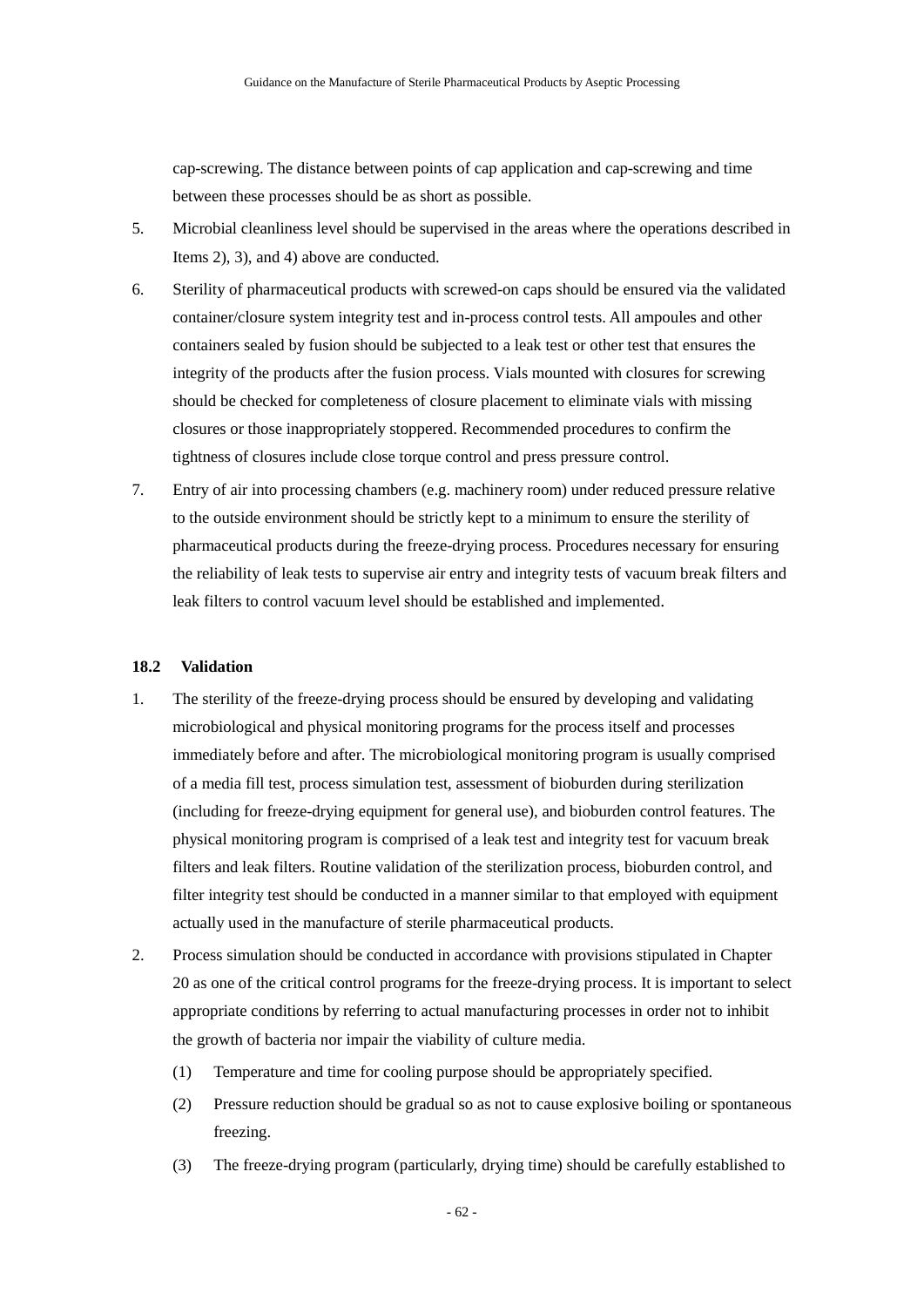cap-screwing. The distance between points of cap application and cap-screwing and time between these processes should be as short as possible.

5. Microbial cleanliness level should be supervised in the areas where the operations described in Items 2), 3), and 4) above are conducted.

6. Sterility of pharmaceutical products with screwed-on caps should be ensured via the validated container/closure system integrity test and in-process control tests. All ampoules and other containers sealed by fusion should be subjected to a leak test or other test that ensures the integrity of the products after the fusion process. Vials mounted with closures for screwing should be checked for completeness of closure placement to eliminate vials with missing closures or those inappropriately stoppered. Recommended procedures to confirm the tightness of closures include close torque control and press pressure control.

7. Entry of air into processing chambers (e.g. machinery room) under reduced pressure relative to the outside environment should be strictly kept to a minimum to ensure the sterility of pharmaceutical products during the freeze-drying process. Procedures necessary for ensuring the reliability of leak tests to supervise air entry and integrity tests of vacuum break filters and leak filters to control vacuum level should be established and implemented.

### 18.2 Validation

1. The sterility of the freeze-drying process should be ensured by developing and validating microbiological and physical monitoring programs for the process itself and processes immediately before and after. The microbiological monitoring program is usually comprised of a media fill test, process simulation test, assessment of bioburden during sterilization (including for freeze-drying equipment for general use), and bioburden control features. The physical monitoring program is comprised of a leak test and integrity test for vacuum break filters and leak filters. Routine validation of the sterilization process, bioburden control, and filter integrity test should be conducted in a manner similar to that employed with equipment actually used in the manufacture of sterile pharmaceutical products.

2. Process simulation should be conducted in accordance with provisions stipulated in Chapter 20 as one of the critical control programs for the freeze-drying process. It is important to select appropriate conditions by referring to actual manufacturing processes in order not to inhibit the growth of bacteria nor impair the viability of culture media.

   (1) Temperature and time for cooling purpose should be appropriately specified.

   (2) Pressure reduction should be gradual so as not to cause explosive boiling or spontaneous freezing.

   (3) The freeze-drying program (particularly, drying time) should be carefully established to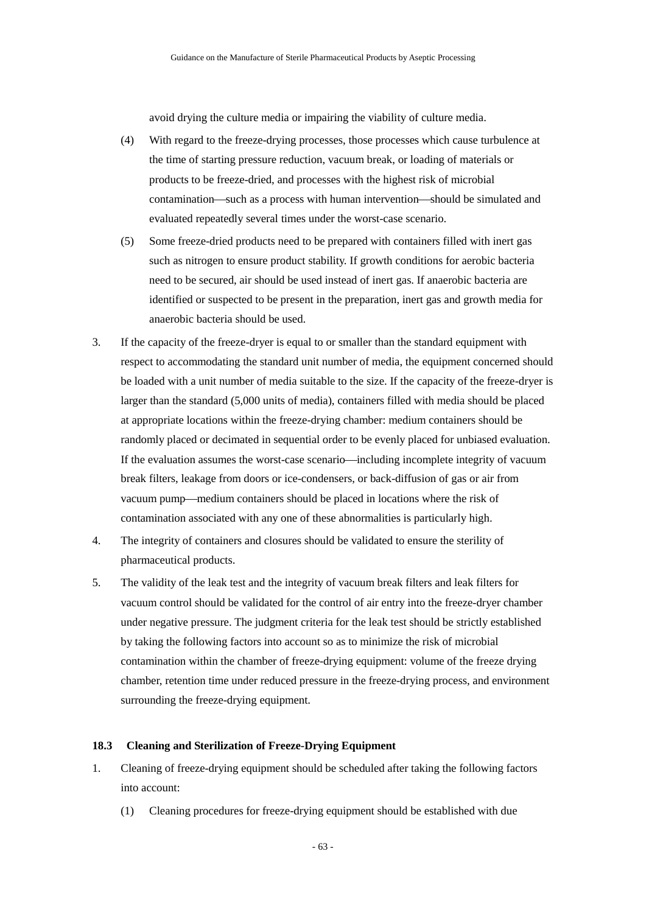avoid drying the culture media or impairing the viability of culture media.

(4) With regard to the freeze-drying processes, those processes which cause turbulence at the time of starting pressure reduction, vacuum break, or loading of materials or products to be freeze-dried, and processes with the highest risk of microbial contamination—such as a process with human intervention—should be simulated and evaluated repeatedly several times under the worst-case scenario.

(5) Some freeze-dried products need to be prepared with containers filled with inert gas such as nitrogen to ensure product stability. If growth conditions for aerobic bacteria need to be secured, air should be used instead of inert gas. If anaerobic bacteria are identified or suspected to be present in the preparation, inert gas and growth media for anaerobic bacteria should be used.

3. If the capacity of the freeze-dryer is equal to or smaller than the standard equipment with respect to accommodating the standard unit number of media, the equipment concerned should be loaded with a unit number of media suitable to the size. If the capacity of the freeze-dryer is larger than the standard (5,000 units of media), containers filled with media should be placed at appropriate locations within the freeze-drying chamber: medium containers should be randomly placed or decimated in sequential order to be evenly placed for unbiased evaluation. If the evaluation assumes the worst-case scenario—including incomplete integrity of vacuum break filters, leakage from doors or ice-condensers, or back-diffusion of gas or air from vacuum pump—medium containers should be placed in locations where the risk of contamination associated with any one of these abnormalities is particularly high.

4. The integrity of containers and closures should be validated to ensure the sterility of pharmaceutical products.

5. The validity of the leak test and the integrity of vacuum break filters and leak filters for vacuum control should be validated for the control of air entry into the freeze-dryer chamber under negative pressure. The judgment criteria for the leak test should be strictly established by taking the following factors into account so as to minimize the risk of microbial contamination within the chamber of freeze-drying equipment: volume of the freeze drying chamber, retention time under reduced pressure in the freeze-drying process, and environment surrounding the freeze-drying equipment.

### 18.3 Cleaning and Sterilization of Freeze-Drying Equipment

1. Cleaning of freeze-drying equipment should be scheduled after taking the following factors into account:

(1) Cleaning procedures for freeze-drying equipment should be established with due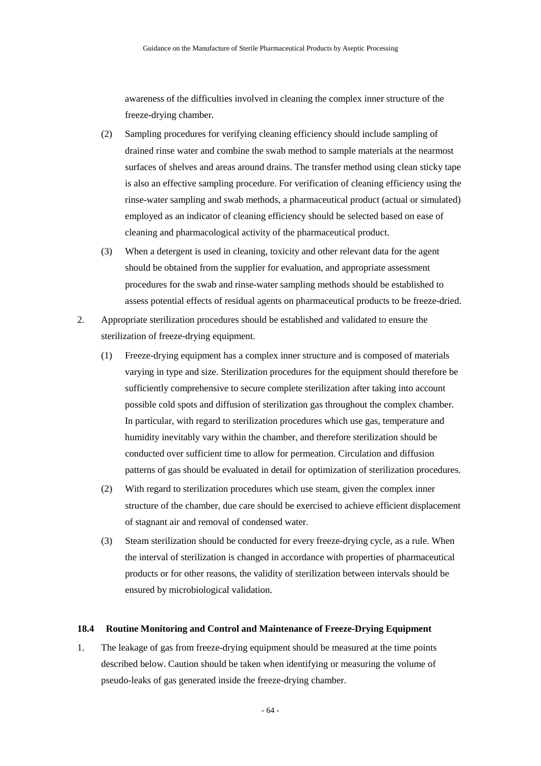awareness of the difficulties involved in cleaning the complex inner structure of the freeze-drying chamber.

(2) Sampling procedures for verifying cleaning efficiency should include sampling of drained rinse water and combine the swab method to sample materials at the nearmost surfaces of shelves and areas around drains. The transfer method using clean sticky tape is also an effective sampling procedure. For verification of cleaning efficiency using the rinse-water sampling and swab methods, a pharmaceutical product (actual or simulated) employed as an indicator of cleaning efficiency should be selected based on ease of cleaning and pharmacological activity of the pharmaceutical product.

(3) When a detergent is used in cleaning, toxicity and other relevant data for the agent should be obtained from the supplier for evaluation, and appropriate assessment procedures for the swab and rinse-water sampling methods should be established to assess potential effects of residual agents on pharmaceutical products to be freeze-dried.

2. Appropriate sterilization procedures should be established and validated to ensure the sterilization of freeze-drying equipment.

(1) Freeze-drying equipment has a complex inner structure and is composed of materials varying in type and size. Sterilization procedures for the equipment should therefore be sufficiently comprehensive to secure complete sterilization after taking into account possible cold spots and diffusion of sterilization gas throughout the complex chamber. In particular, with regard to sterilization procedures which use gas, temperature and humidity inevitably vary within the chamber, and therefore sterilization should be conducted over sufficient time to allow for permeation. Circulation and diffusion patterns of gas should be evaluated in detail for optimization of sterilization procedures.

(2) With regard to sterilization procedures which use steam, given the complex inner structure of the chamber, due care should be exercised to achieve efficient displacement of stagnant air and removal of condensed water.

(3) Steam sterilization should be conducted for every freeze-drying cycle, as a rule. When the interval of sterilization is changed in accordance with properties of pharmaceutical products or for other reasons, the validity of sterilization between intervals should be ensured by microbiological validation.

### 18.4 Routine Monitoring and Control and Maintenance of Freeze-Drying Equipment

1. The leakage of gas from freeze-drying equipment should be measured at the time points described below. Caution should be taken when identifying or measuring the volume of pseudo-leaks of gas generated inside the freeze-drying chamber.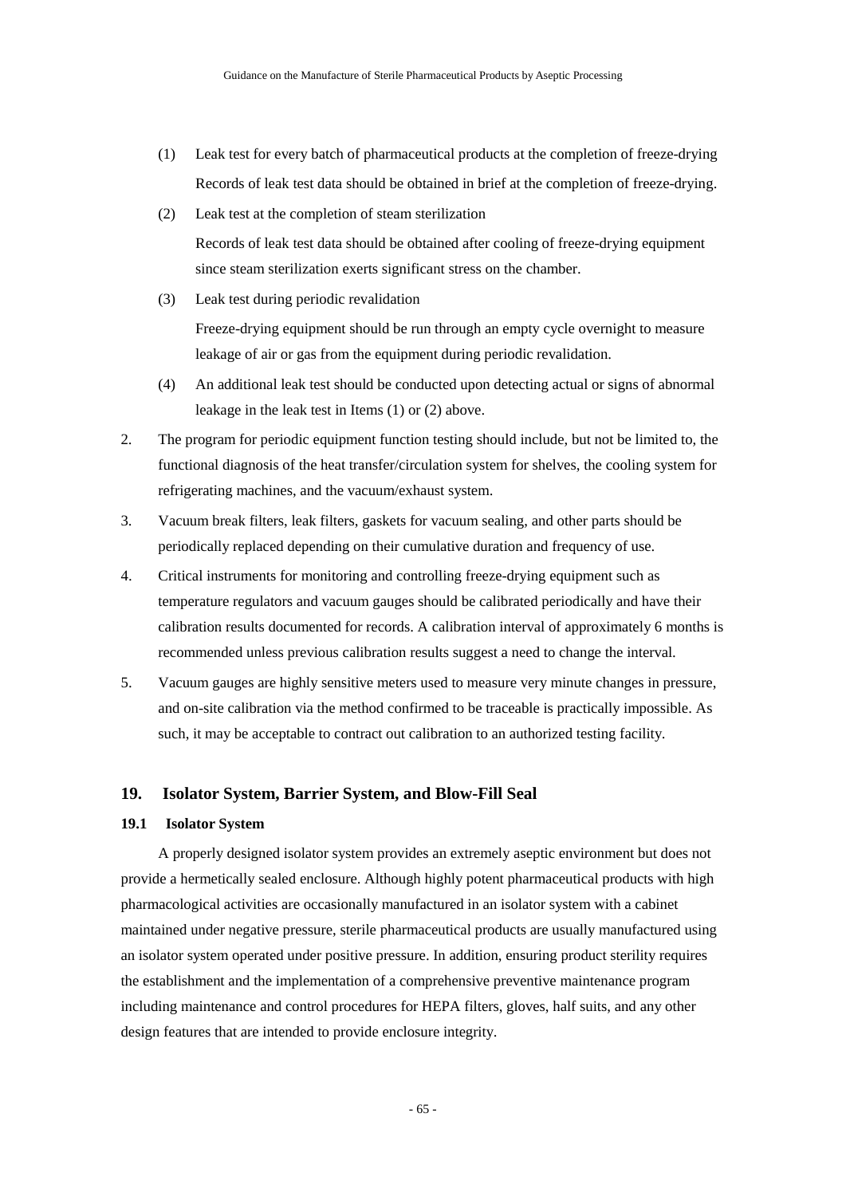(1) Leak test for every batch of pharmaceutical products at the completion of freeze-drying

Records of leak test data should be obtained in brief at the completion of freeze-drying.

(2) Leak test at the completion of steam sterilization

Records of leak test data should be obtained after cooling of freeze-drying equipment since steam sterilization exerts significant stress on the chamber.

(3) Leak test during periodic revalidation

Freeze-drying equipment should be run through an empty cycle overnight to measure leakage of air or gas from the equipment during periodic revalidation.

(4) An additional leak test should be conducted upon detecting actual or signs of abnormal leakage in the leak test in Items (1) or (2) above.

2. The program for periodic equipment function testing should include, but not be limited to, the functional diagnosis of the heat transfer/circulation system for shelves, the cooling system for refrigerating machines, and the vacuum/exhaust system.

3. Vacuum break filters, leak filters, gaskets for vacuum sealing, and other parts should be periodically replaced depending on their cumulative duration and frequency of use.

4. Critical instruments for monitoring and controlling freeze-drying equipment such as temperature regulators and vacuum gauges should be calibrated periodically and have their calibration results documented for records. A calibration interval of approximately 6 months is recommended unless previous calibration results suggest a need to change the interval.

5. Vacuum gauges are highly sensitive meters used to measure very minute changes in pressure, and on-site calibration via the method confirmed to be traceable is practically impossible. As such, it may be acceptable to contract out calibration to an authorized testing facility.

## 19. Isolator System, Barrier System, and Blow-Fill Seal

### 19.1 Isolator System

A properly designed isolator system provides an extremely aseptic environment but does not provide a hermetically sealed enclosure. Although highly potent pharmaceutical products with high pharmacological activities are occasionally manufactured in an isolator system with a cabinet maintained under negative pressure, sterile pharmaceutical products are usually manufactured using an isolator system operated under positive pressure. In addition, ensuring product sterility requires the establishment and the implementation of a comprehensive preventive maintenance program including maintenance and control procedures for HEPA filters, gloves, half suits, and any other design features that are intended to provide enclosure integrity.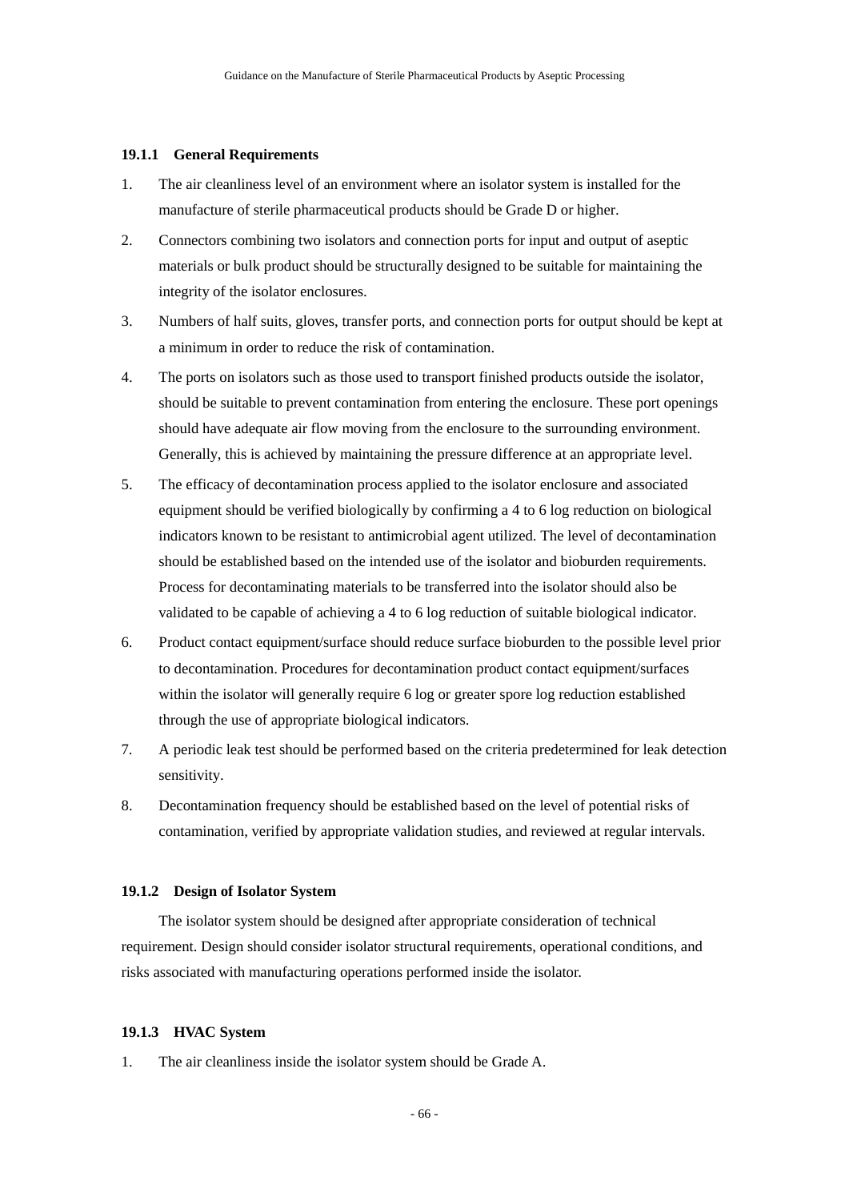#### 19.1.1 General Requirements

1. The air cleanliness level of an environment where an isolator system is installed for the manufacture of sterile pharmaceutical products should be Grade D or higher.
2. Connectors combining two isolators and connection ports for input and output of aseptic materials or bulk product should be structurally designed to be suitable for maintaining the integrity of the isolator enclosures.
3. Numbers of half suits, gloves, transfer ports, and connection ports for output should be kept at a minimum in order to reduce the risk of contamination.
4. The ports on isolators such as those used to transport finished products outside the isolator, should be suitable to prevent contamination from entering the enclosure. These port openings should have adequate air flow moving from the enclosure to the surrounding environment. Generally, this is achieved by maintaining the pressure difference at an appropriate level.
5. The efficacy of decontamination process applied to the isolator enclosure and associated equipment should be verified biologically by confirming a 4 to 6 log reduction on biological indicators known to be resistant to antimicrobial agent utilized. The level of decontamination should be established based on the intended use of the isolator and bioburden requirements. Process for decontaminating materials to be transferred into the isolator should also be validated to be capable of achieving a 4 to 6 log reduction of suitable biological indicator.
6. Product contact equipment/surface should reduce surface bioburden to the possible level prior to decontamination. Procedures for decontamination product contact equipment/surfaces within the isolator will generally require 6 log or greater spore log reduction established through the use of appropriate biological indicators.
7. A periodic leak test should be performed based on the criteria predetermined for leak detection sensitivity.
8. Decontamination frequency should be established based on the level of potential risks of contamination, verified by appropriate validation studies, and reviewed at regular intervals.

#### 19.1.2 Design of Isolator System

The isolator system should be designed after appropriate consideration of technical requirement. Design should consider isolator structural requirements, operational conditions, and risks associated with manufacturing operations performed inside the isolator.

#### 19.1.3 HVAC System

1. The air cleanliness inside the isolator system should be Grade A.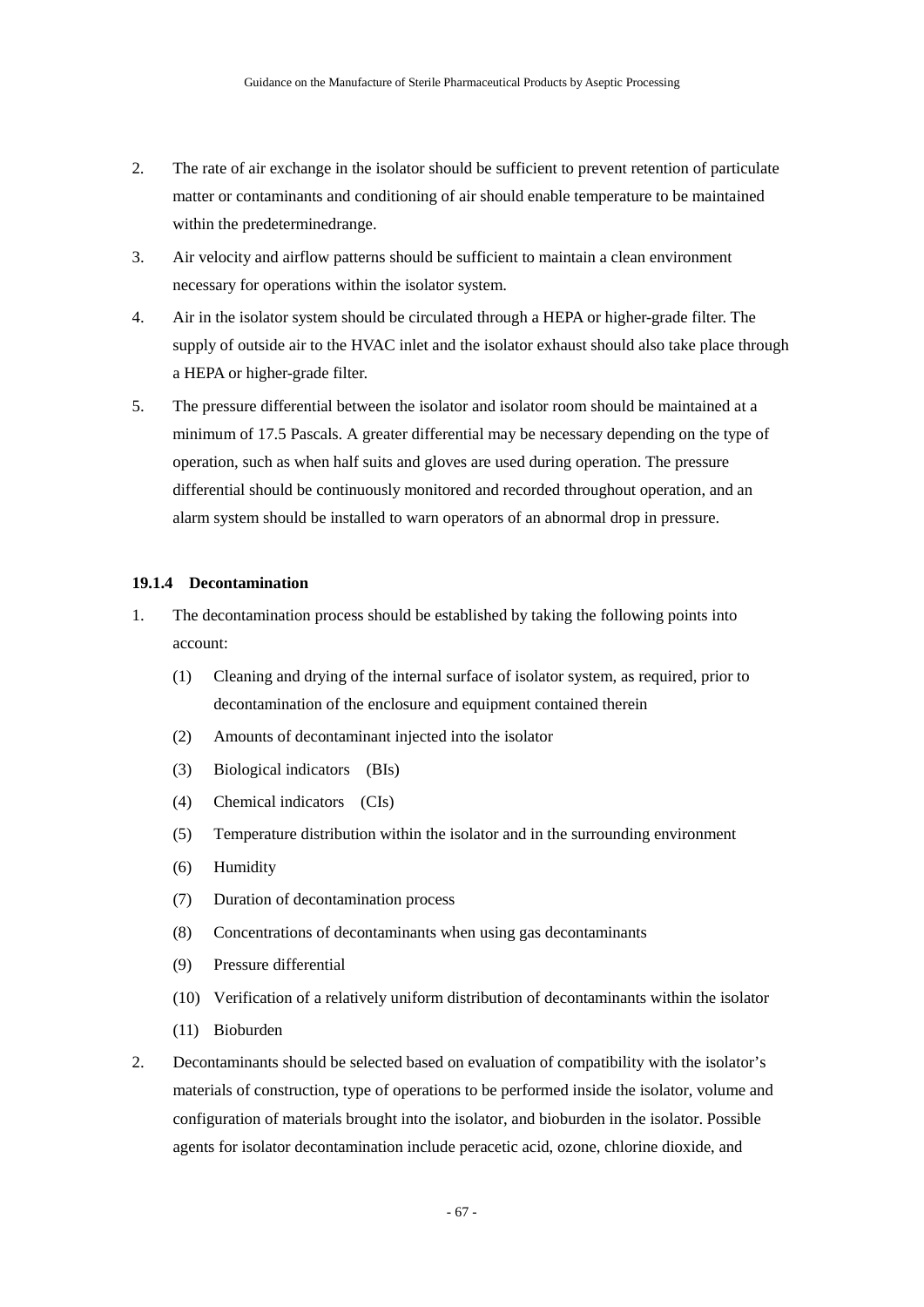2. The rate of air exchange in the isolator should be sufficient to prevent retention of particulate matter or contaminants and conditioning of air should enable temperature to be maintained within the predeterminedrange.

3. Air velocity and airflow patterns should be sufficient to maintain a clean environment necessary for operations within the isolator system.

4. Air in the isolator system should be circulated through a HEPA or higher-grade filter. The supply of outside air to the HVAC inlet and the isolator exhaust should also take place through a HEPA or higher-grade filter.

5. The pressure differential between the isolator and isolator room should be maintained at a minimum of 17.5 Pascals. A greater differential may be necessary depending on the type of operation, such as when half suits and gloves are used during operation. The pressure differential should be continuously monitored and recorded throughout operation, and an alarm system should be installed to warn operators of an abnormal drop in pressure.

#### 19.1.4 Decontamination

1. The decontamination process should be established by taking the following points into account:

   (1) Cleaning and drying of the internal surface of isolator system, as required, prior to decontamination of the enclosure and equipment contained therein

   (2) Amounts of decontaminant injected into the isolator

   (3) Biological indicators (BIs)

   (4) Chemical indicators (CIs)

   (5) Temperature distribution within the isolator and in the surrounding environment

   (6) Humidity

   (7) Duration of decontamination process

   (8) Concentrations of decontaminants when using gas decontaminants

   (9) Pressure differential

   (10) Verification of a relatively uniform distribution of decontaminants within the isolator

   (11) Bioburden

2. Decontaminants should be selected based on evaluation of compatibility with the isolator's materials of construction, type of operations to be performed inside the isolator, volume and configuration of materials brought into the isolator, and bioburden in the isolator. Possible agents for isolator decontamination include peracetic acid, ozone, chlorine dioxide, and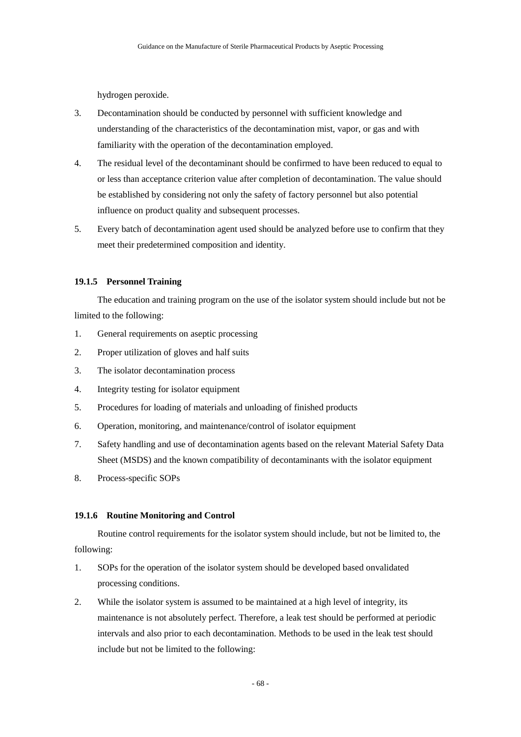hydrogen peroxide.

3. Decontamination should be conducted by personnel with sufficient knowledge and understanding of the characteristics of the decontamination mist, vapor, or gas and with familiarity with the operation of the decontamination employed.
4. The residual level of the decontaminant should be confirmed to have been reduced to equal to or less than acceptance criterion value after completion of decontamination. The value should be established by considering not only the safety of factory personnel but also potential influence on product quality and subsequent processes.
5. Every batch of decontamination agent used should be analyzed before use to confirm that they meet their predetermined composition and identity.

#### 19.1.5 Personnel Training

The education and training program on the use of the isolator system should include but not be limited to the following:

1. General requirements on aseptic processing
2. Proper utilization of gloves and half suits
3. The isolator decontamination process
4. Integrity testing for isolator equipment
5. Procedures for loading of materials and unloading of finished products
6. Operation, monitoring, and maintenance/control of isolator equipment
7. Safety handling and use of decontamination agents based on the relevant Material Safety Data Sheet (MSDS) and the known compatibility of decontaminants with the isolator equipment
8. Process-specific SOPs

#### 19.1.6 Routine Monitoring and Control

Routine control requirements for the isolator system should include, but not be limited to, the following:

1. SOPs for the operation of the isolator system should be developed based onvalidated processing conditions.
2. While the isolator system is assumed to be maintained at a high level of integrity, its maintenance is not absolutely perfect. Therefore, a leak test should be performed at periodic intervals and also prior to each decontamination. Methods to be used in the leak test should include but not be limited to the following: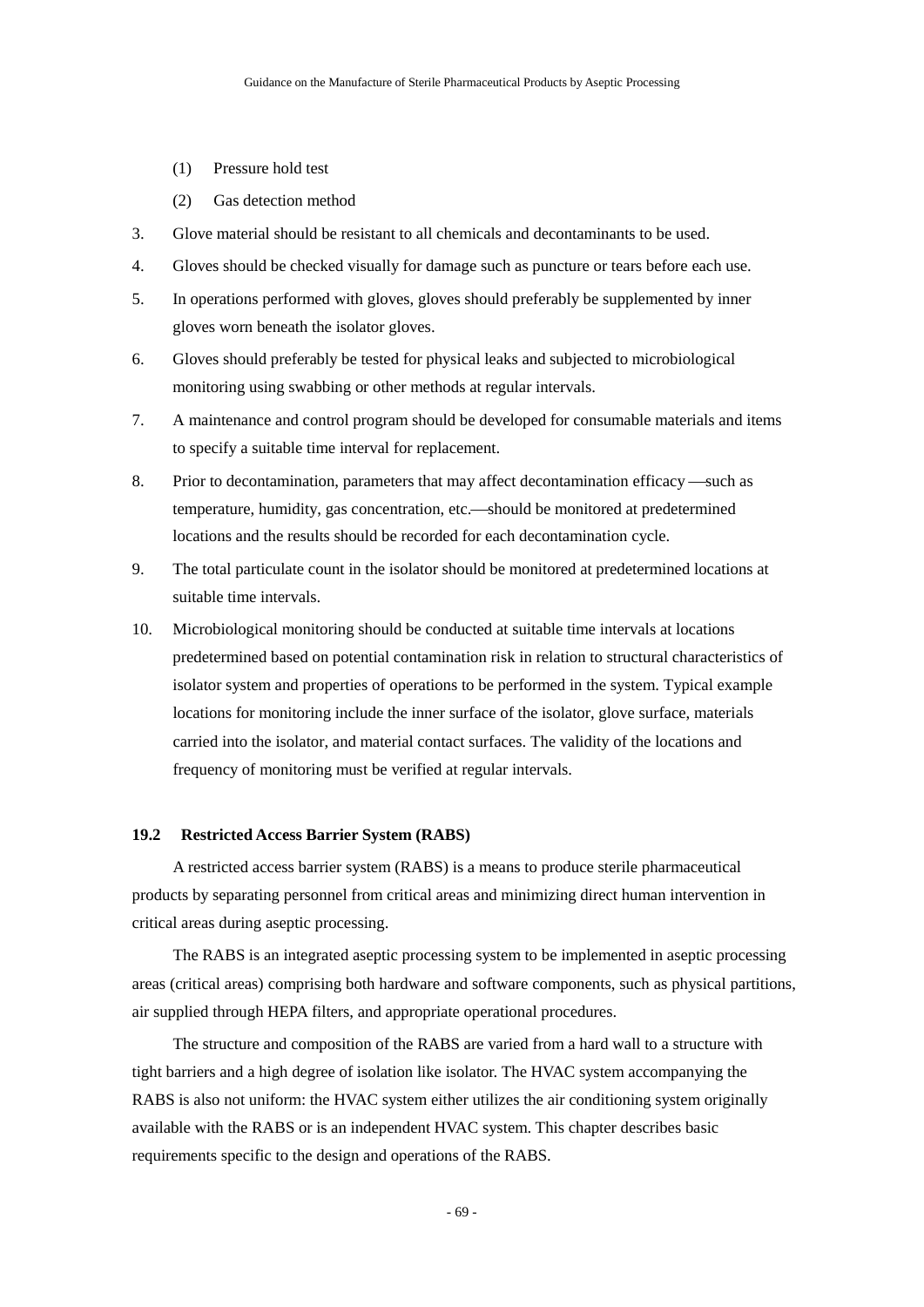(1) Pressure hold test

(2) Gas detection method

3. Glove material should be resistant to all chemicals and decontaminants to be used.
4. Gloves should be checked visually for damage such as puncture or tears before each use.
5. In operations performed with gloves, gloves should preferably be supplemented by inner gloves worn beneath the isolator gloves.
6. Gloves should preferably be tested for physical leaks and subjected to microbiological monitoring using swabbing or other methods at regular intervals.
7. A maintenance and control program should be developed for consumable materials and items to specify a suitable time interval for replacement.
8. Prior to decontamination, parameters that may affect decontamination efficacy —such as temperature, humidity, gas concentration, etc.—should be monitored at predetermined locations and the results should be recorded for each decontamination cycle.
9. The total particulate count in the isolator should be monitored at predetermined locations at suitable time intervals.
10. Microbiological monitoring should be conducted at suitable time intervals at locations predetermined based on potential contamination risk in relation to structural characteristics of isolator system and properties of operations to be performed in the system. Typical example locations for monitoring include the inner surface of the isolator, glove surface, materials carried into the isolator, and material contact surfaces. The validity of the locations and frequency of monitoring must be verified at regular intervals.

### 19.2 Restricted Access Barrier System (RABS)

A restricted access barrier system (RABS) is a means to produce sterile pharmaceutical products by separating personnel from critical areas and minimizing direct human intervention in critical areas during aseptic processing.

The RABS is an integrated aseptic processing system to be implemented in aseptic processing areas (critical areas) comprising both hardware and software components, such as physical partitions, air supplied through HEPA filters, and appropriate operational procedures.

The structure and composition of the RABS are varied from a hard wall to a structure with tight barriers and a high degree of isolation like isolator. The HVAC system accompanying the RABS is also not uniform: the HVAC system either utilizes the air conditioning system originally available with the RABS or is an independent HVAC system. This chapter describes basic requirements specific to the design and operations of the RABS.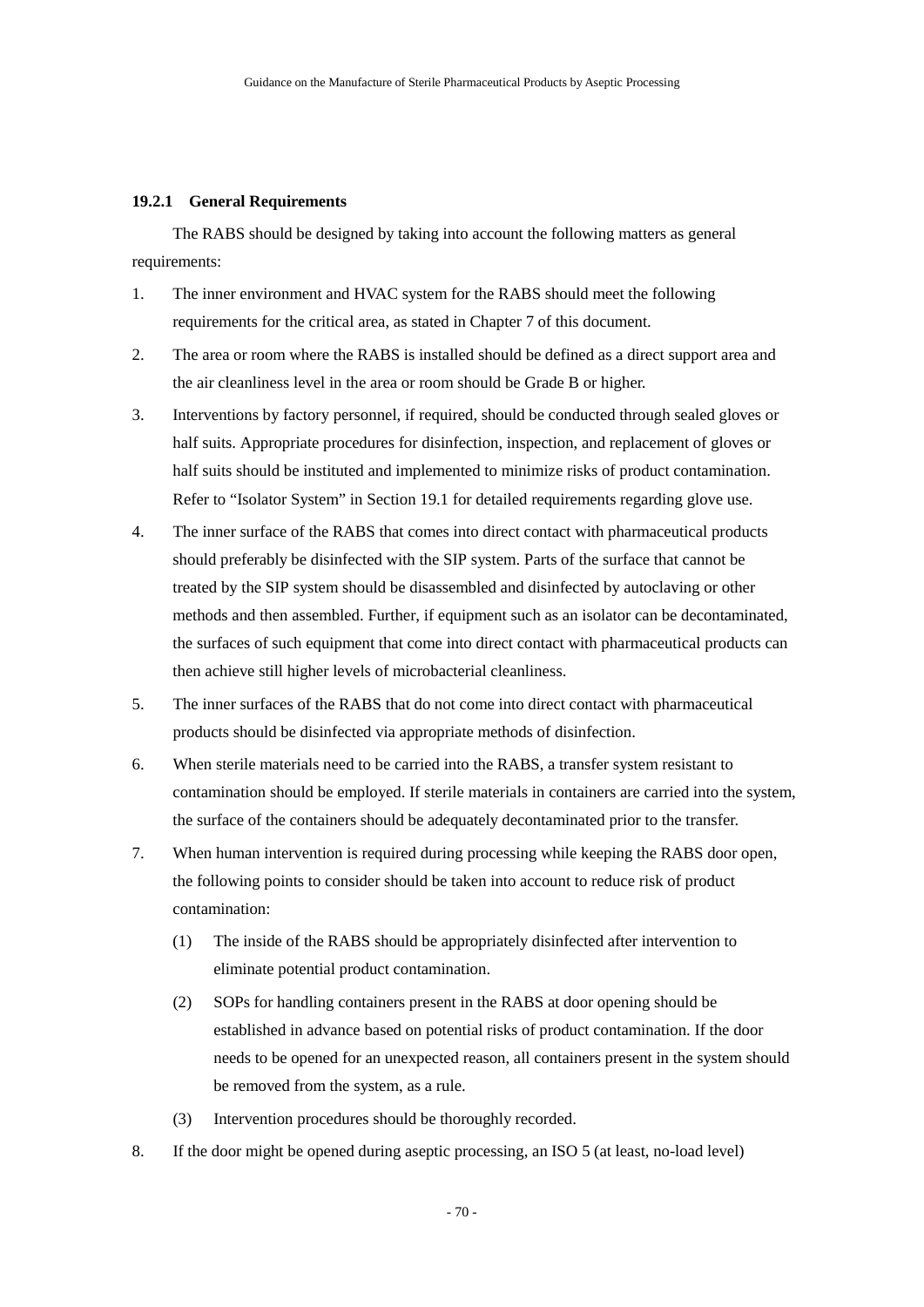#### 19.2.1 General Requirements

The RABS should be designed by taking into account the following matters as general requirements:

1. The inner environment and HVAC system for the RABS should meet the following requirements for the critical area, as stated in Chapter 7 of this document.
2. The area or room where the RABS is installed should be defined as a direct support area and the air cleanliness level in the area or room should be Grade B or higher.
3. Interventions by factory personnel, if required, should be conducted through sealed gloves or half suits. Appropriate procedures for disinfection, inspection, and replacement of gloves or half suits should be instituted and implemented to minimize risks of product contamination. Refer to "Isolator System" in Section 19.1 for detailed requirements regarding glove use.
4. The inner surface of the RABS that comes into direct contact with pharmaceutical products should preferably be disinfected with the SIP system. Parts of the surface that cannot be treated by the SIP system should be disassembled and disinfected by autoclaving or other methods and then assembled. Further, if equipment such as an isolator can be decontaminated, the surfaces of such equipment that come into direct contact with pharmaceutical products can then achieve still higher levels of microbacterial cleanliness.
5. The inner surfaces of the RABS that do not come into direct contact with pharmaceutical products should be disinfected via appropriate methods of disinfection.
6. When sterile materials need to be carried into the RABS, a transfer system resistant to contamination should be employed. If sterile materials in containers are carried into the system, the surface of the containers should be adequately decontaminated prior to the transfer.
7. When human intervention is required during processing while keeping the RABS door open, the following points to consider should be taken into account to reduce risk of product contamination:
   (1) The inside of the RABS should be appropriately disinfected after intervention to eliminate potential product contamination.
   (2) SOPs for handling containers present in the RABS at door opening should be established in advance based on potential risks of product contamination. If the door needs to be opened for an unexpected reason, all containers present in the system should be removed from the system, as a rule.
   (3) Intervention procedures should be thoroughly recorded.
8. If the door might be opened during aseptic processing, an ISO 5 (at least, no-load level)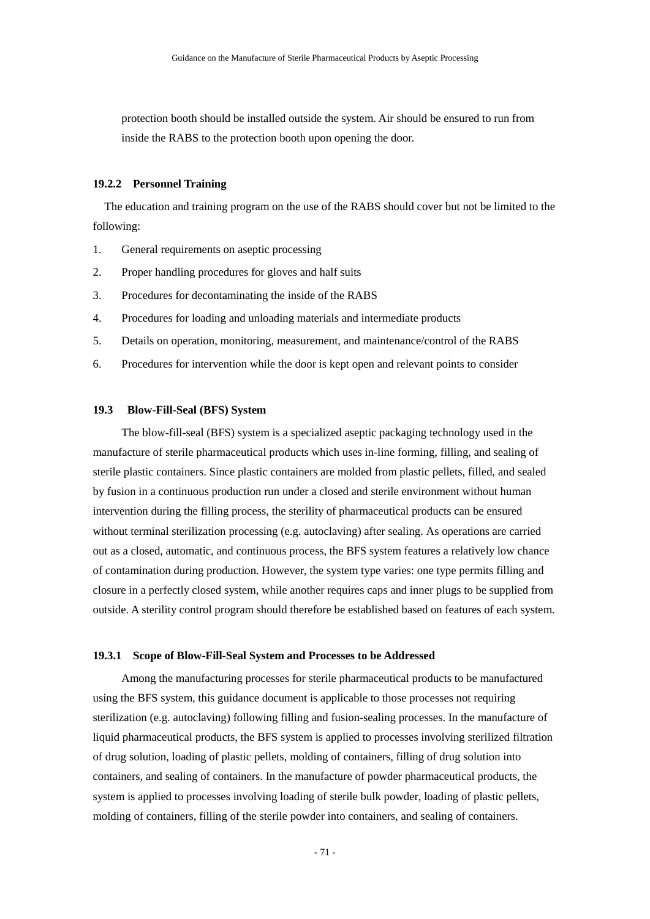protection booth should be installed outside the system. Air should be ensured to run from inside the RABS to the protection booth upon opening the door.

#### 19.2.2 Personnel Training

The education and training program on the use of the RABS should cover but not be limited to the following:

1. General requirements on aseptic processing
2. Proper handling procedures for gloves and half suits
3. Procedures for decontaminating the inside of the RABS
4. Procedures for loading and unloading materials and intermediate products
5. Details on operation, monitoring, measurement, and maintenance/control of the RABS
6. Procedures for intervention while the door is kept open and relevant points to consider

### 19.3 Blow-Fill-Seal (BFS) System

The blow-fill-seal (BFS) system is a specialized aseptic packaging technology used in the manufacture of sterile pharmaceutical products which uses in-line forming, filling, and sealing of sterile plastic containers. Since plastic containers are molded from plastic pellets, filled, and sealed by fusion in a continuous production run under a closed and sterile environment without human intervention during the filling process, the sterility of pharmaceutical products can be ensured without terminal sterilization processing (e.g. autoclaving) after sealing. As operations are carried out as a closed, automatic, and continuous process, the BFS system features a relatively low chance of contamination during production. However, the system type varies: one type permits filling and closure in a perfectly closed system, while another requires caps and inner plugs to be supplied from outside. A sterility control program should therefore be established based on features of each system.

#### 19.3.1 Scope of Blow-Fill-Seal System and Processes to be Addressed

Among the manufacturing processes for sterile pharmaceutical products to be manufactured using the BFS system, this guidance document is applicable to those processes not requiring sterilization (e.g. autoclaving) following filling and fusion-sealing processes. In the manufacture of liquid pharmaceutical products, the BFS system is applied to processes involving sterilized filtration of drug solution, loading of plastic pellets, molding of containers, filling of drug solution into containers, and sealing of containers. In the manufacture of powder pharmaceutical products, the system is applied to processes involving loading of sterile bulk powder, loading of plastic pellets, molding of containers, filling of the sterile powder into containers, and sealing of containers.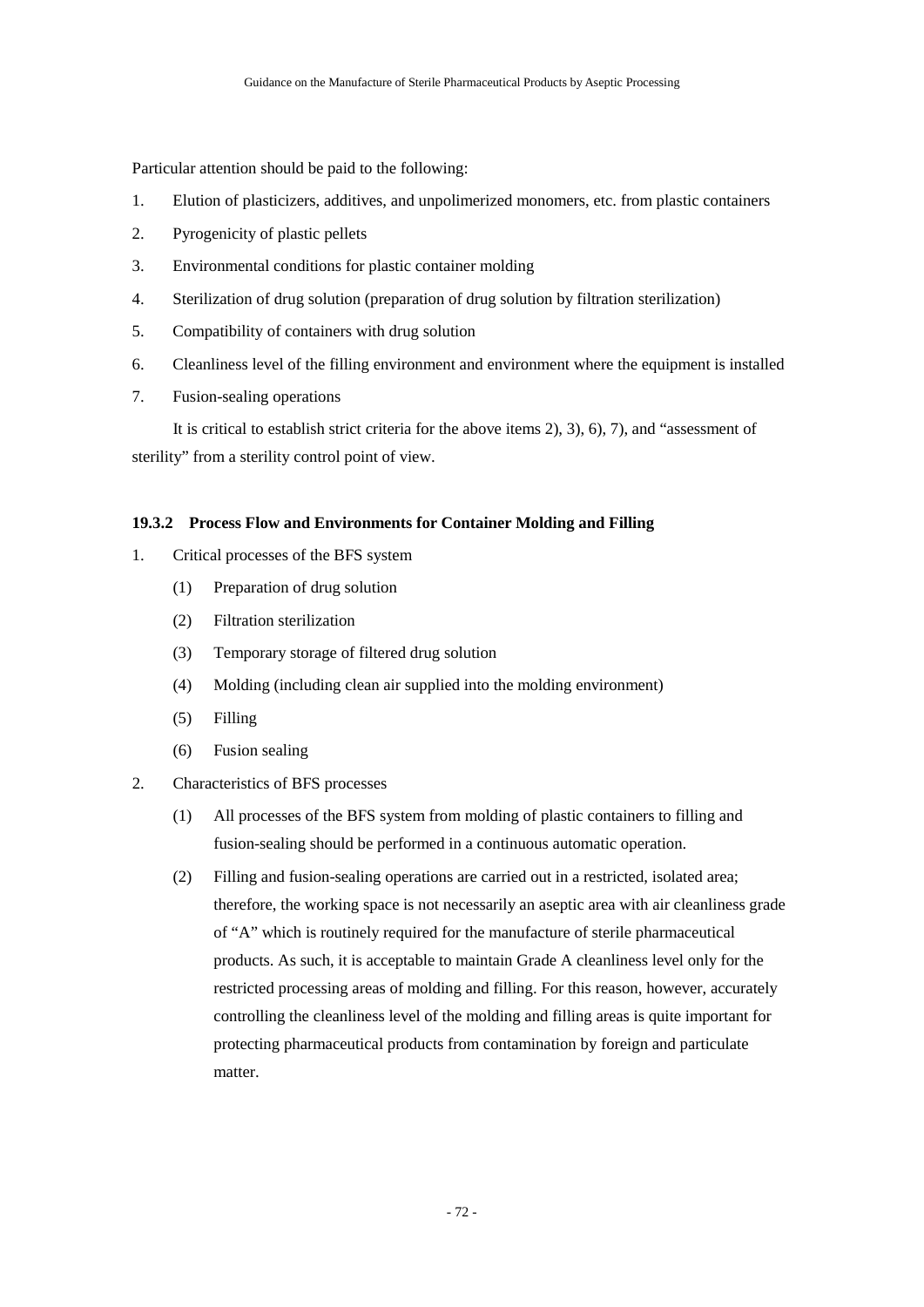Particular attention should be paid to the following:

1. Elution of plasticizers, additives, and unpolimerized monomers, etc. from plastic containers
2. Pyrogenicity of plastic pellets
3. Environmental conditions for plastic container molding
4. Sterilization of drug solution (preparation of drug solution by filtration sterilization)
5. Compatibility of containers with drug solution
6. Cleanliness level of the filling environment and environment where the equipment is installed
7. Fusion-sealing operations

It is critical to establish strict criteria for the above items 2), 3), 6), 7), and "assessment of sterility" from a sterility control point of view.

#### 19.3.2 Process Flow and Environments for Container Molding and Filling

1. Critical processes of the BFS system
   - (1) Preparation of drug solution
   - (2) Filtration sterilization
   - (3) Temporary storage of filtered drug solution
   - (4) Molding (including clean air supplied into the molding environment)
   - (5) Filling
   - (6) Fusion sealing
2. Characteristics of BFS processes
   - (1) All processes of the BFS system from molding of plastic containers to filling and fusion-sealing should be performed in a continuous automatic operation.
   - (2) Filling and fusion-sealing operations are carried out in a restricted, isolated area; therefore, the working space is not necessarily an aseptic area with air cleanliness grade of "A" which is routinely required for the manufacture of sterile pharmaceutical products. As such, it is acceptable to maintain Grade A cleanliness level only for the restricted processing areas of molding and filling. For this reason, however, accurately controlling the cleanliness level of the molding and filling areas is quite important for protecting pharmaceutical products from contamination by foreign and particulate matter.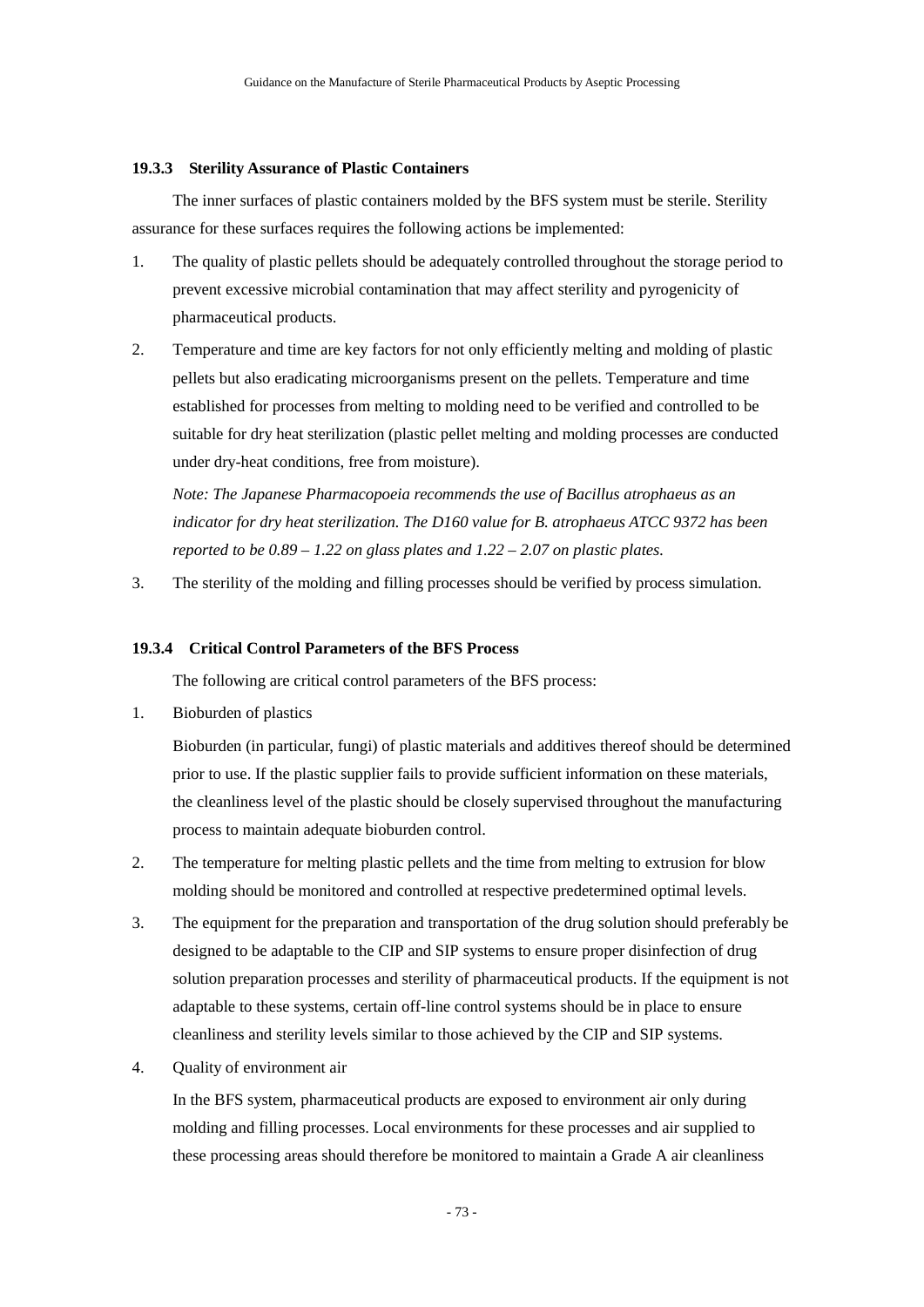#### 19.3.3 Sterility Assurance of Plastic Containers

The inner surfaces of plastic containers molded by the BFS system must be sterile. Sterility assurance for these surfaces requires the following actions be implemented:

1. The quality of plastic pellets should be adequately controlled throughout the storage period to prevent excessive microbial contamination that may affect sterility and pyrogenicity of pharmaceutical products.
2. Temperature and time are key factors for not only efficiently melting and molding of plastic pellets but also eradicating microorganisms present on the pellets. Temperature and time established for processes from melting to molding need to be verified and controlled to be suitable for dry heat sterilization (plastic pellet melting and molding processes are conducted under dry-heat conditions, free from moisture).

   *Note: The Japanese Pharmacopoeia recommends the use of Bacillus atrophaeus as an indicator for dry heat sterilization. The D160 value for B. atrophaeus ATCC 9372 has been reported to be 0.89 – 1.22 on glass plates and 1.22 – 2.07 on plastic plates.*

3. The sterility of the molding and filling processes should be verified by process simulation.

#### 19.3.4 Critical Control Parameters of the BFS Process

The following are critical control parameters of the BFS process:

1. Bioburden of plastics

   Bioburden (in particular, fungi) of plastic materials and additives thereof should be determined prior to use. If the plastic supplier fails to provide sufficient information on these materials, the cleanliness level of the plastic should be closely supervised throughout the manufacturing process to maintain adequate bioburden control.

2. The temperature for melting plastic pellets and the time from melting to extrusion for blow molding should be monitored and controlled at respective predetermined optimal levels.
3. The equipment for the preparation and transportation of the drug solution should preferably be designed to be adaptable to the CIP and SIP systems to ensure proper disinfection of drug solution preparation processes and sterility of pharmaceutical products. If the equipment is not adaptable to these systems, certain off-line control systems should be in place to ensure cleanliness and sterility levels similar to those achieved by the CIP and SIP systems.
4. Quality of environment air

   In the BFS system, pharmaceutical products are exposed to environment air only during molding and filling processes. Local environments for these processes and air supplied to these processing areas should therefore be monitored to maintain a Grade A air cleanliness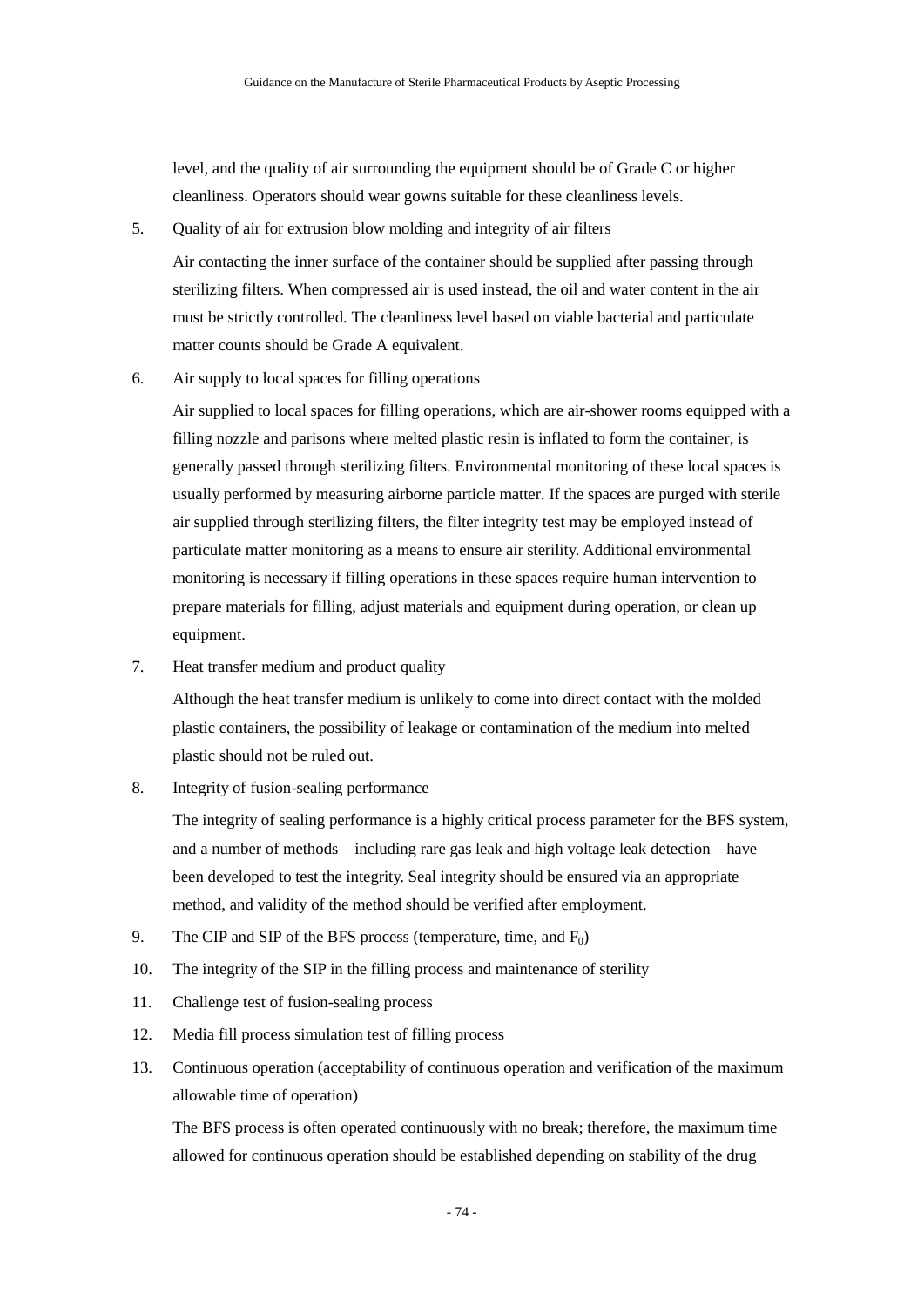level, and the quality of air surrounding the equipment should be of Grade C or higher cleanliness. Operators should wear gowns suitable for these cleanliness levels.

5. Quality of air for extrusion blow molding and integrity of air filters

   Air contacting the inner surface of the container should be supplied after passing through sterilizing filters. When compressed air is used instead, the oil and water content in the air must be strictly controlled. The cleanliness level based on viable bacterial and particulate matter counts should be Grade A equivalent.

6. Air supply to local spaces for filling operations

   Air supplied to local spaces for filling operations, which are air-shower rooms equipped with a filling nozzle and parisons where melted plastic resin is inflated to form the container, is generally passed through sterilizing filters. Environmental monitoring of these local spaces is usually performed by measuring airborne particle matter. If the spaces are purged with sterile air supplied through sterilizing filters, the filter integrity test may be employed instead of particulate matter monitoring as a means to ensure air sterility. Additional environmental monitoring is necessary if filling operations in these spaces require human intervention to prepare materials for filling, adjust materials and equipment during operation, or clean up equipment.

7. Heat transfer medium and product quality

   Although the heat transfer medium is unlikely to come into direct contact with the molded plastic containers, the possibility of leakage or contamination of the medium into melted plastic should not be ruled out.

8. Integrity of fusion-sealing performance

   The integrity of sealing performance is a highly critical process parameter for the BFS system, and a number of methods—including rare gas leak and high voltage leak detection—have been developed to test the integrity. Seal integrity should be ensured via an appropriate method, and validity of the method should be verified after employment.

9. The CIP and SIP of the BFS process (temperature, time, and $F_0$)

10. The integrity of the SIP in the filling process and maintenance of sterility

11. Challenge test of fusion-sealing process

12. Media fill process simulation test of filling process

13. Continuous operation (acceptability of continuous operation and verification of the maximum allowable time of operation)

    The BFS process is often operated continuously with no break; therefore, the maximum time allowed for continuous operation should be established depending on stability of the drug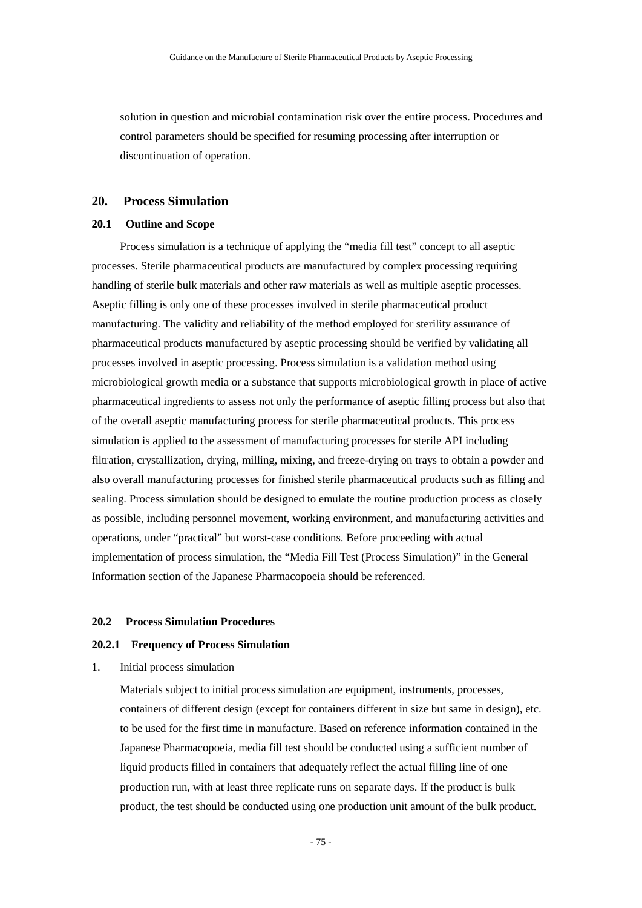solution in question and microbial contamination risk over the entire process. Procedures and control parameters should be specified for resuming processing after interruption or discontinuation of operation.

## 20. Process Simulation

### 20.1 Outline and Scope

Process simulation is a technique of applying the "media fill test" concept to all aseptic processes. Sterile pharmaceutical products are manufactured by complex processing requiring handling of sterile bulk materials and other raw materials as well as multiple aseptic processes. Aseptic filling is only one of these processes involved in sterile pharmaceutical product manufacturing. The validity and reliability of the method employed for sterility assurance of pharmaceutical products manufactured by aseptic processing should be verified by validating all processes involved in aseptic processing. Process simulation is a validation method using microbiological growth media or a substance that supports microbiological growth in place of active pharmaceutical ingredients to assess not only the performance of aseptic filling process but also that of the overall aseptic manufacturing process for sterile pharmaceutical products. This process simulation is applied to the assessment of manufacturing processes for sterile API including filtration, crystallization, drying, milling, mixing, and freeze-drying on trays to obtain a powder and also overall manufacturing processes for finished sterile pharmaceutical products such as filling and sealing. Process simulation should be designed to emulate the routine production process as closely as possible, including personnel movement, working environment, and manufacturing activities and operations, under "practical" but worst-case conditions. Before proceeding with actual implementation of process simulation, the "Media Fill Test (Process Simulation)" in the General Information section of the Japanese Pharmacopoeia should be referenced.

### 20.2 Process Simulation Procedures

#### 20.2.1 Frequency of Process Simulation

1. Initial process simulation

   Materials subject to initial process simulation are equipment, instruments, processes, containers of different design (except for containers different in size but same in design), etc. to be used for the first time in manufacture. Based on reference information contained in the Japanese Pharmacopoeia, media fill test should be conducted using a sufficient number of liquid products filled in containers that adequately reflect the actual filling line of one production run, with at least three replicate runs on separate days. If the product is bulk product, the test should be conducted using one production unit amount of the bulk product.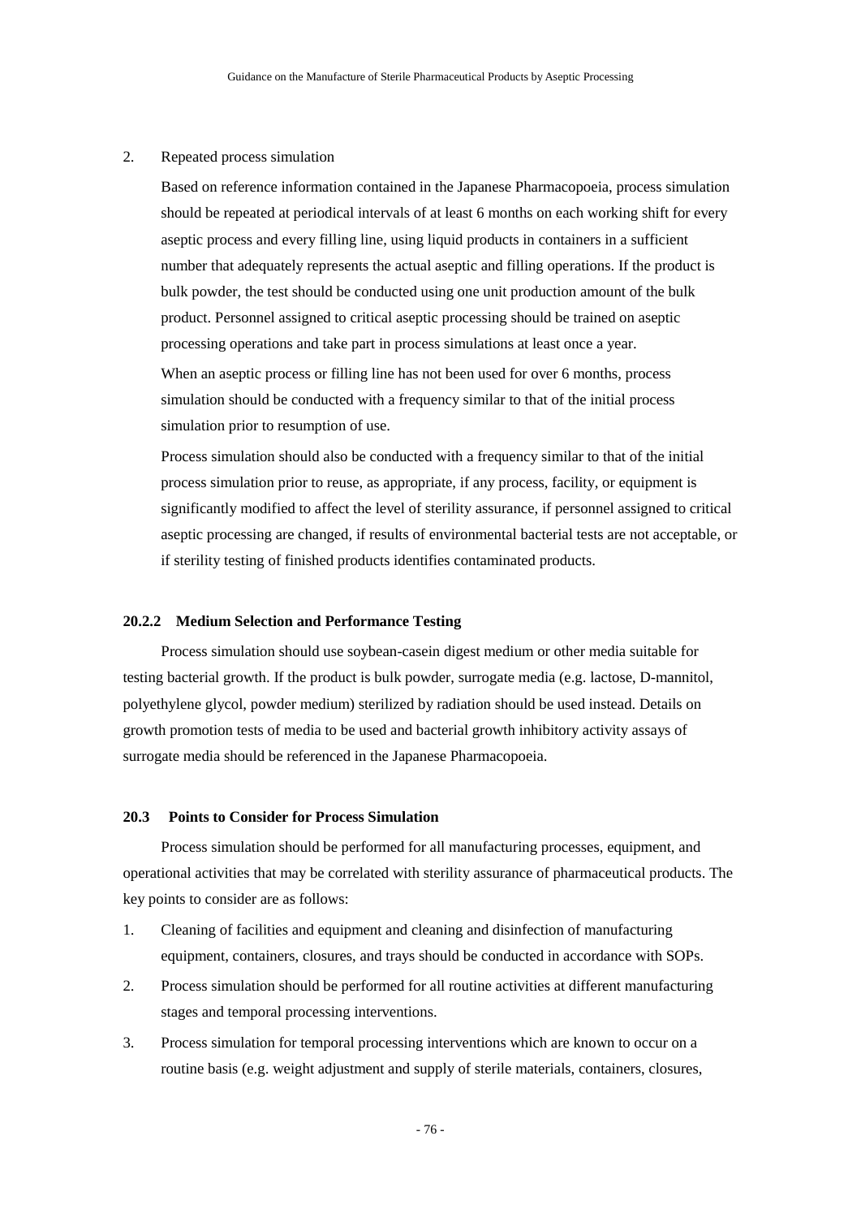2. Repeated process simulation

   Based on reference information contained in the Japanese Pharmacopoeia, process simulation should be repeated at periodical intervals of at least 6 months on each working shift for every aseptic process and every filling line, using liquid products in containers in a sufficient number that adequately represents the actual aseptic and filling operations. If the product is bulk powder, the test should be conducted using one unit production amount of the bulk product. Personnel assigned to critical aseptic processing should be trained on aseptic processing operations and take part in process simulations at least once a year.

   When an aseptic process or filling line has not been used for over 6 months, process simulation should be conducted with a frequency similar to that of the initial process simulation prior to resumption of use.

   Process simulation should also be conducted with a frequency similar to that of the initial process simulation prior to reuse, as appropriate, if any process, facility, or equipment is significantly modified to affect the level of sterility assurance, if personnel assigned to critical aseptic processing are changed, if results of environmental bacterial tests are not acceptable, or if sterility testing of finished products identifies contaminated products.

#### 20.2.2 Medium Selection and Performance Testing

Process simulation should use soybean-casein digest medium or other media suitable for testing bacterial growth. If the product is bulk powder, surrogate media (e.g. lactose, D-mannitol, polyethylene glycol, powder medium) sterilized by radiation should be used instead. Details on growth promotion tests of media to be used and bacterial growth inhibitory activity assays of surrogate media should be referenced in the Japanese Pharmacopoeia.

### 20.3 Points to Consider for Process Simulation

Process simulation should be performed for all manufacturing processes, equipment, and operational activities that may be correlated with sterility assurance of pharmaceutical products. The key points to consider are as follows:

1. Cleaning of facilities and equipment and cleaning and disinfection of manufacturing equipment, containers, closures, and trays should be conducted in accordance with SOPs.
2. Process simulation should be performed for all routine activities at different manufacturing stages and temporal processing interventions.
3. Process simulation for temporal processing interventions which are known to occur on a routine basis (e.g. weight adjustment and supply of sterile materials, containers, closures,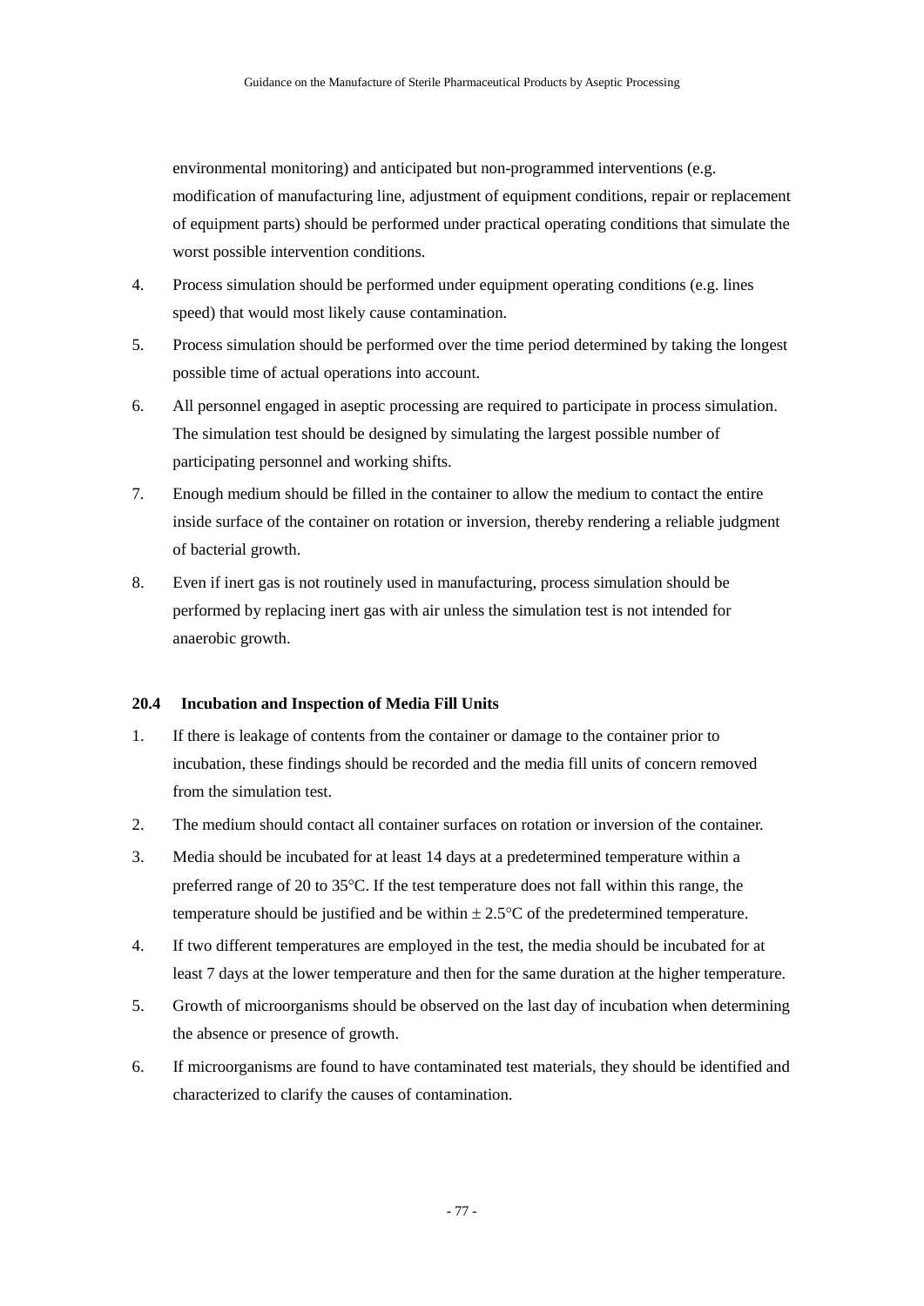environmental monitoring) and anticipated but non-programmed interventions (e.g. modification of manufacturing line, adjustment of equipment conditions, repair or replacement of equipment parts) should be performed under practical operating conditions that simulate the worst possible intervention conditions.

4. Process simulation should be performed under equipment operating conditions (e.g. lines speed) that would most likely cause contamination.
5. Process simulation should be performed over the time period determined by taking the longest possible time of actual operations into account.
6. All personnel engaged in aseptic processing are required to participate in process simulation. The simulation test should be designed by simulating the largest possible number of participating personnel and working shifts.
7. Enough medium should be filled in the container to allow the medium to contact the entire inside surface of the container on rotation or inversion, thereby rendering a reliable judgment of bacterial growth.
8. Even if inert gas is not routinely used in manufacturing, process simulation should be performed by replacing inert gas with air unless the simulation test is not intended for anaerobic growth.

#### 20.4 Incubation and Inspection of Media Fill Units

1. If there is leakage of contents from the container or damage to the container prior to incubation, these findings should be recorded and the media fill units of concern removed from the simulation test.
2. The medium should contact all container surfaces on rotation or inversion of the container.
3. Media should be incubated for at least 14 days at a predetermined temperature within a preferred range of 20 to 35°C. If the test temperature does not fall within this range, the temperature should be justified and be within ± 2.5°C of the predetermined temperature.
4. If two different temperatures are employed in the test, the media should be incubated for at least 7 days at the lower temperature and then for the same duration at the higher temperature.
5. Growth of microorganisms should be observed on the last day of incubation when determining the absence or presence of growth.
6. If microorganisms are found to have contaminated test materials, they should be identified and characterized to clarify the causes of contamination.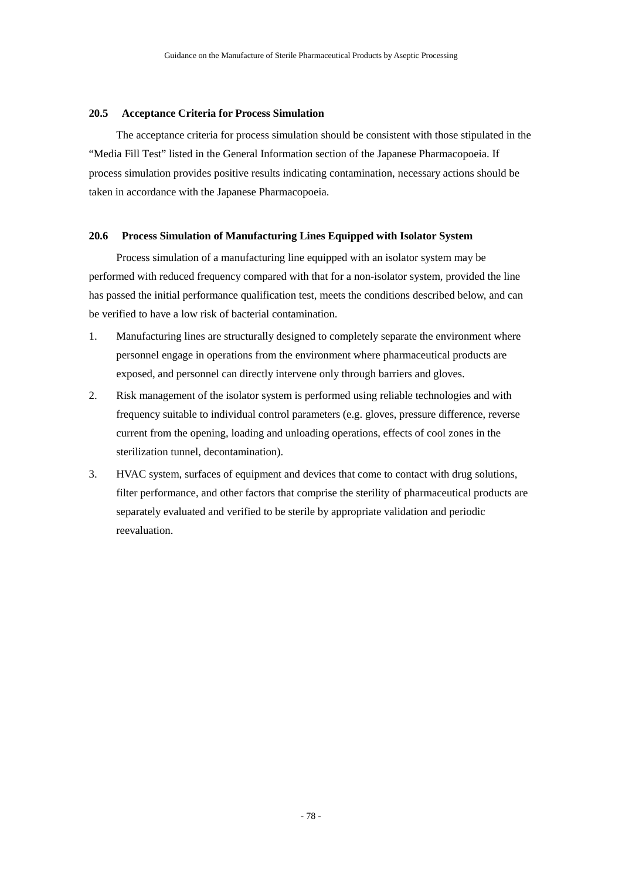### 20.5 Acceptance Criteria for Process Simulation

The acceptance criteria for process simulation should be consistent with those stipulated in the "Media Fill Test" listed in the General Information section of the Japanese Pharmacopoeia. If process simulation provides positive results indicating contamination, necessary actions should be taken in accordance with the Japanese Pharmacopoeia.

### 20.6 Process Simulation of Manufacturing Lines Equipped with Isolator System

Process simulation of a manufacturing line equipped with an isolator system may be performed with reduced frequency compared with that for a non-isolator system, provided the line has passed the initial performance qualification test, meets the conditions described below, and can be verified to have a low risk of bacterial contamination.

1. Manufacturing lines are structurally designed to completely separate the environment where personnel engage in operations from the environment where pharmaceutical products are exposed, and personnel can directly intervene only through barriers and gloves.
2. Risk management of the isolator system is performed using reliable technologies and with frequency suitable to individual control parameters (e.g. gloves, pressure difference, reverse current from the opening, loading and unloading operations, effects of cool zones in the sterilization tunnel, decontamination).
3. HVAC system, surfaces of equipment and devices that come to contact with drug solutions, filter performance, and other factors that comprise the sterility of pharmaceutical products are separately evaluated and verified to be sterile by appropriate validation and periodic reevaluation.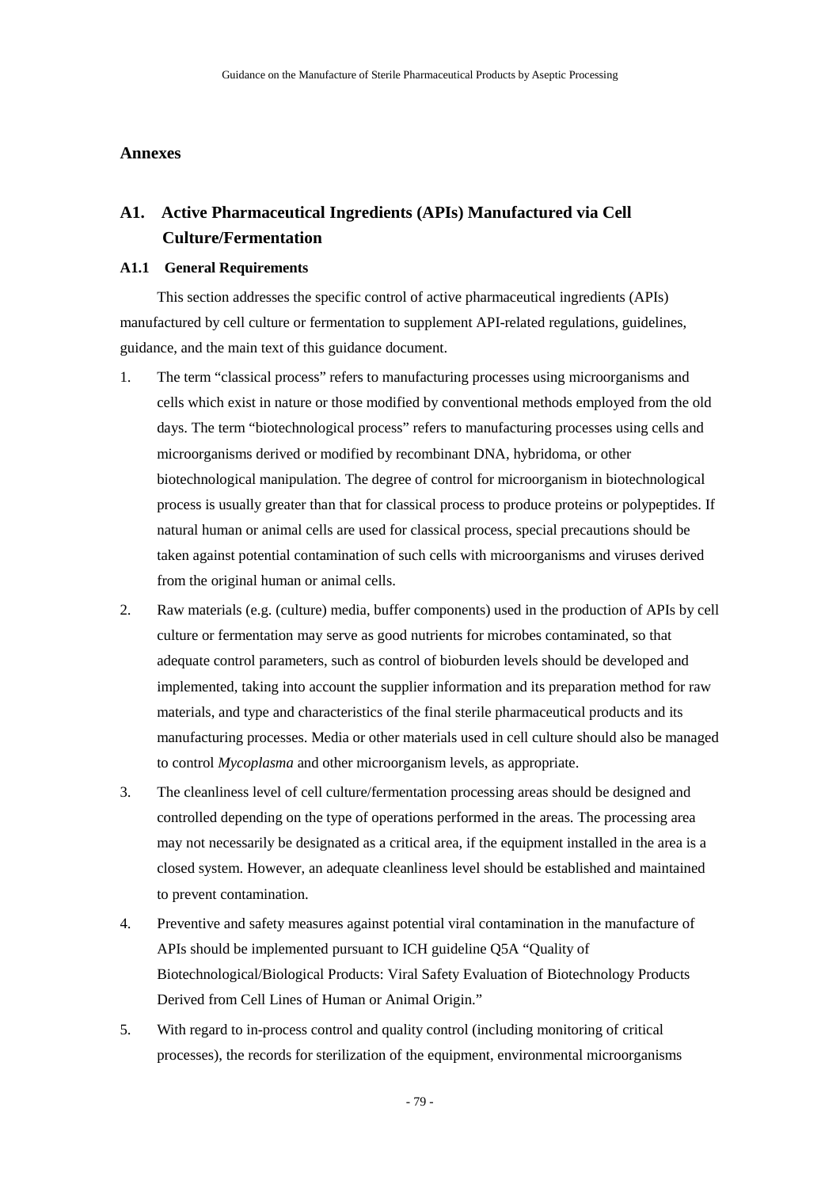# Annexes

## A1. Active Pharmaceutical Ingredients (APIs) Manufactured via Cell Culture/Fermentation

### A1.1 General Requirements

This section addresses the specific control of active pharmaceutical ingredients (APIs) manufactured by cell culture or fermentation to supplement API-related regulations, guidelines, guidance, and the main text of this guidance document.

1. The term “classical process” refers to manufacturing processes using microorganisms and cells which exist in nature or those modified by conventional methods employed from the old days. The term “biotechnological process” refers to manufacturing processes using cells and microorganisms derived or modified by recombinant DNA, hybridoma, or other biotechnological manipulation. The degree of control for microorganism in biotechnological process is usually greater than that for classical process to produce proteins or polypeptides. If natural human or animal cells are used for classical process, special precautions should be taken against potential contamination of such cells with microorganisms and viruses derived from the original human or animal cells.
2. Raw materials (e.g. (culture) media, buffer components) used in the production of APIs by cell culture or fermentation may serve as good nutrients for microbes contaminated, so that adequate control parameters, such as control of bioburden levels should be developed and implemented, taking into account the supplier information and its preparation method for raw materials, and type and characteristics of the final sterile pharmaceutical products and its manufacturing processes. Media or other materials used in cell culture should also be managed to control *Mycoplasma* and other microorganism levels, as appropriate.
3. The cleanliness level of cell culture/fermentation processing areas should be designed and controlled depending on the type of operations performed in the areas. The processing area may not necessarily be designated as a critical area, if the equipment installed in the area is a closed system. However, an adequate cleanliness level should be established and maintained to prevent contamination.
4. Preventive and safety measures against potential viral contamination in the manufacture of APIs should be implemented pursuant to ICH guideline Q5A “Quality of Biotechnological/Biological Products: Viral Safety Evaluation of Biotechnology Products Derived from Cell Lines of Human or Animal Origin.”
5. With regard to in-process control and quality control (including monitoring of critical processes), the records for sterilization of the equipment, environmental microorganisms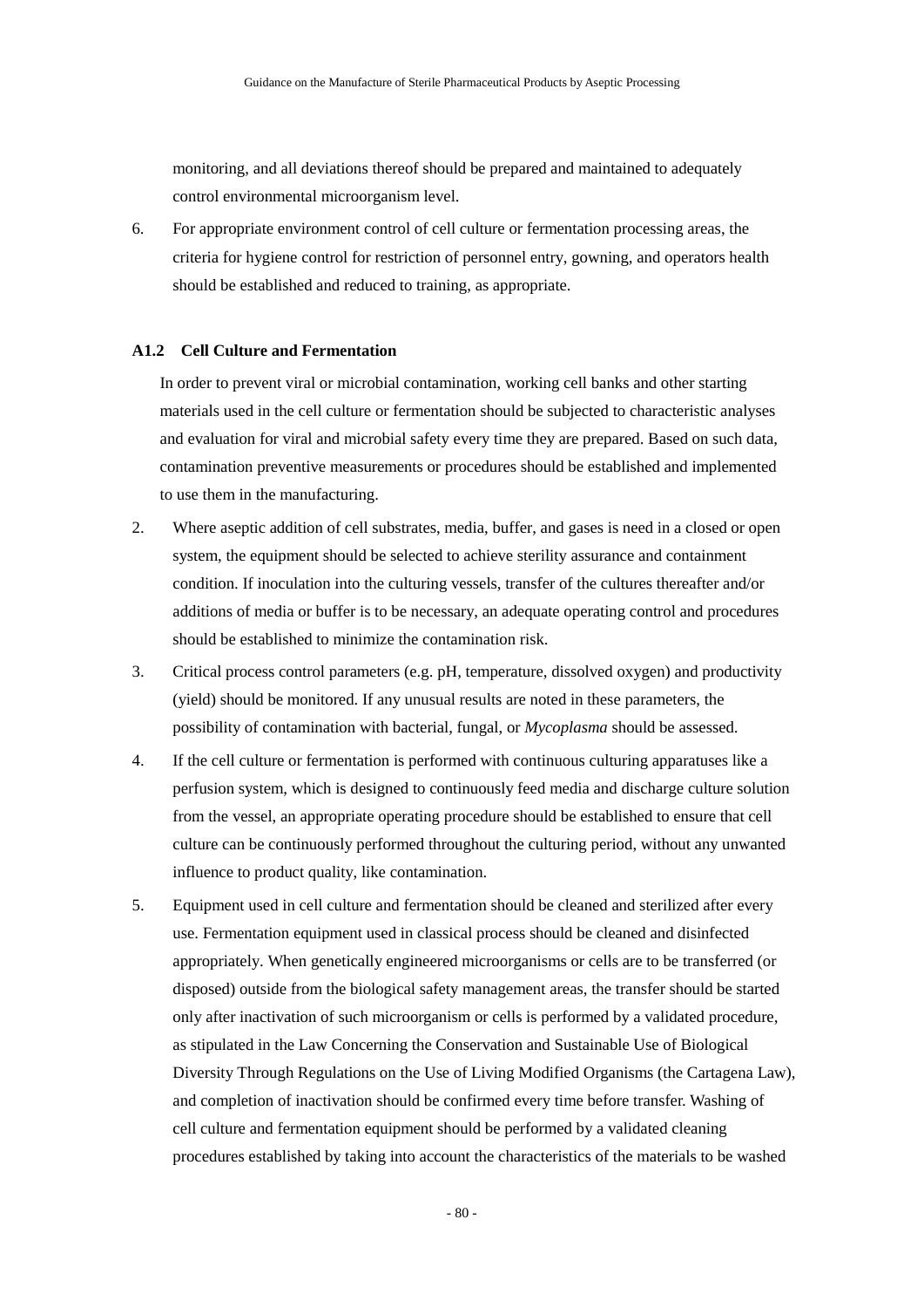monitoring, and all deviations thereof should be prepared and maintained to adequately control environmental microorganism level.

6. For appropriate environment control of cell culture or fermentation processing areas, the criteria for hygiene control for restriction of personnel entry, gowning, and operators health should be established and reduced to training, as appropriate.

### A1.2 Cell Culture and Fermentation

In order to prevent viral or microbial contamination, working cell banks and other starting materials used in the cell culture or fermentation should be subjected to characteristic analyses and evaluation for viral and microbial safety every time they are prepared. Based on such data, contamination preventive measurements or procedures should be established and implemented to use them in the manufacturing.

2. Where aseptic addition of cell substrates, media, buffer, and gases is need in a closed or open system, the equipment should be selected to achieve sterility assurance and containment condition. If inoculation into the culturing vessels, transfer of the cultures thereafter and/or additions of media or buffer is to be necessary, an adequate operating control and procedures should be established to minimize the contamination risk.

3. Critical process control parameters (e.g. pH, temperature, dissolved oxygen) and productivity (yield) should be monitored. If any unusual results are noted in these parameters, the possibility of contamination with bacterial, fungal, or *Mycoplasma* should be assessed.

4. If the cell culture or fermentation is performed with continuous culturing apparatuses like a perfusion system, which is designed to continuously feed media and discharge culture solution from the vessel, an appropriate operating procedure should be established to ensure that cell culture can be continuously performed throughout the culturing period, without any unwanted influence to product quality, like contamination.

5. Equipment used in cell culture and fermentation should be cleaned and sterilized after every use. Fermentation equipment used in classical process should be cleaned and disinfected appropriately. When genetically engineered microorganisms or cells are to be transferred (or disposed) outside from the biological safety management areas, the transfer should be started only after inactivation of such microorganism or cells is performed by a validated procedure, as stipulated in the Law Concerning the Conservation and Sustainable Use of Biological Diversity Through Regulations on the Use of Living Modified Organisms (the Cartagena Law), and completion of inactivation should be confirmed every time before transfer. Washing of cell culture and fermentation equipment should be performed by a validated cleaning procedures established by taking into account the characteristics of the materials to be washed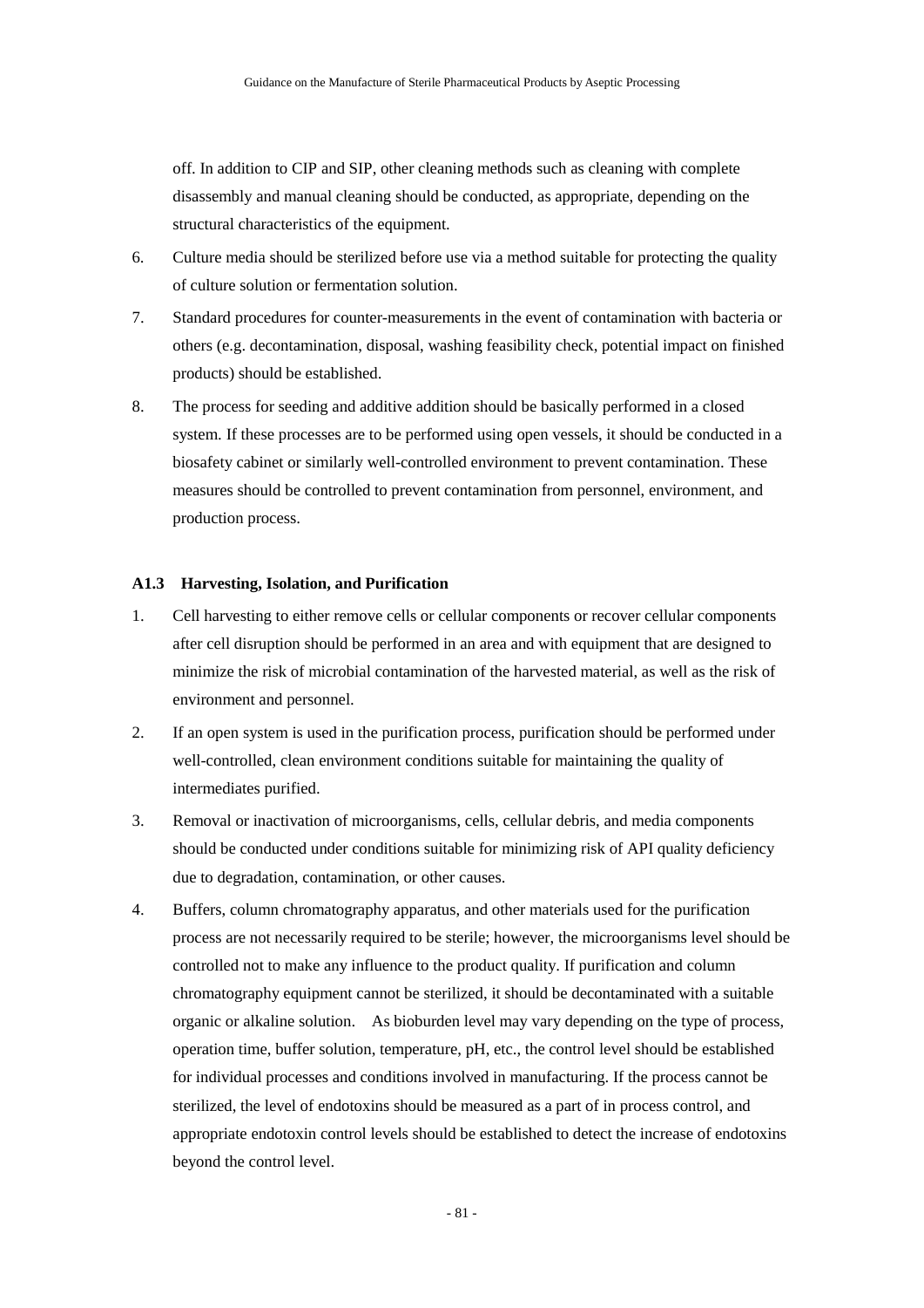off. In addition to CIP and SIP, other cleaning methods such as cleaning with complete disassembly and manual cleaning should be conducted, as appropriate, depending on the structural characteristics of the equipment.

6. Culture media should be sterilized before use via a method suitable for protecting the quality of culture solution or fermentation solution.

7. Standard procedures for counter-measurements in the event of contamination with bacteria or others (e.g. decontamination, disposal, washing feasibility check, potential impact on finished products) should be established.

8. The process for seeding and additive addition should be basically performed in a closed system. If these processes are to be performed using open vessels, it should be conducted in a biosafety cabinet or similarly well-controlled environment to prevent contamination. These measures should be controlled to prevent contamination from personnel, environment, and production process.

#### A1.3 Harvesting, Isolation, and Purification

1. Cell harvesting to either remove cells or cellular components or recover cellular components after cell disruption should be performed in an area and with equipment that are designed to minimize the risk of microbial contamination of the harvested material, as well as the risk of environment and personnel.

2. If an open system is used in the purification process, purification should be performed under well-controlled, clean environment conditions suitable for maintaining the quality of intermediates purified.

3. Removal or inactivation of microorganisms, cells, cellular debris, and media components should be conducted under conditions suitable for minimizing risk of API quality deficiency due to degradation, contamination, or other causes.

4. Buffers, column chromatography apparatus, and other materials used for the purification process are not necessarily required to be sterile; however, the microorganisms level should be controlled not to make any influence to the product quality. If purification and column chromatography equipment cannot be sterilized, it should be decontaminated with a suitable organic or alkaline solution. As bioburden level may vary depending on the type of process, operation time, buffer solution, temperature, pH, etc., the control level should be established for individual processes and conditions involved in manufacturing. If the process cannot be sterilized, the level of endotoxins should be measured as a part of in process control, and appropriate endotoxin control levels should be established to detect the increase of endotoxins beyond the control level.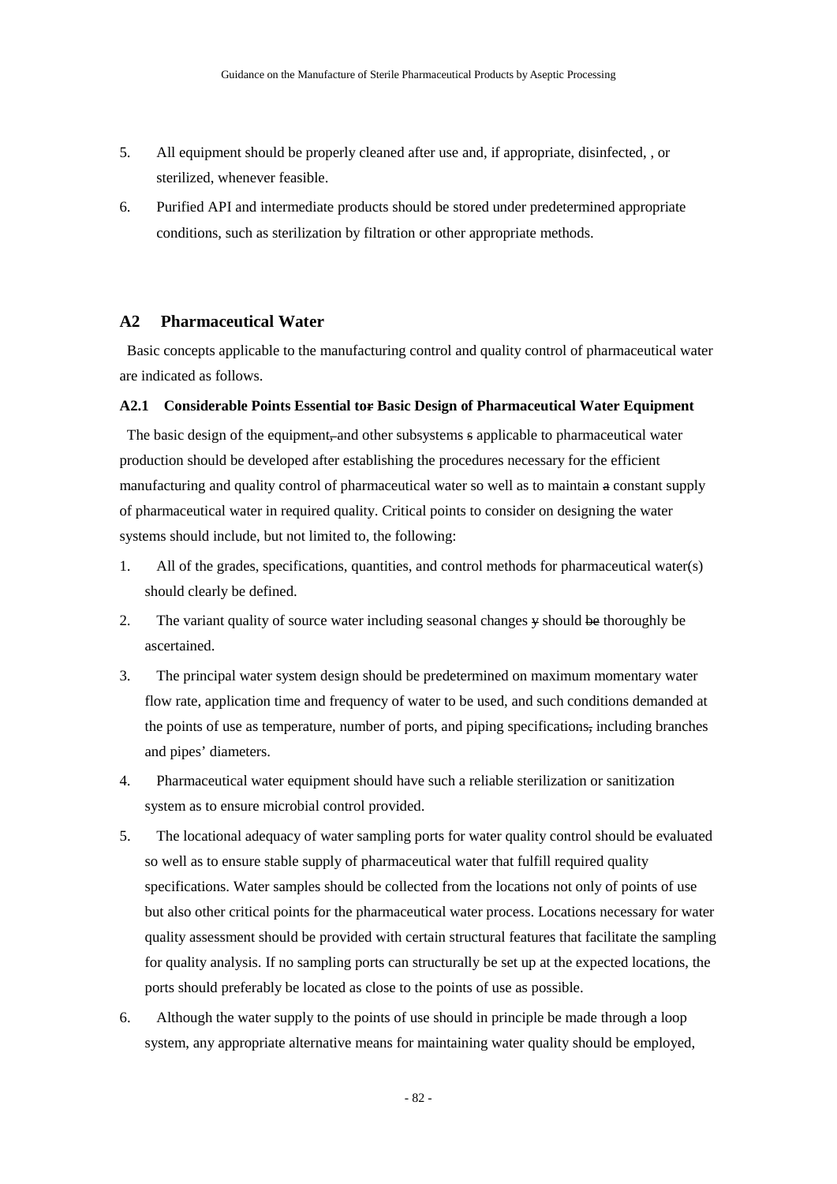5. All equipment should be properly cleaned after use and, if appropriate, disinfected, , or sterilized, whenever feasible.

6. Purified API and intermediate products should be stored under predetermined appropriate conditions, such as sterilization by filtration or other appropriate methods.

## A2 Pharmaceutical Water

Basic concepts applicable to the manufacturing control and quality control of pharmaceutical water are indicated as follows.

### A2.1 Considerable Points Essential to~~r~~ Basic Design of Pharmaceutical Water Equipment

The basic design of the equipment~~,~~ and other subsystems ~~s~~ applicable to pharmaceutical water production should be developed after establishing the procedures necessary for the efficient manufacturing and quality control of pharmaceutical water so well as to maintain ~~a~~ constant supply of pharmaceutical water in required quality. Critical points to consider on designing the water systems should include, but not limited to, the following:

1. All of the grades, specifications, quantities, and control methods for pharmaceutical water(s) should clearly be defined.

2. The variant quality of source water including seasonal changes ~~y~~ should ~~be~~ thoroughly be ascertained.

3. The principal water system design should be predetermined on maximum momentary water flow rate, application time and frequency of water to be used, and such conditions demanded at the points of use as temperature, number of ports, and piping specifications~~,~~ including branches and pipes' diameters.

4. Pharmaceutical water equipment should have such a reliable sterilization or sanitization system as to ensure microbial control provided.

5. The locational adequacy of water sampling ports for water quality control should be evaluated so well as to ensure stable supply of pharmaceutical water that fulfill required quality specifications. Water samples should be collected from the locations not only of points of use but also other critical points for the pharmaceutical water process. Locations necessary for water quality assessment should be provided with certain structural features that facilitate the sampling for quality analysis. If no sampling ports can structurally be set up at the expected locations, the ports should preferably be located as close to the points of use as possible.

6. Although the water supply to the points of use should in principle be made through a loop system, any appropriate alternative means for maintaining water quality should be employed,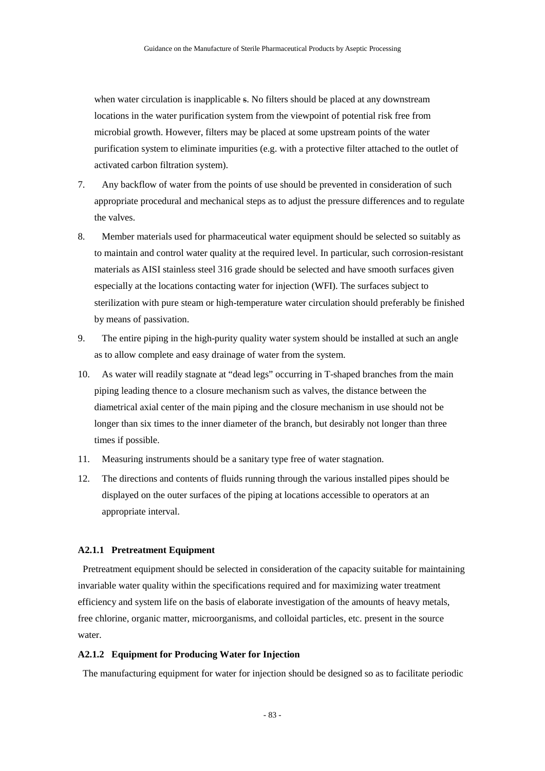when water circulation is inapplicable s. No filters should be placed at any downstream locations in the water purification system from the viewpoint of potential risk free from microbial growth. However, filters may be placed at some upstream points of the water purification system to eliminate impurities (e.g. with a protective filter attached to the outlet of activated carbon filtration system).

7. Any backflow of water from the points of use should be prevented in consideration of such appropriate procedural and mechanical steps as to adjust the pressure differences and to regulate the valves.
8. Member materials used for pharmaceutical water equipment should be selected so suitably as to maintain and control water quality at the required level. In particular, such corrosion-resistant materials as AISI stainless steel 316 grade should be selected and have smooth surfaces given especially at the locations contacting water for injection (WFI). The surfaces subject to sterilization with pure steam or high-temperature water circulation should preferably be finished by means of passivation.
9. The entire piping in the high-purity quality water system should be installed at such an angle as to allow complete and easy drainage of water from the system.
10. As water will readily stagnate at "dead legs" occurring in T-shaped branches from the main piping leading thence to a closure mechanism such as valves, the distance between the diametrical axial center of the main piping and the closure mechanism in use should not be longer than six times to the inner diameter of the branch, but desirably not longer than three times if possible.
11. Measuring instruments should be a sanitary type free of water stagnation.
12. The directions and contents of fluids running through the various installed pipes should be displayed on the outer surfaces of the piping at locations accessible to operators at an appropriate interval.

#### A2.1.1 Pretreatment Equipment

Pretreatment equipment should be selected in consideration of the capacity suitable for maintaining invariable water quality within the specifications required and for maximizing water treatment efficiency and system life on the basis of elaborate investigation of the amounts of heavy metals, free chlorine, organic matter, microorganisms, and colloidal particles, etc. present in the source water.

#### A2.1.2 Equipment for Producing Water for Injection

The manufacturing equipment for water for injection should be designed so as to facilitate periodic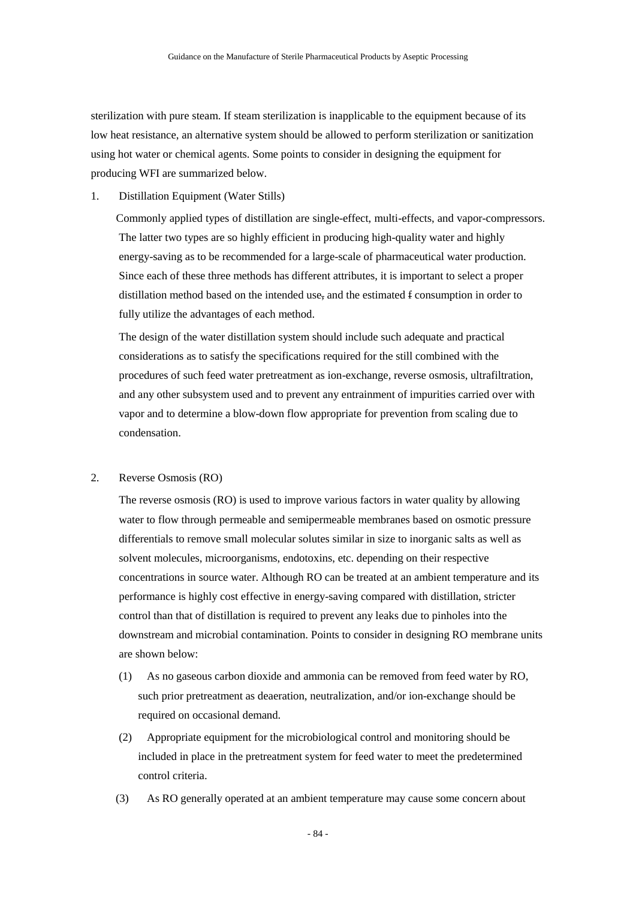sterilization with pure steam. If steam sterilization is inapplicable to the equipment because of its low heat resistance, an alternative system should be allowed to perform sterilization or sanitization using hot water or chemical agents. Some points to consider in designing the equipment for producing WFI are summarized below.

1. Distillation Equipment (Water Stills)

   Commonly applied types of distillation are single-effect, multi-effects, and vapor-compressors. The latter two types are so highly efficient in producing high-quality water and highly energy-saving as to be recommended for a large-scale of pharmaceutical water production. Since each of these three methods has different attributes, it is important to select a proper distillation method based on the intended use, and the estimated f consumption in order to fully utilize the advantages of each method.

   The design of the water distillation system should include such adequate and practical considerations as to satisfy the specifications required for the still combined with the procedures of such feed water pretreatment as ion-exchange, reverse osmosis, ultrafiltration, and any other subsystem used and to prevent any entrainment of impurities carried over with vapor and to determine a blow-down flow appropriate for prevention from scaling due to condensation.

2. Reverse Osmosis (RO)

   The reverse osmosis (RO) is used to improve various factors in water quality by allowing water to flow through permeable and semipermeable membranes based on osmotic pressure differentials to remove small molecular solutes similar in size to inorganic salts as well as solvent molecules, microorganisms, endotoxins, etc. depending on their respective concentrations in source water. Although RO can be treated at an ambient temperature and its performance is highly cost effective in energy-saving compared with distillation, stricter control than that of distillation is required to prevent any leaks due to pinholes into the downstream and microbial contamination. Points to consider in designing RO membrane units are shown below:

   (1) As no gaseous carbon dioxide and ammonia can be removed from feed water by RO, such prior pretreatment as deaeration, neutralization, and/or ion-exchange should be required on occasional demand.

   (2) Appropriate equipment for the microbiological control and monitoring should be included in place in the pretreatment system for feed water to meet the predetermined control criteria.

   (3) As RO generally operated at an ambient temperature may cause some concern about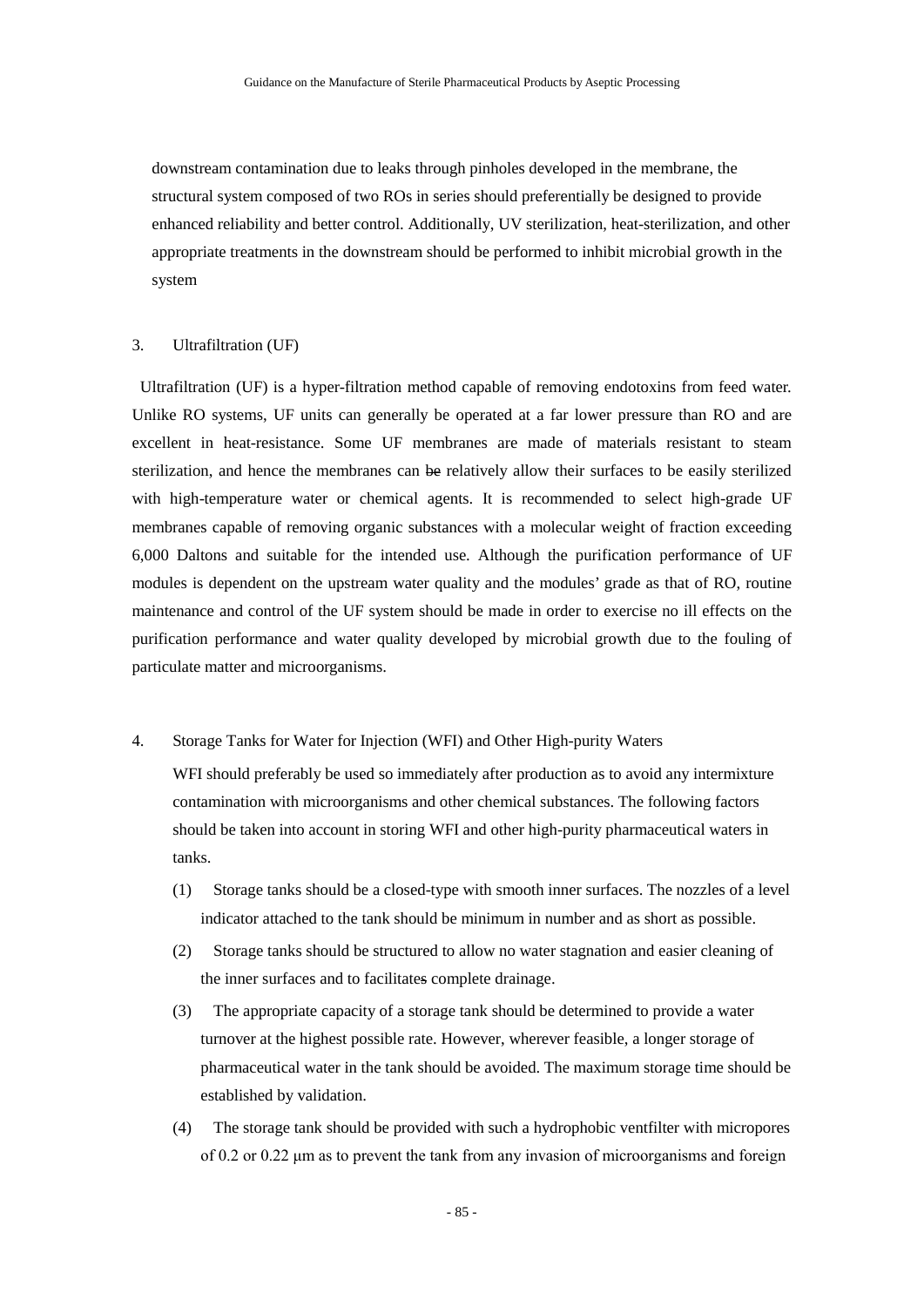downstream contamination due to leaks through pinholes developed in the membrane, the structural system composed of two ROs in series should preferentially be designed to provide enhanced reliability and better control. Additionally, UV sterilization, heat-sterilization, and other appropriate treatments in the downstream should be performed to inhibit microbial growth in the system

3. Ultrafiltration (UF)

Ultrafiltration (UF) is a hyper-filtration method capable of removing endotoxins from feed water. Unlike RO systems, UF units can generally be operated at a far lower pressure than RO and are excellent in heat-resistance. Some UF membranes are made of materials resistant to steam sterilization, and hence the membranes can ~~be~~ relatively allow their surfaces to be easily sterilized with high-temperature water or chemical agents. It is recommended to select high-grade UF membranes capable of removing organic substances with a molecular weight of fraction exceeding 6,000 Daltons and suitable for the intended use. Although the purification performance of UF modules is dependent on the upstream water quality and the modules' grade as that of RO, routine maintenance and control of the UF system should be made in order to exercise no ill effects on the purification performance and water quality developed by microbial growth due to the fouling of particulate matter and microorganisms.

4. Storage Tanks for Water for Injection (WFI) and Other High-purity Waters

WFI should preferably be used so immediately after production as to avoid any intermixture contamination with microorganisms and other chemical substances. The following factors should be taken into account in storing WFI and other high-purity pharmaceutical waters in tanks.

(1) Storage tanks should be a closed-type with smooth inner surfaces. The nozzles of a level indicator attached to the tank should be minimum in number and as short as possible.

(2) Storage tanks should be structured to allow no water stagnation and easier cleaning of the inner surfaces and to facilitate~~s~~ complete drainage.

(3) The appropriate capacity of a storage tank should be determined to provide a water turnover at the highest possible rate. However, wherever feasible, a longer storage of pharmaceutical water in the tank should be avoided. The maximum storage time should be established by validation.

(4) The storage tank should be provided with such a hydrophobic ventfilter with micropores of 0.2 or 0.22 μm as to prevent the tank from any invasion of microorganisms and foreign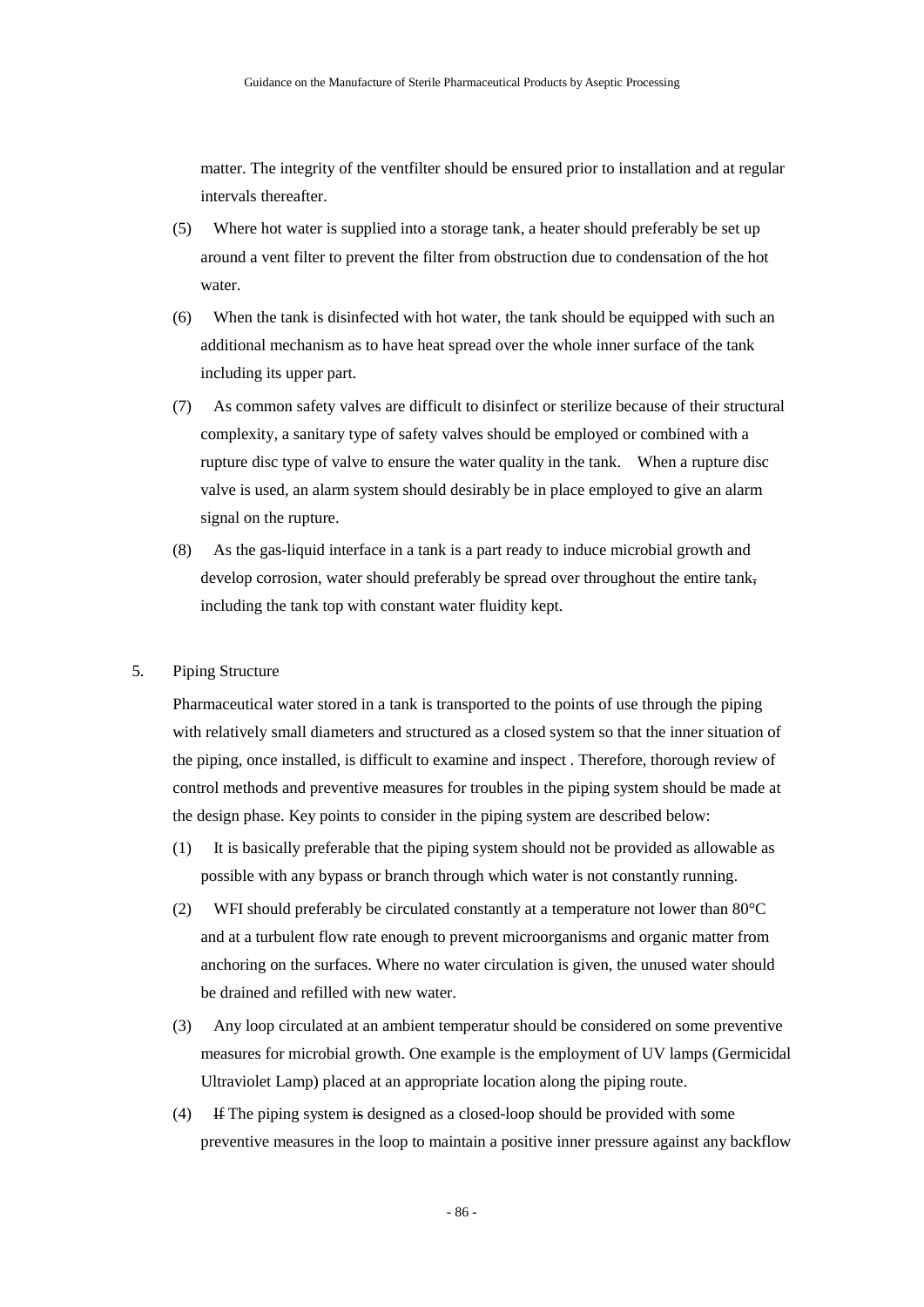matter. The integrity of the ventfilter should be ensured prior to installation and at regular intervals thereafter.

(5) Where hot water is supplied into a storage tank, a heater should preferably be set up around a vent filter to prevent the filter from obstruction due to condensation of the hot water.

(6) When the tank is disinfected with hot water, the tank should be equipped with such an additional mechanism as to have heat spread over the whole inner surface of the tank including its upper part.

(7) As common safety valves are difficult to disinfect or sterilize because of their structural complexity, a sanitary type of safety valves should be employed or combined with a rupture disc type of valve to ensure the water quality in the tank. When a rupture disc valve is used, an alarm system should desirably be in place employed to give an alarm signal on the rupture.

(8) As the gas-liquid interface in a tank is a part ready to induce microbial growth and develop corrosion, water should preferably be spread over throughout the entire tank~~,~~ including the tank top with constant water fluidity kept.

5. Piping Structure

Pharmaceutical water stored in a tank is transported to the points of use through the piping with relatively small diameters and structured as a closed system so that the inner situation of the piping, once installed, is difficult to examine and inspect . Therefore, thorough review of control methods and preventive measures for troubles in the piping system should be made at the design phase. Key points to consider in the piping system are described below:

(1) It is basically preferable that the piping system should not be provided as allowable as possible with any bypass or branch through which water is not constantly running.

(2) WFI should preferably be circulated constantly at a temperature not lower than 80°C and at a turbulent flow rate enough to prevent microorganisms and organic matter from anchoring on the surfaces. Where no water circulation is given, the unused water should be drained and refilled with new water.

(3) Any loop circulated at an ambient temperatur should be considered on some preventive measures for microbial growth. One example is the employment of UV lamps (Germicidal Ultraviolet Lamp) placed at an appropriate location along the piping route.

(4) ~~If~~ The piping system ~~is~~ designed as a closed-loop should be provided with some preventive measures in the loop to maintain a positive inner pressure against any backflow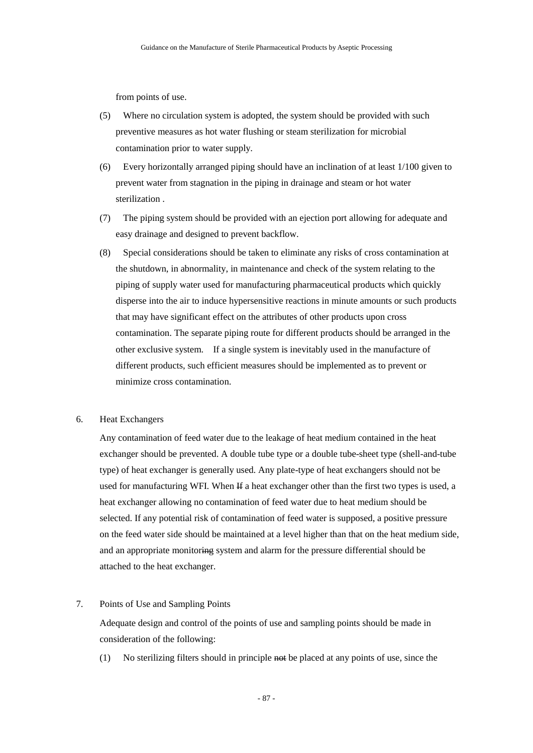from points of use.

(5) Where no circulation system is adopted, the system should be provided with such preventive measures as hot water flushing or steam sterilization for microbial contamination prior to water supply.

(6) Every horizontally arranged piping should have an inclination of at least 1/100 given to prevent water from stagnation in the piping in drainage and steam or hot water sterilization .

(7) The piping system should be provided with an ejection port allowing for adequate and easy drainage and designed to prevent backflow.

(8) Special considerations should be taken to eliminate any risks of cross contamination at the shutdown, in abnormality, in maintenance and check of the system relating to the piping of supply water used for manufacturing pharmaceutical products which quickly disperse into the air to induce hypersensitive reactions in minute amounts or such products that may have significant effect on the attributes of other products upon cross contamination. The separate piping route for different products should be arranged in the other exclusive system. If a single system is inevitably used in the manufacture of different products, such efficient measures should be implemented as to prevent or minimize cross contamination.

6. Heat Exchangers

Any contamination of feed water due to the leakage of heat medium contained in the heat exchanger should be prevented. A double tube type or a double tube-sheet type (shell-and-tube type) of heat exchanger is generally used. Any plate-type of heat exchangers should not be used for manufacturing WFI. When ~~If~~ a heat exchanger other than the first two types is used, a heat exchanger allowing no contamination of feed water due to heat medium should be selected. If any potential risk of contamination of feed water is supposed, a positive pressure on the feed water side should be maintained at a level higher than that on the heat medium side, and an appropriate monitor~~ing~~ system and alarm for the pressure differential should be attached to the heat exchanger.

7. Points of Use and Sampling Points

Adequate design and control of the points of use and sampling points should be made in consideration of the following:

(1) No sterilizing filters should in principle ~~not~~ be placed at any points of use, since the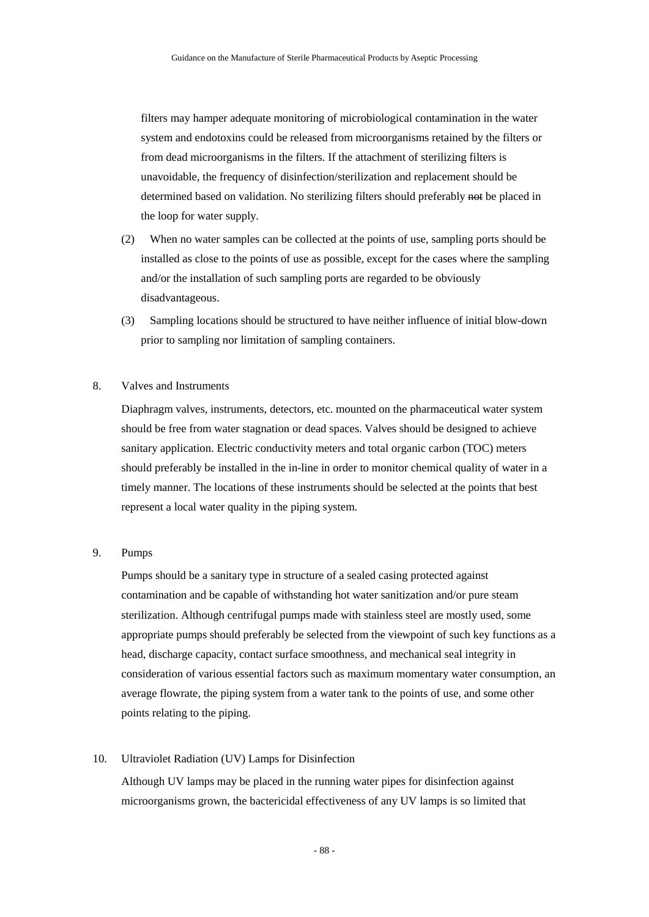filters may hamper adequate monitoring of microbiological contamination in the water system and endotoxins could be released from microorganisms retained by the filters or from dead microorganisms in the filters. If the attachment of sterilizing filters is unavoidable, the frequency of disinfection/sterilization and replacement should be determined based on validation. No sterilizing filters should preferably ~~not~~ be placed in the loop for water supply.

(2) When no water samples can be collected at the points of use, sampling ports should be installed as close to the points of use as possible, except for the cases where the sampling and/or the installation of such sampling ports are regarded to be obviously disadvantageous.

(3) Sampling locations should be structured to have neither influence of initial blow-down prior to sampling nor limitation of sampling containers.

8. Valves and Instruments

Diaphragm valves, instruments, detectors, etc. mounted on the pharmaceutical water system should be free from water stagnation or dead spaces. Valves should be designed to achieve sanitary application. Electric conductivity meters and total organic carbon (TOC) meters should preferably be installed in the in-line in order to monitor chemical quality of water in a timely manner. The locations of these instruments should be selected at the points that best represent a local water quality in the piping system.

9. Pumps

Pumps should be a sanitary type in structure of a sealed casing protected against contamination and be capable of withstanding hot water sanitization and/or pure steam sterilization. Although centrifugal pumps made with stainless steel are mostly used, some appropriate pumps should preferably be selected from the viewpoint of such key functions as a head, discharge capacity, contact surface smoothness, and mechanical seal integrity in consideration of various essential factors such as maximum momentary water consumption, an average flowrate, the piping system from a water tank to the points of use, and some other points relating to the piping.

10. Ultraviolet Radiation (UV) Lamps for Disinfection

Although UV lamps may be placed in the running water pipes for disinfection against microorganisms grown, the bactericidal effectiveness of any UV lamps is so limited that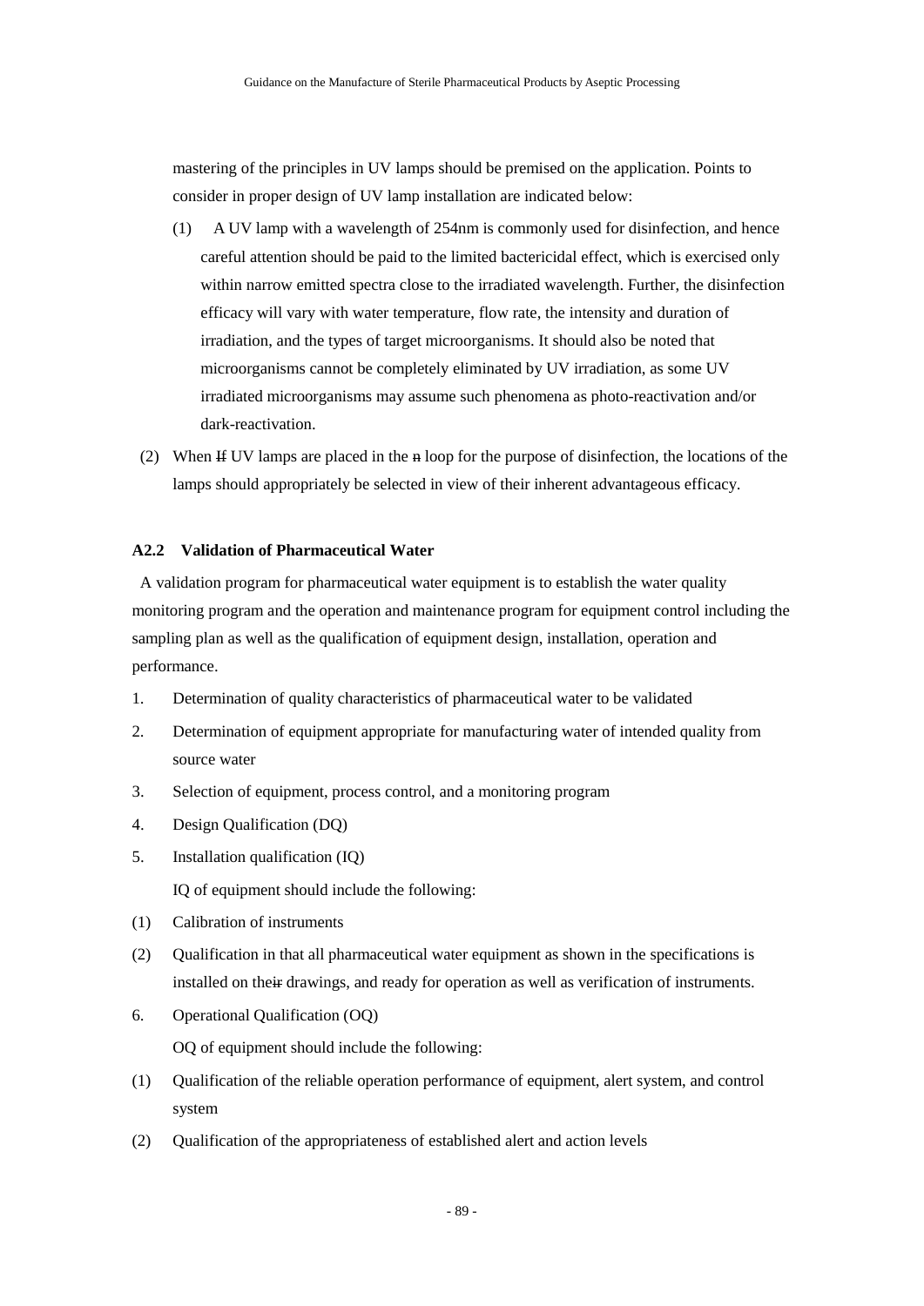mastering of the principles in UV lamps should be premised on the application. Points to consider in proper design of UV lamp installation are indicated below:

(1) A UV lamp with a wavelength of 254nm is commonly used for disinfection, and hence careful attention should be paid to the limited bactericidal effect, which is exercised only within narrow emitted spectra close to the irradiated wavelength. Further, the disinfection efficacy will vary with water temperature, flow rate, the intensity and duration of irradiation, and the types of target microorganisms. It should also be noted that microorganisms cannot be completely eliminated by UV irradiation, as some UV irradiated microorganisms may assume such phenomena as photo-reactivation and/or dark-reactivation.

(2) When ~~If~~ UV lamps are placed in the ~~n~~ loop for the purpose of disinfection, the locations of the lamps should appropriately be selected in view of their inherent advantageous efficacy.

**A2.2 Validation of Pharmaceutical Water**

A validation program for pharmaceutical water equipment is to establish the water quality monitoring program and the operation and maintenance program for equipment control including the sampling plan as well as the qualification of equipment design, installation, operation and performance.

1. Determination of quality characteristics of pharmaceutical water to be validated
2. Determination of equipment appropriate for manufacturing water of intended quality from source water
3. Selection of equipment, process control, and a monitoring program
4. Design Qualification (DQ)
5. Installation qualification (IQ)

   IQ of equipment should include the following:

(1) Calibration of instruments

(2) Qualification in that all pharmaceutical water equipment as shown in the specifications is installed on the~~ir~~ drawings, and ready for operation as well as verification of instruments.

6. Operational Qualification (OQ)

   OQ of equipment should include the following:

(1) Qualification of the reliable operation performance of equipment, alert system, and control system

(2) Qualification of the appropriateness of established alert and action levels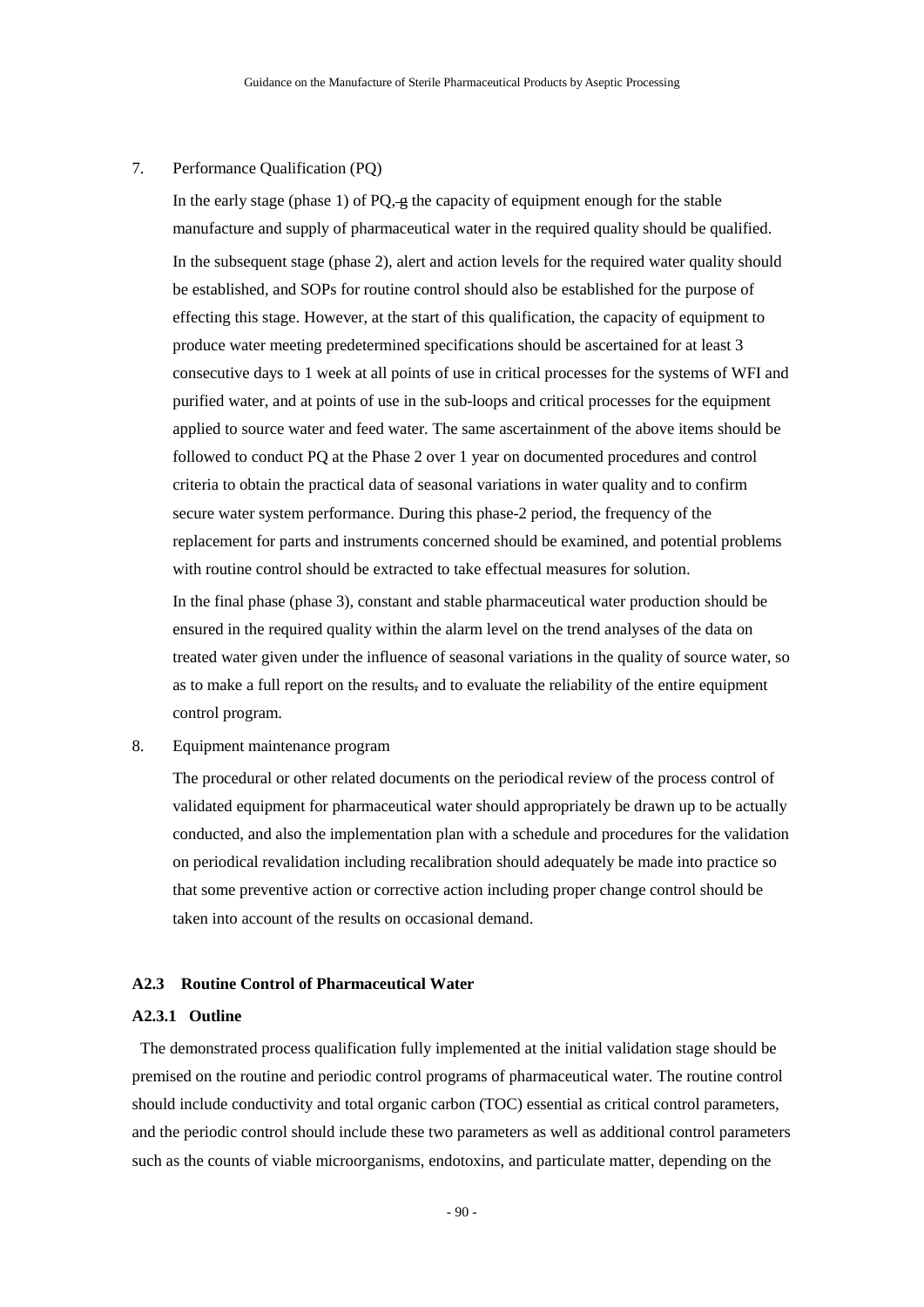7. Performance Qualification (PQ)

   In the early stage (phase 1) of PQ, g the capacity of equipment enough for the stable manufacture and supply of pharmaceutical water in the required quality should be qualified.

   In the subsequent stage (phase 2), alert and action levels for the required water quality should be established, and SOPs for routine control should also be established for the purpose of effecting this stage. However, at the start of this qualification, the capacity of equipment to produce water meeting predetermined specifications should be ascertained for at least 3 consecutive days to 1 week at all points of use in critical processes for the systems of WFI and purified water, and at points of use in the sub-loops and critical processes for the equipment applied to source water and feed water. The same ascertainment of the above items should be followed to conduct PQ at the Phase 2 over 1 year on documented procedures and control criteria to obtain the practical data of seasonal variations in water quality and to confirm secure water system performance. During this phase-2 period, the frequency of the replacement for parts and instruments concerned should be examined, and potential problems with routine control should be extracted to take effectual measures for solution.

   In the final phase (phase 3), constant and stable pharmaceutical water production should be ensured in the required quality within the alarm level on the trend analyses of the data on treated water given under the influence of seasonal variations in the quality of source water, so as to make a full report on the results, and to evaluate the reliability of the entire equipment control program.

8. Equipment maintenance program

   The procedural or other related documents on the periodical review of the process control of validated equipment for pharmaceutical water should appropriately be drawn up to be actually conducted, and also the implementation plan with a schedule and procedures for the validation on periodical revalidation including recalibration should adequately be made into practice so that some preventive action or corrective action including proper change control should be taken into account of the results on occasional demand.

### A2.3 Routine Control of Pharmaceutical Water

#### A2.3.1 Outline

The demonstrated process qualification fully implemented at the initial validation stage should be premised on the routine and periodic control programs of pharmaceutical water. The routine control should include conductivity and total organic carbon (TOC) essential as critical control parameters, and the periodic control should include these two parameters as well as additional control parameters such as the counts of viable microorganisms, endotoxins, and particulate matter, depending on the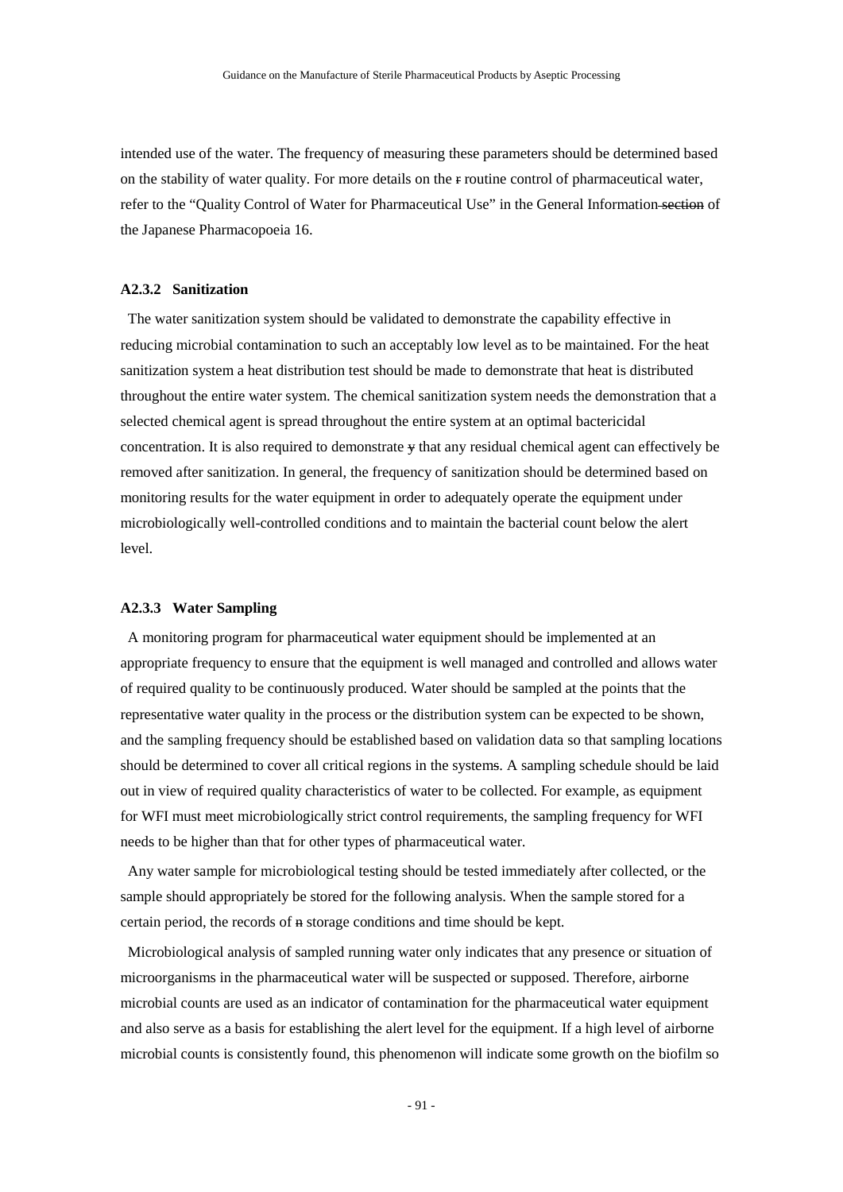intended use of the water. The frequency of measuring these parameters should be determined based on the stability of water quality. For more details on the r routine control of pharmaceutical water, refer to the "Quality Control of Water for Pharmaceutical Use" in the General Information section of the Japanese Pharmacopoeia 16.

### A2.3.2 Sanitization

The water sanitization system should be validated to demonstrate the capability effective in reducing microbial contamination to such an acceptably low level as to be maintained. For the heat sanitization system a heat distribution test should be made to demonstrate that heat is distributed throughout the entire water system. The chemical sanitization system needs the demonstration that a selected chemical agent is spread throughout the entire system at an optimal bactericidal concentration. It is also required to demonstrate y that any residual chemical agent can effectively be removed after sanitization. In general, the frequency of sanitization should be determined based on monitoring results for the water equipment in order to adequately operate the equipment under microbiologically well-controlled conditions and to maintain the bacterial count below the alert level.

### A2.3.3 Water Sampling

A monitoring program for pharmaceutical water equipment should be implemented at an appropriate frequency to ensure that the equipment is well managed and controlled and allows water of required quality to be continuously produced. Water should be sampled at the points that the representative water quality in the process or the distribution system can be expected to be shown, and the sampling frequency should be established based on validation data so that sampling locations should be determined to cover all critical regions in the systems. A sampling schedule should be laid out in view of required quality characteristics of water to be collected. For example, as equipment for WFI must meet microbiologically strict control requirements, the sampling frequency for WFI needs to be higher than that for other types of pharmaceutical water.

Any water sample for microbiological testing should be tested immediately after collected, or the sample should appropriately be stored for the following analysis. When the sample stored for a certain period, the records of n storage conditions and time should be kept.

Microbiological analysis of sampled running water only indicates that any presence or situation of microorganisms in the pharmaceutical water will be suspected or supposed. Therefore, airborne microbial counts are used as an indicator of contamination for the pharmaceutical water equipment and also serve as a basis for establishing the alert level for the equipment. If a high level of airborne microbial counts is consistently found, this phenomenon will indicate some growth on the biofilm so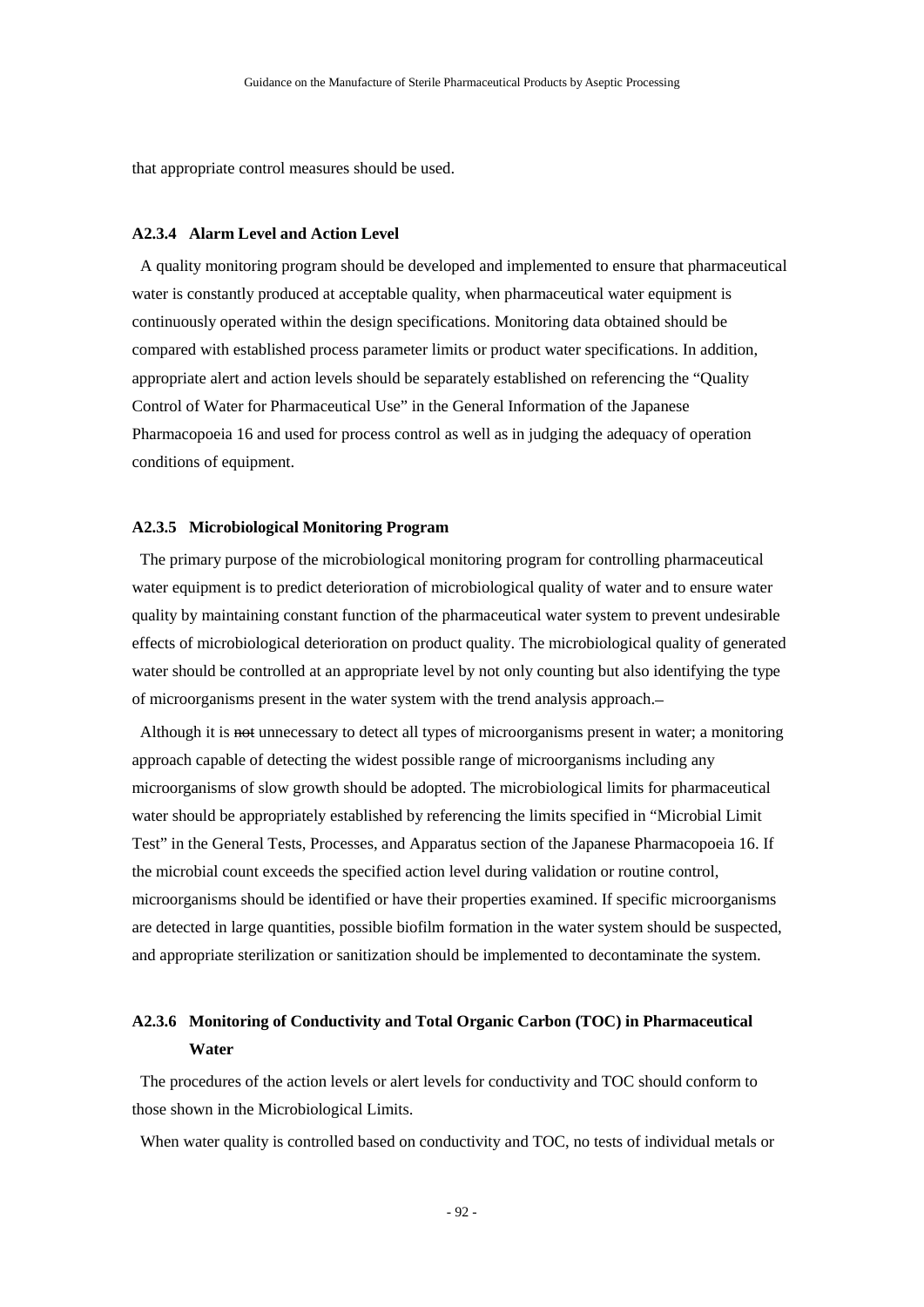that appropriate control measures should be used.

### A2.3.4 Alarm Level and Action Level

A quality monitoring program should be developed and implemented to ensure that pharmaceutical water is constantly produced at acceptable quality, when pharmaceutical water equipment is continuously operated within the design specifications. Monitoring data obtained should be compared with established process parameter limits or product water specifications. In addition, appropriate alert and action levels should be separately established on referencing the "Quality Control of Water for Pharmaceutical Use" in the General Information of the Japanese Pharmacopoeia 16 and used for process control as well as in judging the adequacy of operation conditions of equipment.

### A2.3.5 Microbiological Monitoring Program

The primary purpose of the microbiological monitoring program for controlling pharmaceutical water equipment is to predict deterioration of microbiological quality of water and to ensure water quality by maintaining constant function of the pharmaceutical water system to prevent undesirable effects of microbiological deterioration on product quality. The microbiological quality of generated water should be controlled at an appropriate level by not only counting but also identifying the type of microorganisms present in the water system with the trend analysis approach.

Although it is ~~not~~ unnecessary to detect all types of microorganisms present in water; a monitoring approach capable of detecting the widest possible range of microorganisms including any microorganisms of slow growth should be adopted. The microbiological limits for pharmaceutical water should be appropriately established by referencing the limits specified in "Microbial Limit Test" in the General Tests, Processes, and Apparatus section of the Japanese Pharmacopoeia 16. If the microbial count exceeds the specified action level during validation or routine control, microorganisms should be identified or have their properties examined. If specific microorganisms are detected in large quantities, possible biofilm formation in the water system should be suspected, and appropriate sterilization or sanitization should be implemented to decontaminate the system.

### A2.3.6 Monitoring of Conductivity and Total Organic Carbon (TOC) in Pharmaceutical Water

The procedures of the action levels or alert levels for conductivity and TOC should conform to those shown in the Microbiological Limits.

When water quality is controlled based on conductivity and TOC, no tests of individual metals or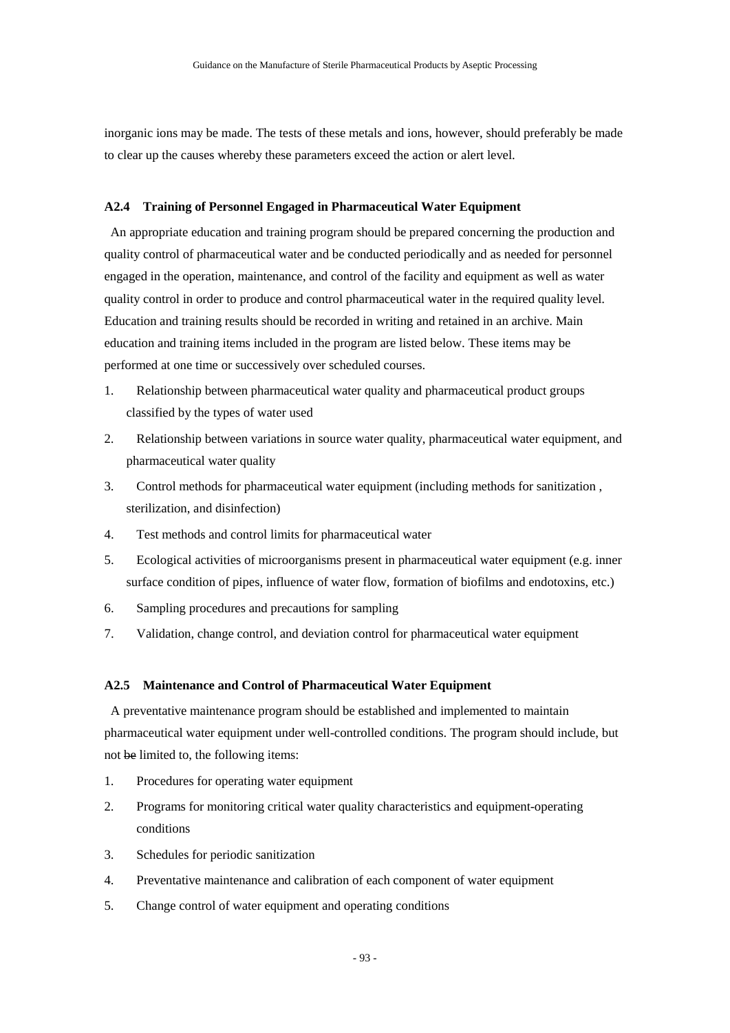inorganic ions may be made. The tests of these metals and ions, however, should preferably be made to clear up the causes whereby these parameters exceed the action or alert level.

### A2.4 Training of Personnel Engaged in Pharmaceutical Water Equipment

An appropriate education and training program should be prepared concerning the production and quality control of pharmaceutical water and be conducted periodically and as needed for personnel engaged in the operation, maintenance, and control of the facility and equipment as well as water quality control in order to produce and control pharmaceutical water in the required quality level. Education and training results should be recorded in writing and retained in an archive. Main education and training items included in the program are listed below. These items may be performed at one time or successively over scheduled courses.

1. Relationship between pharmaceutical water quality and pharmaceutical product groups classified by the types of water used
2. Relationship between variations in source water quality, pharmaceutical water equipment, and pharmaceutical water quality
3. Control methods for pharmaceutical water equipment (including methods for sanitization , sterilization, and disinfection)
4. Test methods and control limits for pharmaceutical water
5. Ecological activities of microorganisms present in pharmaceutical water equipment (e.g. inner surface condition of pipes, influence of water flow, formation of biofilms and endotoxins, etc.)
6. Sampling procedures and precautions for sampling
7. Validation, change control, and deviation control for pharmaceutical water equipment

### A2.5 Maintenance and Control of Pharmaceutical Water Equipment

A preventative maintenance program should be established and implemented to maintain pharmaceutical water equipment under well-controlled conditions. The program should include, but not ~~be~~ limited to, the following items:

1. Procedures for operating water equipment
2. Programs for monitoring critical water quality characteristics and equipment-operating conditions
3. Schedules for periodic sanitization
4. Preventative maintenance and calibration of each component of water equipment
5. Change control of water equipment and operating conditions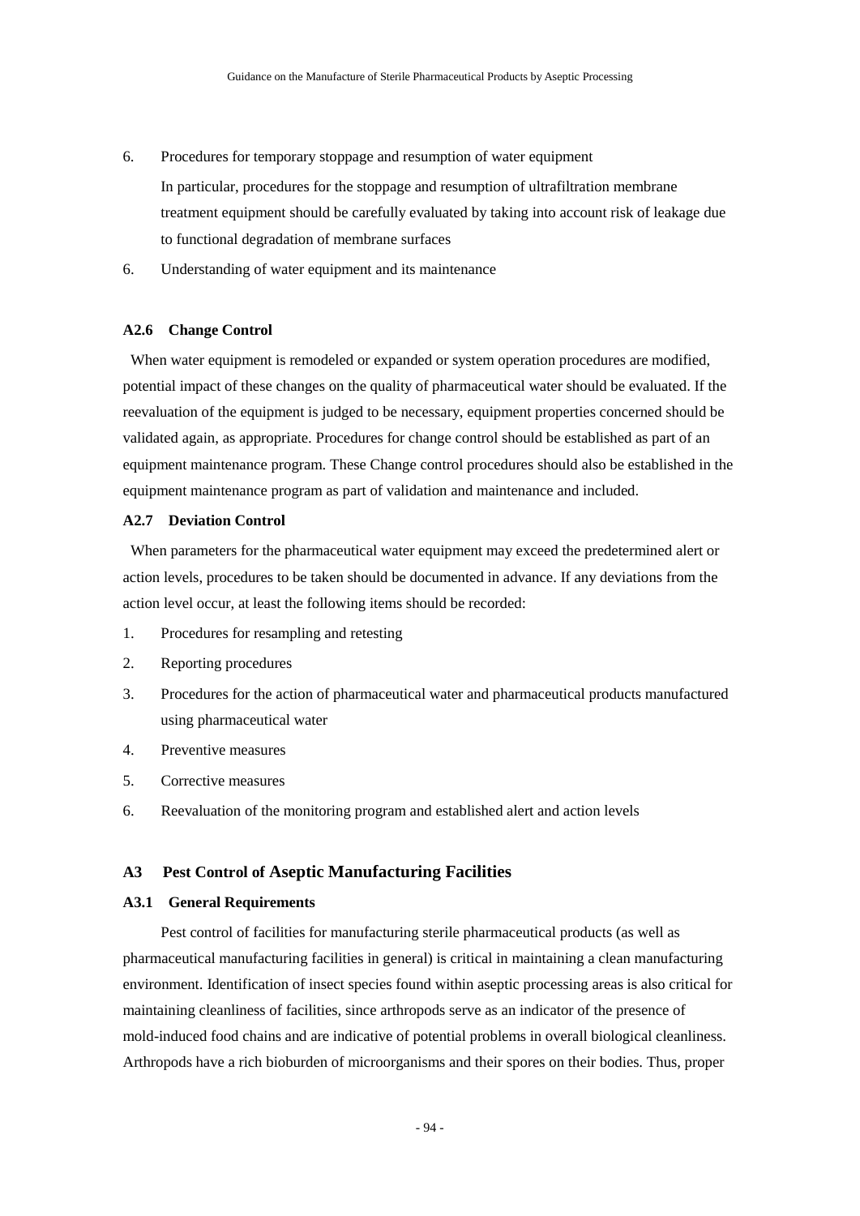6. Procedures for temporary stoppage and resumption of water equipment

   In particular, procedures for the stoppage and resumption of ultrafiltration membrane treatment equipment should be carefully evaluated by taking into account risk of leakage due to functional degradation of membrane surfaces

6. Understanding of water equipment and its maintenance

#### A2.6 Change Control

When water equipment is remodeled or expanded or system operation procedures are modified, potential impact of these changes on the quality of pharmaceutical water should be evaluated. If the reevaluation of the equipment is judged to be necessary, equipment properties concerned should be validated again, as appropriate. Procedures for change control should be established as part of an equipment maintenance program. These Change control procedures should also be established in the equipment maintenance program as part of validation and maintenance and included.

#### A2.7 Deviation Control

When parameters for the pharmaceutical water equipment may exceed the predetermined alert or action levels, procedures to be taken should be documented in advance. If any deviations from the action level occur, at least the following items should be recorded:

1. Procedures for resampling and retesting
2. Reporting procedures
3. Procedures for the action of pharmaceutical water and pharmaceutical products manufactured using pharmaceutical water
4. Preventive measures
5. Corrective measures
6. Reevaluation of the monitoring program and established alert and action levels

### A3 Pest Control of Aseptic Manufacturing Facilities

#### A3.1 General Requirements

Pest control of facilities for manufacturing sterile pharmaceutical products (as well as pharmaceutical manufacturing facilities in general) is critical in maintaining a clean manufacturing environment. Identification of insect species found within aseptic processing areas is also critical for maintaining cleanliness of facilities, since arthropods serve as an indicator of the presence of mold-induced food chains and are indicative of potential problems in overall biological cleanliness. Arthropods have a rich bioburden of microorganisms and their spores on their bodies. Thus, proper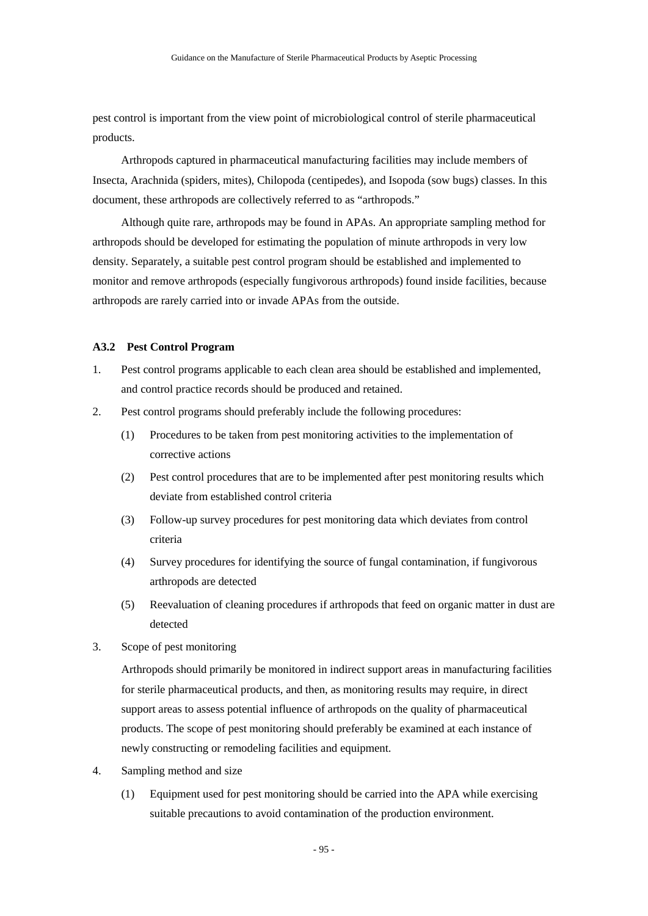pest control is important from the view point of microbiological control of sterile pharmaceutical products.

Arthropods captured in pharmaceutical manufacturing facilities may include members of Insecta, Arachnida (spiders, mites), Chilopoda (centipedes), and Isopoda (sow bugs) classes. In this document, these arthropods are collectively referred to as "arthropods."

Although quite rare, arthropods may be found in APAs. An appropriate sampling method for arthropods should be developed for estimating the population of minute arthropods in very low density. Separately, a suitable pest control program should be established and implemented to monitor and remove arthropods (especially fungivorous arthropods) found inside facilities, because arthropods are rarely carried into or invade APAs from the outside.

### A3.2 Pest Control Program

1. Pest control programs applicable to each clean area should be established and implemented, and control practice records should be produced and retained.
2. Pest control programs should preferably include the following procedures:
   (1) Procedures to be taken from pest monitoring activities to the implementation of corrective actions
   (2) Pest control procedures that are to be implemented after pest monitoring results which deviate from established control criteria
   (3) Follow-up survey procedures for pest monitoring data which deviates from control criteria
   (4) Survey procedures for identifying the source of fungal contamination, if fungivorous arthropods are detected
   (5) Reevaluation of cleaning procedures if arthropods that feed on organic matter in dust are detected
3. Scope of pest monitoring

   Arthropods should primarily be monitored in indirect support areas in manufacturing facilities for sterile pharmaceutical products, and then, as monitoring results may require, in direct support areas to assess potential influence of arthropods on the quality of pharmaceutical products. The scope of pest monitoring should preferably be examined at each instance of newly constructing or remodeling facilities and equipment.
4. Sampling method and size
   (1) Equipment used for pest monitoring should be carried into the APA while exercising suitable precautions to avoid contamination of the production environment.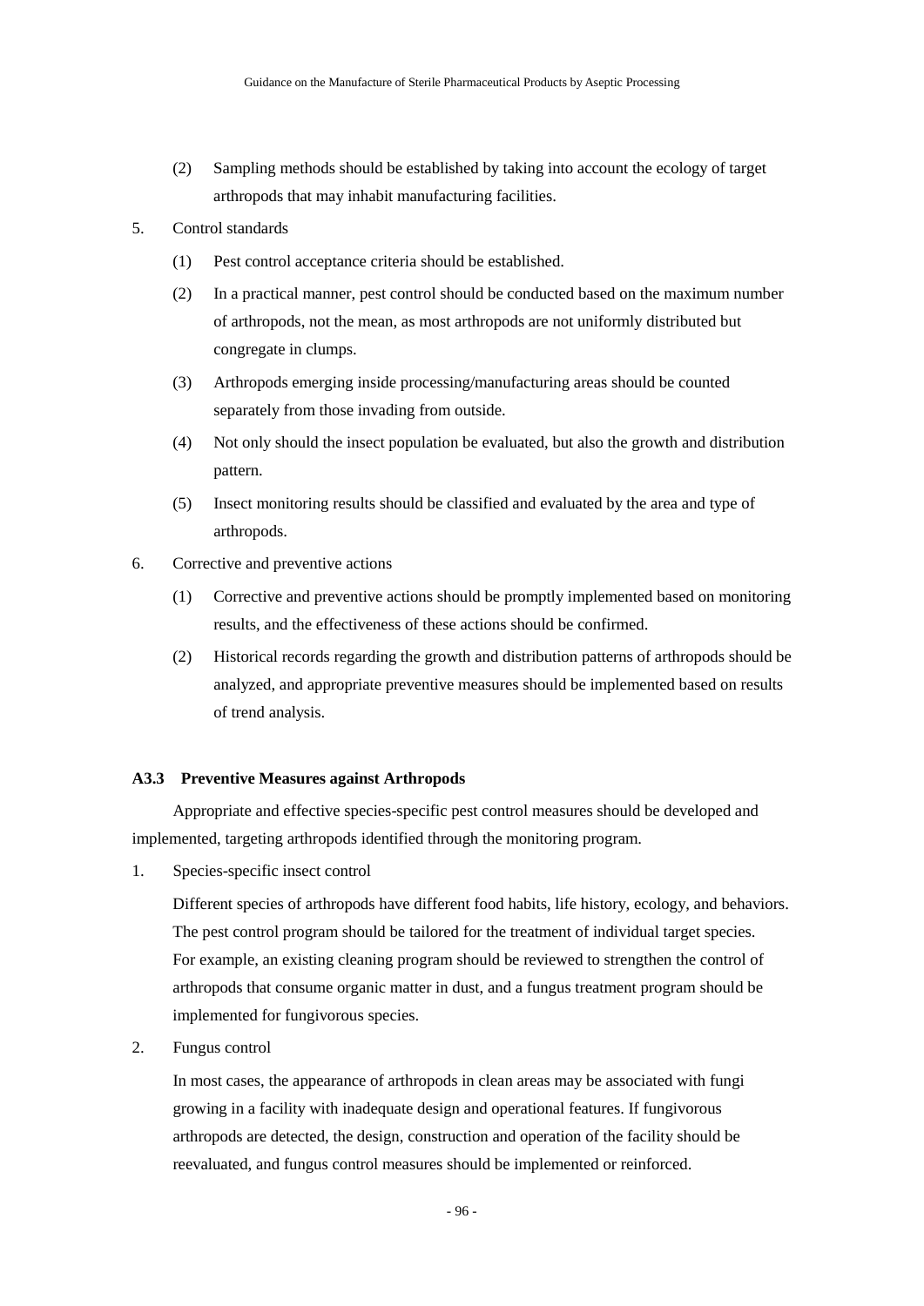(2) Sampling methods should be established by taking into account the ecology of target arthropods that may inhabit manufacturing facilities.

5. Control standards

   (1) Pest control acceptance criteria should be established.

   (2) In a practical manner, pest control should be conducted based on the maximum number of arthropods, not the mean, as most arthropods are not uniformly distributed but congregate in clumps.

   (3) Arthropods emerging inside processing/manufacturing areas should be counted separately from those invading from outside.

   (4) Not only should the insect population be evaluated, but also the growth and distribution pattern.

   (5) Insect monitoring results should be classified and evaluated by the area and type of arthropods.

6. Corrective and preventive actions

   (1) Corrective and preventive actions should be promptly implemented based on monitoring results, and the effectiveness of these actions should be confirmed.

   (2) Historical records regarding the growth and distribution patterns of arthropods should be analyzed, and appropriate preventive measures should be implemented based on results of trend analysis.

#### A3.3 Preventive Measures against Arthropods

Appropriate and effective species-specific pest control measures should be developed and implemented, targeting arthropods identified through the monitoring program.

1. Species-specific insect control

   Different species of arthropods have different food habits, life history, ecology, and behaviors. The pest control program should be tailored for the treatment of individual target species. For example, an existing cleaning program should be reviewed to strengthen the control of arthropods that consume organic matter in dust, and a fungus treatment program should be implemented for fungivorous species.

2. Fungus control

   In most cases, the appearance of arthropods in clean areas may be associated with fungi growing in a facility with inadequate design and operational features. If fungivorous arthropods are detected, the design, construction and operation of the facility should be reevaluated, and fungus control measures should be implemented or reinforced.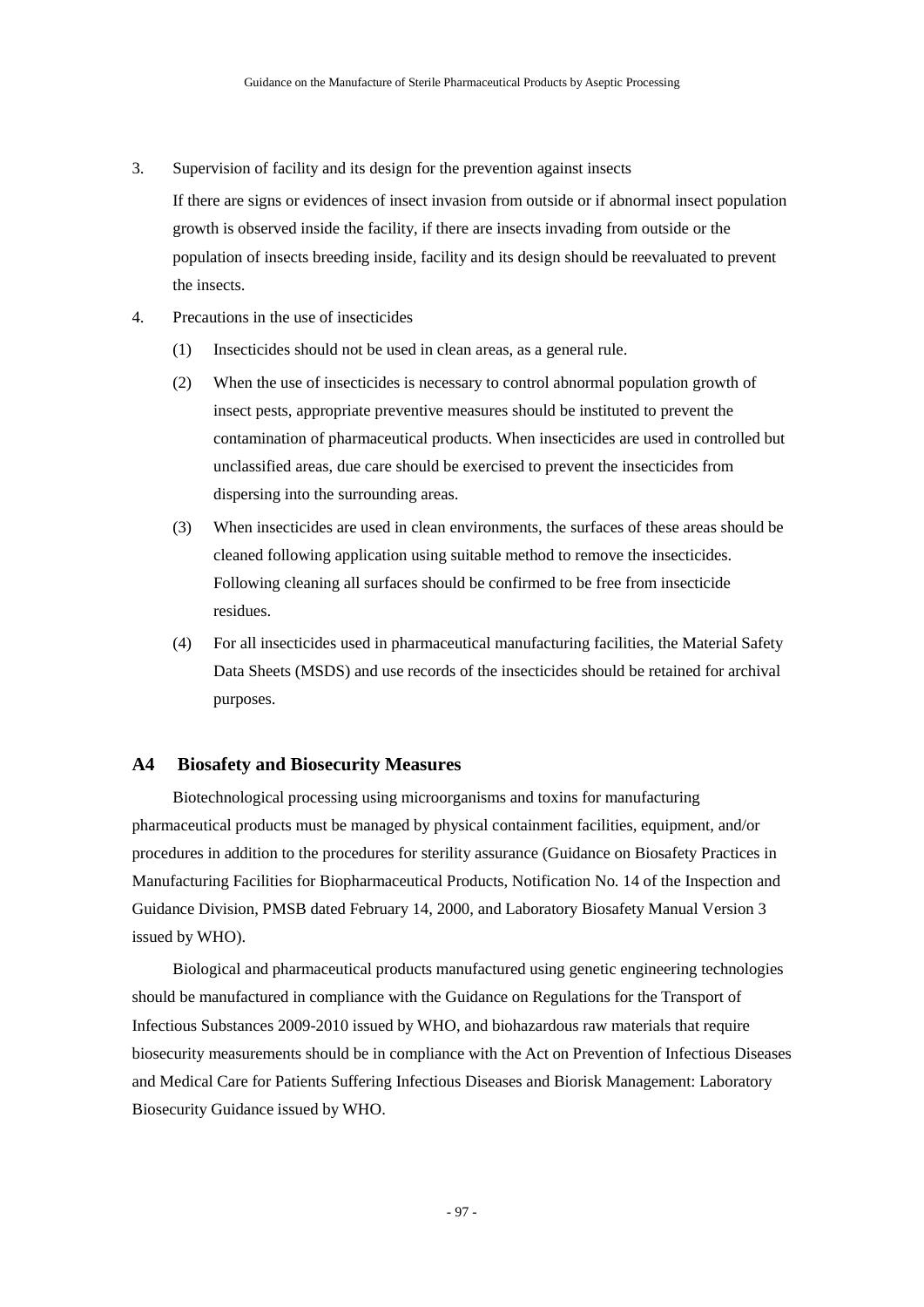3. Supervision of facility and its design for the prevention against insects

   If there are signs or evidences of insect invasion from outside or if abnormal insect population growth is observed inside the facility, if there are insects invading from outside or the population of insects breeding inside, facility and its design should be reevaluated to prevent the insects.

4. Precautions in the use of insecticides

   (1) Insecticides should not be used in clean areas, as a general rule.

   (2) When the use of insecticides is necessary to control abnormal population growth of insect pests, appropriate preventive measures should be instituted to prevent the contamination of pharmaceutical products. When insecticides are used in controlled but unclassified areas, due care should be exercised to prevent the insecticides from dispersing into the surrounding areas.

   (3) When insecticides are used in clean environments, the surfaces of these areas should be cleaned following application using suitable method to remove the insecticides. Following cleaning all surfaces should be confirmed to be free from insecticide residues.

   (4) For all insecticides used in pharmaceutical manufacturing facilities, the Material Safety Data Sheets (MSDS) and use records of the insecticides should be retained for archival purposes.

## A4 Biosafety and Biosecurity Measures

Biotechnological processing using microorganisms and toxins for manufacturing pharmaceutical products must be managed by physical containment facilities, equipment, and/or procedures in addition to the procedures for sterility assurance (Guidance on Biosafety Practices in Manufacturing Facilities for Biopharmaceutical Products, Notification No. 14 of the Inspection and Guidance Division, PMSB dated February 14, 2000, and Laboratory Biosafety Manual Version 3 issued by WHO).

Biological and pharmaceutical products manufactured using genetic engineering technologies should be manufactured in compliance with the Guidance on Regulations for the Transport of Infectious Substances 2009-2010 issued by WHO, and biohazardous raw materials that require biosecurity measurements should be in compliance with the Act on Prevention of Infectious Diseases and Medical Care for Patients Suffering Infectious Diseases and Biorisk Management: Laboratory Biosecurity Guidance issued by WHO.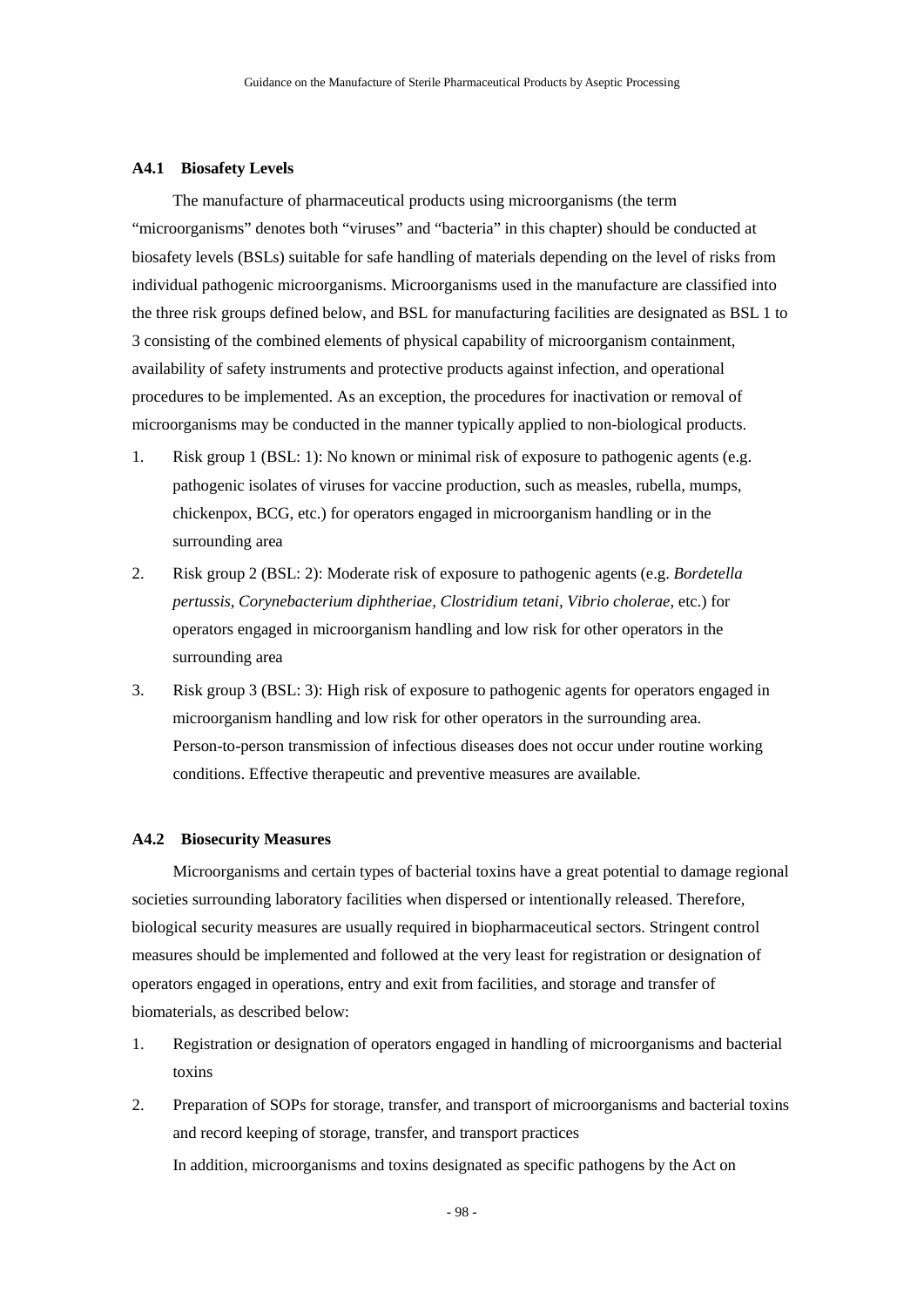### A4.1 Biosafety Levels

The manufacture of pharmaceutical products using microorganisms (the term "microorganisms" denotes both "viruses" and "bacteria" in this chapter) should be conducted at biosafety levels (BSLs) suitable for safe handling of materials depending on the level of risks from individual pathogenic microorganisms. Microorganisms used in the manufacture are classified into the three risk groups defined below, and BSL for manufacturing facilities are designated as BSL 1 to 3 consisting of the combined elements of physical capability of microorganism containment, availability of safety instruments and protective products against infection, and operational procedures to be implemented. As an exception, the procedures for inactivation or removal of microorganisms may be conducted in the manner typically applied to non-biological products.

1. Risk group 1 (BSL: 1): No known or minimal risk of exposure to pathogenic agents (e.g. pathogenic isolates of viruses for vaccine production, such as measles, rubella, mumps, chickenpox, BCG, etc.) for operators engaged in microorganism handling or in the surrounding area
2. Risk group 2 (BSL: 2): Moderate risk of exposure to pathogenic agents (e.g. *Bordetella pertussis, Corynebacterium diphtheriae, Clostridium tetani, Vibrio cholerae,* etc.) for operators engaged in microorganism handling and low risk for other operators in the surrounding area
3. Risk group 3 (BSL: 3): High risk of exposure to pathogenic agents for operators engaged in microorganism handling and low risk for other operators in the surrounding area. Person-to-person transmission of infectious diseases does not occur under routine working conditions. Effective therapeutic and preventive measures are available.

### A4.2 Biosecurity Measures

Microorganisms and certain types of bacterial toxins have a great potential to damage regional societies surrounding laboratory facilities when dispersed or intentionally released. Therefore, biological security measures are usually required in biopharmaceutical sectors. Stringent control measures should be implemented and followed at the very least for registration or designation of operators engaged in operations, entry and exit from facilities, and storage and transfer of biomaterials, as described below:

1. Registration or designation of operators engaged in handling of microorganisms and bacterial toxins
2. Preparation of SOPs for storage, transfer, and transport of microorganisms and bacterial toxins and record keeping of storage, transfer, and transport practices

   In addition, microorganisms and toxins designated as specific pathogens by the Act on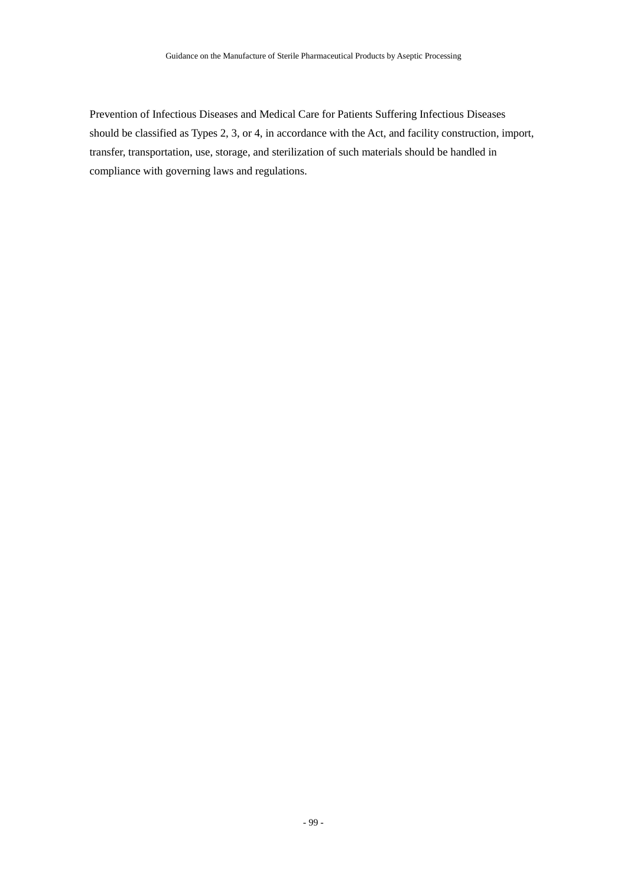Prevention of Infectious Diseases and Medical Care for Patients Suffering Infectious Diseases should be classified as Types 2, 3, or 4, in accordance with the Act, and facility construction, import, transfer, transportation, use, storage, and sterilization of such materials should be handled in compliance with governing laws and regulations.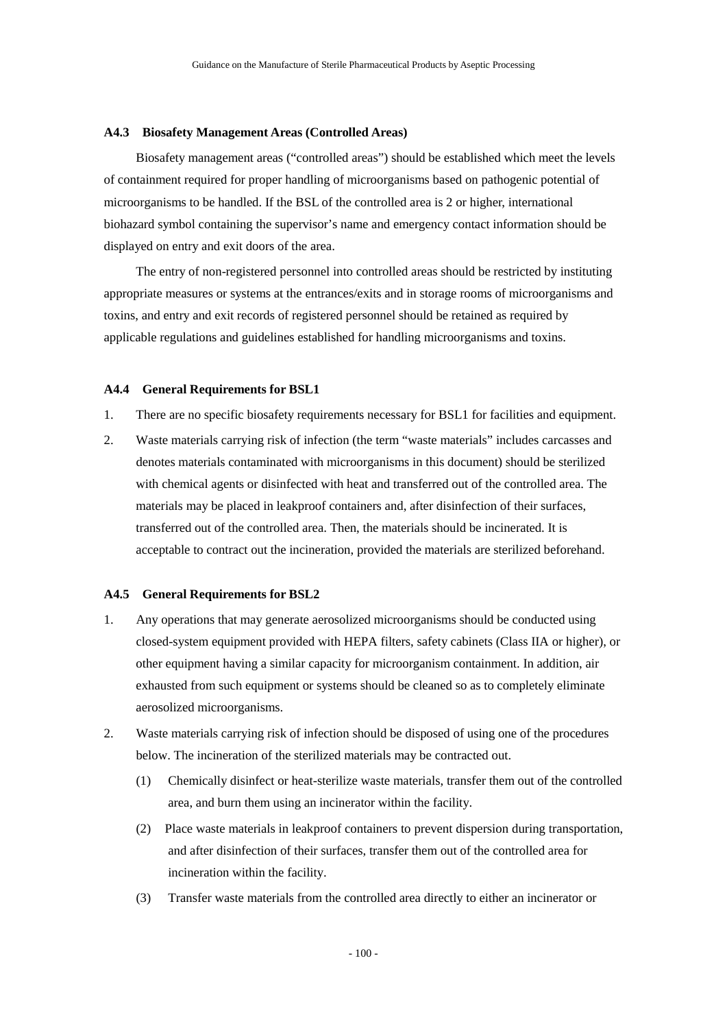### A4.3 Biosafety Management Areas (Controlled Areas)

Biosafety management areas ("controlled areas") should be established which meet the levels of containment required for proper handling of microorganisms based on pathogenic potential of microorganisms to be handled. If the BSL of the controlled area is 2 or higher, international biohazard symbol containing the supervisor's name and emergency contact information should be displayed on entry and exit doors of the area.

The entry of non-registered personnel into controlled areas should be restricted by instituting appropriate measures or systems at the entrances/exits and in storage rooms of microorganisms and toxins, and entry and exit records of registered personnel should be retained as required by applicable regulations and guidelines established for handling microorganisms and toxins.

### A4.4 General Requirements for BSL1

1. There are no specific biosafety requirements necessary for BSL1 for facilities and equipment.
2. Waste materials carrying risk of infection (the term "waste materials" includes carcasses and denotes materials contaminated with microorganisms in this document) should be sterilized with chemical agents or disinfected with heat and transferred out of the controlled area. The materials may be placed in leakproof containers and, after disinfection of their surfaces, transferred out of the controlled area. Then, the materials should be incinerated. It is acceptable to contract out the incineration, provided the materials are sterilized beforehand.

### A4.5 General Requirements for BSL2

1. Any operations that may generate aerosolized microorganisms should be conducted using closed-system equipment provided with HEPA filters, safety cabinets (Class IIA or higher), or other equipment having a similar capacity for microorganism containment. In addition, air exhausted from such equipment or systems should be cleaned so as to completely eliminate aerosolized microorganisms.
2. Waste materials carrying risk of infection should be disposed of using one of the procedures below. The incineration of the sterilized materials may be contracted out.
   (1) Chemically disinfect or heat-sterilize waste materials, transfer them out of the controlled area, and burn them using an incinerator within the facility.
   (2) Place waste materials in leakproof containers to prevent dispersion during transportation, and after disinfection of their surfaces, transfer them out of the controlled area for incineration within the facility.
   (3) Transfer waste materials from the controlled area directly to either an incinerator or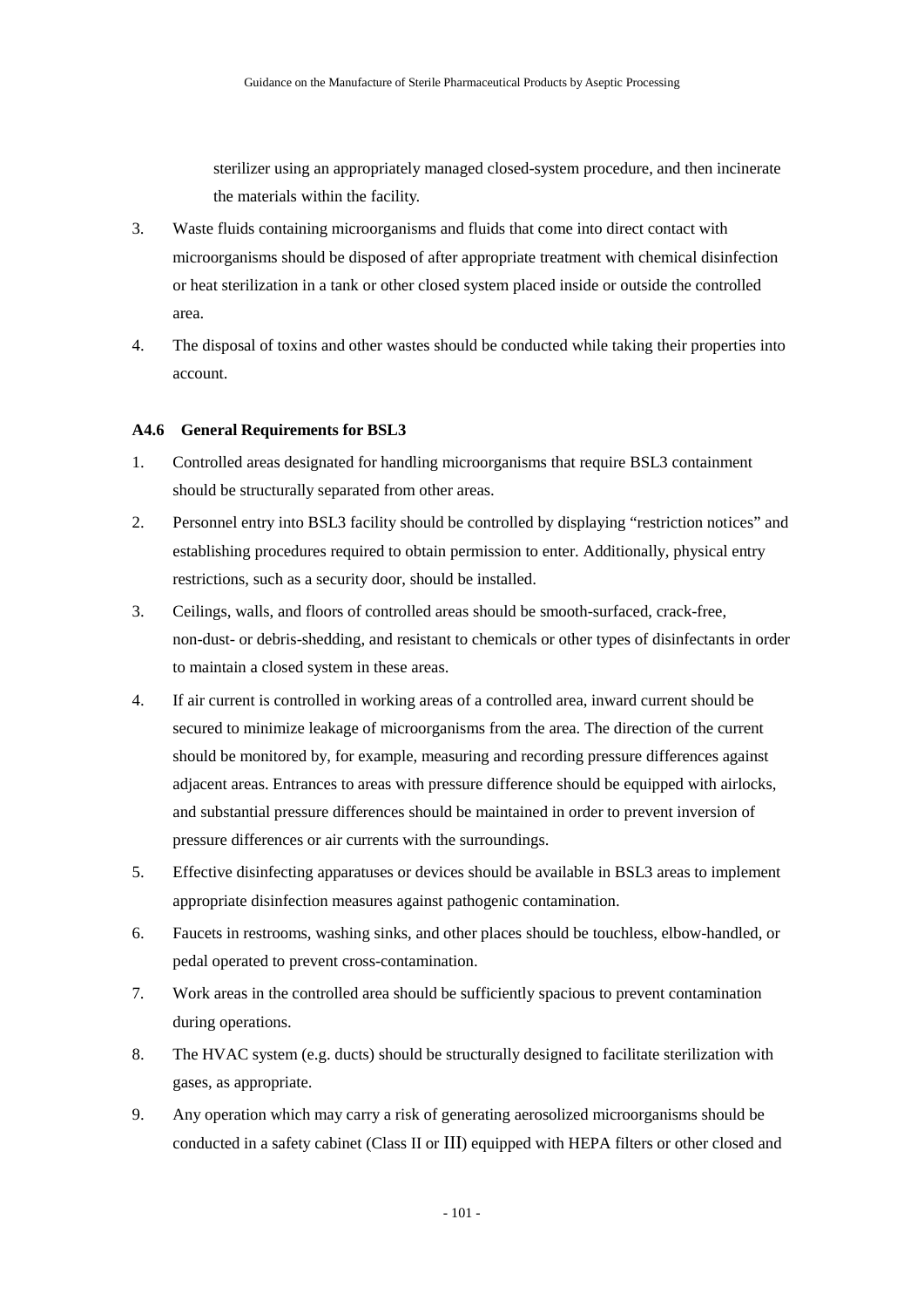sterilizer using an appropriately managed closed-system procedure, and then incinerate the materials within the facility.

3. Waste fluids containing microorganisms and fluids that come into direct contact with microorganisms should be disposed of after appropriate treatment with chemical disinfection or heat sterilization in a tank or other closed system placed inside or outside the controlled area.
4. The disposal of toxins and other wastes should be conducted while taking their properties into account.

### A4.6 General Requirements for BSL3

1. Controlled areas designated for handling microorganisms that require BSL3 containment should be structurally separated from other areas.
2. Personnel entry into BSL3 facility should be controlled by displaying "restriction notices" and establishing procedures required to obtain permission to enter. Additionally, physical entry restrictions, such as a security door, should be installed.
3. Ceilings, walls, and floors of controlled areas should be smooth-surfaced, crack-free, non-dust- or debris-shedding, and resistant to chemicals or other types of disinfectants in order to maintain a closed system in these areas.
4. If air current is controlled in working areas of a controlled area, inward current should be secured to minimize leakage of microorganisms from the area. The direction of the current should be monitored by, for example, measuring and recording pressure differences against adjacent areas. Entrances to areas with pressure difference should be equipped with airlocks, and substantial pressure differences should be maintained in order to prevent inversion of pressure differences or air currents with the surroundings.
5. Effective disinfecting apparatuses or devices should be available in BSL3 areas to implement appropriate disinfection measures against pathogenic contamination.
6. Faucets in restrooms, washing sinks, and other places should be touchless, elbow-handled, or pedal operated to prevent cross-contamination.
7. Work areas in the controlled area should be sufficiently spacious to prevent contamination during operations.
8. The HVAC system (e.g. ducts) should be structurally designed to facilitate sterilization with gases, as appropriate.
9. Any operation which may carry a risk of generating aerosolized microorganisms should be conducted in a safety cabinet (Class II or III) equipped with HEPA filters or other closed and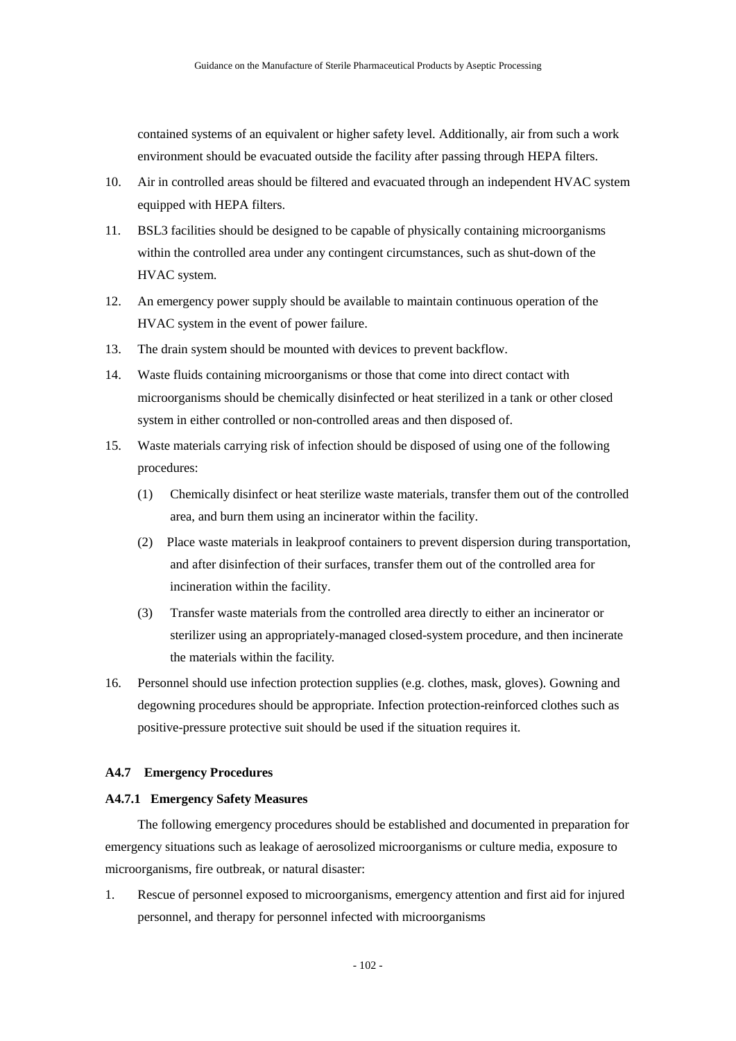contained systems of an equivalent or higher safety level. Additionally, air from such a work environment should be evacuated outside the facility after passing through HEPA filters.

10. Air in controlled areas should be filtered and evacuated through an independent HVAC system equipped with HEPA filters.
11. BSL3 facilities should be designed to be capable of physically containing microorganisms within the controlled area under any contingent circumstances, such as shut-down of the HVAC system.
12. An emergency power supply should be available to maintain continuous operation of the HVAC system in the event of power failure.
13. The drain system should be mounted with devices to prevent backflow.
14. Waste fluids containing microorganisms or those that come into direct contact with microorganisms should be chemically disinfected or heat sterilized in a tank or other closed system in either controlled or non-controlled areas and then disposed of.
15. Waste materials carrying risk of infection should be disposed of using one of the following procedures:
    (1) Chemically disinfect or heat sterilize waste materials, transfer them out of the controlled area, and burn them using an incinerator within the facility.
    (2) Place waste materials in leakproof containers to prevent dispersion during transportation, and after disinfection of their surfaces, transfer them out of the controlled area for incineration within the facility.
    (3) Transfer waste materials from the controlled area directly to either an incinerator or sterilizer using an appropriately-managed closed-system procedure, and then incinerate the materials within the facility.
16. Personnel should use infection protection supplies (e.g. clothes, mask, gloves). Gowning and degowning procedures should be appropriate. Infection protection-reinforced clothes such as positive-pressure protective suit should be used if the situation requires it.

### A4.7 Emergency Procedures

#### A4.7.1 Emergency Safety Measures

The following emergency procedures should be established and documented in preparation for emergency situations such as leakage of aerosolized microorganisms or culture media, exposure to microorganisms, fire outbreak, or natural disaster:

1. Rescue of personnel exposed to microorganisms, emergency attention and first aid for injured personnel, and therapy for personnel infected with microorganisms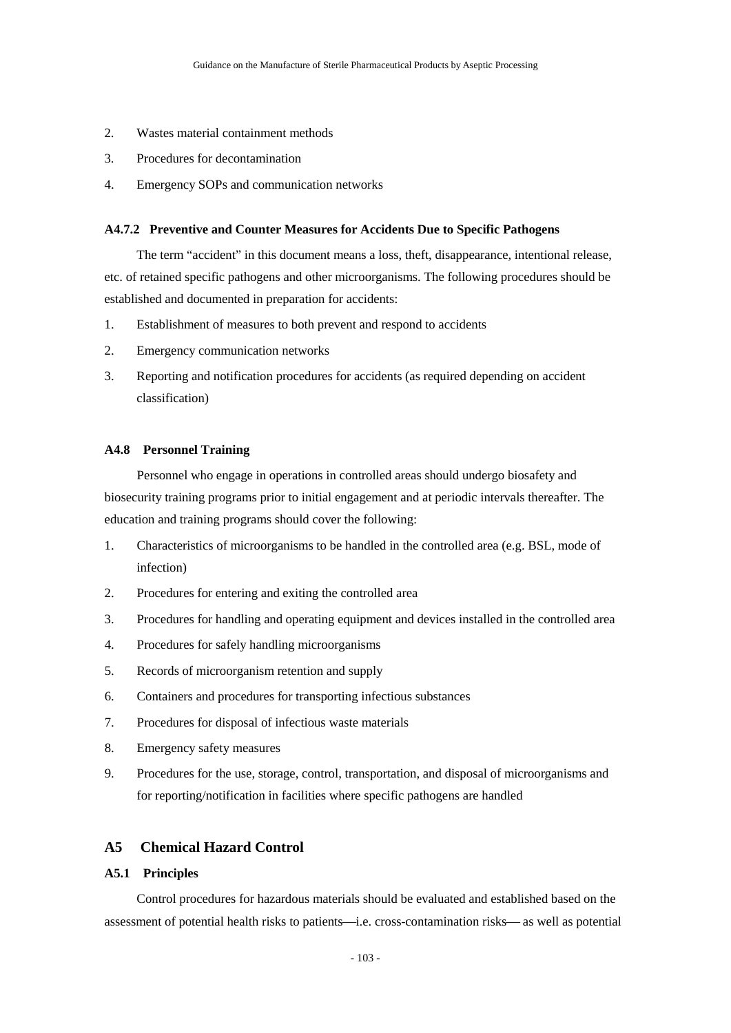2. Wastes material containment methods
3. Procedures for decontamination
4. Emergency SOPs and communication networks

#### A4.7.2 Preventive and Counter Measures for Accidents Due to Specific Pathogens

The term "accident" in this document means a loss, theft, disappearance, intentional release, etc. of retained specific pathogens and other microorganisms. The following procedures should be established and documented in preparation for accidents:

1. Establishment of measures to both prevent and respond to accidents
2. Emergency communication networks
3. Reporting and notification procedures for accidents (as required depending on accident classification)

### A4.8 Personnel Training

Personnel who engage in operations in controlled areas should undergo biosafety and biosecurity training programs prior to initial engagement and at periodic intervals thereafter. The education and training programs should cover the following:

1. Characteristics of microorganisms to be handled in the controlled area (e.g. BSL, mode of infection)
2. Procedures for entering and exiting the controlled area
3. Procedures for handling and operating equipment and devices installed in the controlled area
4. Procedures for safely handling microorganisms
5. Records of microorganism retention and supply
6. Containers and procedures for transporting infectious substances
7. Procedures for disposal of infectious waste materials
8. Emergency safety measures
9. Procedures for the use, storage, control, transportation, and disposal of microorganisms and for reporting/notification in facilities where specific pathogens are handled

## A5 Chemical Hazard Control

### A5.1 Principles

Control procedures for hazardous materials should be evaluated and established based on the assessment of potential health risks to patients—i.e. cross-contamination risks— as well as potential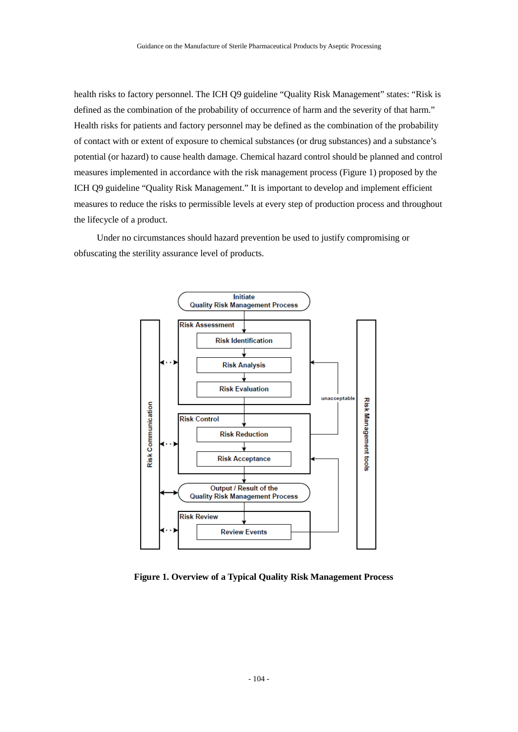health risks to factory personnel. The ICH Q9 guideline "Quality Risk Management" states: "Risk is defined as the combination of the probability of occurrence of harm and the severity of that harm." Health risks for patients and factory personnel may be defined as the combination of the probability of contact with or extent of exposure to chemical substances (or drug substances) and a substance's potential (or hazard) to cause health damage. Chemical hazard control should be planned and control measures implemented in accordance with the risk management process (Figure 1) proposed by the ICH Q9 guideline "Quality Risk Management." It is important to develop and implement efficient measures to reduce the risks to permissible levels at every step of production process and throughout the lifecycle of a product.

Under no circumstances should hazard prevention be used to justify compromising or obfuscating the sterility assurance level of products.

Initiate Quality Risk Management Process

Risk Assessment: Risk Identification → Risk Analysis → Risk Evaluation

Risk Control: Risk Reduction → Risk Acceptance

Output / Result of the Quality Risk Management Process

Risk Review: Review Events

Risk Communication

Risk Management tools

unacceptable

**Figure 1. Overview of a Typical Quality Risk Management Process**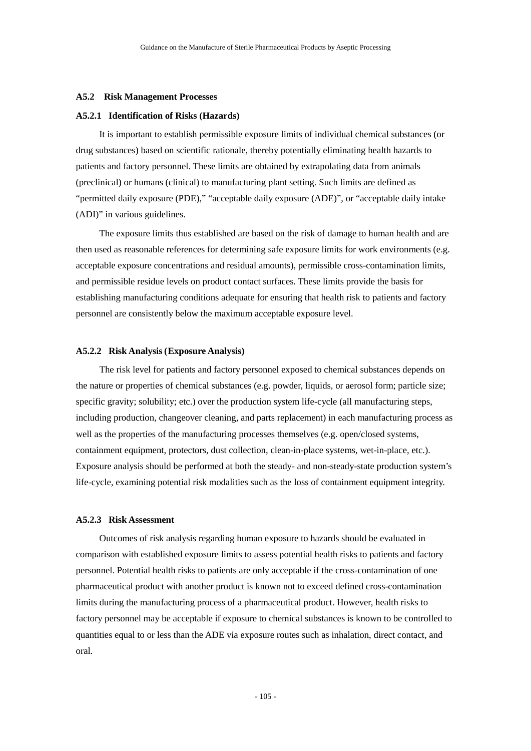### A5.2 Risk Management Processes

#### A5.2.1 Identification of Risks (Hazards)

It is important to establish permissible exposure limits of individual chemical substances (or drug substances) based on scientific rationale, thereby potentially eliminating health hazards to patients and factory personnel. These limits are obtained by extrapolating data from animals (preclinical) or humans (clinical) to manufacturing plant setting. Such limits are defined as "permitted daily exposure (PDE)," "acceptable daily exposure (ADE)", or "acceptable daily intake (ADI)" in various guidelines.

The exposure limits thus established are based on the risk of damage to human health and are then used as reasonable references for determining safe exposure limits for work environments (e.g. acceptable exposure concentrations and residual amounts), permissible cross-contamination limits, and permissible residue levels on product contact surfaces. These limits provide the basis for establishing manufacturing conditions adequate for ensuring that health risk to patients and factory personnel are consistently below the maximum acceptable exposure level.

#### A5.2.2 Risk Analysis (Exposure Analysis)

The risk level for patients and factory personnel exposed to chemical substances depends on the nature or properties of chemical substances (e.g. powder, liquids, or aerosol form; particle size; specific gravity; solubility; etc.) over the production system life-cycle (all manufacturing steps, including production, changeover cleaning, and parts replacement) in each manufacturing process as well as the properties of the manufacturing processes themselves (e.g. open/closed systems, containment equipment, protectors, dust collection, clean-in-place systems, wet-in-place, etc.). Exposure analysis should be performed at both the steady- and non-steady-state production system's life-cycle, examining potential risk modalities such as the loss of containment equipment integrity.

#### A5.2.3 Risk Assessment

Outcomes of risk analysis regarding human exposure to hazards should be evaluated in comparison with established exposure limits to assess potential health risks to patients and factory personnel. Potential health risks to patients are only acceptable if the cross-contamination of one pharmaceutical product with another product is known not to exceed defined cross-contamination limits during the manufacturing process of a pharmaceutical product. However, health risks to factory personnel may be acceptable if exposure to chemical substances is known to be controlled to quantities equal to or less than the ADE via exposure routes such as inhalation, direct contact, and oral.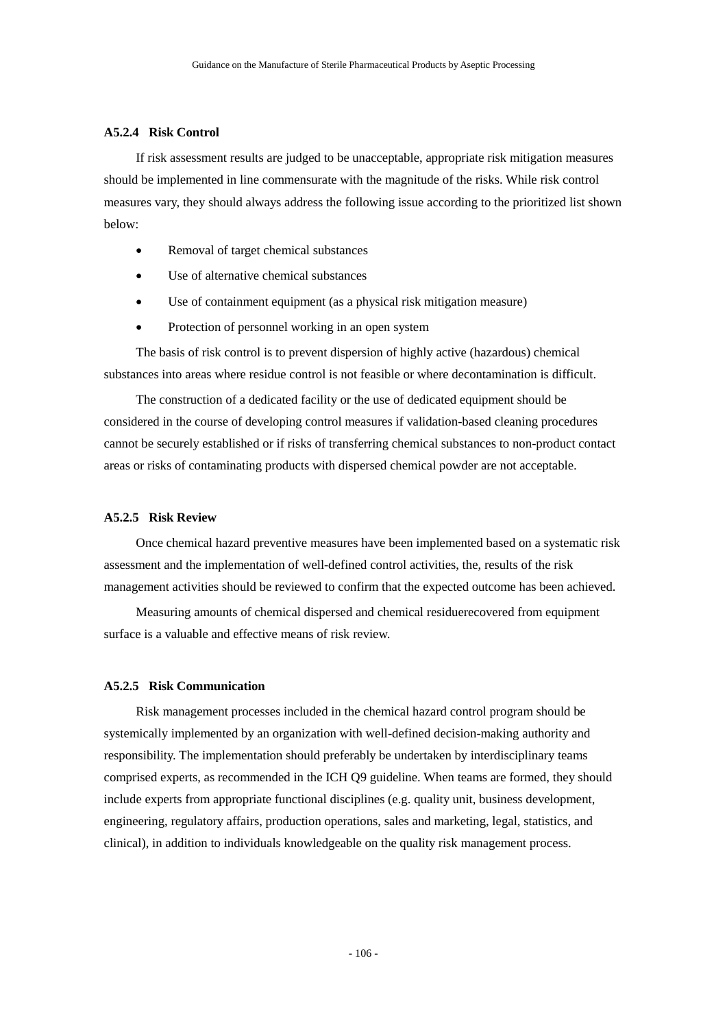#### A5.2.4 Risk Control

If risk assessment results are judged to be unacceptable, appropriate risk mitigation measures should be implemented in line commensurate with the magnitude of the risks. While risk control measures vary, they should always address the following issue according to the prioritized list shown below:

- Removal of target chemical substances
- Use of alternative chemical substances
- Use of containment equipment (as a physical risk mitigation measure)
- Protection of personnel working in an open system

The basis of risk control is to prevent dispersion of highly active (hazardous) chemical substances into areas where residue control is not feasible or where decontamination is difficult.

The construction of a dedicated facility or the use of dedicated equipment should be considered in the course of developing control measures if validation-based cleaning procedures cannot be securely established or if risks of transferring chemical substances to non-product contact areas or risks of contaminating products with dispersed chemical powder are not acceptable.

#### A5.2.5 Risk Review

Once chemical hazard preventive measures have been implemented based on a systematic risk assessment and the implementation of well-defined control activities, the, results of the risk management activities should be reviewed to confirm that the expected outcome has been achieved.

Measuring amounts of chemical dispersed and chemical residuerecovered from equipment surface is a valuable and effective means of risk review.

#### A5.2.5 Risk Communication

Risk management processes included in the chemical hazard control program should be systemically implemented by an organization with well-defined decision-making authority and responsibility. The implementation should preferably be undertaken by interdisciplinary teams comprised experts, as recommended in the ICH Q9 guideline. When teams are formed, they should include experts from appropriate functional disciplines (e.g. quality unit, business development, engineering, regulatory affairs, production operations, sales and marketing, legal, statistics, and clinical), in addition to individuals knowledgeable on the quality risk management process.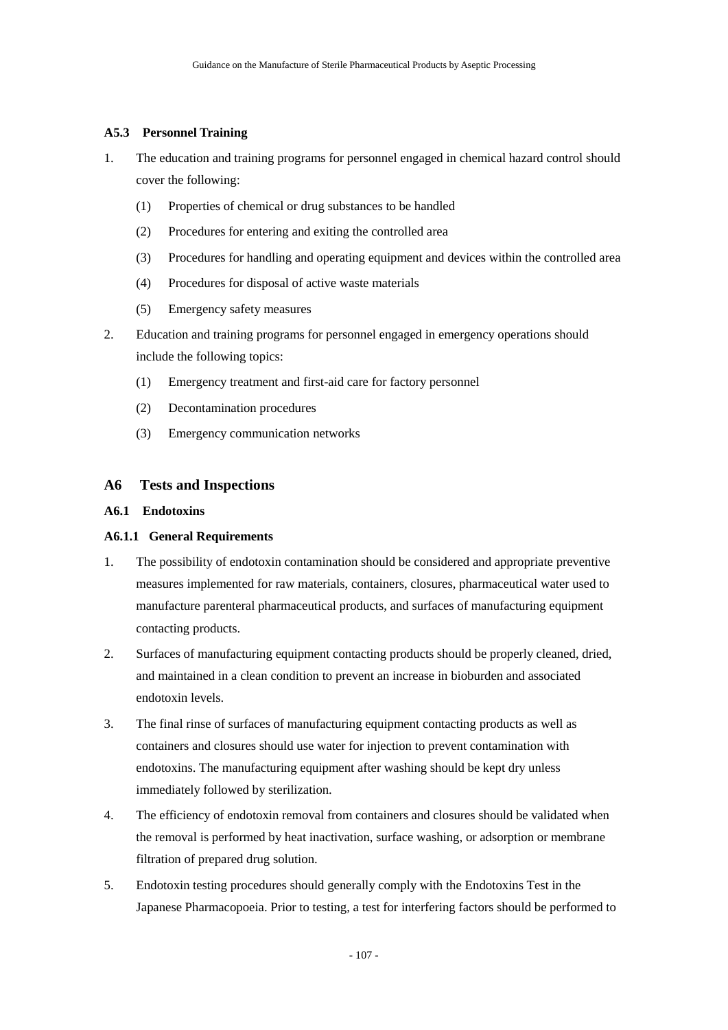### A5.3 Personnel Training

1. The education and training programs for personnel engaged in chemical hazard control should cover the following:
   (1) Properties of chemical or drug substances to be handled
   (2) Procedures for entering and exiting the controlled area
   (3) Procedures for handling and operating equipment and devices within the controlled area
   (4) Procedures for disposal of active waste materials
   (5) Emergency safety measures
2. Education and training programs for personnel engaged in emergency operations should include the following topics:
   (1) Emergency treatment and first-aid care for factory personnel
   (2) Decontamination procedures
   (3) Emergency communication networks

## A6 Tests and Inspections

### A6.1 Endotoxins

#### A6.1.1 General Requirements

1. The possibility of endotoxin contamination should be considered and appropriate preventive measures implemented for raw materials, containers, closures, pharmaceutical water used to manufacture parenteral pharmaceutical products, and surfaces of manufacturing equipment contacting products.
2. Surfaces of manufacturing equipment contacting products should be properly cleaned, dried, and maintained in a clean condition to prevent an increase in bioburden and associated endotoxin levels.
3. The final rinse of surfaces of manufacturing equipment contacting products as well as containers and closures should use water for injection to prevent contamination with endotoxins. The manufacturing equipment after washing should be kept dry unless immediately followed by sterilization.
4. The efficiency of endotoxin removal from containers and closures should be validated when the removal is performed by heat inactivation, surface washing, or adsorption or membrane filtration of prepared drug solution.
5. Endotoxin testing procedures should generally comply with the Endotoxins Test in the Japanese Pharmacopoeia. Prior to testing, a test for interfering factors should be performed to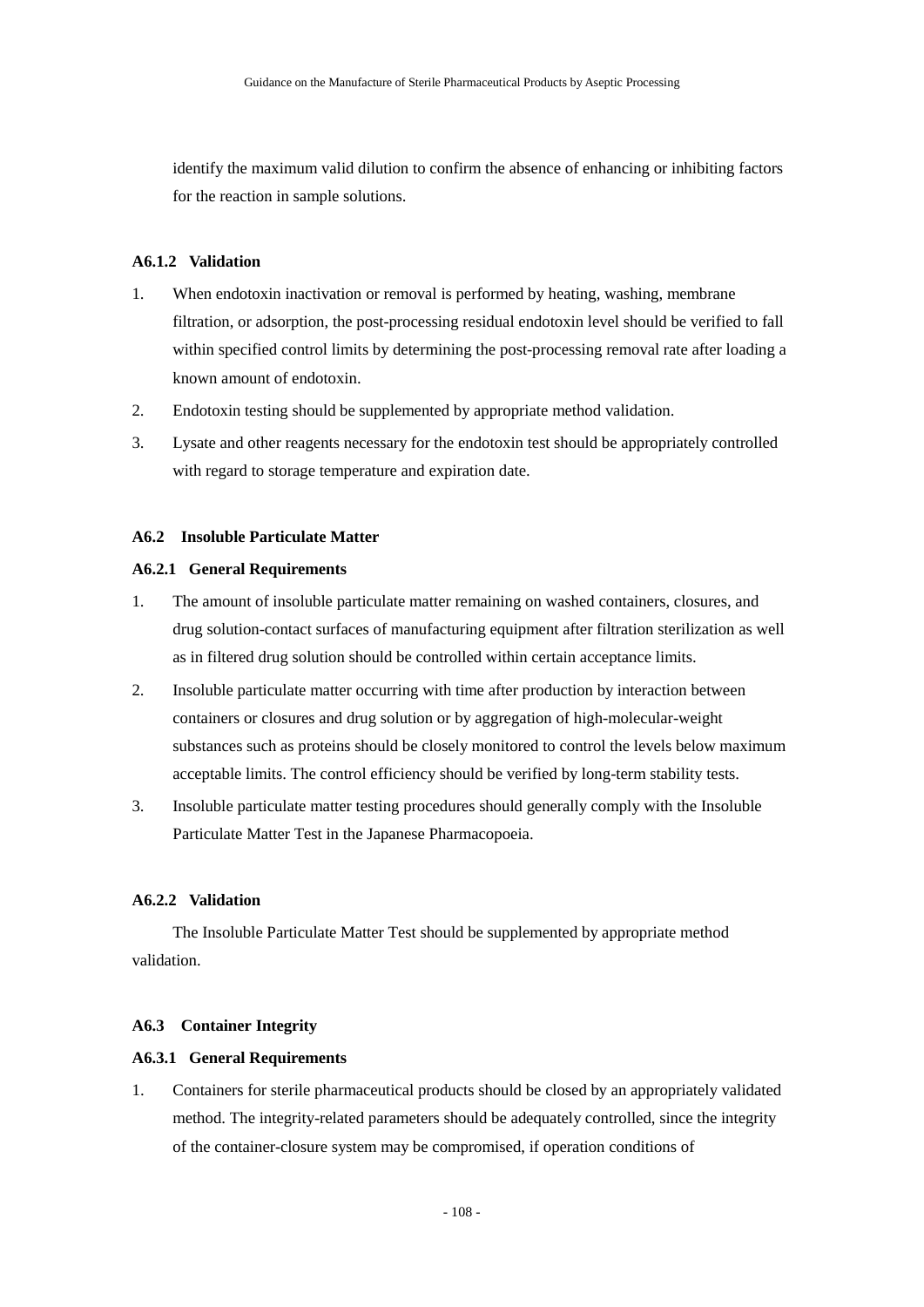identify the maximum valid dilution to confirm the absence of enhancing or inhibiting factors for the reaction in sample solutions.

#### A6.1.2 Validation

1. When endotoxin inactivation or removal is performed by heating, washing, membrane filtration, or adsorption, the post-processing residual endotoxin level should be verified to fall within specified control limits by determining the post-processing removal rate after loading a known amount of endotoxin.
2. Endotoxin testing should be supplemented by appropriate method validation.
3. Lysate and other reagents necessary for the endotoxin test should be appropriately controlled with regard to storage temperature and expiration date.

### A6.2 Insoluble Particulate Matter

#### A6.2.1 General Requirements

1. The amount of insoluble particulate matter remaining on washed containers, closures, and drug solution-contact surfaces of manufacturing equipment after filtration sterilization as well as in filtered drug solution should be controlled within certain acceptance limits.
2. Insoluble particulate matter occurring with time after production by interaction between containers or closures and drug solution or by aggregation of high-molecular-weight substances such as proteins should be closely monitored to control the levels below maximum acceptable limits. The control efficiency should be verified by long-term stability tests.
3. Insoluble particulate matter testing procedures should generally comply with the Insoluble Particulate Matter Test in the Japanese Pharmacopoeia.

#### A6.2.2 Validation

The Insoluble Particulate Matter Test should be supplemented by appropriate method validation.

### A6.3 Container Integrity

#### A6.3.1 General Requirements

1. Containers for sterile pharmaceutical products should be closed by an appropriately validated method. The integrity-related parameters should be adequately controlled, since the integrity of the container-closure system may be compromised, if operation conditions of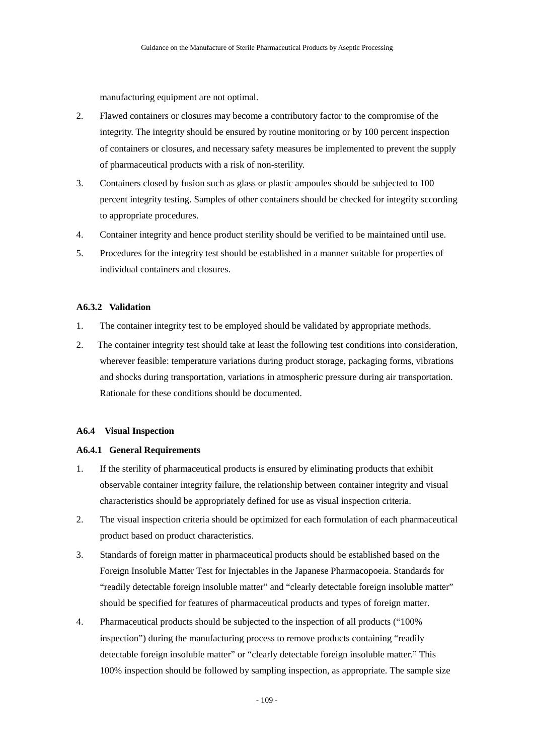manufacturing equipment are not optimal.

2. Flawed containers or closures may become a contributory factor to the compromise of the integrity. The integrity should be ensured by routine monitoring or by 100 percent inspection of containers or closures, and necessary safety measures be implemented to prevent the supply of pharmaceutical products with a risk of non-sterility.
3. Containers closed by fusion such as glass or plastic ampoules should be subjected to 100 percent integrity testing. Samples of other containers should be checked for integrity sccording to appropriate procedures.
4. Container integrity and hence product sterility should be verified to be maintained until use.
5. Procedures for the integrity test should be established in a manner suitable for properties of individual containers and closures.

#### A6.3.2 Validation

1. The container integrity test to be employed should be validated by appropriate methods.
2. The container integrity test should take at least the following test conditions into consideration, wherever feasible: temperature variations during product storage, packaging forms, vibrations and shocks during transportation, variations in atmospheric pressure during air transportation. Rationale for these conditions should be documented.

### A6.4 Visual Inspection

#### A6.4.1 General Requirements

1. If the sterility of pharmaceutical products is ensured by eliminating products that exhibit observable container integrity failure, the relationship between container integrity and visual characteristics should be appropriately defined for use as visual inspection criteria.
2. The visual inspection criteria should be optimized for each formulation of each pharmaceutical product based on product characteristics.
3. Standards of foreign matter in pharmaceutical products should be established based on the Foreign Insoluble Matter Test for Injectables in the Japanese Pharmacopoeia. Standards for "readily detectable foreign insoluble matter" and "clearly detectable foreign insoluble matter" should be specified for features of pharmaceutical products and types of foreign matter.
4. Pharmaceutical products should be subjected to the inspection of all products ("100% inspection") during the manufacturing process to remove products containing "readily detectable foreign insoluble matter" or "clearly detectable foreign insoluble matter." This 100% inspection should be followed by sampling inspection, as appropriate. The sample size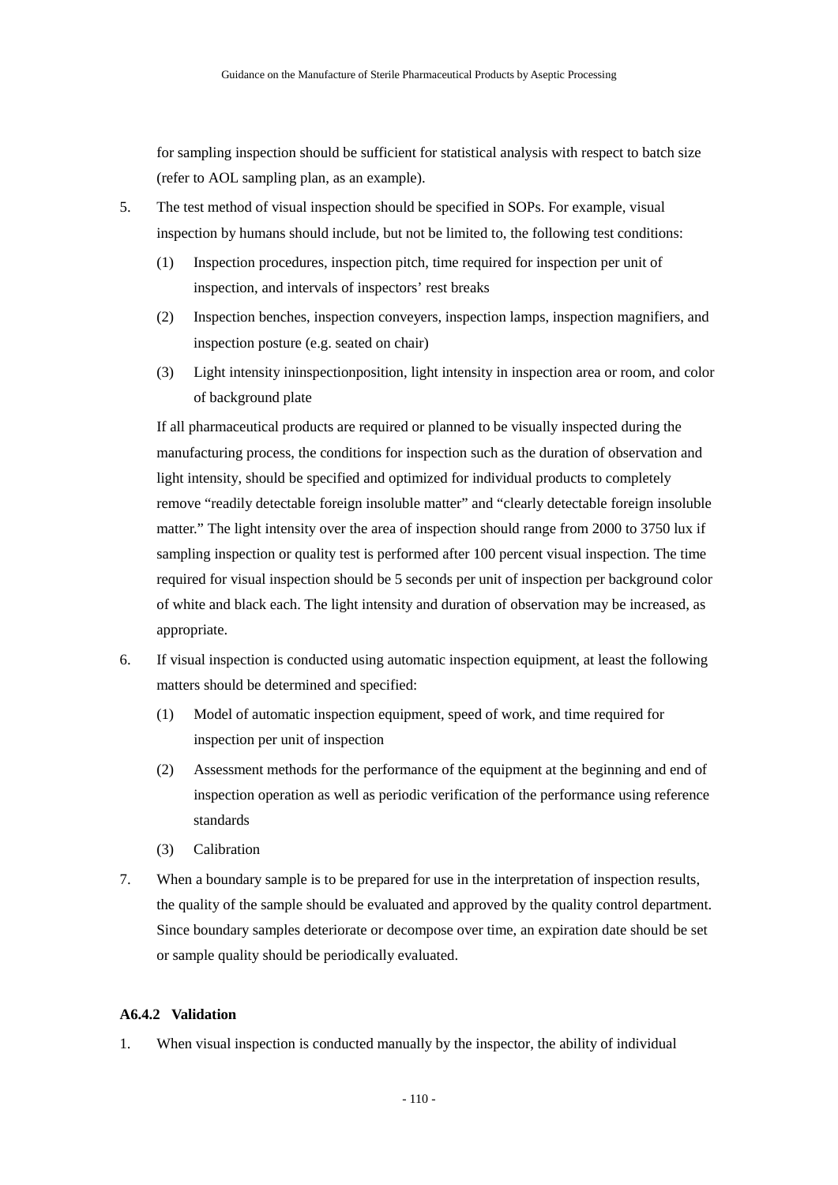for sampling inspection should be sufficient for statistical analysis with respect to batch size (refer to AOL sampling plan, as an example).

5. The test method of visual inspection should be specified in SOPs. For example, visual inspection by humans should include, but not be limited to, the following test conditions:

   (1) Inspection procedures, inspection pitch, time required for inspection per unit of inspection, and intervals of inspectors' rest breaks

   (2) Inspection benches, inspection conveyers, inspection lamps, inspection magnifiers, and inspection posture (e.g. seated on chair)

   (3) Light intensity ininspectionposition, light intensity in inspection area or room, and color of background plate

   If all pharmaceutical products are required or planned to be visually inspected during the manufacturing process, the conditions for inspection such as the duration of observation and light intensity, should be specified and optimized for individual products to completely remove "readily detectable foreign insoluble matter" and "clearly detectable foreign insoluble matter." The light intensity over the area of inspection should range from 2000 to 3750 lux if sampling inspection or quality test is performed after 100 percent visual inspection. The time required for visual inspection should be 5 seconds per unit of inspection per background color of white and black each. The light intensity and duration of observation may be increased, as appropriate.

6. If visual inspection is conducted using automatic inspection equipment, at least the following matters should be determined and specified:

   (1) Model of automatic inspection equipment, speed of work, and time required for inspection per unit of inspection

   (2) Assessment methods for the performance of the equipment at the beginning and end of inspection operation as well as periodic verification of the performance using reference standards

   (3) Calibration

7. When a boundary sample is to be prepared for use in the interpretation of inspection results, the quality of the sample should be evaluated and approved by the quality control department. Since boundary samples deteriorate or decompose over time, an expiration date should be set or sample quality should be periodically evaluated.

#### A6.4.2 Validation

1. When visual inspection is conducted manually by the inspector, the ability of individual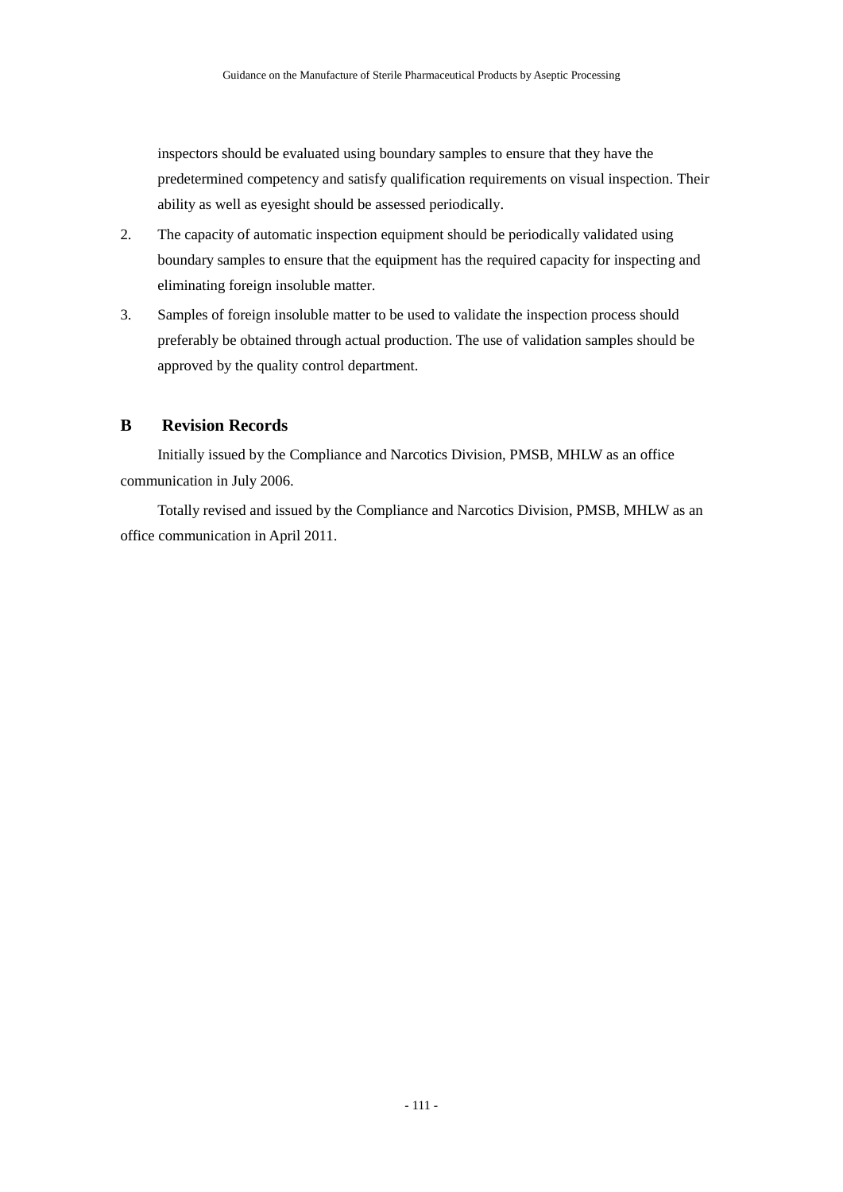inspectors should be evaluated using boundary samples to ensure that they have the predetermined competency and satisfy qualification requirements on visual inspection. Their ability as well as eyesight should be assessed periodically.

2. The capacity of automatic inspection equipment should be periodically validated using boundary samples to ensure that the equipment has the required capacity for inspecting and eliminating foreign insoluble matter.
3. Samples of foreign insoluble matter to be used to validate the inspection process should preferably be obtained through actual production. The use of validation samples should be approved by the quality control department.

## B Revision Records

Initially issued by the Compliance and Narcotics Division, PMSB, MHLW as an office communication in July 2006.

Totally revised and issued by the Compliance and Narcotics Division, PMSB, MHLW as an office communication in April 2011.